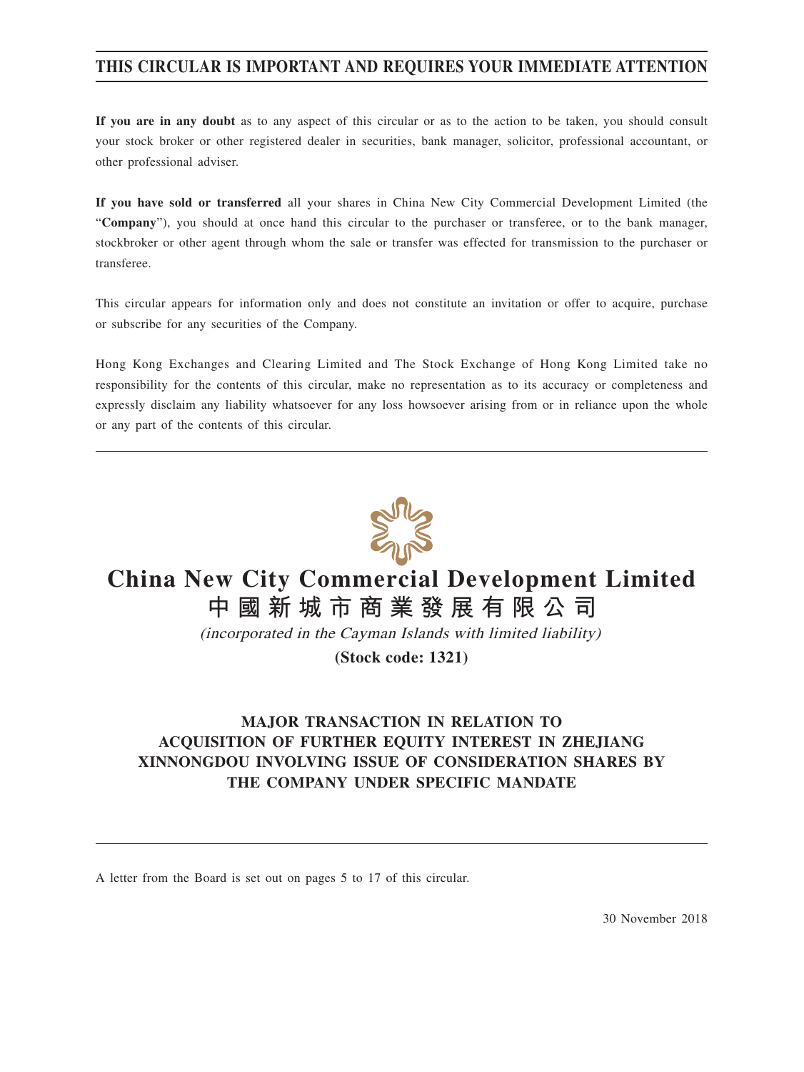# THIS CIRCULAR IS IMPORTANT AND REQUIRES YOUR IMMEDIATE ATTENTION

**If you are in any doubt** as to any aspect of this circular or as to the action to be taken, you should consult your stock broker or other registered dealer in securities, bank manager, solicitor, professional accountant, or other professional adviser.

**If you have sold or transferred** all your shares in China New City Commercial Development Limited (the "**Company**"), you should at once hand this circular to the purchaser or transferee, or to the bank manager, stockbroker or other agent through whom the sale or transfer was effected for transmission to the purchaser or transferee.

This circular appears for information only and does not constitute an invitation or offer to acquire, purchase or subscribe for any securities of the Company.

Hong Kong Exchanges and Clearing Limited and The Stock Exchange of Hong Kong Limited take no responsibility for the contents of this circular, make no representation as to its accuracy or completeness and expressly disclaim any liability whatsoever for any loss howsoever arising from or in reliance upon the whole or any part of the contents of this circular.

---

# China New City Commercial Development Limited
# 中國新城市商業發展有限公司

*(incorporated in the Cayman Islands with limited liability)*

**(Stock code: 1321)**

## MAJOR TRANSACTION IN RELATION TO ACQUISITION OF FURTHER EQUITY INTEREST IN ZHEJIANG XINNONGDOU INVOLVING ISSUE OF CONSIDERATION SHARES BY THE COMPANY UNDER SPECIFIC MANDATE

---

A letter from the Board is set out on pages 5 to 17 of this circular.

30 November 2018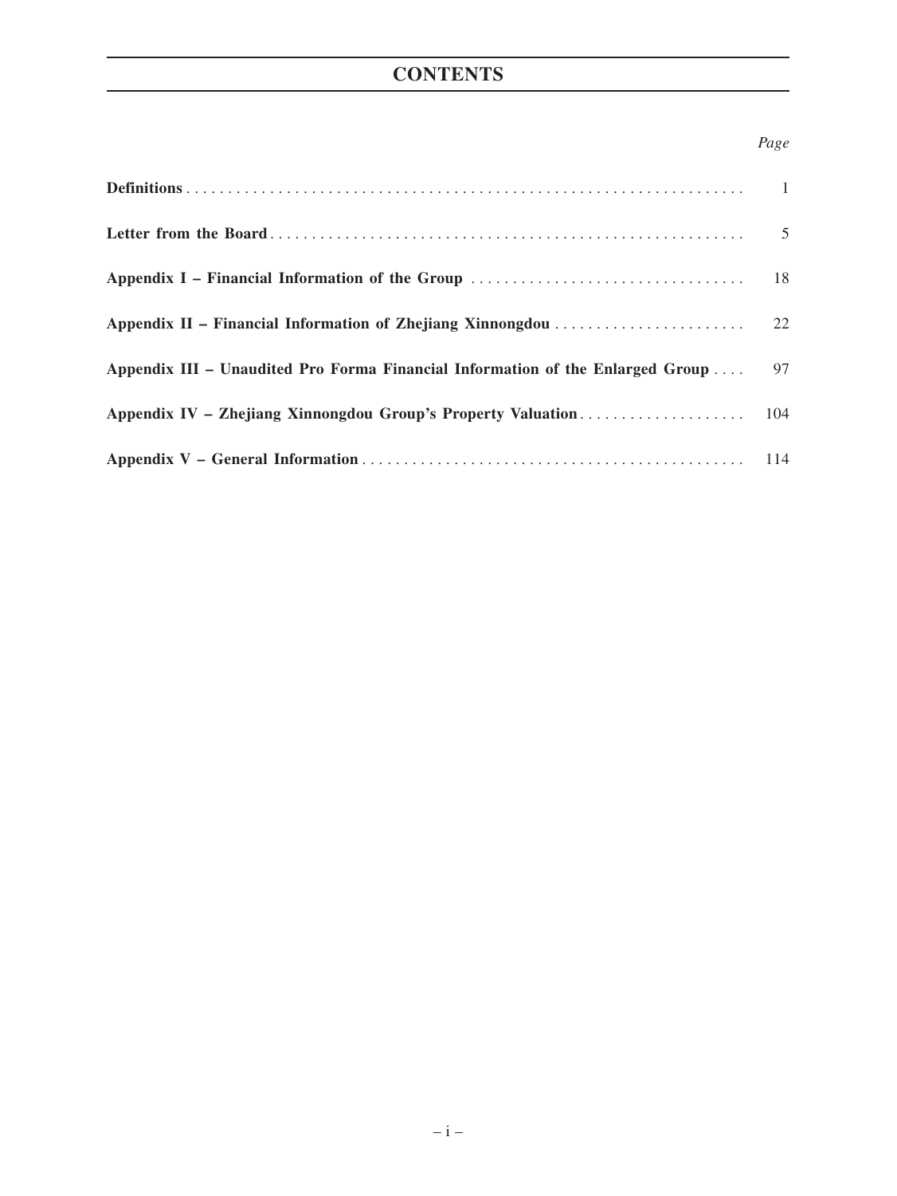# CONTENTS

| | Page |
|---|---|
| **Definitions** | 1 |
| **Letter from the Board** | 5 |
| **Appendix I – Financial Information of the Group** | 18 |
| **Appendix II – Financial Information of Zhejiang Xinnongdou** | 22 |
| **Appendix III – Unaudited Pro Forma Financial Information of the Enlarged Group** | 97 |
| **Appendix IV – Zhejiang Xinnongdou Group's Property Valuation** | 104 |
| **Appendix V – General Information** | 114 |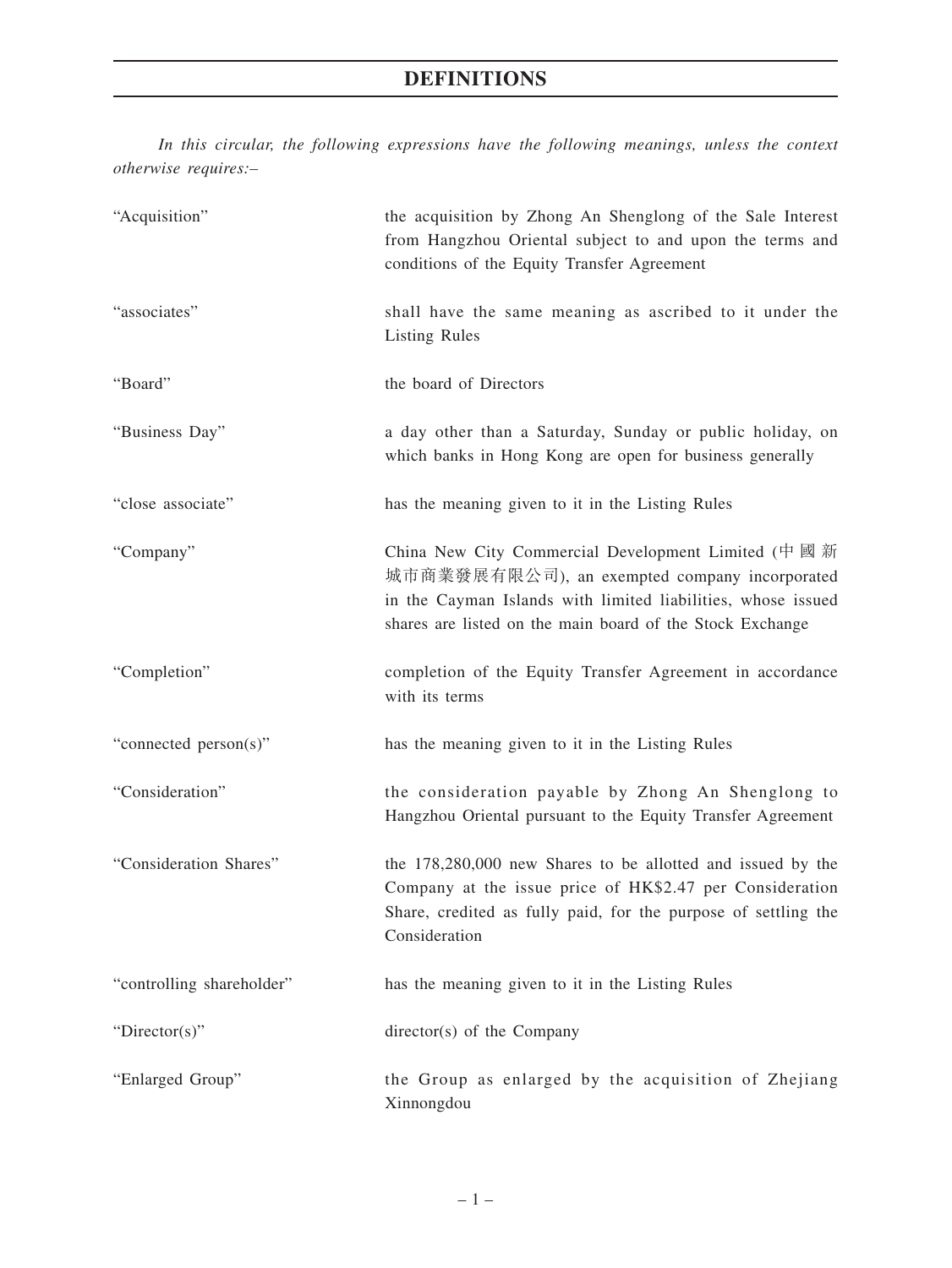# DEFINITIONS

*In this circular, the following expressions have the following meanings, unless the context otherwise requires:–*

| | |
|---|---|
| "Acquisition" | the acquisition by Zhong An Shenglong of the Sale Interest from Hangzhou Oriental subject to and upon the terms and conditions of the Equity Transfer Agreement |
| "associates" | shall have the same meaning as ascribed to it under the Listing Rules |
| "Board" | the board of Directors |
| "Business Day" | a day other than a Saturday, Sunday or public holiday, on which banks in Hong Kong are open for business generally |
| "close associate" | has the meaning given to it in the Listing Rules |
| "Company" | China New City Commercial Development Limited (中國新城市商業發展有限公司), an exempted company incorporated in the Cayman Islands with limited liabilities, whose issued shares are listed on the main board of the Stock Exchange |
| "Completion" | completion of the Equity Transfer Agreement in accordance with its terms |
| "connected person(s)" | has the meaning given to it in the Listing Rules |
| "Consideration" | the consideration payable by Zhong An Shenglong to Hangzhou Oriental pursuant to the Equity Transfer Agreement |
| "Consideration Shares" | the 178,280,000 new Shares to be allotted and issued by the Company at the issue price of HK$2.47 per Consideration Share, credited as fully paid, for the purpose of settling the Consideration |
| "controlling shareholder" | has the meaning given to it in the Listing Rules |
| "Director(s)" | director(s) of the Company |
| "Enlarged Group" | the Group as enlarged by the acquisition of Zhejiang Xinnongdou |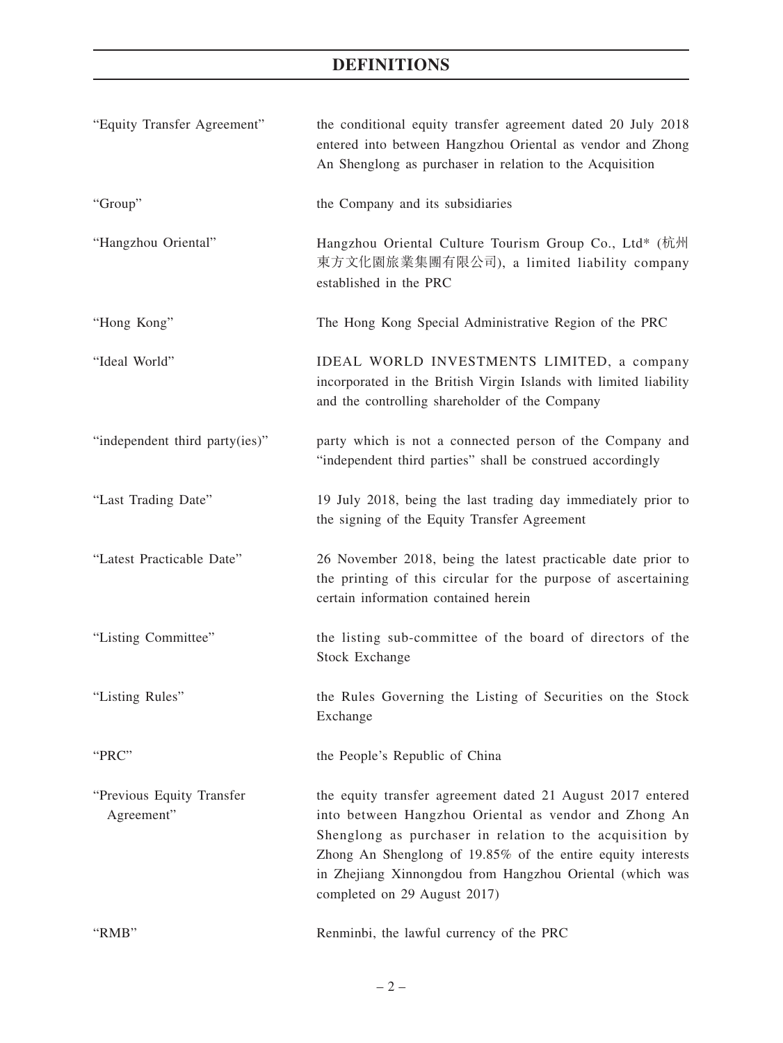# DEFINITIONS

| | |
|---|---|
| "Equity Transfer Agreement" | the conditional equity transfer agreement dated 20 July 2018 entered into between Hangzhou Oriental as vendor and Zhong An Shenglong as purchaser in relation to the Acquisition |
| "Group" | the Company and its subsidiaries |
| "Hangzhou Oriental" | Hangzhou Oriental Culture Tourism Group Co., Ltd* (杭州東方文化園旅業集團有限公司), a limited liability company established in the PRC |
| "Hong Kong" | The Hong Kong Special Administrative Region of the PRC |
| "Ideal World" | IDEAL WORLD INVESTMENTS LIMITED, a company incorporated in the British Virgin Islands with limited liability and the controlling shareholder of the Company |
| "independent third party(ies)" | party which is not a connected person of the Company and "independent third parties" shall be construed accordingly |
| "Last Trading Date" | 19 July 2018, being the last trading day immediately prior to the signing of the Equity Transfer Agreement |
| "Latest Practicable Date" | 26 November 2018, being the latest practicable date prior to the printing of this circular for the purpose of ascertaining certain information contained herein |
| "Listing Committee" | the listing sub-committee of the board of directors of the Stock Exchange |
| "Listing Rules" | the Rules Governing the Listing of Securities on the Stock Exchange |
| "PRC" | the People's Republic of China |
| "Previous Equity Transfer Agreement" | the equity transfer agreement dated 21 August 2017 entered into between Hangzhou Oriental as vendor and Zhong An Shenglong as purchaser in relation to the acquisition by Zhong An Shenglong of 19.85% of the entire equity interests in Zhejiang Xinnongdou from Hangzhou Oriental (which was completed on 29 August 2017) |
| "RMB" | Renminbi, the lawful currency of the PRC |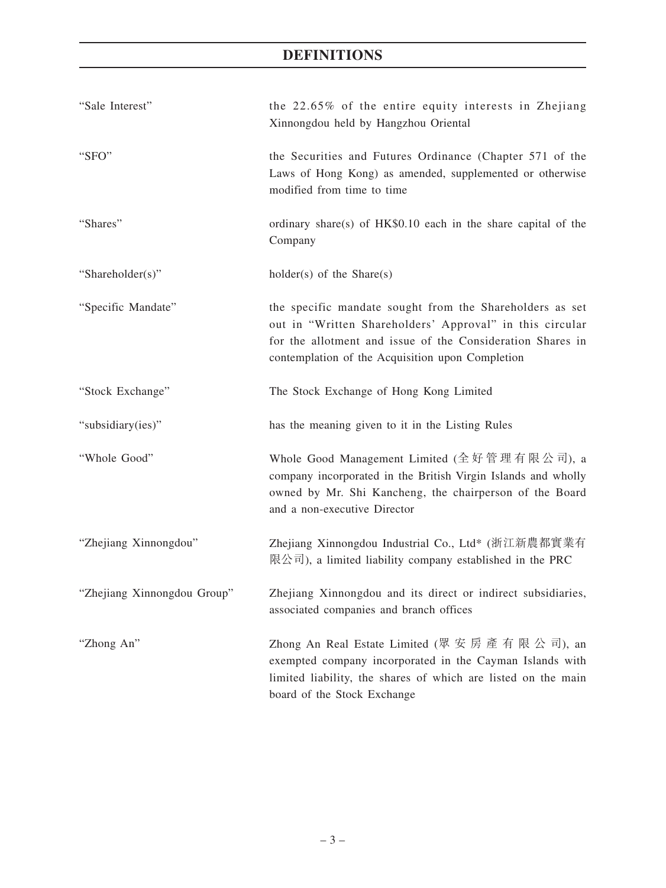# DEFINITIONS

| | |
|---|---|
| "Sale Interest" | the 22.65% of the entire equity interests in Zhejiang Xinnongdou held by Hangzhou Oriental |
| "SFO" | the Securities and Futures Ordinance (Chapter 571 of the Laws of Hong Kong) as amended, supplemented or otherwise modified from time to time |
| "Shares" | ordinary share(s) of HK$0.10 each in the share capital of the Company |
| "Shareholder(s)" | holder(s) of the Share(s) |
| "Specific Mandate" | the specific mandate sought from the Shareholders as set out in "Written Shareholders' Approval" in this circular for the allotment and issue of the Consideration Shares in contemplation of the Acquisition upon Completion |
| "Stock Exchange" | The Stock Exchange of Hong Kong Limited |
| "subsidiary(ies)" | has the meaning given to it in the Listing Rules |
| "Whole Good" | Whole Good Management Limited (全好管理有限公司), a company incorporated in the British Virgin Islands and wholly owned by Mr. Shi Kancheng, the chairperson of the Board and a non-executive Director |
| "Zhejiang Xinnongdou" | Zhejiang Xinnongdou Industrial Co., Ltd* (浙江新農都實業有限公司), a limited liability company established in the PRC |
| "Zhejiang Xinnongdou Group" | Zhejiang Xinnongdou and its direct or indirect subsidiaries, associated companies and branch offices |
| "Zhong An" | Zhong An Real Estate Limited (眾安房產有限公司), an exempted company incorporated in the Cayman Islands with limited liability, the shares of which are listed on the main board of the Stock Exchange |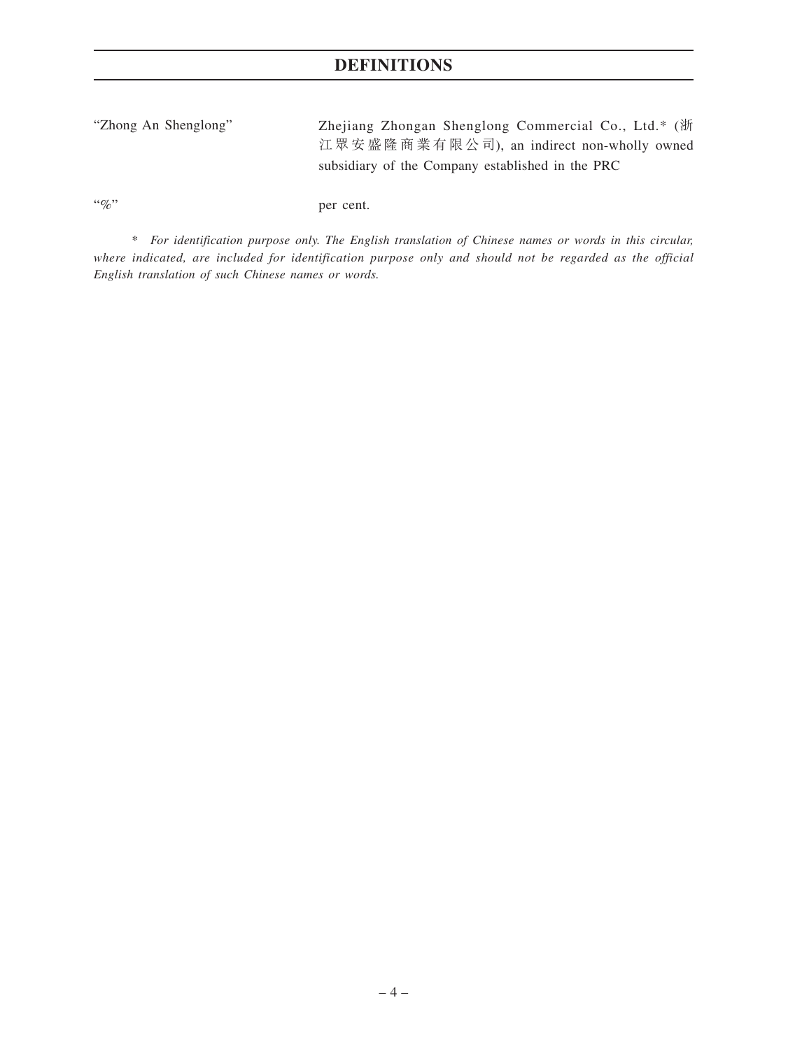# DEFINITIONS

| | |
|---|---|
| "Zhong An Shenglong" | Zhejiang Zhongan Shenglong Commercial Co., Ltd.* (浙江眾安盛隆商業有限公司), an indirect non-wholly owned subsidiary of the Company established in the PRC |
| "%" | per cent. |

\* *For identification purpose only. The English translation of Chinese names or words in this circular, where indicated, are included for identification purpose only and should not be regarded as the official English translation of such Chinese names or words.*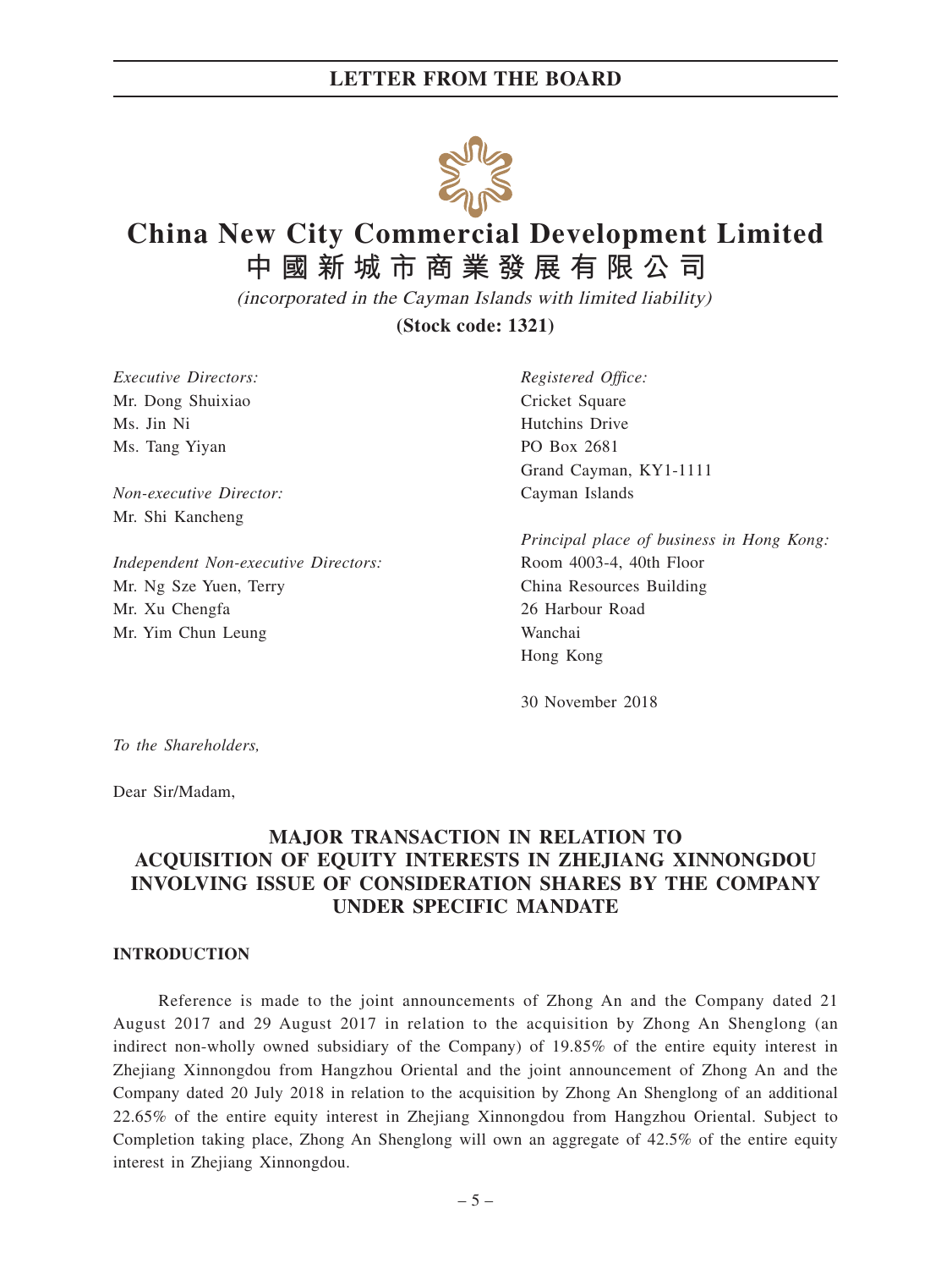# China New City Commercial Development Limited
# 中國新城市商業發展有限公司

*(incorporated in the Cayman Islands with limited liability)*

**(Stock code: 1321)**

*Executive Directors:*
Mr. Dong Shuixiao
Ms. Jin Ni
Ms. Tang Yiyan

*Non-executive Director:*
Mr. Shi Kancheng

*Independent Non-executive Directors:*
Mr. Ng Sze Yuen, Terry
Mr. Xu Chengfa
Mr. Yim Chun Leung

*Registered Office:*
Cricket Square
Hutchins Drive
PO Box 2681
Grand Cayman, KY1-1111
Cayman Islands

*Principal place of business in Hong Kong:*
Room 4003-4, 40th Floor
China Resources Building
26 Harbour Road
Wanchai
Hong Kong

30 November 2018

*To the Shareholders,*

Dear Sir/Madam,

## MAJOR TRANSACTION IN RELATION TO ACQUISITION OF EQUITY INTERESTS IN ZHEJIANG XINNONGDOU INVOLVING ISSUE OF CONSIDERATION SHARES BY THE COMPANY UNDER SPECIFIC MANDATE

### INTRODUCTION

Reference is made to the joint announcements of Zhong An and the Company dated 21 August 2017 and 29 August 2017 in relation to the acquisition by Zhong An Shenglong (an indirect non-wholly owned subsidiary of the Company) of 19.85% of the entire equity interest in Zhejiang Xinnongdou from Hangzhou Oriental and the joint announcement of Zhong An and the Company dated 20 July 2018 in relation to the acquisition by Zhong An Shenglong of an additional 22.65% of the entire equity interest in Zhejiang Xinnongdou from Hangzhou Oriental. Subject to Completion taking place, Zhong An Shenglong will own an aggregate of 42.5% of the entire equity interest in Zhejiang Xinnongdou.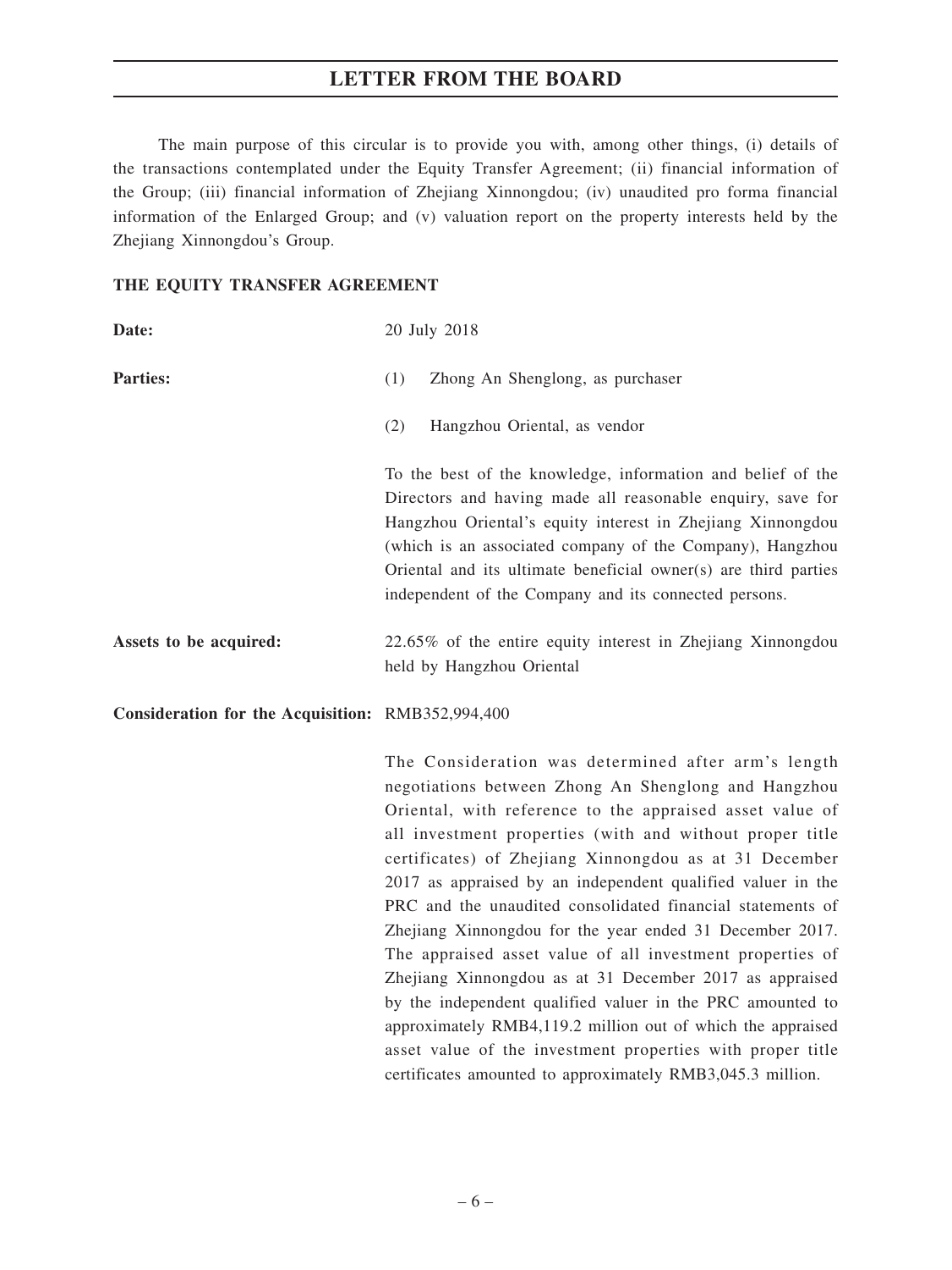The main purpose of this circular is to provide you with, among other things, (i) details of the transactions contemplated under the Equity Transfer Agreement; (ii) financial information of the Group; (iii) financial information of Zhejiang Xinnongdou; (iv) unaudited pro forma financial information of the Enlarged Group; and (v) valuation report on the property interests held by the Zhejiang Xinnongdou's Group.

**THE EQUITY TRANSFER AGREEMENT**

**Date:** 20 July 2018

**Parties:**

(1) Zhong An Shenglong, as purchaser

(2) Hangzhou Oriental, as vendor

To the best of the knowledge, information and belief of the Directors and having made all reasonable enquiry, save for Hangzhou Oriental's equity interest in Zhejiang Xinnongdou (which is an associated company of the Company), Hangzhou Oriental and its ultimate beneficial owner(s) are third parties independent of the Company and its connected persons.

**Assets to be acquired:** 22.65% of the entire equity interest in Zhejiang Xinnongdou held by Hangzhou Oriental

**Consideration for the Acquisition:** RMB352,994,400

The Consideration was determined after arm's length negotiations between Zhong An Shenglong and Hangzhou Oriental, with reference to the appraised asset value of all investment properties (with and without proper title certificates) of Zhejiang Xinnongdou as at 31 December 2017 as appraised by an independent qualified valuer in the PRC and the unaudited consolidated financial statements of Zhejiang Xinnongdou for the year ended 31 December 2017. The appraised asset value of all investment properties of Zhejiang Xinnongdou as at 31 December 2017 as appraised by the independent qualified valuer in the PRC amounted to approximately RMB4,119.2 million out of which the appraised asset value of the investment properties with proper title certificates amounted to approximately RMB3,045.3 million.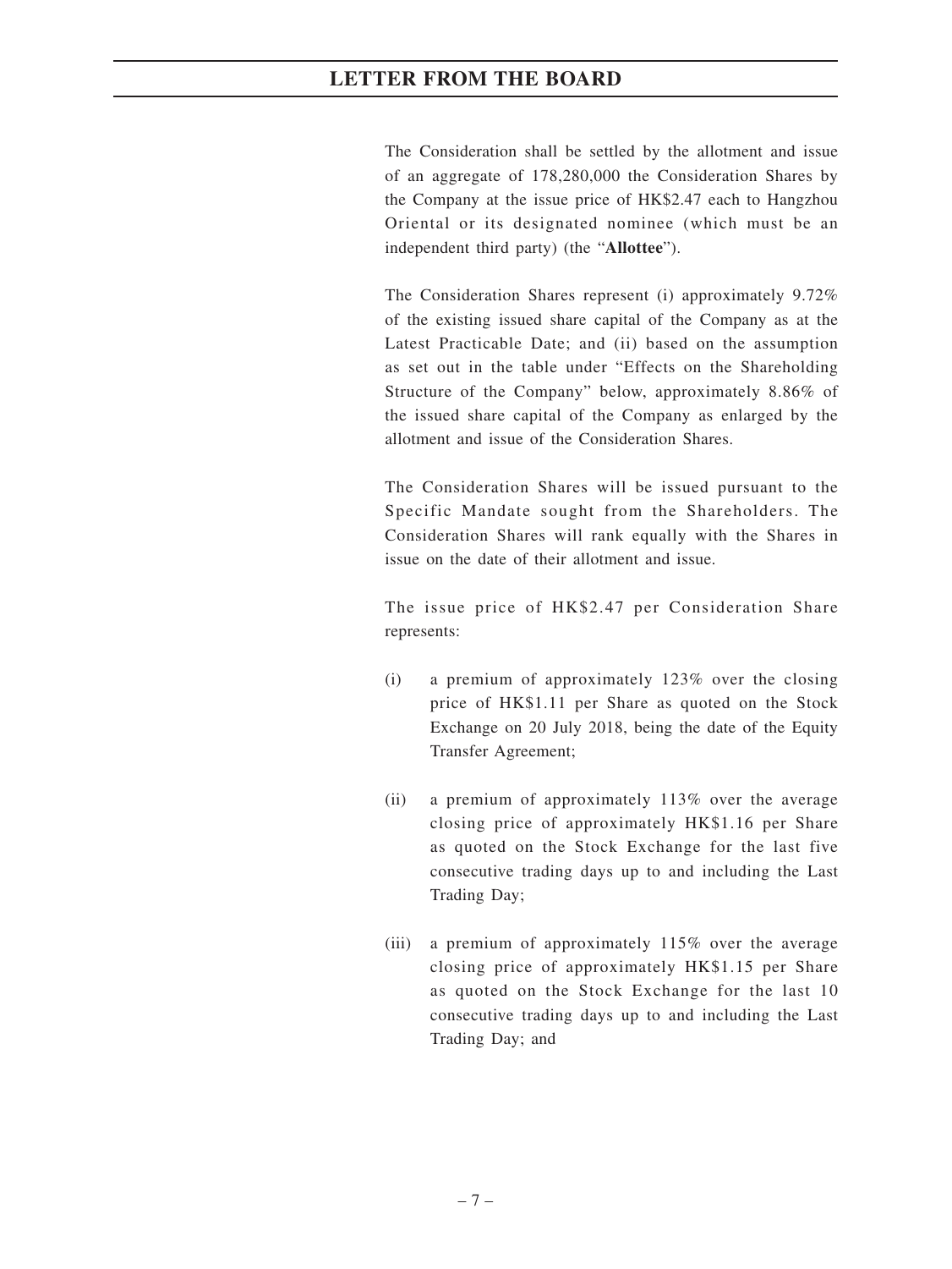The Consideration shall be settled by the allotment and issue of an aggregate of 178,280,000 the Consideration Shares by the Company at the issue price of HK$2.47 each to Hangzhou Oriental or its designated nominee (which must be an independent third party) (the "**Allottee**").

The Consideration Shares represent (i) approximately 9.72% of the existing issued share capital of the Company as at the Latest Practicable Date; and (ii) based on the assumption as set out in the table under "Effects on the Shareholding Structure of the Company" below, approximately 8.86% of the issued share capital of the Company as enlarged by the allotment and issue of the Consideration Shares.

The Consideration Shares will be issued pursuant to the Specific Mandate sought from the Shareholders. The Consideration Shares will rank equally with the Shares in issue on the date of their allotment and issue.

The issue price of HK$2.47 per Consideration Share represents:

(i) a premium of approximately 123% over the closing price of HK$1.11 per Share as quoted on the Stock Exchange on 20 July 2018, being the date of the Equity Transfer Agreement;

(ii) a premium of approximately 113% over the average closing price of approximately HK$1.16 per Share as quoted on the Stock Exchange for the last five consecutive trading days up to and including the Last Trading Day;

(iii) a premium of approximately 115% over the average closing price of approximately HK$1.15 per Share as quoted on the Stock Exchange for the last 10 consecutive trading days up to and including the Last Trading Day; and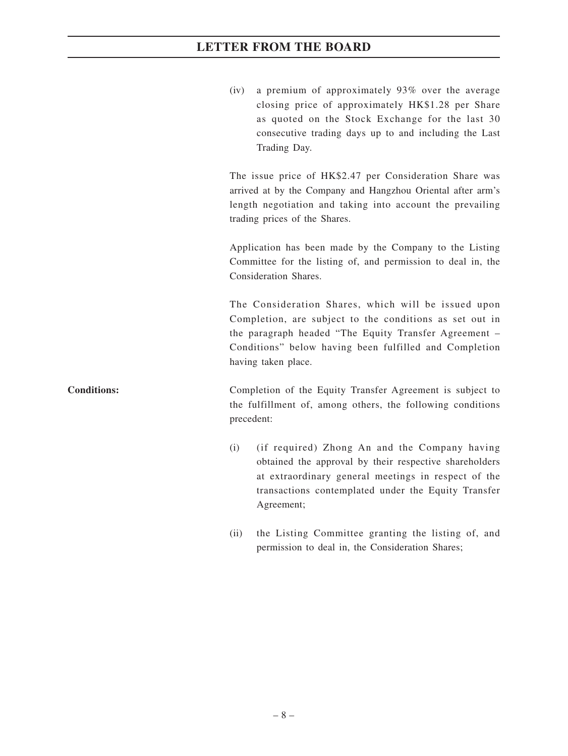(iv) a premium of approximately 93% over the average closing price of approximately HK$1.28 per Share as quoted on the Stock Exchange for the last 30 consecutive trading days up to and including the Last Trading Day.

The issue price of HK$2.47 per Consideration Share was arrived at by the Company and Hangzhou Oriental after arm's length negotiation and taking into account the prevailing trading prices of the Shares.

Application has been made by the Company to the Listing Committee for the listing of, and permission to deal in, the Consideration Shares.

The Consideration Shares, which will be issued upon Completion, are subject to the conditions as set out in the paragraph headed "The Equity Transfer Agreement – Conditions" below having been fulfilled and Completion having taken place.

**Conditions:**

Completion of the Equity Transfer Agreement is subject to the fulfillment of, among others, the following conditions precedent:

(i) (if required) Zhong An and the Company having obtained the approval by their respective shareholders at extraordinary general meetings in respect of the transactions contemplated under the Equity Transfer Agreement;

(ii) the Listing Committee granting the listing of, and permission to deal in, the Consideration Shares;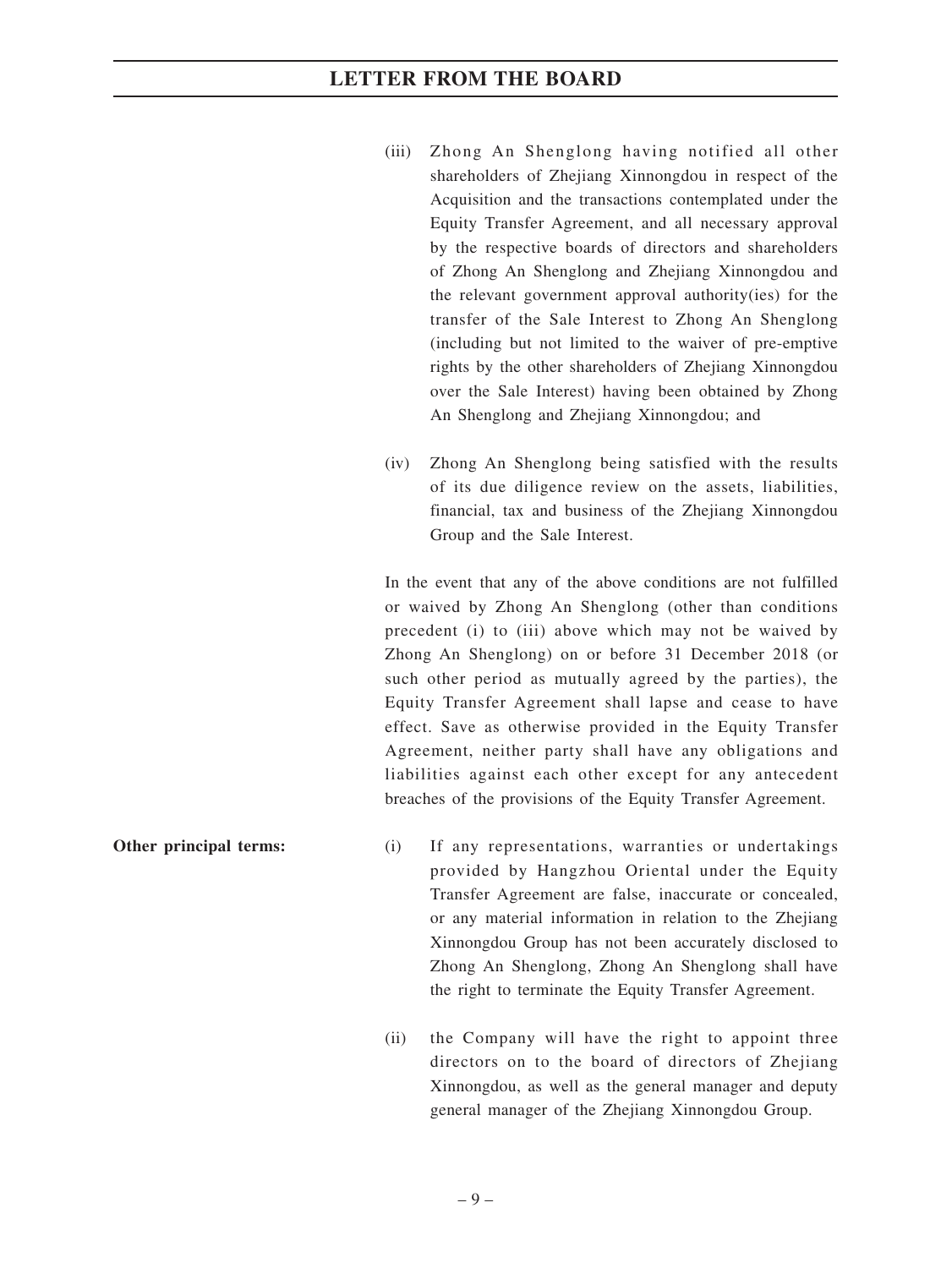(iii) Zhong An Shenglong having notified all other shareholders of Zhejiang Xinnongdou in respect of the Acquisition and the transactions contemplated under the Equity Transfer Agreement, and all necessary approval by the respective boards of directors and shareholders of Zhong An Shenglong and Zhejiang Xinnongdou and the relevant government approval authority(ies) for the transfer of the Sale Interest to Zhong An Shenglong (including but not limited to the waiver of pre-emptive rights by the other shareholders of Zhejiang Xinnongdou over the Sale Interest) having been obtained by Zhong An Shenglong and Zhejiang Xinnongdou; and

(iv) Zhong An Shenglong being satisfied with the results of its due diligence review on the assets, liabilities, financial, tax and business of the Zhejiang Xinnongdou Group and the Sale Interest.

In the event that any of the above conditions are not fulfilled or waived by Zhong An Shenglong (other than conditions precedent (i) to (iii) above which may not be waived by Zhong An Shenglong) on or before 31 December 2018 (or such other period as mutually agreed by the parties), the Equity Transfer Agreement shall lapse and cease to have effect. Save as otherwise provided in the Equity Transfer Agreement, neither party shall have any obligations and liabilities against each other except for any antecedent breaches of the provisions of the Equity Transfer Agreement.

**Other principal terms:**

(i) If any representations, warranties or undertakings provided by Hangzhou Oriental under the Equity Transfer Agreement are false, inaccurate or concealed, or any material information in relation to the Zhejiang Xinnongdou Group has not been accurately disclosed to Zhong An Shenglong, Zhong An Shenglong shall have the right to terminate the Equity Transfer Agreement.

(ii) the Company will have the right to appoint three directors on to the board of directors of Zhejiang Xinnongdou, as well as the general manager and deputy general manager of the Zhejiang Xinnongdou Group.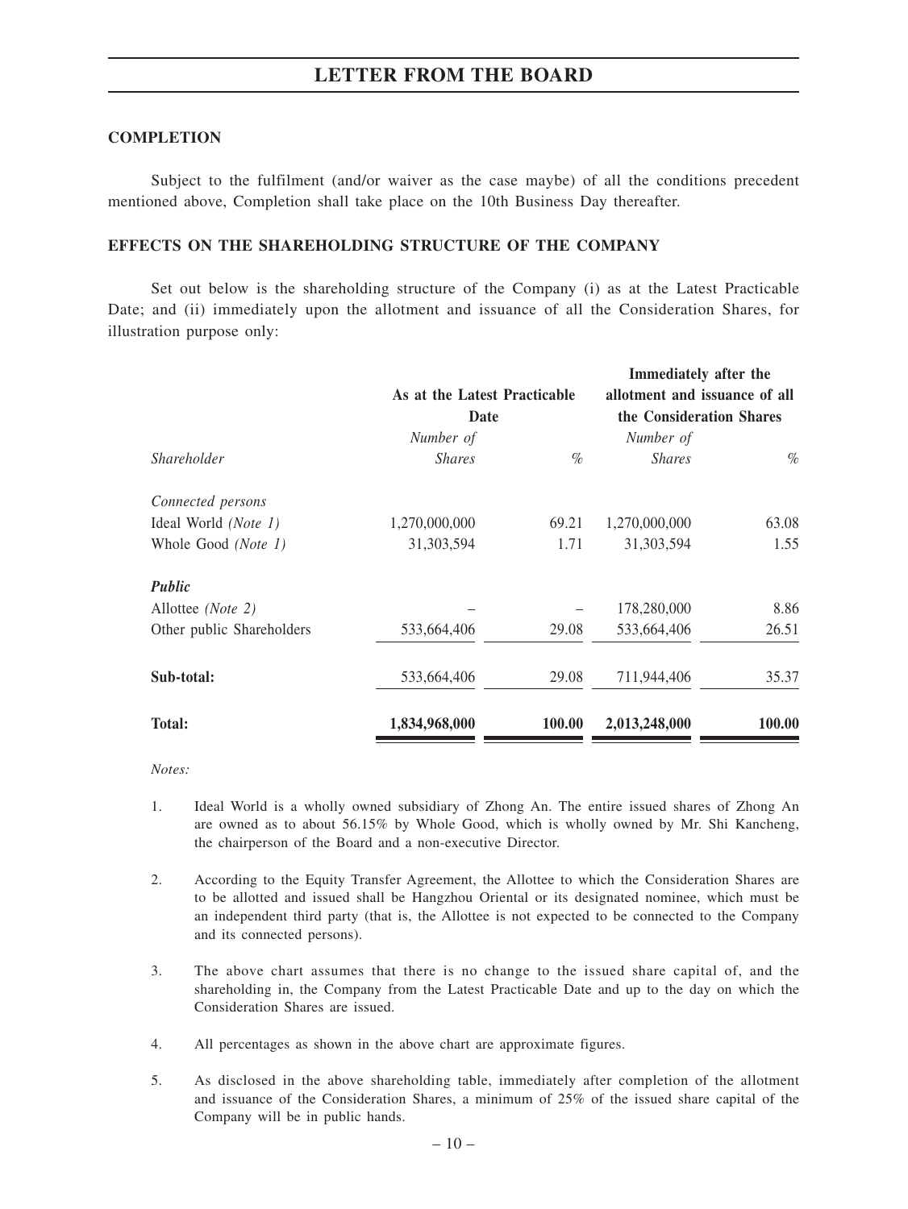## COMPLETION

Subject to the fulfilment (and/or waiver as the case maybe) of all the conditions precedent mentioned above, Completion shall take place on the 10th Business Day thereafter.

## EFFECTS ON THE SHAREHOLDING STRUCTURE OF THE COMPANY

Set out below is the shareholding structure of the Company (i) as at the Latest Practicable Date; and (ii) immediately upon the allotment and issuance of all the Consideration Shares, for illustration purpose only:

| | **As at the Latest Practicable Date** | | **Immediately after the allotment and issuance of all the Consideration Shares** | |
|---|---|---|---|---|
| *Shareholder* | *Number of Shares* | *%* | *Number of Shares* | *%* |
| *Connected persons* | | | | |
| Ideal World *(Note 1)* | 1,270,000,000 | 69.21 | 1,270,000,000 | 63.08 |
| Whole Good *(Note 1)* | 31,303,594 | 1.71 | 31,303,594 | 1.55 |
| ***Public*** | | | | |
| Allottee *(Note 2)* | – | – | 178,280,000 | 8.86 |
| Other public Shareholders | 533,664,406 | 29.08 | 533,664,406 | 26.51 |
| **Sub-total:** | 533,664,406 | 29.08 | 711,944,406 | 35.37 |
| **Total:** | **1,834,968,000** | **100.00** | **2,013,248,000** | **100.00** |

*Notes:*

1. Ideal World is a wholly owned subsidiary of Zhong An. The entire issued shares of Zhong An are owned as to about 56.15% by Whole Good, which is wholly owned by Mr. Shi Kancheng, the chairperson of the Board and a non-executive Director.

2. According to the Equity Transfer Agreement, the Allottee to which the Consideration Shares are to be allotted and issued shall be Hangzhou Oriental or its designated nominee, which must be an independent third party (that is, the Allottee is not expected to be connected to the Company and its connected persons).

3. The above chart assumes that there is no change to the issued share capital of, and the shareholding in, the Company from the Latest Practicable Date and up to the day on which the Consideration Shares are issued.

4. All percentages as shown in the above chart are approximate figures.

5. As disclosed in the above shareholding table, immediately after completion of the allotment and issuance of the Consideration Shares, a minimum of 25% of the issued share capital of the Company will be in public hands.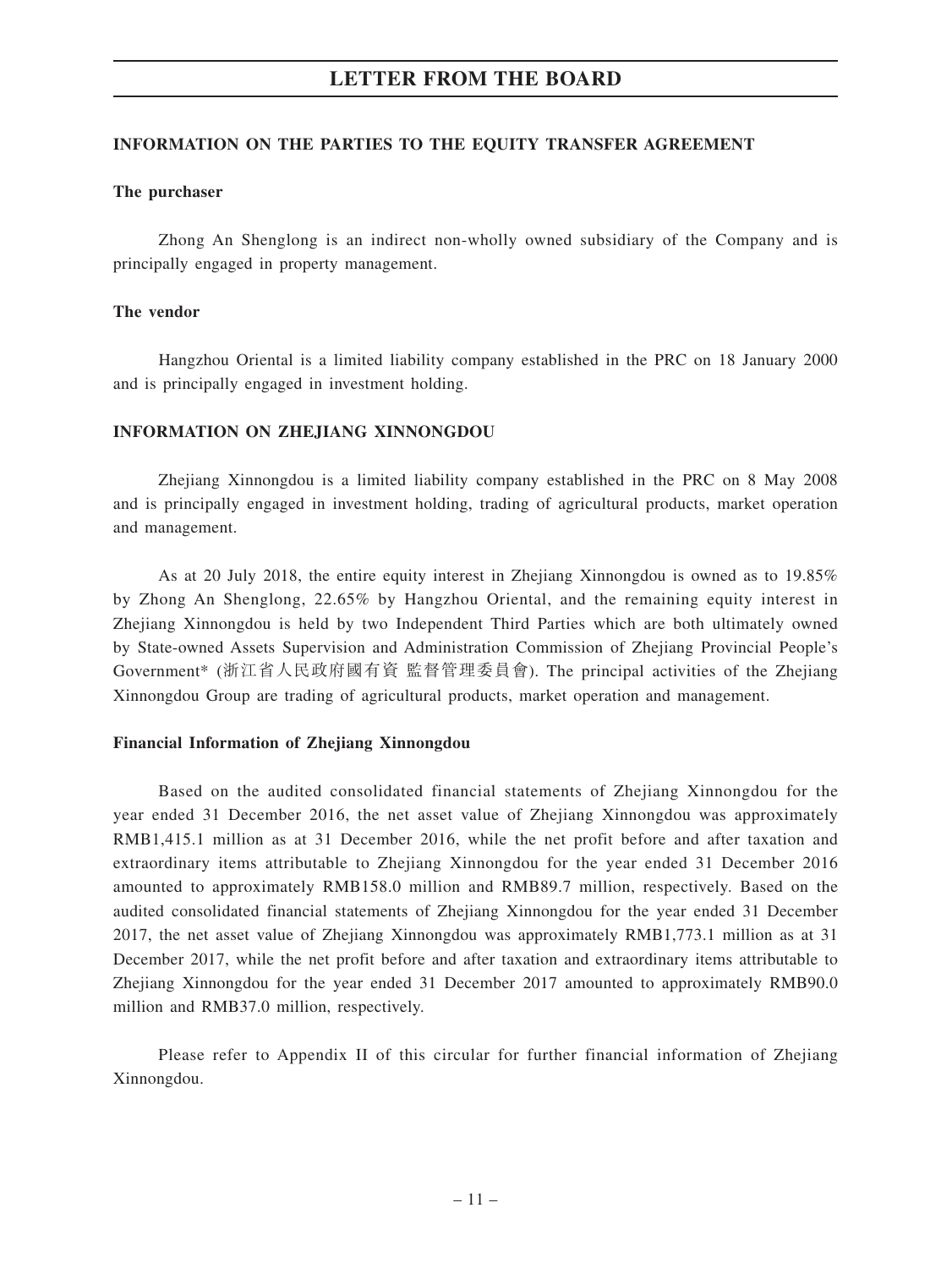## INFORMATION ON THE PARTIES TO THE EQUITY TRANSFER AGREEMENT

### The purchaser

Zhong An Shenglong is an indirect non-wholly owned subsidiary of the Company and is principally engaged in property management.

### The vendor

Hangzhou Oriental is a limited liability company established in the PRC on 18 January 2000 and is principally engaged in investment holding.

## INFORMATION ON ZHEJIANG XINNONGDOU

Zhejiang Xinnongdou is a limited liability company established in the PRC on 8 May 2008 and is principally engaged in investment holding, trading of agricultural products, market operation and management.

As at 20 July 2018, the entire equity interest in Zhejiang Xinnongdou is owned as to 19.85% by Zhong An Shenglong, 22.65% by Hangzhou Oriental, and the remaining equity interest in Zhejiang Xinnongdou is held by two Independent Third Parties which are both ultimately owned by State-owned Assets Supervision and Administration Commission of Zhejiang Provincial People's Government* (浙江省人民政府國有資 監督管理委員會). The principal activities of the Zhejiang Xinnongdou Group are trading of agricultural products, market operation and management.

### Financial Information of Zhejiang Xinnongdou

Based on the audited consolidated financial statements of Zhejiang Xinnongdou for the year ended 31 December 2016, the net asset value of Zhejiang Xinnongdou was approximately RMB1,415.1 million as at 31 December 2016, while the net profit before and after taxation and extraordinary items attributable to Zhejiang Xinnongdou for the year ended 31 December 2016 amounted to approximately RMB158.0 million and RMB89.7 million, respectively. Based on the audited consolidated financial statements of Zhejiang Xinnongdou for the year ended 31 December 2017, the net asset value of Zhejiang Xinnongdou was approximately RMB1,773.1 million as at 31 December 2017, while the net profit before and after taxation and extraordinary items attributable to Zhejiang Xinnongdou for the year ended 31 December 2017 amounted to approximately RMB90.0 million and RMB37.0 million, respectively.

Please refer to Appendix II of this circular for further financial information of Zhejiang Xinnongdou.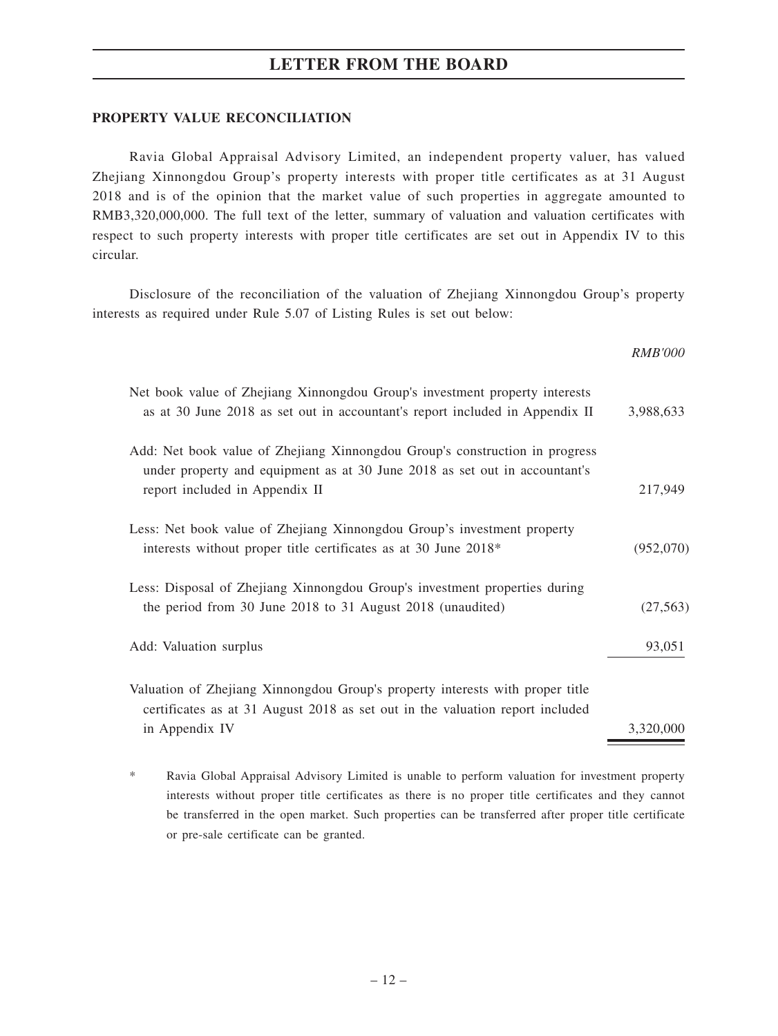## PROPERTY VALUE RECONCILIATION

Ravia Global Appraisal Advisory Limited, an independent property valuer, has valued Zhejiang Xinnongdou Group's property interests with proper title certificates as at 31 August 2018 and is of the opinion that the market value of such properties in aggregate amounted to RMB3,320,000,000. The full text of the letter, summary of valuation and valuation certificates with respect to such property interests with proper title certificates are set out in Appendix IV to this circular.

Disclosure of the reconciliation of the valuation of Zhejiang Xinnongdou Group's property interests as required under Rule 5.07 of Listing Rules is set out below:

| | *RMB'000* |
|---|---|
| Net book value of Zhejiang Xinnongdou Group's investment property interests as at 30 June 2018 as set out in accountant's report included in Appendix II | 3,988,633 |
| Add: Net book value of Zhejiang Xinnongdou Group's construction in progress under property and equipment as at 30 June 2018 as set out in accountant's report included in Appendix II | 217,949 |
| Less: Net book value of Zhejiang Xinnongdou Group's investment property interests without proper title certificates as at 30 June 2018* | (952,070) |
| Less: Disposal of Zhejiang Xinnongdou Group's investment properties during the period from 30 June 2018 to 31 August 2018 (unaudited) | (27,563) |
| Add: Valuation surplus | 93,051 |
| Valuation of Zhejiang Xinnongdou Group's property interests with proper title certificates as at 31 August 2018 as set out in the valuation report included in Appendix IV | 3,320,000 |

\* Ravia Global Appraisal Advisory Limited is unable to perform valuation for investment property interests without proper title certificates as there is no proper title certificates and they cannot be transferred in the open market. Such properties can be transferred after proper title certificate or pre-sale certificate can be granted.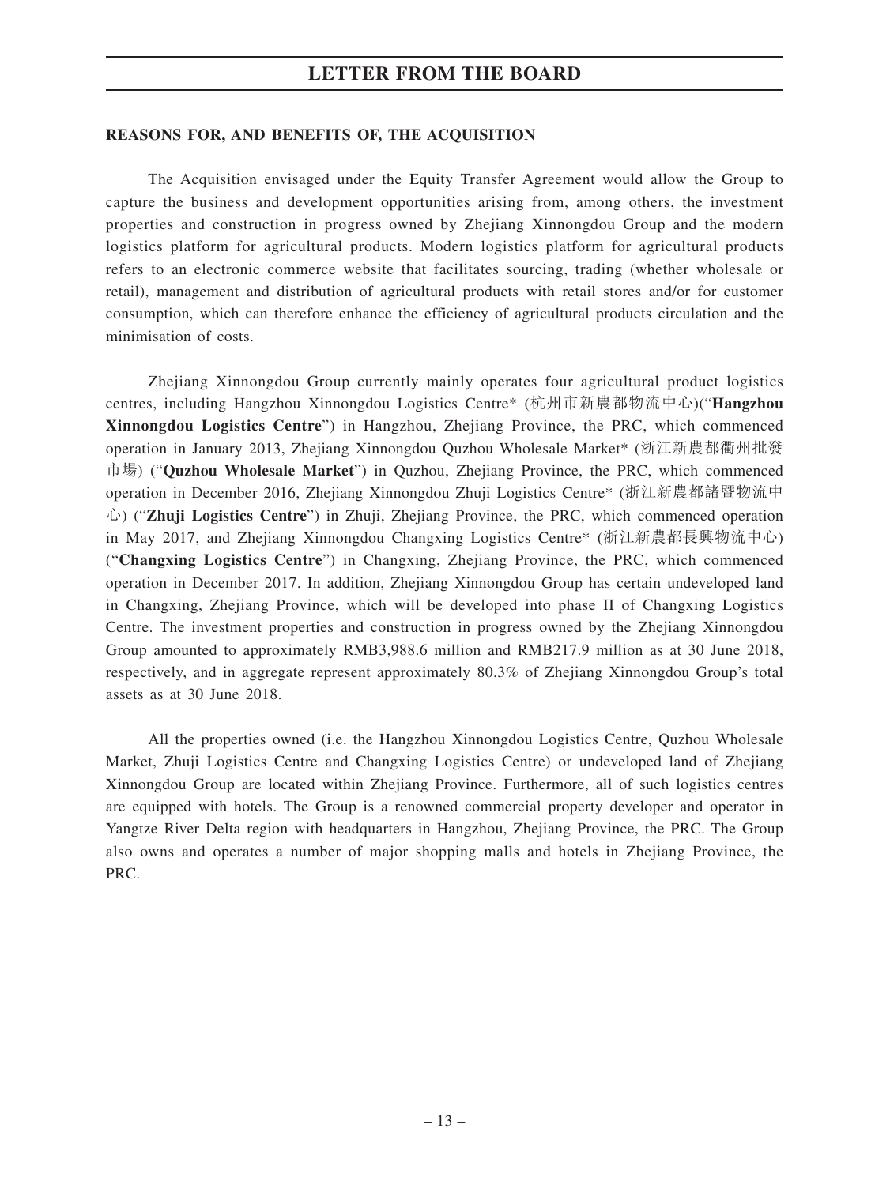**REASONS FOR, AND BENEFITS OF, THE ACQUISITION**

The Acquisition envisaged under the Equity Transfer Agreement would allow the Group to capture the business and development opportunities arising from, among others, the investment properties and construction in progress owned by Zhejiang Xinnongdou Group and the modern logistics platform for agricultural products. Modern logistics platform for agricultural products refers to an electronic commerce website that facilitates sourcing, trading (whether wholesale or retail), management and distribution of agricultural products with retail stores and/or for customer consumption, which can therefore enhance the efficiency of agricultural products circulation and the minimisation of costs.

Zhejiang Xinnongdou Group currently mainly operates four agricultural product logistics centres, including Hangzhou Xinnongdou Logistics Centre* (杭州市新農都物流中心)("**Hangzhou Xinnongdou Logistics Centre**") in Hangzhou, Zhejiang Province, the PRC, which commenced operation in January 2013, Zhejiang Xinnongdou Quzhou Wholesale Market* (浙江新農都衢州批發市場) ("**Quzhou Wholesale Market**") in Quzhou, Zhejiang Province, the PRC, which commenced operation in December 2016, Zhejiang Xinnongdou Zhuji Logistics Centre* (浙江新農都諸暨物流中心) ("**Zhuji Logistics Centre**") in Zhuji, Zhejiang Province, the PRC, which commenced operation in May 2017, and Zhejiang Xinnongdou Changxing Logistics Centre* (浙江新農都長興物流中心) ("**Changxing Logistics Centre**") in Changxing, Zhejiang Province, the PRC, which commenced operation in December 2017. In addition, Zhejiang Xinnongdou Group has certain undeveloped land in Changxing, Zhejiang Province, which will be developed into phase II of Changxing Logistics Centre. The investment properties and construction in progress owned by the Zhejiang Xinnongdou Group amounted to approximately RMB3,988.6 million and RMB217.9 million as at 30 June 2018, respectively, and in aggregate represent approximately 80.3% of Zhejiang Xinnongdou Group's total assets as at 30 June 2018.

All the properties owned (i.e. the Hangzhou Xinnongdou Logistics Centre, Quzhou Wholesale Market, Zhuji Logistics Centre and Changxing Logistics Centre) or undeveloped land of Zhejiang Xinnongdou Group are located within Zhejiang Province. Furthermore, all of such logistics centres are equipped with hotels. The Group is a renowned commercial property developer and operator in Yangtze River Delta region with headquarters in Hangzhou, Zhejiang Province, the PRC. The Group also owns and operates a number of major shopping malls and hotels in Zhejiang Province, the PRC.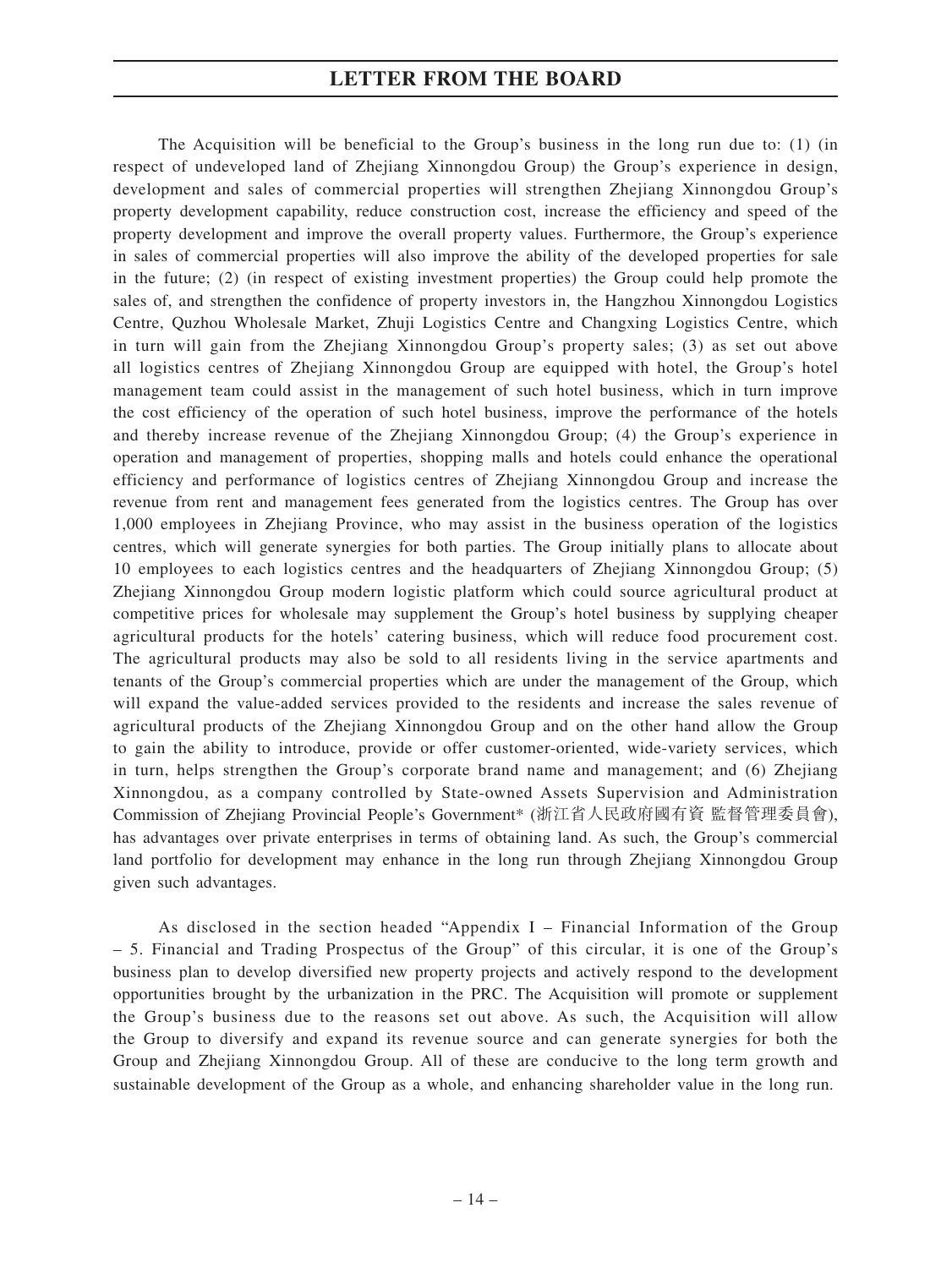The Acquisition will be beneficial to the Group's business in the long run due to: (1) (in respect of undeveloped land of Zhejiang Xinnongdou Group) the Group's experience in design, development and sales of commercial properties will strengthen Zhejiang Xinnongdou Group's property development capability, reduce construction cost, increase the efficiency and speed of the property development and improve the overall property values. Furthermore, the Group's experience in sales of commercial properties will also improve the ability of the developed properties for sale in the future; (2) (in respect of existing investment properties) the Group could help promote the sales of, and strengthen the confidence of property investors in, the Hangzhou Xinnongdou Logistics Centre, Quzhou Wholesale Market, Zhuji Logistics Centre and Changxing Logistics Centre, which in turn will gain from the Zhejiang Xinnongdou Group's property sales; (3) as set out above all logistics centres of Zhejiang Xinnongdou Group are equipped with hotel, the Group's hotel management team could assist in the management of such hotel business, which in turn improve the cost efficiency of the operation of such hotel business, improve the performance of the hotels and thereby increase revenue of the Zhejiang Xinnongdou Group; (4) the Group's experience in operation and management of properties, shopping malls and hotels could enhance the operational efficiency and performance of logistics centres of Zhejiang Xinnongdou Group and increase the revenue from rent and management fees generated from the logistics centres. The Group has over 1,000 employees in Zhejiang Province, who may assist in the business operation of the logistics centres, which will generate synergies for both parties. The Group initially plans to allocate about 10 employees to each logistics centres and the headquarters of Zhejiang Xinnongdou Group; (5) Zhejiang Xinnongdou Group modern logistic platform which could source agricultural product at competitive prices for wholesale may supplement the Group's hotel business by supplying cheaper agricultural products for the hotels' catering business, which will reduce food procurement cost. The agricultural products may also be sold to all residents living in the service apartments and tenants of the Group's commercial properties which are under the management of the Group, which will expand the value-added services provided to the residents and increase the sales revenue of agricultural products of the Zhejiang Xinnongdou Group and on the other hand allow the Group to gain the ability to introduce, provide or offer customer-oriented, wide-variety services, which in turn, helps strengthen the Group's corporate brand name and management; and (6) Zhejiang Xinnongdou, as a company controlled by State-owned Assets Supervision and Administration Commission of Zhejiang Provincial People's Government* (浙江省人民政府國有資 監督管理委員會), has advantages over private enterprises in terms of obtaining land. As such, the Group's commercial land portfolio for development may enhance in the long run through Zhejiang Xinnongdou Group given such advantages.

As disclosed in the section headed "Appendix I – Financial Information of the Group – 5. Financial and Trading Prospectus of the Group" of this circular, it is one of the Group's business plan to develop diversified new property projects and actively respond to the development opportunities brought by the urbanization in the PRC. The Acquisition will promote or supplement the Group's business due to the reasons set out above. As such, the Acquisition will allow the Group to diversify and expand its revenue source and can generate synergies for both the Group and Zhejiang Xinnongdou Group. All of these are conducive to the long term growth and sustainable development of the Group as a whole, and enhancing shareholder value in the long run.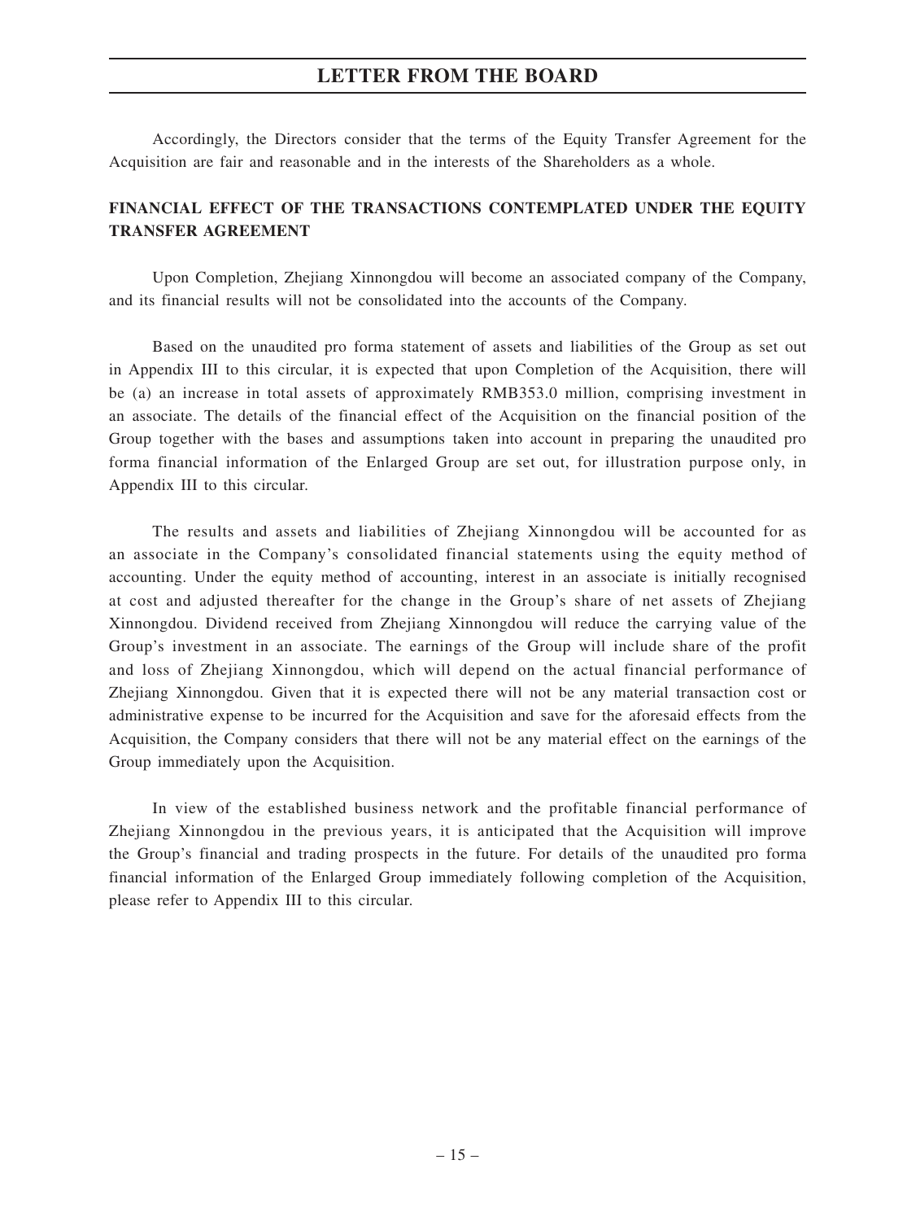Accordingly, the Directors consider that the terms of the Equity Transfer Agreement for the Acquisition are fair and reasonable and in the interests of the Shareholders as a whole.

## FINANCIAL EFFECT OF THE TRANSACTIONS CONTEMPLATED UNDER THE EQUITY TRANSFER AGREEMENT

Upon Completion, Zhejiang Xinnongdou will become an associated company of the Company, and its financial results will not be consolidated into the accounts of the Company.

Based on the unaudited pro forma statement of assets and liabilities of the Group as set out in Appendix III to this circular, it is expected that upon Completion of the Acquisition, there will be (a) an increase in total assets of approximately RMB353.0 million, comprising investment in an associate. The details of the financial effect of the Acquisition on the financial position of the Group together with the bases and assumptions taken into account in preparing the unaudited pro forma financial information of the Enlarged Group are set out, for illustration purpose only, in Appendix III to this circular.

The results and assets and liabilities of Zhejiang Xinnongdou will be accounted for as an associate in the Company's consolidated financial statements using the equity method of accounting. Under the equity method of accounting, interest in an associate is initially recognised at cost and adjusted thereafter for the change in the Group's share of net assets of Zhejiang Xinnongdou. Dividend received from Zhejiang Xinnongdou will reduce the carrying value of the Group's investment in an associate. The earnings of the Group will include share of the profit and loss of Zhejiang Xinnongdou, which will depend on the actual financial performance of Zhejiang Xinnongdou. Given that it is expected there will not be any material transaction cost or administrative expense to be incurred for the Acquisition and save for the aforesaid effects from the Acquisition, the Company considers that there will not be any material effect on the earnings of the Group immediately upon the Acquisition.

In view of the established business network and the profitable financial performance of Zhejiang Xinnongdou in the previous years, it is anticipated that the Acquisition will improve the Group's financial and trading prospects in the future. For details of the unaudited pro forma financial information of the Enlarged Group immediately following completion of the Acquisition, please refer to Appendix III to this circular.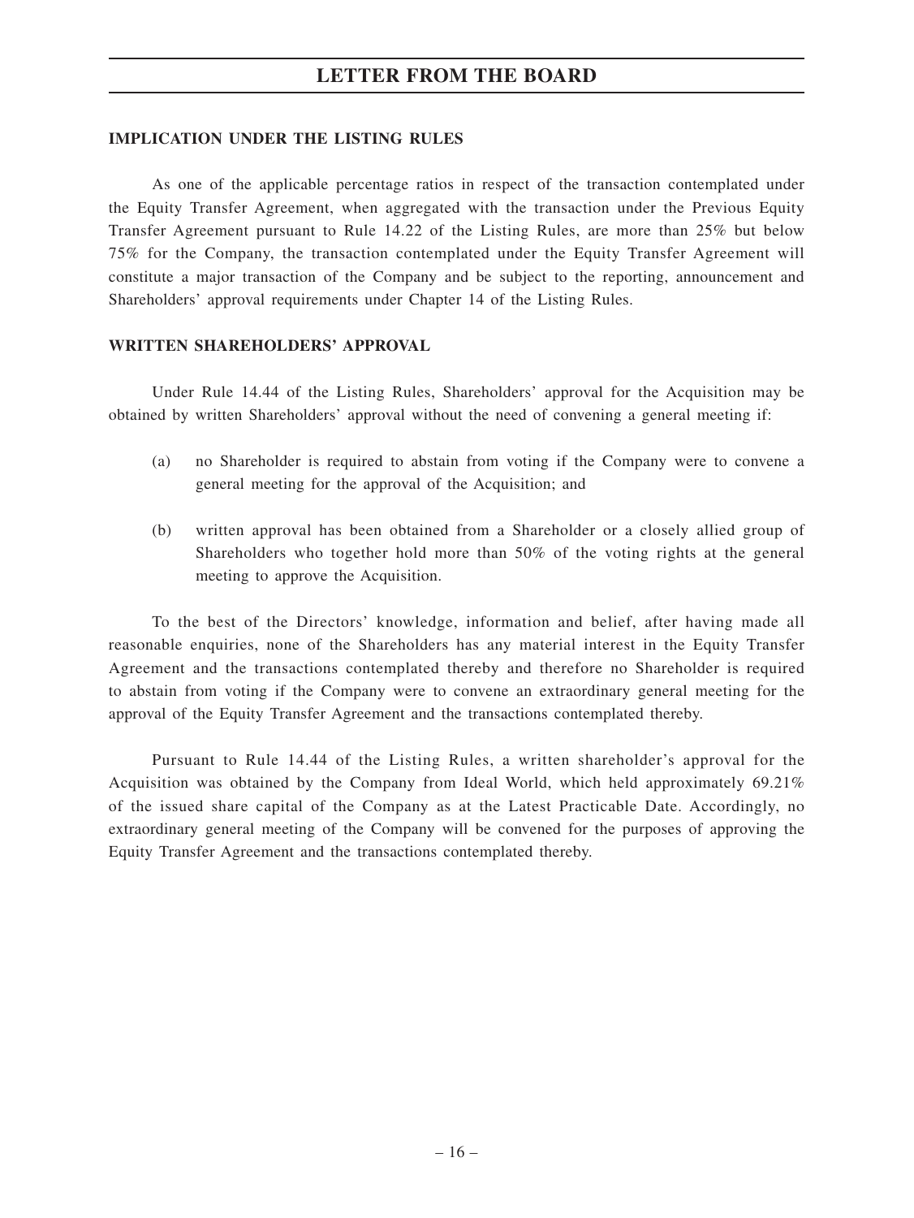## IMPLICATION UNDER THE LISTING RULES

As one of the applicable percentage ratios in respect of the transaction contemplated under the Equity Transfer Agreement, when aggregated with the transaction under the Previous Equity Transfer Agreement pursuant to Rule 14.22 of the Listing Rules, are more than 25% but below 75% for the Company, the transaction contemplated under the Equity Transfer Agreement will constitute a major transaction of the Company and be subject to the reporting, announcement and Shareholders' approval requirements under Chapter 14 of the Listing Rules.

## WRITTEN SHAREHOLDERS' APPROVAL

Under Rule 14.44 of the Listing Rules, Shareholders' approval for the Acquisition may be obtained by written Shareholders' approval without the need of convening a general meeting if:

(a) no Shareholder is required to abstain from voting if the Company were to convene a general meeting for the approval of the Acquisition; and

(b) written approval has been obtained from a Shareholder or a closely allied group of Shareholders who together hold more than 50% of the voting rights at the general meeting to approve the Acquisition.

To the best of the Directors' knowledge, information and belief, after having made all reasonable enquiries, none of the Shareholders has any material interest in the Equity Transfer Agreement and the transactions contemplated thereby and therefore no Shareholder is required to abstain from voting if the Company were to convene an extraordinary general meeting for the approval of the Equity Transfer Agreement and the transactions contemplated thereby.

Pursuant to Rule 14.44 of the Listing Rules, a written shareholder's approval for the Acquisition was obtained by the Company from Ideal World, which held approximately 69.21% of the issued share capital of the Company as at the Latest Practicable Date. Accordingly, no extraordinary general meeting of the Company will be convened for the purposes of approving the Equity Transfer Agreement and the transactions contemplated thereby.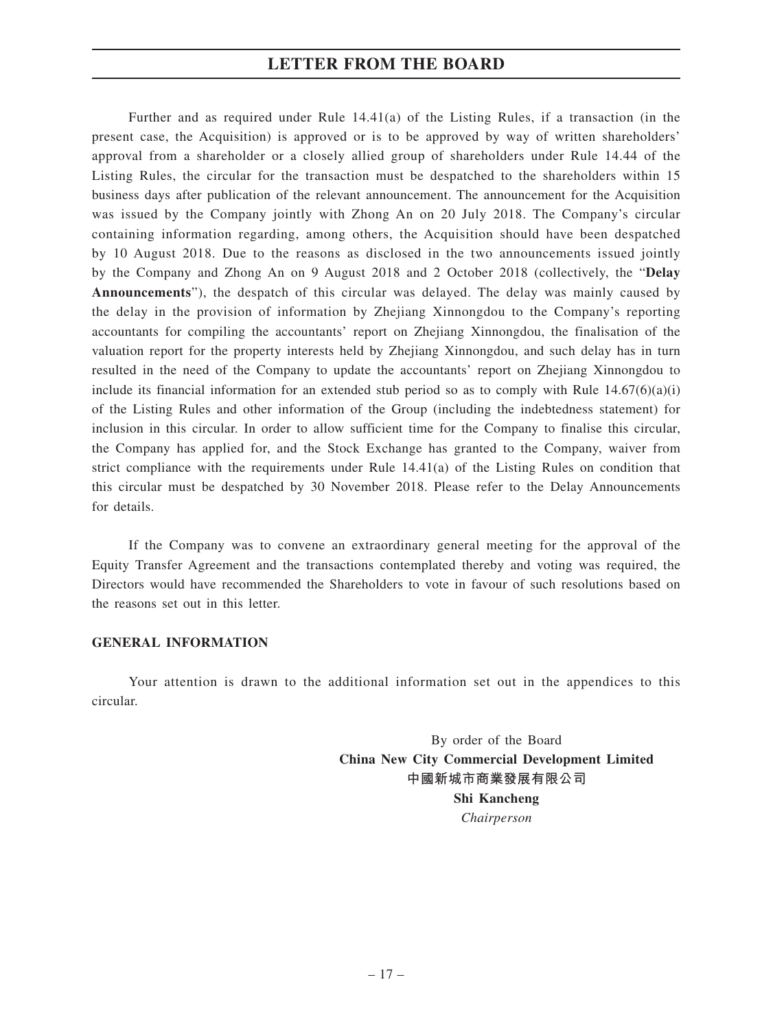Further and as required under Rule 14.41(a) of the Listing Rules, if a transaction (in the present case, the Acquisition) is approved or is to be approved by way of written shareholders' approval from a shareholder or a closely allied group of shareholders under Rule 14.44 of the Listing Rules, the circular for the transaction must be despatched to the shareholders within 15 business days after publication of the relevant announcement. The announcement for the Acquisition was issued by the Company jointly with Zhong An on 20 July 2018. The Company's circular containing information regarding, among others, the Acquisition should have been despatched by 10 August 2018. Due to the reasons as disclosed in the two announcements issued jointly by the Company and Zhong An on 9 August 2018 and 2 October 2018 (collectively, the "**Delay Announcements**"), the despatch of this circular was delayed. The delay was mainly caused by the delay in the provision of information by Zhejiang Xinnongdou to the Company's reporting accountants for compiling the accountants' report on Zhejiang Xinnongdou, the finalisation of the valuation report for the property interests held by Zhejiang Xinnongdou, and such delay has in turn resulted in the need of the Company to update the accountants' report on Zhejiang Xinnongdou to include its financial information for an extended stub period so as to comply with Rule 14.67(6)(a)(i) of the Listing Rules and other information of the Group (including the indebtedness statement) for inclusion in this circular. In order to allow sufficient time for the Company to finalise this circular, the Company has applied for, and the Stock Exchange has granted to the Company, waiver from strict compliance with the requirements under Rule 14.41(a) of the Listing Rules on condition that this circular must be despatched by 30 November 2018. Please refer to the Delay Announcements for details.

If the Company was to convene an extraordinary general meeting for the approval of the Equity Transfer Agreement and the transactions contemplated thereby and voting was required, the Directors would have recommended the Shareholders to vote in favour of such resolutions based on the reasons set out in this letter.

**GENERAL INFORMATION**

Your attention is drawn to the additional information set out in the appendices to this circular.

By order of the Board
**China New City Commercial Development Limited**
**中國新城市商業發展有限公司**
**Shi Kancheng**
*Chairperson*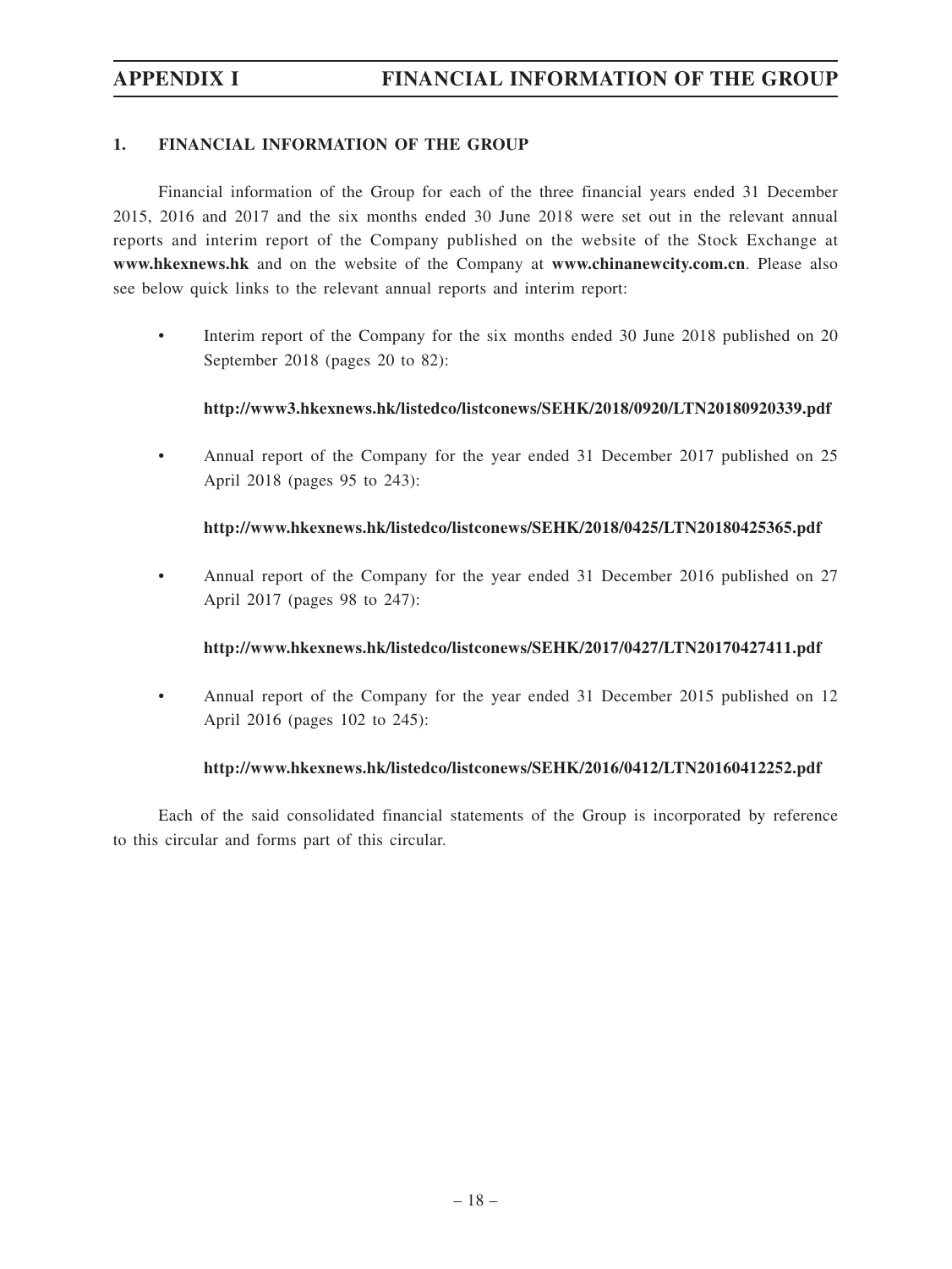# APPENDIX I FINANCIAL INFORMATION OF THE GROUP

## 1. FINANCIAL INFORMATION OF THE GROUP

Financial information of the Group for each of the three financial years ended 31 December 2015, 2016 and 2017 and the six months ended 30 June 2018 were set out in the relevant annual reports and interim report of the Company published on the website of the Stock Exchange at **www.hkexnews.hk** and on the website of the Company at **www.chinanewcity.com.cn**. Please also see below quick links to the relevant annual reports and interim report:

- Interim report of the Company for the six months ended 30 June 2018 published on 20 September 2018 (pages 20 to 82):

  **http://www3.hkexnews.hk/listedco/listconews/SEHK/2018/0920/LTN20180920339.pdf**

- Annual report of the Company for the year ended 31 December 2017 published on 25 April 2018 (pages 95 to 243):

  **http://www.hkexnews.hk/listedco/listconews/SEHK/2018/0425/LTN20180425365.pdf**

- Annual report of the Company for the year ended 31 December 2016 published on 27 April 2017 (pages 98 to 247):

  **http://www.hkexnews.hk/listedco/listconews/SEHK/2017/0427/LTN20170427411.pdf**

- Annual report of the Company for the year ended 31 December 2015 published on 12 April 2016 (pages 102 to 245):

  **http://www.hkexnews.hk/listedco/listconews/SEHK/2016/0412/LTN20160412252.pdf**

Each of the said consolidated financial statements of the Group is incorporated by reference to this circular and forms part of this circular.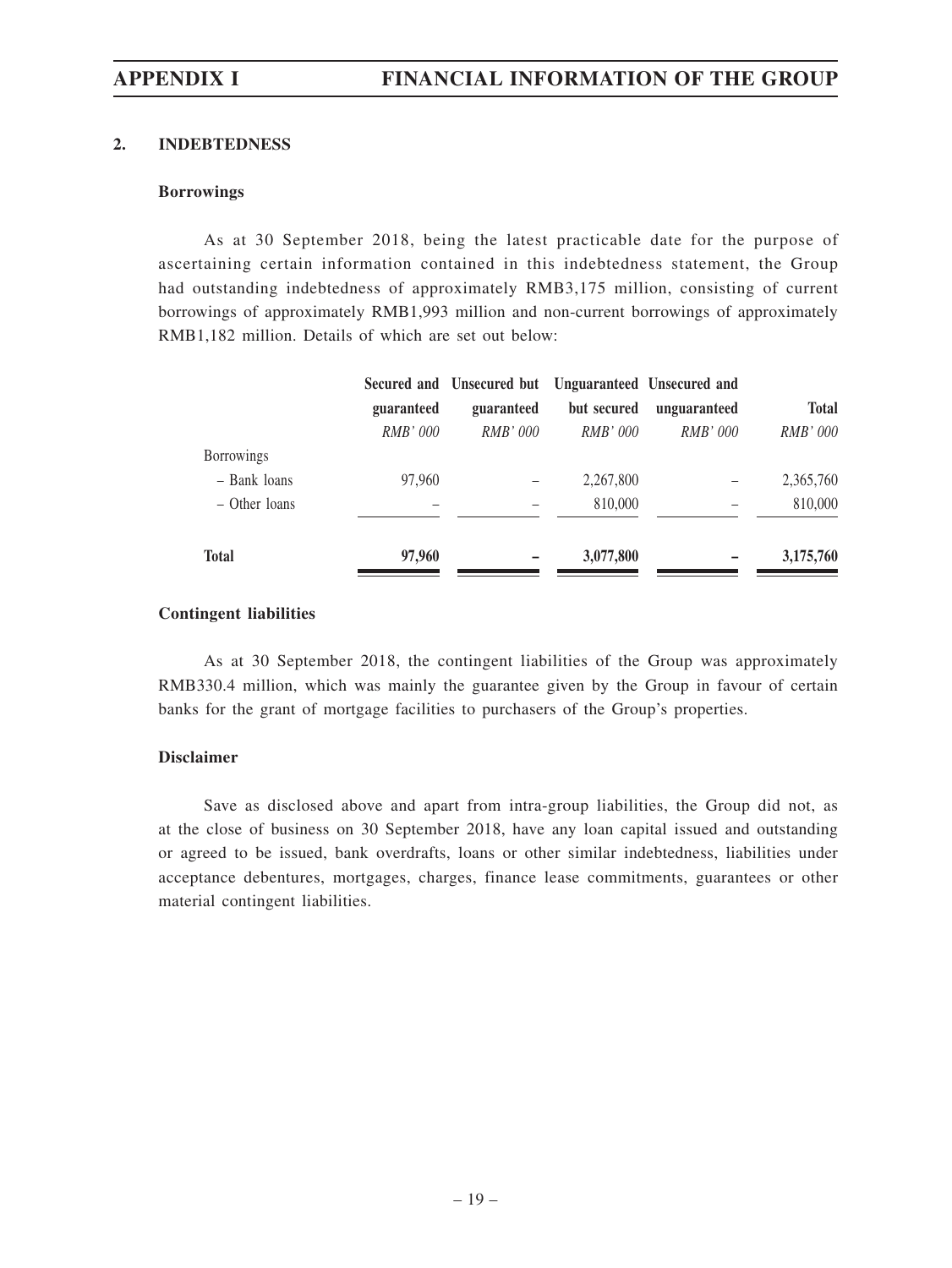## 2. INDEBTEDNESS

### Borrowings

As at 30 September 2018, being the latest practicable date for the purpose of ascertaining certain information contained in this indebtedness statement, the Group had outstanding indebtedness of approximately RMB3,175 million, consisting of current borrowings of approximately RMB1,993 million and non-current borrowings of approximately RMB1,182 million. Details of which are set out below:

| | Secured and guaranteed | Unsecured but guaranteed | Unguaranteed but secured | Unsecured and unguaranteed | Total |
|---|---|---|---|---|---|
| | *RMB' 000* | *RMB' 000* | *RMB' 000* | *RMB' 000* | *RMB' 000* |
| Borrowings | | | | | |
| – Bank loans | 97,960 | – | 2,267,800 | – | 2,365,760 |
| – Other loans | – | – | 810,000 | – | 810,000 |
| **Total** | **97,960** | **–** | **3,077,800** | **–** | **3,175,760** |

### Contingent liabilities

As at 30 September 2018, the contingent liabilities of the Group was approximately RMB330.4 million, which was mainly the guarantee given by the Group in favour of certain banks for the grant of mortgage facilities to purchasers of the Group's properties.

### Disclaimer

Save as disclosed above and apart from intra-group liabilities, the Group did not, as at the close of business on 30 September 2018, have any loan capital issued and outstanding or agreed to be issued, bank overdrafts, loans or other similar indebtedness, liabilities under acceptance debentures, mortgages, charges, finance lease commitments, guarantees or other material contingent liabilities.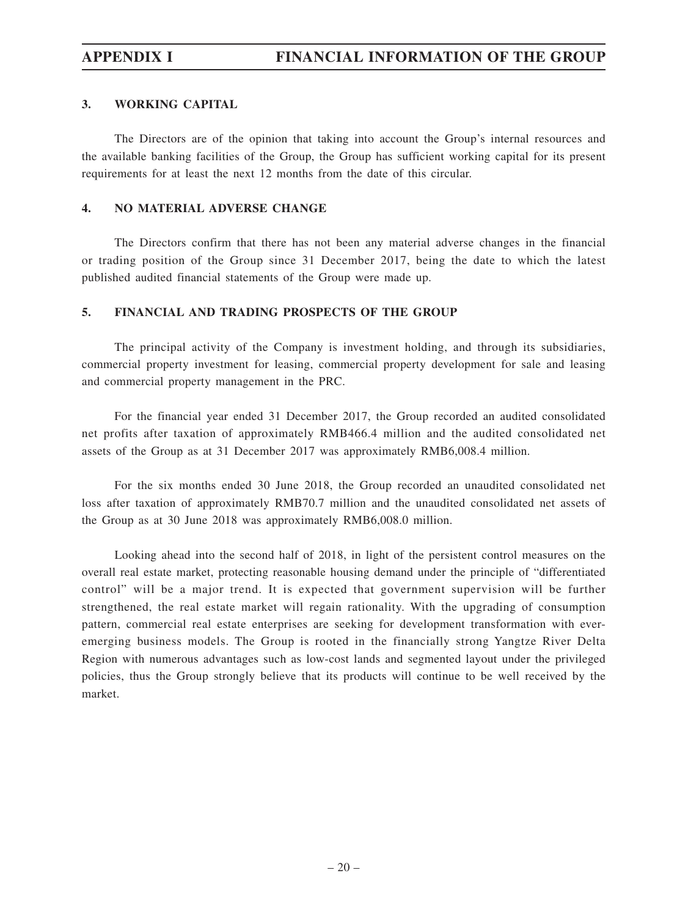### 3. WORKING CAPITAL

The Directors are of the opinion that taking into account the Group's internal resources and the available banking facilities of the Group, the Group has sufficient working capital for its present requirements for at least the next 12 months from the date of this circular.

### 4. NO MATERIAL ADVERSE CHANGE

The Directors confirm that there has not been any material adverse changes in the financial or trading position of the Group since 31 December 2017, being the date to which the latest published audited financial statements of the Group were made up.

### 5. FINANCIAL AND TRADING PROSPECTS OF THE GROUP

The principal activity of the Company is investment holding, and through its subsidiaries, commercial property investment for leasing, commercial property development for sale and leasing and commercial property management in the PRC.

For the financial year ended 31 December 2017, the Group recorded an audited consolidated net profits after taxation of approximately RMB466.4 million and the audited consolidated net assets of the Group as at 31 December 2017 was approximately RMB6,008.4 million.

For the six months ended 30 June 2018, the Group recorded an unaudited consolidated net loss after taxation of approximately RMB70.7 million and the unaudited consolidated net assets of the Group as at 30 June 2018 was approximately RMB6,008.0 million.

Looking ahead into the second half of 2018, in light of the persistent control measures on the overall real estate market, protecting reasonable housing demand under the principle of "differentiated control" will be a major trend. It is expected that government supervision will be further strengthened, the real estate market will regain rationality. With the upgrading of consumption pattern, commercial real estate enterprises are seeking for development transformation with ever-emerging business models. The Group is rooted in the financially strong Yangtze River Delta Region with numerous advantages such as low-cost lands and segmented layout under the privileged policies, thus the Group strongly believe that its products will continue to be well received by the market.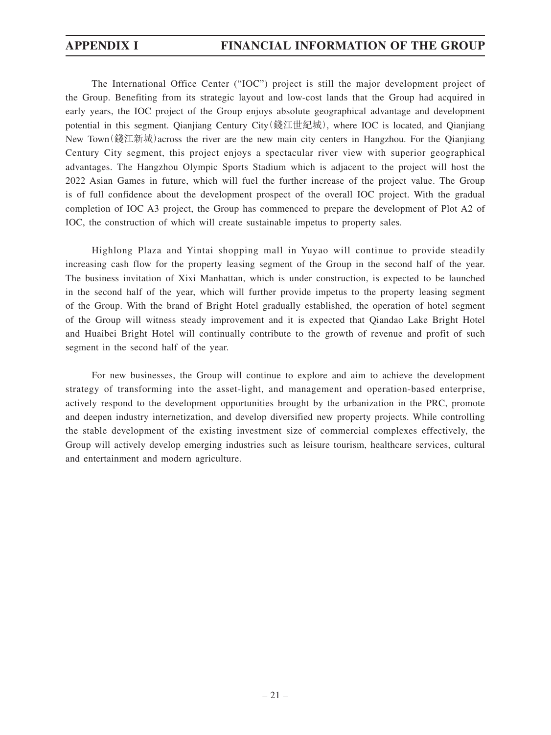The International Office Center ("IOC") project is still the major development project of the Group. Benefiting from its strategic layout and low-cost lands that the Group had acquired in early years, the IOC project of the Group enjoys absolute geographical advantage and development potential in this segment. Qianjiang Century City(錢江世紀城), where IOC is located, and Qianjiang New Town(錢江新城)across the river are the new main city centers in Hangzhou. For the Qianjiang Century City segment, this project enjoys a spectacular river view with superior geographical advantages. The Hangzhou Olympic Sports Stadium which is adjacent to the project will host the 2022 Asian Games in future, which will fuel the further increase of the project value. The Group is of full confidence about the development prospect of the overall IOC project. With the gradual completion of IOC A3 project, the Group has commenced to prepare the development of Plot A2 of IOC, the construction of which will create sustainable impetus to property sales.

Highlong Plaza and Yintai shopping mall in Yuyao will continue to provide steadily increasing cash flow for the property leasing segment of the Group in the second half of the year. The business invitation of Xixi Manhattan, which is under construction, is expected to be launched in the second half of the year, which will further provide impetus to the property leasing segment of the Group. With the brand of Bright Hotel gradually established, the operation of hotel segment of the Group will witness steady improvement and it is expected that Qiandao Lake Bright Hotel and Huaibei Bright Hotel will continually contribute to the growth of revenue and profit of such segment in the second half of the year.

For new businesses, the Group will continue to explore and aim to achieve the development strategy of transforming into the asset-light, and management and operation-based enterprise, actively respond to the development opportunities brought by the urbanization in the PRC, promote and deepen industry internetization, and develop diversified new property projects. While controlling the stable development of the existing investment size of commercial complexes effectively, the Group will actively develop emerging industries such as leisure tourism, healthcare services, cultural and entertainment and modern agriculture.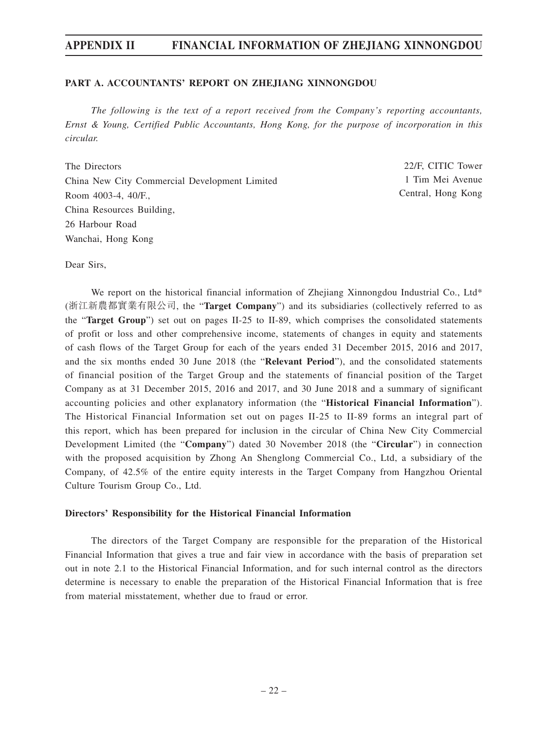## PART A. ACCOUNTANTS' REPORT ON ZHEJIANG XINNONGDOU

*The following is the text of a report received from the Company's reporting accountants, Ernst & Young, Certified Public Accountants, Hong Kong, for the purpose of incorporation in this circular.*

22/F, CITIC Tower
1 Tim Mei Avenue
Central, Hong Kong

The Directors
China New City Commercial Development Limited
Room 4003-4, 40/F.,
China Resources Building,
26 Harbour Road
Wanchai, Hong Kong

Dear Sirs,

We report on the historical financial information of Zhejiang Xinnongdou Industrial Co., Ltd* (浙江新農都實業有限公司, the "**Target Company**") and its subsidiaries (collectively referred to as the "**Target Group**") set out on pages II-25 to II-89, which comprises the consolidated statements of profit or loss and other comprehensive income, statements of changes in equity and statements of cash flows of the Target Group for each of the years ended 31 December 2015, 2016 and 2017, and the six months ended 30 June 2018 (the "**Relevant Period**"), and the consolidated statements of financial position of the Target Group and the statements of financial position of the Target Company as at 31 December 2015, 2016 and 2017, and 30 June 2018 and a summary of significant accounting policies and other explanatory information (the "**Historical Financial Information**"). The Historical Financial Information set out on pages II-25 to II-89 forms an integral part of this report, which has been prepared for inclusion in the circular of China New City Commercial Development Limited (the "**Company**") dated 30 November 2018 (the "**Circular**") in connection with the proposed acquisition by Zhong An Shenglong Commercial Co., Ltd, a subsidiary of the Company, of 42.5% of the entire equity interests in the Target Company from Hangzhou Oriental Culture Tourism Group Co., Ltd.

### Directors' Responsibility for the Historical Financial Information

The directors of the Target Company are responsible for the preparation of the Historical Financial Information that gives a true and fair view in accordance with the basis of preparation set out in note 2.1 to the Historical Financial Information, and for such internal control as the directors determine is necessary to enable the preparation of the Historical Financial Information that is free from material misstatement, whether due to fraud or error.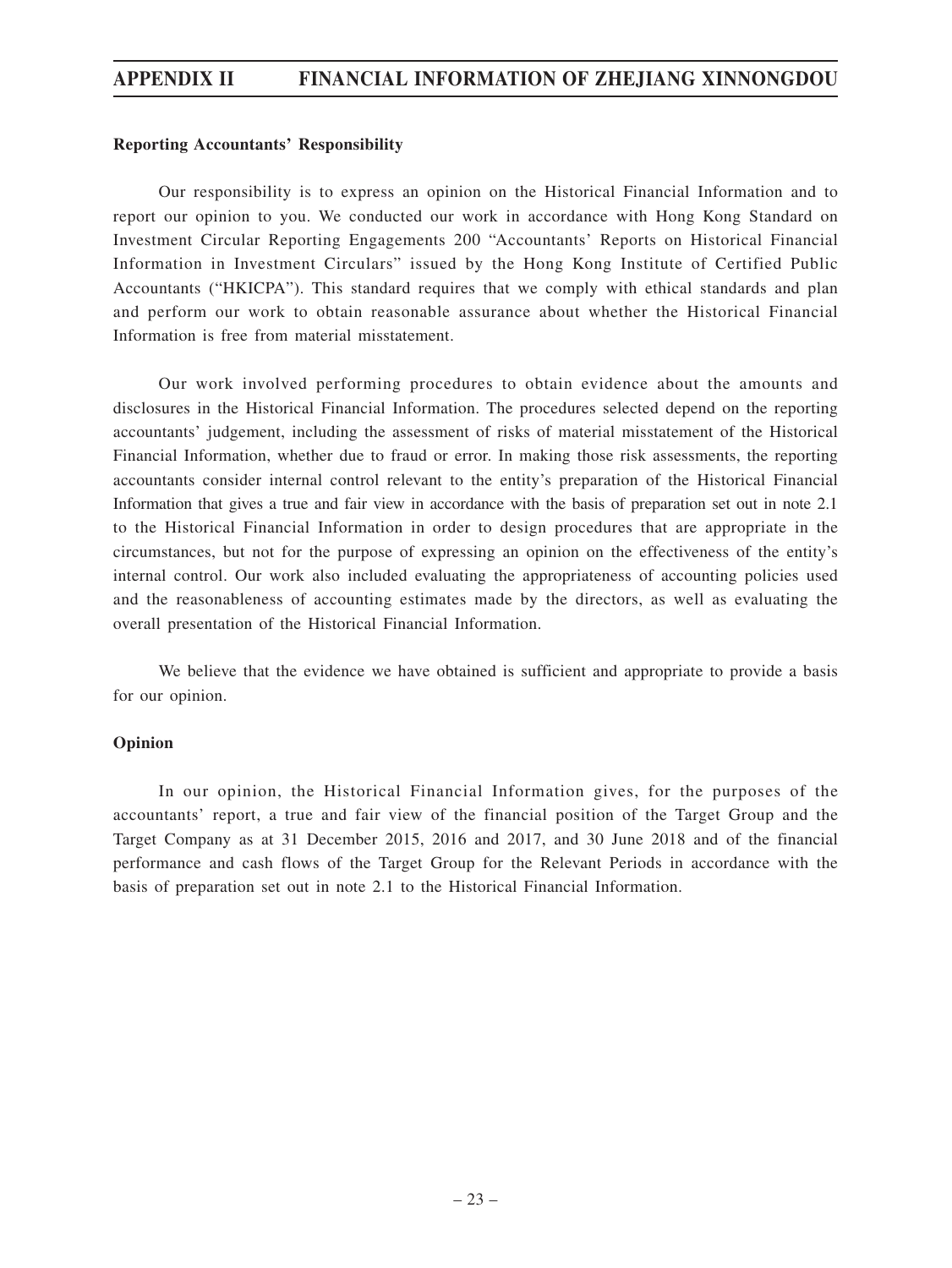**Reporting Accountants' Responsibility**

Our responsibility is to express an opinion on the Historical Financial Information and to report our opinion to you. We conducted our work in accordance with Hong Kong Standard on Investment Circular Reporting Engagements 200 "Accountants' Reports on Historical Financial Information in Investment Circulars" issued by the Hong Kong Institute of Certified Public Accountants ("HKICPA"). This standard requires that we comply with ethical standards and plan and perform our work to obtain reasonable assurance about whether the Historical Financial Information is free from material misstatement.

Our work involved performing procedures to obtain evidence about the amounts and disclosures in the Historical Financial Information. The procedures selected depend on the reporting accountants' judgement, including the assessment of risks of material misstatement of the Historical Financial Information, whether due to fraud or error. In making those risk assessments, the reporting accountants consider internal control relevant to the entity's preparation of the Historical Financial Information that gives a true and fair view in accordance with the basis of preparation set out in note 2.1 to the Historical Financial Information in order to design procedures that are appropriate in the circumstances, but not for the purpose of expressing an opinion on the effectiveness of the entity's internal control. Our work also included evaluating the appropriateness of accounting policies used and the reasonableness of accounting estimates made by the directors, as well as evaluating the overall presentation of the Historical Financial Information.

We believe that the evidence we have obtained is sufficient and appropriate to provide a basis for our opinion.

**Opinion**

In our opinion, the Historical Financial Information gives, for the purposes of the accountants' report, a true and fair view of the financial position of the Target Group and the Target Company as at 31 December 2015, 2016 and 2017, and 30 June 2018 and of the financial performance and cash flows of the Target Group for the Relevant Periods in accordance with the basis of preparation set out in note 2.1 to the Historical Financial Information.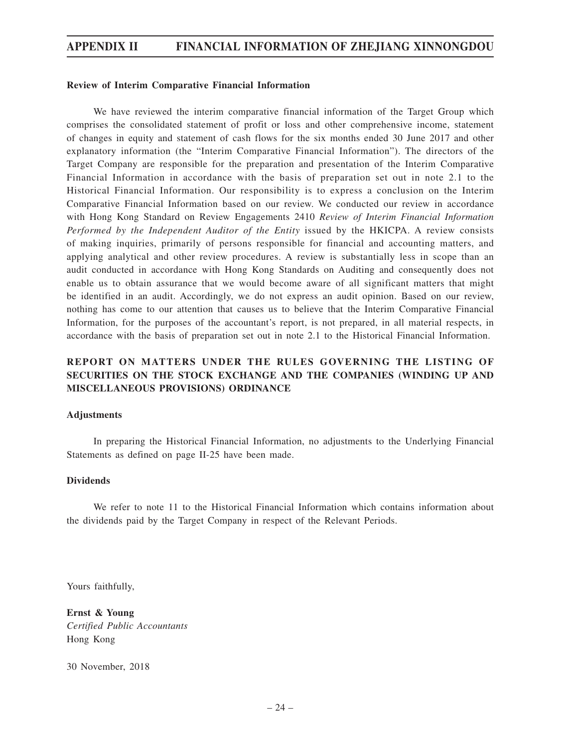**Review of Interim Comparative Financial Information**

We have reviewed the interim comparative financial information of the Target Group which comprises the consolidated statement of profit or loss and other comprehensive income, statement of changes in equity and statement of cash flows for the six months ended 30 June 2017 and other explanatory information (the "Interim Comparative Financial Information"). The directors of the Target Company are responsible for the preparation and presentation of the Interim Comparative Financial Information in accordance with the basis of preparation set out in note 2.1 to the Historical Financial Information. Our responsibility is to express a conclusion on the Interim Comparative Financial Information based on our review. We conducted our review in accordance with Hong Kong Standard on Review Engagements 2410 *Review of Interim Financial Information Performed by the Independent Auditor of the Entity* issued by the HKICPA. A review consists of making inquiries, primarily of persons responsible for financial and accounting matters, and applying analytical and other review procedures. A review is substantially less in scope than an audit conducted in accordance with Hong Kong Standards on Auditing and consequently does not enable us to obtain assurance that we would become aware of all significant matters that might be identified in an audit. Accordingly, we do not express an audit opinion. Based on our review, nothing has come to our attention that causes us to believe that the Interim Comparative Financial Information, for the purposes of the accountant's report, is not prepared, in all material respects, in accordance with the basis of preparation set out in note 2.1 to the Historical Financial Information.

## REPORT ON MATTERS UNDER THE RULES GOVERNING THE LISTING OF SECURITIES ON THE STOCK EXCHANGE AND THE COMPANIES (WINDING UP AND MISCELLANEOUS PROVISIONS) ORDINANCE

**Adjustments**

In preparing the Historical Financial Information, no adjustments to the Underlying Financial Statements as defined on page II-25 have been made.

**Dividends**

We refer to note 11 to the Historical Financial Information which contains information about the dividends paid by the Target Company in respect of the Relevant Periods.

Yours faithfully,

**Ernst & Young**
*Certified Public Accountants*
Hong Kong

30 November, 2018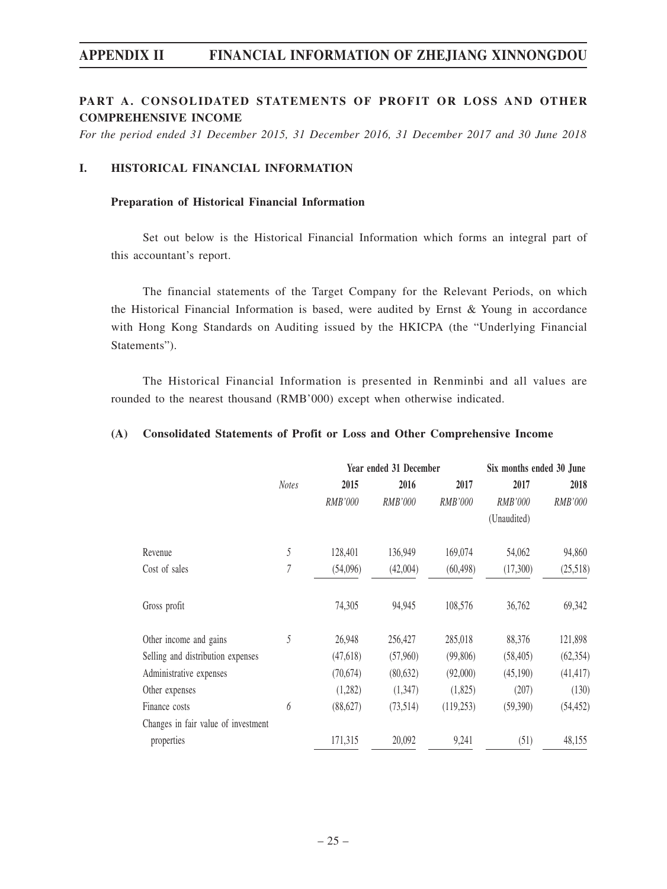## PART A. CONSOLIDATED STATEMENTS OF PROFIT OR LOSS AND OTHER COMPREHENSIVE INCOME

*For the period ended 31 December 2015, 31 December 2016, 31 December 2017 and 30 June 2018*

### I. HISTORICAL FINANCIAL INFORMATION

**Preparation of Historical Financial Information**

Set out below is the Historical Financial Information which forms an integral part of this accountant's report.

The financial statements of the Target Company for the Relevant Periods, on which the Historical Financial Information is based, were audited by Ernst & Young in accordance with Hong Kong Standards on Auditing issued by the HKICPA (the "Underlying Financial Statements").

The Historical Financial Information is presented in Renminbi and all values are rounded to the nearest thousand (RMB'000) except when otherwise indicated.

**(A) Consolidated Statements of Profit or Loss and Other Comprehensive Income**

| | *Notes* | Year ended 31 December | | | Six months ended 30 June | |
|---|---|---|---|---|---|---|
| | | 2015 | 2016 | 2017 | 2017 | 2018 |
| | | *RMB'000* | *RMB'000* | *RMB'000* | *RMB'000* (Unaudited) | *RMB'000* |
| Revenue | 5 | 128,401 | 136,949 | 169,074 | 54,062 | 94,860 |
| Cost of sales | 7 | (54,096) | (42,004) | (60,498) | (17,300) | (25,518) |
| Gross profit | | 74,305 | 94,945 | 108,576 | 36,762 | 69,342 |
| Other income and gains | 5 | 26,948 | 256,427 | 285,018 | 88,376 | 121,898 |
| Selling and distribution expenses | | (47,618) | (57,960) | (99,806) | (58,405) | (62,354) |
| Administrative expenses | | (70,674) | (80,632) | (92,000) | (45,190) | (41,417) |
| Other expenses | | (1,282) | (1,347) | (1,825) | (207) | (130) |
| Finance costs | 6 | (88,627) | (73,514) | (119,253) | (59,390) | (54,452) |
| Changes in fair value of investment properties | | 171,315 | 20,092 | 9,241 | (51) | 48,155 |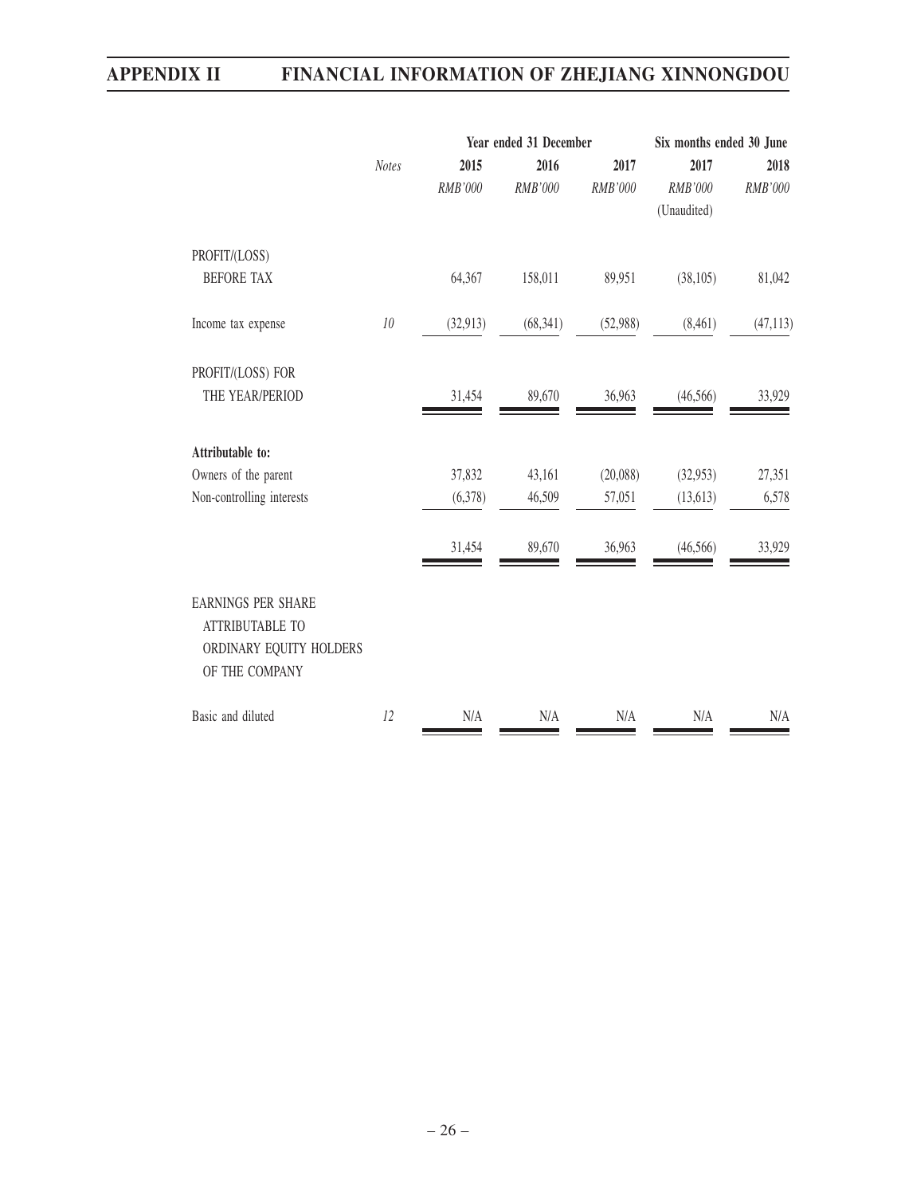| | Notes | Year ended 31 December | | | Six months ended 30 June | |
|---|---|---|---|---|---|---|
| | | 2015 | 2016 | 2017 | 2017 | 2018 |
| | | *RMB'000* | *RMB'000* | *RMB'000* | *RMB'000* | *RMB'000* |
| | | | | | (Unaudited) | |
| PROFIT/(LOSS) BEFORE TAX | | 64,367 | 158,011 | 89,951 | (38,105) | 81,042 |
| Income tax expense | *10* | (32,913) | (68,341) | (52,988) | (8,461) | (47,113) |
| PROFIT/(LOSS) FOR THE YEAR/PERIOD | | 31,454 | 89,670 | 36,963 | (46,566) | 33,929 |
| **Attributable to:** | | | | | | |
| Owners of the parent | | 37,832 | 43,161 | (20,088) | (32,953) | 27,351 |
| Non-controlling interests | | (6,378) | 46,509 | 57,051 | (13,613) | 6,578 |
| | | 31,454 | 89,670 | 36,963 | (46,566) | 33,929 |
| EARNINGS PER SHARE ATTRIBUTABLE TO ORDINARY EQUITY HOLDERS OF THE COMPANY | | | | | | |
| Basic and diluted | *12* | N/A | N/A | N/A | N/A | N/A |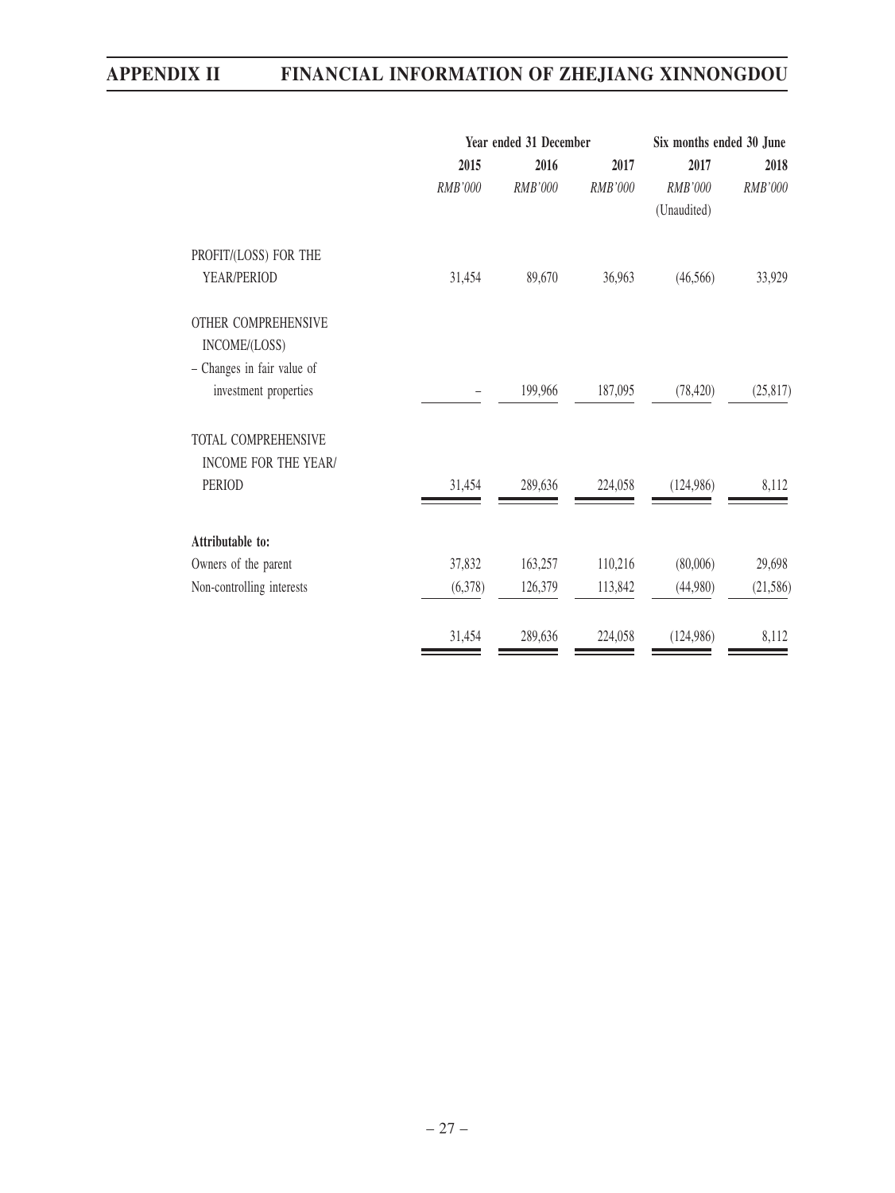| | Year ended 31 December | | | Six months ended 30 June | |
|---|---|---|---|---|---|
| | 2015 | 2016 | 2017 | 2017 | 2018 |
| | *RMB'000* | *RMB'000* | *RMB'000* | *RMB'000* | *RMB'000* |
| | | | | (Unaudited) | |
| PROFIT/(LOSS) FOR THE YEAR/PERIOD | 31,454 | 89,670 | 36,963 | (46,566) | 33,929 |
| OTHER COMPREHENSIVE INCOME/(LOSS) | | | | | |
| – Changes in fair value of investment properties | – | 199,966 | 187,095 | (78,420) | (25,817) |
| TOTAL COMPREHENSIVE INCOME FOR THE YEAR/ PERIOD | 31,454 | 289,636 | 224,058 | (124,986) | 8,112 |
| **Attributable to:** | | | | | |
| Owners of the parent | 37,832 | 163,257 | 110,216 | (80,006) | 29,698 |
| Non-controlling interests | (6,378) | 126,379 | 113,842 | (44,980) | (21,586) |
| | 31,454 | 289,636 | 224,058 | (124,986) | 8,112 |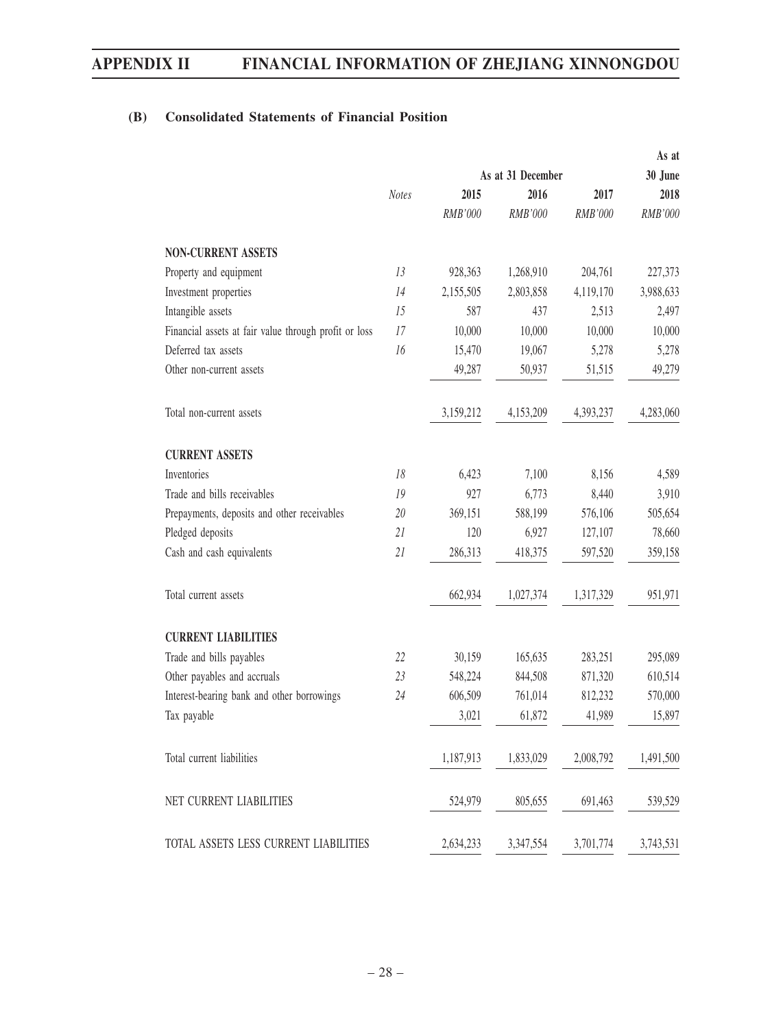### (B) Consolidated Statements of Financial Position

| | *Notes* | As at 31 December 2015 | As at 31 December 2016 | As at 31 December 2017 | As at 30 June 2018 |
|---|---|---|---|---|---|
| | | *RMB'000* | *RMB'000* | *RMB'000* | *RMB'000* |
| **NON-CURRENT ASSETS** | | | | | |
| Property and equipment | *13* | 928,363 | 1,268,910 | 204,761 | 227,373 |
| Investment properties | *14* | 2,155,505 | 2,803,858 | 4,119,170 | 3,988,633 |
| Intangible assets | *15* | 587 | 437 | 2,513 | 2,497 |
| Financial assets at fair value through profit or loss | *17* | 10,000 | 10,000 | 10,000 | 10,000 |
| Deferred tax assets | *16* | 15,470 | 19,067 | 5,278 | 5,278 |
| Other non-current assets | | 49,287 | 50,937 | 51,515 | 49,279 |
| Total non-current assets | | 3,159,212 | 4,153,209 | 4,393,237 | 4,283,060 |
| **CURRENT ASSETS** | | | | | |
| Inventories | *18* | 6,423 | 7,100 | 8,156 | 4,589 |
| Trade and bills receivables | *19* | 927 | 6,773 | 8,440 | 3,910 |
| Prepayments, deposits and other receivables | *20* | 369,151 | 588,199 | 576,106 | 505,654 |
| Pledged deposits | *21* | 120 | 6,927 | 127,107 | 78,660 |
| Cash and cash equivalents | *21* | 286,313 | 418,375 | 597,520 | 359,158 |
| Total current assets | | 662,934 | 1,027,374 | 1,317,329 | 951,971 |
| **CURRENT LIABILITIES** | | | | | |
| Trade and bills payables | *22* | 30,159 | 165,635 | 283,251 | 295,089 |
| Other payables and accruals | *23* | 548,224 | 844,508 | 871,320 | 610,514 |
| Interest-bearing bank and other borrowings | *24* | 606,509 | 761,014 | 812,232 | 570,000 |
| Tax payable | | 3,021 | 61,872 | 41,989 | 15,897 |
| Total current liabilities | | 1,187,913 | 1,833,029 | 2,008,792 | 1,491,500 |
| NET CURRENT LIABILITIES | | 524,979 | 805,655 | 691,463 | 539,529 |
| TOTAL ASSETS LESS CURRENT LIABILITIES | | 2,634,233 | 3,347,554 | 3,701,774 | 3,743,531 |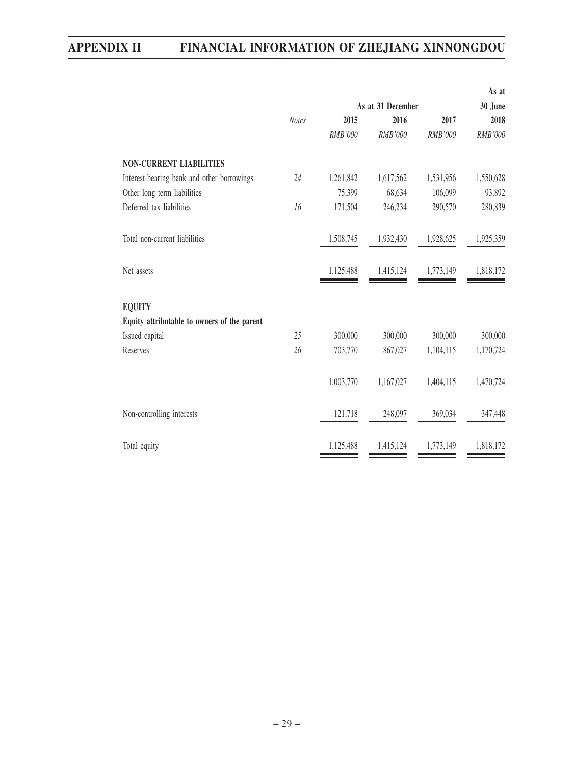| | Notes | As at 31 December | | | As at 30 June |
|---|---|---|---|---|---|
| | | 2015 | 2016 | 2017 | 2018 |
| | | RMB'000 | RMB'000 | RMB'000 | RMB'000 |
| **NON-CURRENT LIABILITIES** | | | | | |
| Interest-bearing bank and other borrowings | 24 | 1,261,842 | 1,617,562 | 1,531,956 | 1,550,628 |
| Other long term liabilities | | 75,399 | 68,634 | 106,099 | 93,892 |
| Deferred tax liabilities | 16 | 171,504 | 246,234 | 290,570 | 280,839 |
| Total non-current liabilities | | 1,508,745 | 1,932,430 | 1,928,625 | 1,925,359 |
| Net assets | | 1,125,488 | 1,415,124 | 1,773,149 | 1,818,172 |
| **EQUITY** | | | | | |
| **Equity attributable to owners of the parent** | | | | | |
| Issued capital | 25 | 300,000 | 300,000 | 300,000 | 300,000 |
| Reserves | 26 | 703,770 | 867,027 | 1,104,115 | 1,170,724 |
| | | 1,003,770 | 1,167,027 | 1,404,115 | 1,470,724 |
| Non-controlling interests | | 121,718 | 248,097 | 369,034 | 347,448 |
| Total equity | | 1,125,488 | 1,415,124 | 1,773,149 | 1,818,172 |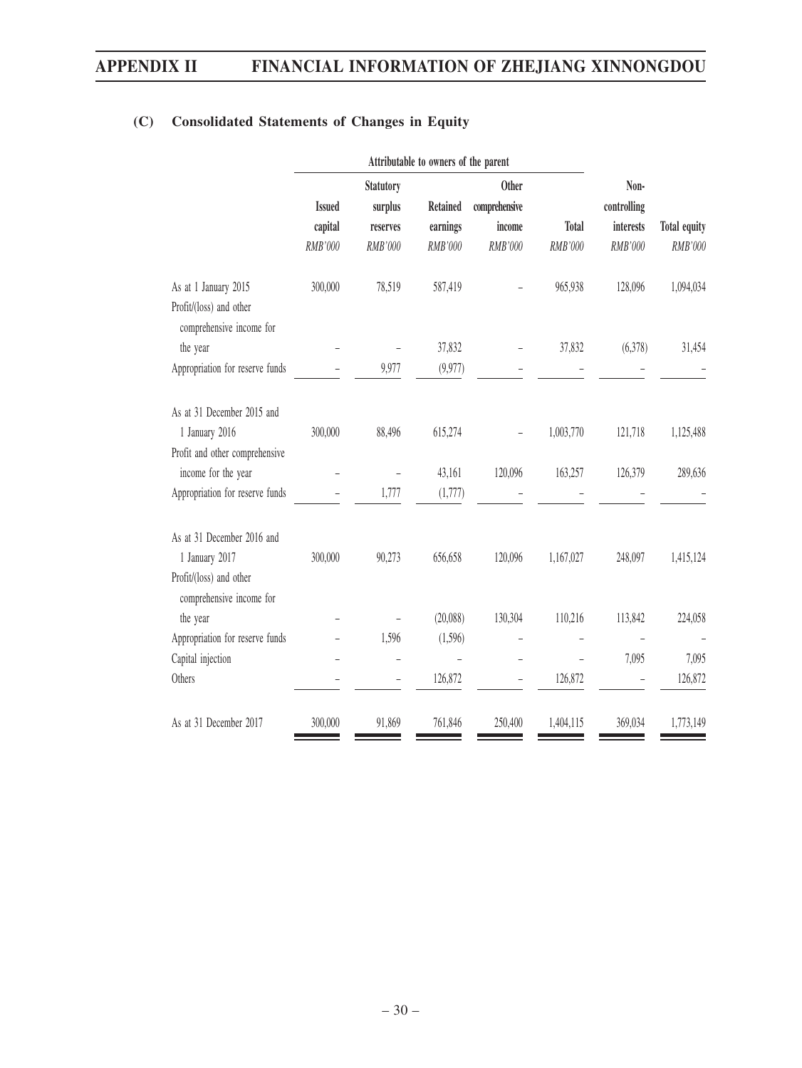## (C) Consolidated Statements of Changes in Equity

| | Attributable to owners of the parent | | | | | | |
|---|---|---|---|---|---|---|---|
| | Issued capital | Statutory surplus reserves | Retained earnings | Other comprehensive income | Total | Non-controlling interests | Total equity |
| | *RMB'000* | *RMB'000* | *RMB'000* | *RMB'000* | *RMB'000* | *RMB'000* | *RMB'000* |
| As at 1 January 2015 | 300,000 | 78,519 | 587,419 | – | 965,938 | 128,096 | 1,094,034 |
| Profit/(loss) and other comprehensive income for the year | – | – | 37,832 | – | 37,832 | (6,378) | 31,454 |
| Appropriation for reserve funds | – | 9,977 | (9,977) | – | – | – | – |
| As at 31 December 2015 and 1 January 2016 | 300,000 | 88,496 | 615,274 | – | 1,003,770 | 121,718 | 1,125,488 |
| Profit and other comprehensive income for the year | – | – | 43,161 | 120,096 | 163,257 | 126,379 | 289,636 |
| Appropriation for reserve funds | – | 1,777 | (1,777) | – | – | – | – |
| As at 31 December 2016 and 1 January 2017 | 300,000 | 90,273 | 656,658 | 120,096 | 1,167,027 | 248,097 | 1,415,124 |
| Profit/(loss) and other comprehensive income for the year | – | – | (20,088) | 130,304 | 110,216 | 113,842 | 224,058 |
| Appropriation for reserve funds | – | 1,596 | (1,596) | – | – | – | – |
| Capital injection | – | – | – | – | – | 7,095 | 7,095 |
| Others | – | – | 126,872 | – | 126,872 | – | 126,872 |
| As at 31 December 2017 | 300,000 | 91,869 | 761,846 | 250,400 | 1,404,115 | 369,034 | 1,773,149 |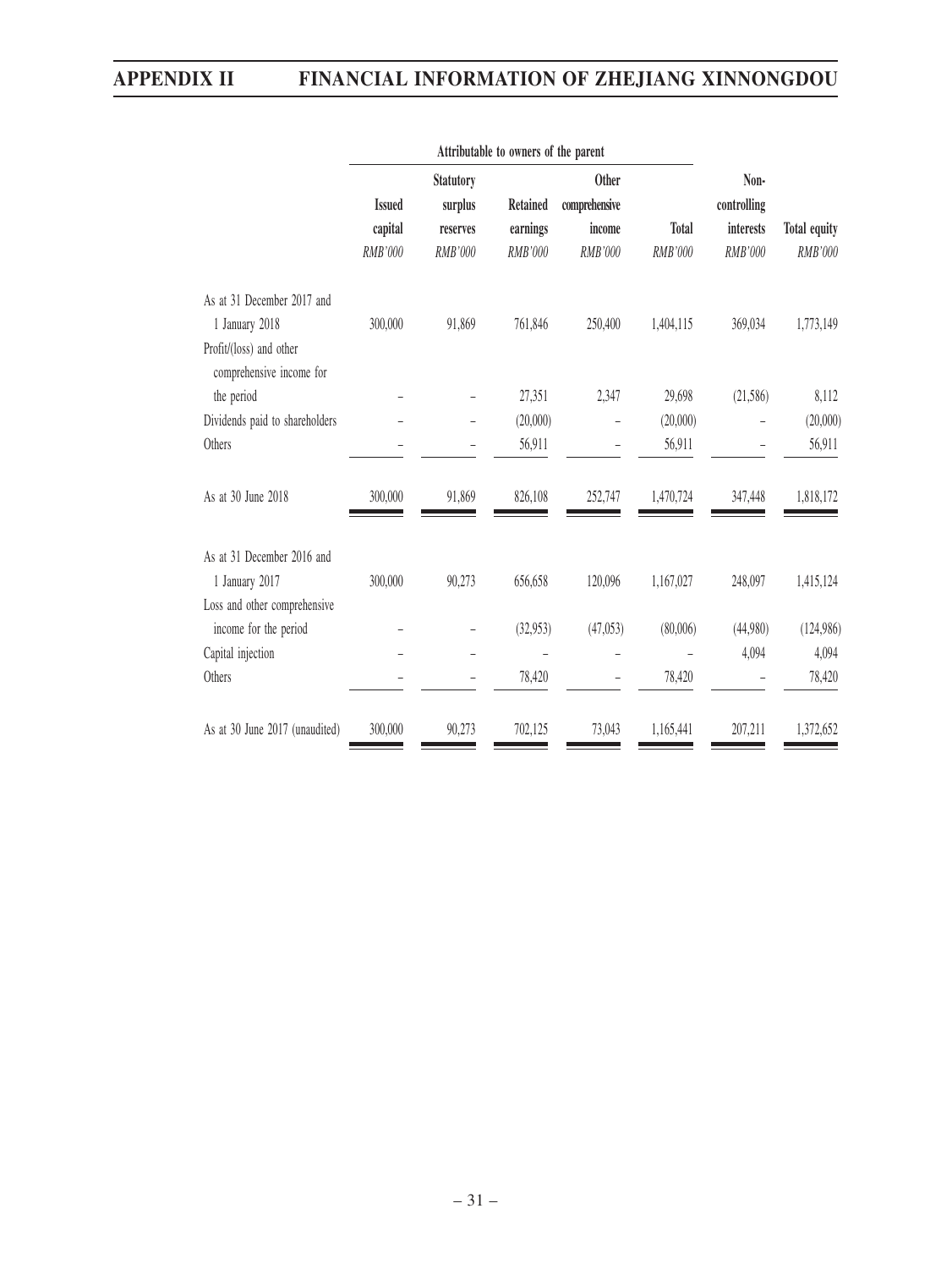| | Attributable to owners of the parent | | | | | | |
|---|---|---|---|---|---|---|---|
| | Issued capital | Statutory surplus reserves | Retained earnings | Other comprehensive income | Total | Non-controlling interests | Total equity |
| | *RMB'000* | *RMB'000* | *RMB'000* | *RMB'000* | *RMB'000* | *RMB'000* | *RMB'000* |
| As at 31 December 2017 and 1 January 2018 | 300,000 | 91,869 | 761,846 | 250,400 | 1,404,115 | 369,034 | 1,773,149 |
| Profit/(loss) and other comprehensive income for the period | – | – | 27,351 | 2,347 | 29,698 | (21,586) | 8,112 |
| Dividends paid to shareholders | – | – | (20,000) | – | (20,000) | – | (20,000) |
| Others | – | – | 56,911 | – | 56,911 | – | 56,911 |
| As at 30 June 2018 | 300,000 | 91,869 | 826,108 | 252,747 | 1,470,724 | 347,448 | 1,818,172 |
| As at 31 December 2016 and 1 January 2017 | 300,000 | 90,273 | 656,658 | 120,096 | 1,167,027 | 248,097 | 1,415,124 |
| Loss and other comprehensive income for the period | – | – | (32,953) | (47,053) | (80,006) | (44,980) | (124,986) |
| Capital injection | – | – | – | – | – | 4,094 | 4,094 |
| Others | – | – | 78,420 | – | 78,420 | – | 78,420 |
| As at 30 June 2017 (unaudited) | 300,000 | 90,273 | 702,125 | 73,043 | 1,165,441 | 207,211 | 1,372,652 |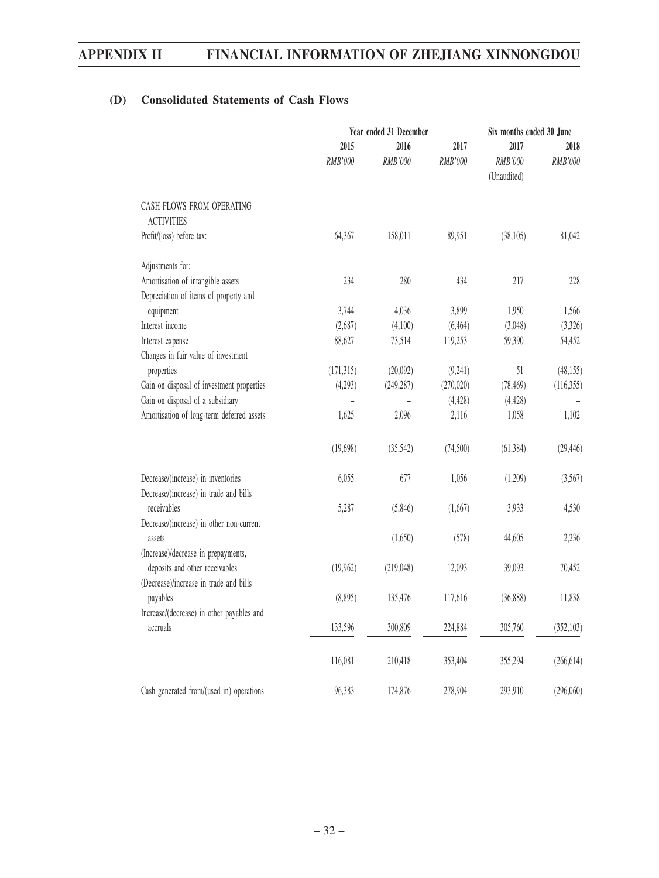### (D) Consolidated Statements of Cash Flows

| | Year ended 31 December | | | Six months ended 30 June | |
|---|---|---|---|---|---|
| | 2015 | 2016 | 2017 | 2017 | 2018 |
| | *RMB'000* | *RMB'000* | *RMB'000* | *RMB'000* | *RMB'000* |
| | | | | (Unaudited) | |
| CASH FLOWS FROM OPERATING ACTIVITIES | | | | | |
| Profit/(loss) before tax: | 64,367 | 158,011 | 89,951 | (38,105) | 81,042 |
| Adjustments for: | | | | | |
| Amortisation of intangible assets | 234 | 280 | 434 | 217 | 228 |
| Depreciation of items of property and equipment | 3,744 | 4,036 | 3,899 | 1,950 | 1,566 |
| Interest income | (2,687) | (4,100) | (6,464) | (3,048) | (3,326) |
| Interest expense | 88,627 | 73,514 | 119,253 | 59,390 | 54,452 |
| Changes in fair value of investment properties | (171,315) | (20,092) | (9,241) | 51 | (48,155) |
| Gain on disposal of investment properties | (4,293) | (249,287) | (270,020) | (78,469) | (116,355) |
| Gain on disposal of a subsidiary | – | – | (4,428) | (4,428) | – |
| Amortisation of long-term deferred assets | 1,625 | 2,096 | 2,116 | 1,058 | 1,102 |
| | (19,698) | (35,542) | (74,500) | (61,384) | (29,446) |
| Decrease/(increase) in inventories | 6,055 | 677 | 1,056 | (1,209) | (3,567) |
| Decrease/(increase) in trade and bills receivables | 5,287 | (5,846) | (1,667) | 3,933 | 4,530 |
| Decrease/(increase) in other non-current assets | – | (1,650) | (578) | 44,605 | 2,236 |
| (Increase)/decrease in prepayments, deposits and other receivables | (19,962) | (219,048) | 12,093 | 39,093 | 70,452 |
| (Decrease)/increase in trade and bills payables | (8,895) | 135,476 | 117,616 | (36,888) | 11,838 |
| Increase/(decrease) in other payables and accruals | 133,596 | 300,809 | 224,884 | 305,760 | (352,103) |
| | 116,081 | 210,418 | 353,404 | 355,294 | (266,614) |
| Cash generated from/(used in) operations | 96,383 | 174,876 | 278,904 | 293,910 | (296,060) |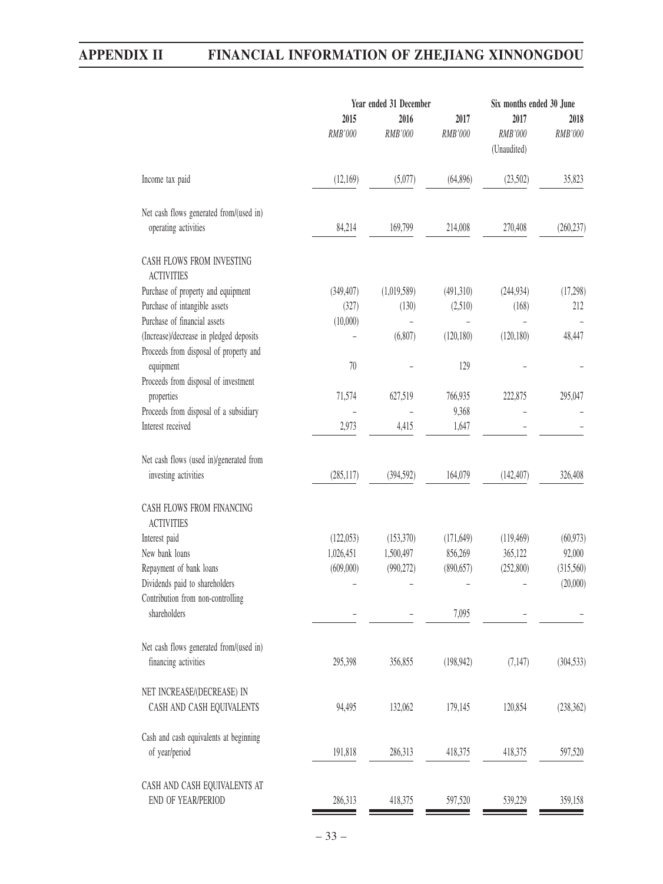| | Year ended 31 December | | | Six months ended 30 June | |
|---|---|---|---|---|---|
| | 2015 | 2016 | 2017 | 2017 | 2018 |
| | *RMB'000* | *RMB'000* | *RMB'000* | *RMB'000* | *RMB'000* |
| | | | | (Unaudited) | |
| Income tax paid | (12,169) | (5,077) | (64,896) | (23,502) | 35,823 |
| Net cash flows generated from/(used in) operating activities | 84,214 | 169,799 | 214,008 | 270,408 | (260,237) |
| CASH FLOWS FROM INVESTING ACTIVITIES | | | | | |
| Purchase of property and equipment | (349,407) | (1,019,589) | (491,310) | (244,934) | (17,298) |
| Purchase of intangible assets | (327) | (130) | (2,510) | (168) | 212 |
| Purchase of financial assets | (10,000) | – | – | – | – |
| (Increase)/decrease in pledged deposits | – | (6,807) | (120,180) | (120,180) | 48,447 |
| Proceeds from disposal of property and equipment | 70 | – | 129 | – | – |
| Proceeds from disposal of investment properties | 71,574 | 627,519 | 766,935 | 222,875 | 295,047 |
| Proceeds from disposal of a subsidiary | – | – | 9,368 | – | – |
| Interest received | 2,973 | 4,415 | 1,647 | – | – |
| Net cash flows (used in)/generated from investing activities | (285,117) | (394,592) | 164,079 | (142,407) | 326,408 |
| CASH FLOWS FROM FINANCING ACTIVITIES | | | | | |
| Interest paid | (122,053) | (153,370) | (171,649) | (119,469) | (60,973) |
| New bank loans | 1,026,451 | 1,500,497 | 856,269 | 365,122 | 92,000 |
| Repayment of bank loans | (609,000) | (990,272) | (890,657) | (252,800) | (315,560) |
| Dividends paid to shareholders | – | – | – | – | (20,000) |
| Contribution from non-controlling shareholders | – | – | 7,095 | – | – |
| Net cash flows generated from/(used in) financing activities | 295,398 | 356,855 | (198,942) | (7,147) | (304,533) |
| NET INCREASE/(DECREASE) IN CASH AND CASH EQUIVALENTS | 94,495 | 132,062 | 179,145 | 120,854 | (238,362) |
| Cash and cash equivalents at beginning of year/period | 191,818 | 286,313 | 418,375 | 418,375 | 597,520 |
| CASH AND CASH EQUIVALENTS AT END OF YEAR/PERIOD | 286,313 | 418,375 | 597,520 | 539,229 | 359,158 |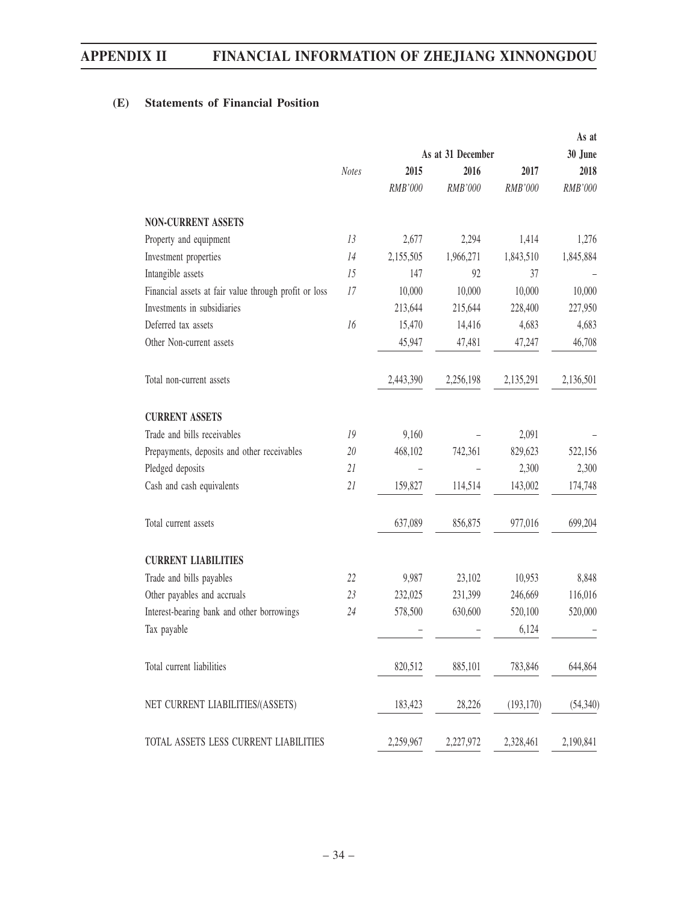### (E) Statements of Financial Position

| | Notes | As at 31 December | | | As at 30 June |
|---|---|---|---|---|---|
| | | 2015 | 2016 | 2017 | 2018 |
| | | *RMB'000* | *RMB'000* | *RMB'000* | *RMB'000* |
| **NON-CURRENT ASSETS** | | | | | |
| Property and equipment | 13 | 2,677 | 2,294 | 1,414 | 1,276 |
| Investment properties | 14 | 2,155,505 | 1,966,271 | 1,843,510 | 1,845,884 |
| Intangible assets | 15 | 147 | 92 | 37 | – |
| Financial assets at fair value through profit or loss | 17 | 10,000 | 10,000 | 10,000 | 10,000 |
| Investments in subsidiaries | | 213,644 | 215,644 | 228,400 | 227,950 |
| Deferred tax assets | 16 | 15,470 | 14,416 | 4,683 | 4,683 |
| Other Non-current assets | | 45,947 | 47,481 | 47,247 | 46,708 |
| Total non-current assets | | 2,443,390 | 2,256,198 | 2,135,291 | 2,136,501 |
| **CURRENT ASSETS** | | | | | |
| Trade and bills receivables | 19 | 9,160 | – | 2,091 | – |
| Prepayments, deposits and other receivables | 20 | 468,102 | 742,361 | 829,623 | 522,156 |
| Pledged deposits | 21 | – | – | 2,300 | 2,300 |
| Cash and cash equivalents | 21 | 159,827 | 114,514 | 143,002 | 174,748 |
| Total current assets | | 637,089 | 856,875 | 977,016 | 699,204 |
| **CURRENT LIABILITIES** | | | | | |
| Trade and bills payables | 22 | 9,987 | 23,102 | 10,953 | 8,848 |
| Other payables and accruals | 23 | 232,025 | 231,399 | 246,669 | 116,016 |
| Interest-bearing bank and other borrowings | 24 | 578,500 | 630,600 | 520,100 | 520,000 |
| Tax payable | | – | – | 6,124 | – |
| Total current liabilities | | 820,512 | 885,101 | 783,846 | 644,864 |
| NET CURRENT LIABILITIES/(ASSETS) | | 183,423 | 28,226 | (193,170) | (54,340) |
| TOTAL ASSETS LESS CURRENT LIABILITIES | | 2,259,967 | 2,227,972 | 2,328,461 | 2,190,841 |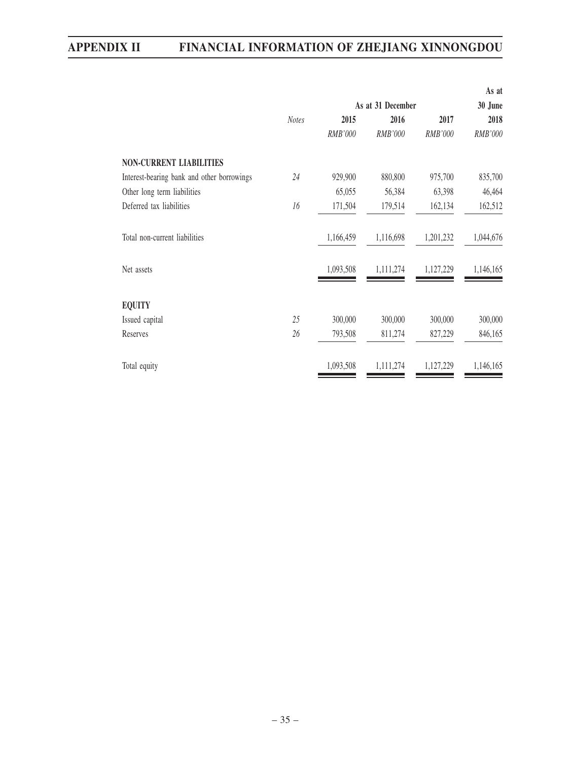| | Notes | As at 31 December | | | As at 30 June |
|---|---|---|---|---|---|
| | | 2015 | 2016 | 2017 | 2018 |
| | | *RMB'000* | *RMB'000* | *RMB'000* | *RMB'000* |
| **NON-CURRENT LIABILITIES** | | | | | |
| Interest-bearing bank and other borrowings | *24* | 929,900 | 880,800 | 975,700 | 835,700 |
| Other long term liabilities | | 65,055 | 56,384 | 63,398 | 46,464 |
| Deferred tax liabilities | *16* | 171,504 | 179,514 | 162,134 | 162,512 |
| Total non-current liabilities | | 1,166,459 | 1,116,698 | 1,201,232 | 1,044,676 |
| Net assets | | 1,093,508 | 1,111,274 | 1,127,229 | 1,146,165 |
| **EQUITY** | | | | | |
| Issued capital | *25* | 300,000 | 300,000 | 300,000 | 300,000 |
| Reserves | *26* | 793,508 | 811,274 | 827,229 | 846,165 |
| Total equity | | 1,093,508 | 1,111,274 | 1,127,229 | 1,146,165 |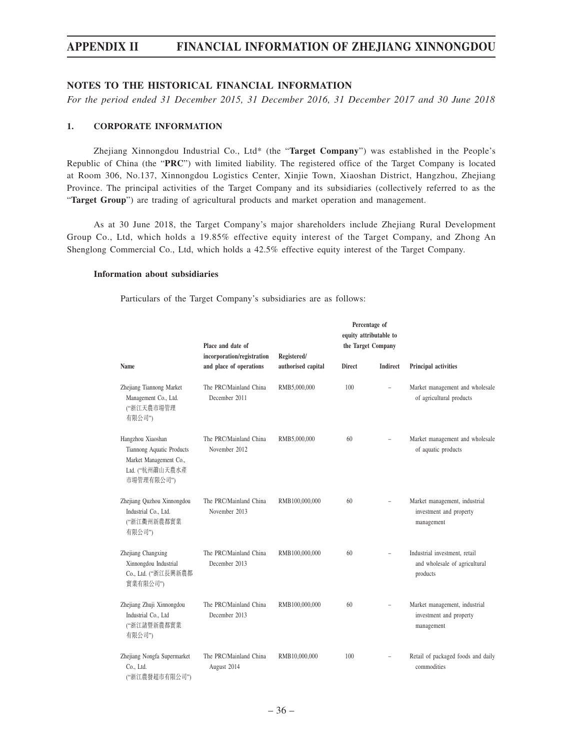## NOTES TO THE HISTORICAL FINANCIAL INFORMATION

*For the period ended 31 December 2015, 31 December 2016, 31 December 2017 and 30 June 2018*

### 1. CORPORATE INFORMATION

Zhejiang Xinnongdou Industrial Co., Ltd* (the "**Target Company**") was established in the People's Republic of China (the "**PRC**") with limited liability. The registered office of the Target Company is located at Room 306, No.137, Xinnongdou Logistics Center, Xinjie Town, Xiaoshan District, Hangzhou, Zhejiang Province. The principal activities of the Target Company and its subsidiaries (collectively referred to as the "**Target Group**") are trading of agricultural products and market operation and management.

As at 30 June 2018, the Target Company's major shareholders include Zhejiang Rural Development Group Co., Ltd, which holds a 19.85% effective equity interest of the Target Company, and Zhong An Shenglong Commercial Co., Ltd, which holds a 42.5% effective equity interest of the Target Company.

#### Information about subsidiaries

Particulars of the Target Company's subsidiaries are as follows:

| Name | Place and date of incorporation/registration and place of operations | Registered/ authorised capital | Percentage of equity attributable to the Target Company | | Principal activities |
|---|---|---|---|---|---|
| | | | Direct | Indirect | |
| Zhejiang Tiannong Market Management Co., Ltd. ("浙江天農市場管理有限公司") | The PRC/Mainland China December 2011 | RMB5,000,000 | 100 | – | Market management and wholesale of agricultural products |
| Hangzhou Xiaoshan Tiannong Aquatic Products Market Management Co., Ltd. ("杭州蕭山天農水產市場管理有限公司") | The PRC/Mainland China November 2012 | RMB5,000,000 | 60 | – | Market management and wholesale of aquatic products |
| Zhejiang Quzhou Xinnongdou Industrial Co., Ltd. ("浙江衢州新農都實業有限公司") | The PRC/Mainland China November 2013 | RMB100,000,000 | 60 | – | Market management, industrial investment and property management |
| Zhejiang Changxing Xinnongdou Industrial Co., Ltd. ("浙江長興新農都實業有限公司") | The PRC/Mainland China December 2013 | RMB100,000,000 | 60 | – | Industrial investment, retail and wholesale of agricultural products |
| Zhejiang Zhuji Xinnongdou Industrial Co., Ltd ("浙江諸暨新農都實業有限公司") | The PRC/Mainland China December 2013 | RMB100,000,000 | 60 | – | Market management, industrial investment and property management |
| Zhejiang Nongfa Supermarket Co., Ltd. ("浙江農發超市有限公司") | The PRC/Mainland China August 2014 | RMB10,000,000 | 100 | – | Retail of packaged foods and daily commodities |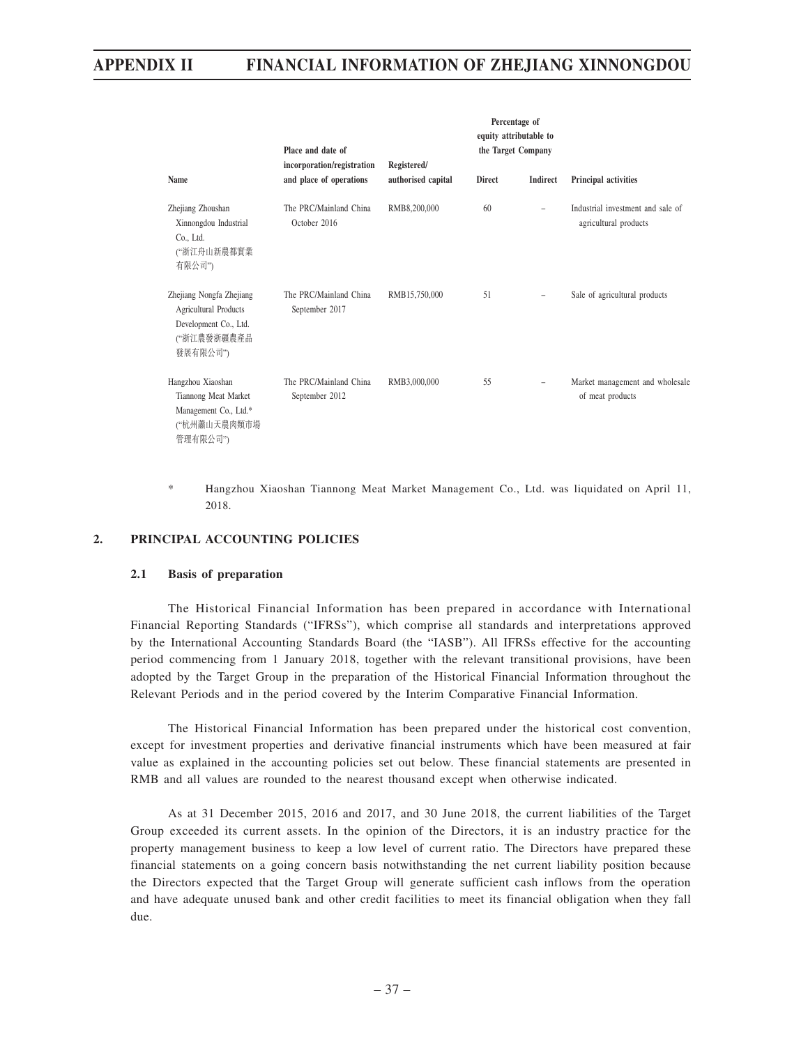| Name | Place and date of incorporation/registration and place of operations | Registered/ authorised capital | Percentage of equity attributable to the Target Company | | Principal activities |
|---|---|---|---|---|---|
| | | | Direct | Indirect | |
| Zhejiang Zhoushan Xinnongdou Industrial Co., Ltd. ("浙江舟山新農都實業有限公司") | The PRC/Mainland China October 2016 | RMB8,200,000 | 60 | – | Industrial investment and sale of agricultural products |
| Zhejiang Nongfa Zhejiang Agricultural Products Development Co., Ltd. ("浙江農發浙疆農產品發展有限公司") | The PRC/Mainland China September 2017 | RMB15,750,000 | 51 | – | Sale of agricultural products |
| Hangzhou Xiaoshan Tiannong Meat Market Management Co., Ltd.* ("杭州蕭山天農肉類市場管理有限公司") | The PRC/Mainland China September 2012 | RMB3,000,000 | 55 | – | Market management and wholesale of meat products |

\* Hangzhou Xiaoshan Tiannong Meat Market Management Co., Ltd. was liquidated on April 11, 2018.

## 2. PRINCIPAL ACCOUNTING POLICIES

### 2.1 Basis of preparation

The Historical Financial Information has been prepared in accordance with International Financial Reporting Standards ("IFRSs"), which comprise all standards and interpretations approved by the International Accounting Standards Board (the "IASB"). All IFRSs effective for the accounting period commencing from 1 January 2018, together with the relevant transitional provisions, have been adopted by the Target Group in the preparation of the Historical Financial Information throughout the Relevant Periods and in the period covered by the Interim Comparative Financial Information.

The Historical Financial Information has been prepared under the historical cost convention, except for investment properties and derivative financial instruments which have been measured at fair value as explained in the accounting policies set out below. These financial statements are presented in RMB and all values are rounded to the nearest thousand except when otherwise indicated.

As at 31 December 2015, 2016 and 2017, and 30 June 2018, the current liabilities of the Target Group exceeded its current assets. In the opinion of the Directors, it is an industry practice for the property management business to keep a low level of current ratio. The Directors have prepared these financial statements on a going concern basis notwithstanding the net current liability position because the Directors expected that the Target Group will generate sufficient cash inflows from the operation and have adequate unused bank and other credit facilities to meet its financial obligation when they fall due.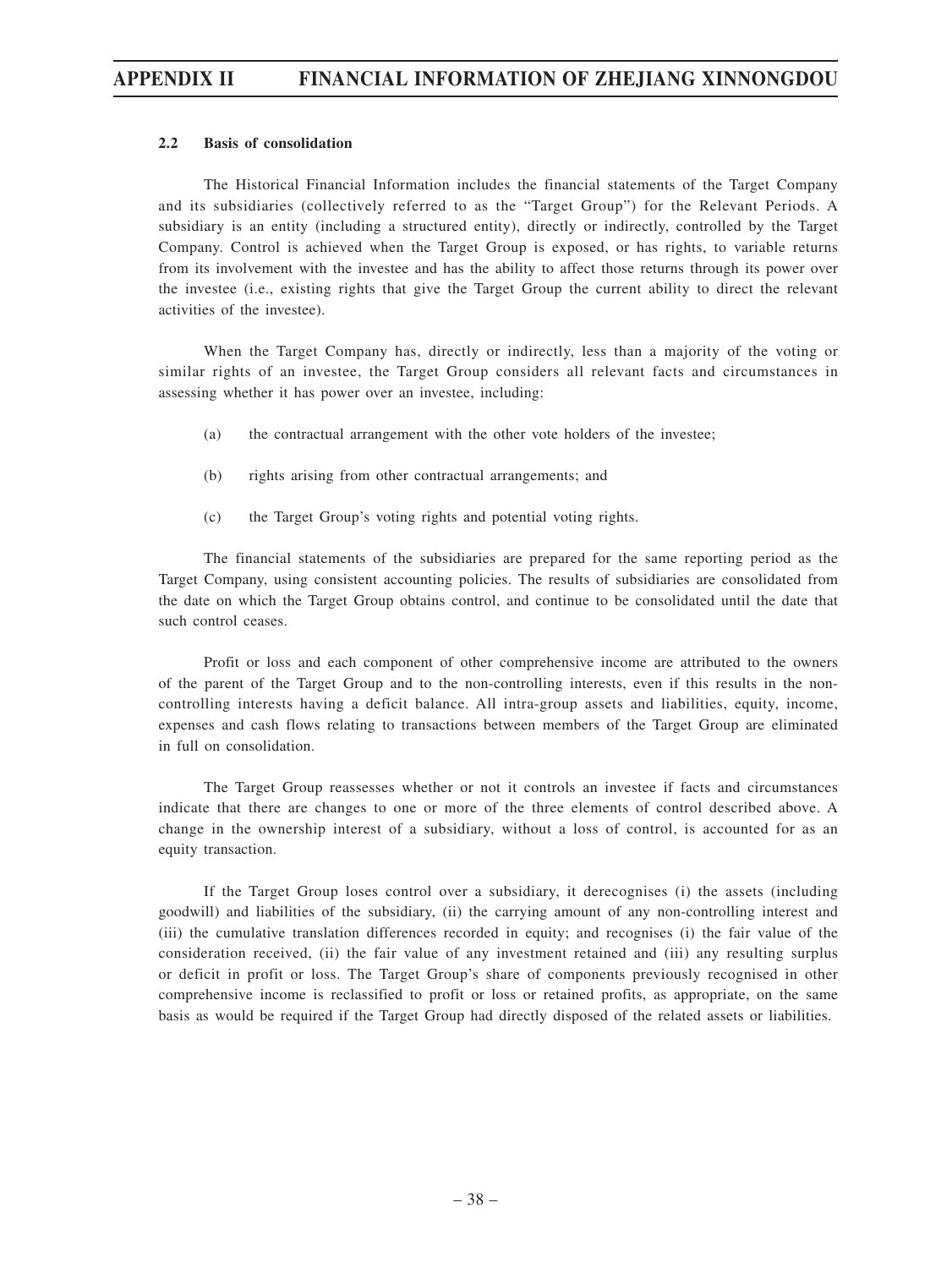### 2.2 Basis of consolidation

The Historical Financial Information includes the financial statements of the Target Company and its subsidiaries (collectively referred to as the "Target Group") for the Relevant Periods. A subsidiary is an entity (including a structured entity), directly or indirectly, controlled by the Target Company. Control is achieved when the Target Group is exposed, or has rights, to variable returns from its involvement with the investee and has the ability to affect those returns through its power over the investee (i.e., existing rights that give the Target Group the current ability to direct the relevant activities of the investee).

When the Target Company has, directly or indirectly, less than a majority of the voting or similar rights of an investee, the Target Group considers all relevant facts and circumstances in assessing whether it has power over an investee, including:

(a) the contractual arrangement with the other vote holders of the investee;

(b) rights arising from other contractual arrangements; and

(c) the Target Group's voting rights and potential voting rights.

The financial statements of the subsidiaries are prepared for the same reporting period as the Target Company, using consistent accounting policies. The results of subsidiaries are consolidated from the date on which the Target Group obtains control, and continue to be consolidated until the date that such control ceases.

Profit or loss and each component of other comprehensive income are attributed to the owners of the parent of the Target Group and to the non-controlling interests, even if this results in the non-controlling interests having a deficit balance. All intra-group assets and liabilities, equity, income, expenses and cash flows relating to transactions between members of the Target Group are eliminated in full on consolidation.

The Target Group reassesses whether or not it controls an investee if facts and circumstances indicate that there are changes to one or more of the three elements of control described above. A change in the ownership interest of a subsidiary, without a loss of control, is accounted for as an equity transaction.

If the Target Group loses control over a subsidiary, it derecognises (i) the assets (including goodwill) and liabilities of the subsidiary, (ii) the carrying amount of any non-controlling interest and (iii) the cumulative translation differences recorded in equity; and recognises (i) the fair value of the consideration received, (ii) the fair value of any investment retained and (iii) any resulting surplus or deficit in profit or loss. The Target Group's share of components previously recognised in other comprehensive income is reclassified to profit or loss or retained profits, as appropriate, on the same basis as would be required if the Target Group had directly disposed of the related assets or liabilities.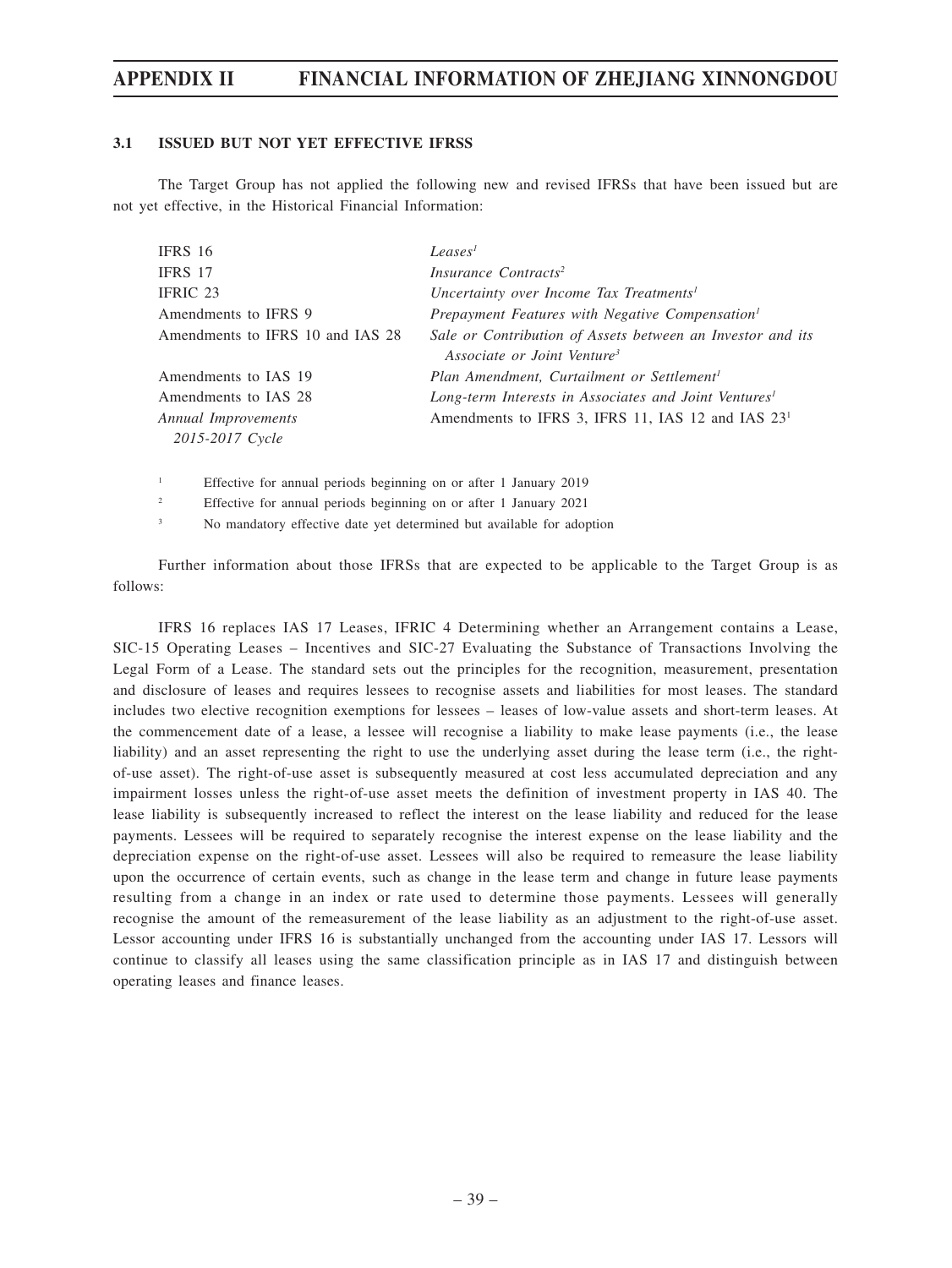### 3.1 ISSUED BUT NOT YET EFFECTIVE IFRSS

The Target Group has not applied the following new and revised IFRSs that have been issued but are not yet effective, in the Historical Financial Information:

| | |
|---|---|
| IFRS 16 | *Leases*[1] |
| IFRS 17 | *Insurance Contracts*[2] |
| IFRIC 23 | *Uncertainty over Income Tax Treatments*[1] |
| Amendments to IFRS 9 | *Prepayment Features with Negative Compensation*[1] |
| Amendments to IFRS 10 and IAS 28 | *Sale or Contribution of Assets between an Investor and its Associate or Joint Venture*[3] |
| Amendments to IAS 19 | *Plan Amendment, Curtailment or Settlement*[1] |
| Amendments to IAS 28 | *Long-term Interests in Associates and Joint Ventures*[1] |
| *Annual Improvements 2015-2017 Cycle* | Amendments to IFRS 3, IFRS 11, IAS 12 and IAS 23[1] |

[1] Effective for annual periods beginning on or after 1 January 2019

[2] Effective for annual periods beginning on or after 1 January 2021

[3] No mandatory effective date yet determined but available for adoption

Further information about those IFRSs that are expected to be applicable to the Target Group is as follows:

IFRS 16 replaces IAS 17 Leases, IFRIC 4 Determining whether an Arrangement contains a Lease, SIC-15 Operating Leases – Incentives and SIC-27 Evaluating the Substance of Transactions Involving the Legal Form of a Lease. The standard sets out the principles for the recognition, measurement, presentation and disclosure of leases and requires lessees to recognise assets and liabilities for most leases. The standard includes two elective recognition exemptions for lessees – leases of low-value assets and short-term leases. At the commencement date of a lease, a lessee will recognise a liability to make lease payments (i.e., the lease liability) and an asset representing the right to use the underlying asset during the lease term (i.e., the right-of-use asset). The right-of-use asset is subsequently measured at cost less accumulated depreciation and any impairment losses unless the right-of-use asset meets the definition of investment property in IAS 40. The lease liability is subsequently increased to reflect the interest on the lease liability and reduced for the lease payments. Lessees will be required to separately recognise the interest expense on the lease liability and the depreciation expense on the right-of-use asset. Lessees will also be required to remeasure the lease liability upon the occurrence of certain events, such as change in the lease term and change in future lease payments resulting from a change in an index or rate used to determine those payments. Lessees will generally recognise the amount of the remeasurement of the lease liability as an adjustment to the right-of-use asset. Lessor accounting under IFRS 16 is substantially unchanged from the accounting under IAS 17. Lessors will continue to classify all leases using the same classification principle as in IAS 17 and distinguish between operating leases and finance leases.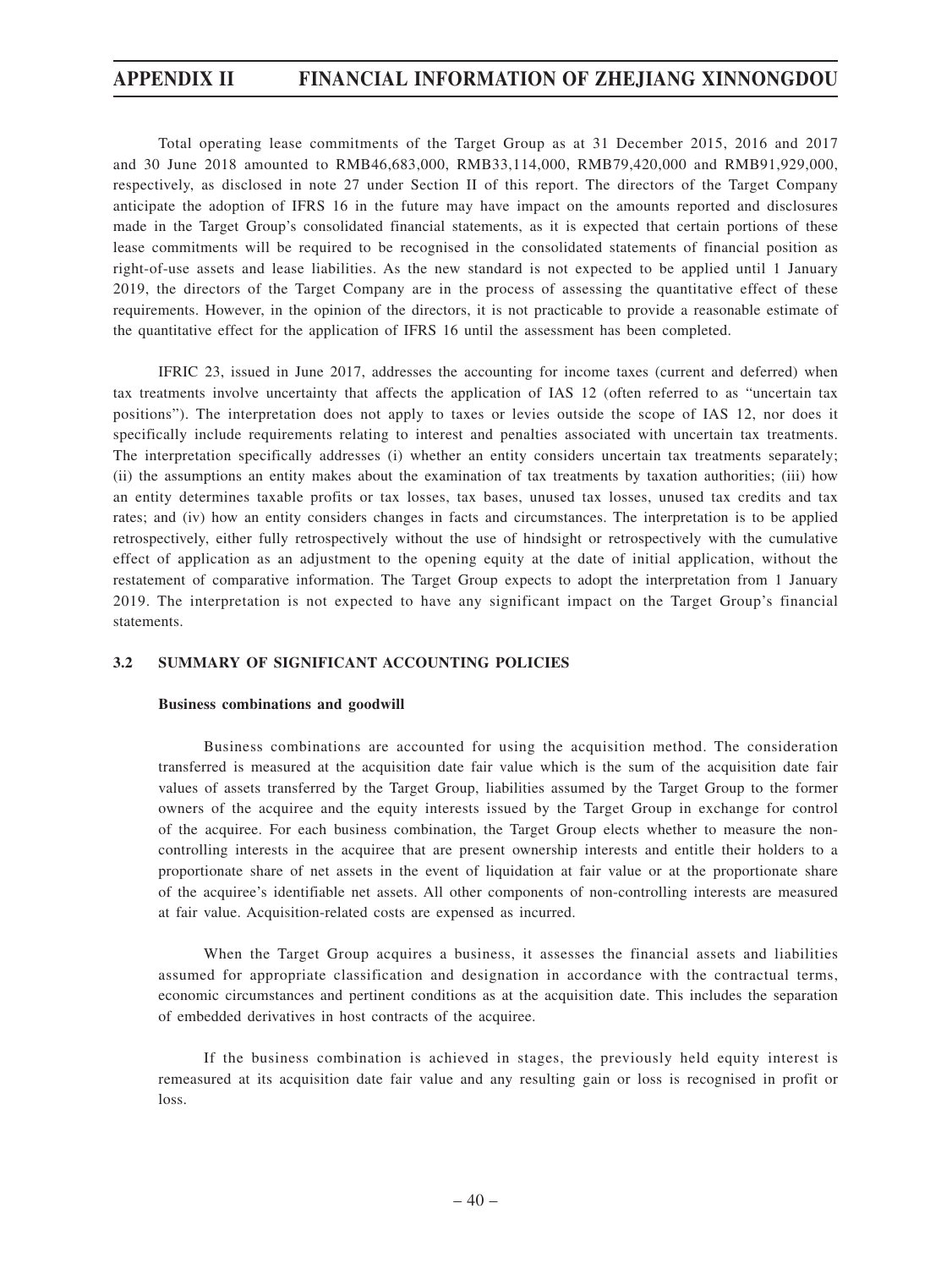Total operating lease commitments of the Target Group as at 31 December 2015, 2016 and 2017 and 30 June 2018 amounted to RMB46,683,000, RMB33,114,000, RMB79,420,000 and RMB91,929,000, respectively, as disclosed in note 27 under Section II of this report. The directors of the Target Company anticipate the adoption of IFRS 16 in the future may have impact on the amounts reported and disclosures made in the Target Group's consolidated financial statements, as it is expected that certain portions of these lease commitments will be required to be recognised in the consolidated statements of financial position as right-of-use assets and lease liabilities. As the new standard is not expected to be applied until 1 January 2019, the directors of the Target Company are in the process of assessing the quantitative effect of these requirements. However, in the opinion of the directors, it is not practicable to provide a reasonable estimate of the quantitative effect for the application of IFRS 16 until the assessment has been completed.

IFRIC 23, issued in June 2017, addresses the accounting for income taxes (current and deferred) when tax treatments involve uncertainty that affects the application of IAS 12 (often referred to as "uncertain tax positions"). The interpretation does not apply to taxes or levies outside the scope of IAS 12, nor does it specifically include requirements relating to interest and penalties associated with uncertain tax treatments. The interpretation specifically addresses (i) whether an entity considers uncertain tax treatments separately; (ii) the assumptions an entity makes about the examination of tax treatments by taxation authorities; (iii) how an entity determines taxable profits or tax losses, tax bases, unused tax losses, unused tax credits and tax rates; and (iv) how an entity considers changes in facts and circumstances. The interpretation is to be applied retrospectively, either fully retrospectively without the use of hindsight or retrospectively with the cumulative effect of application as an adjustment to the opening equity at the date of initial application, without the restatement of comparative information. The Target Group expects to adopt the interpretation from 1 January 2019. The interpretation is not expected to have any significant impact on the Target Group's financial statements.

### 3.2 SUMMARY OF SIGNIFICANT ACCOUNTING POLICIES

**Business combinations and goodwill**

Business combinations are accounted for using the acquisition method. The consideration transferred is measured at the acquisition date fair value which is the sum of the acquisition date fair values of assets transferred by the Target Group, liabilities assumed by the Target Group to the former owners of the acquiree and the equity interests issued by the Target Group in exchange for control of the acquiree. For each business combination, the Target Group elects whether to measure the non-controlling interests in the acquiree that are present ownership interests and entitle their holders to a proportionate share of net assets in the event of liquidation at fair value or at the proportionate share of the acquiree's identifiable net assets. All other components of non-controlling interests are measured at fair value. Acquisition-related costs are expensed as incurred.

When the Target Group acquires a business, it assesses the financial assets and liabilities assumed for appropriate classification and designation in accordance with the contractual terms, economic circumstances and pertinent conditions as at the acquisition date. This includes the separation of embedded derivatives in host contracts of the acquiree.

If the business combination is achieved in stages, the previously held equity interest is remeasured at its acquisition date fair value and any resulting gain or loss is recognised in profit or loss.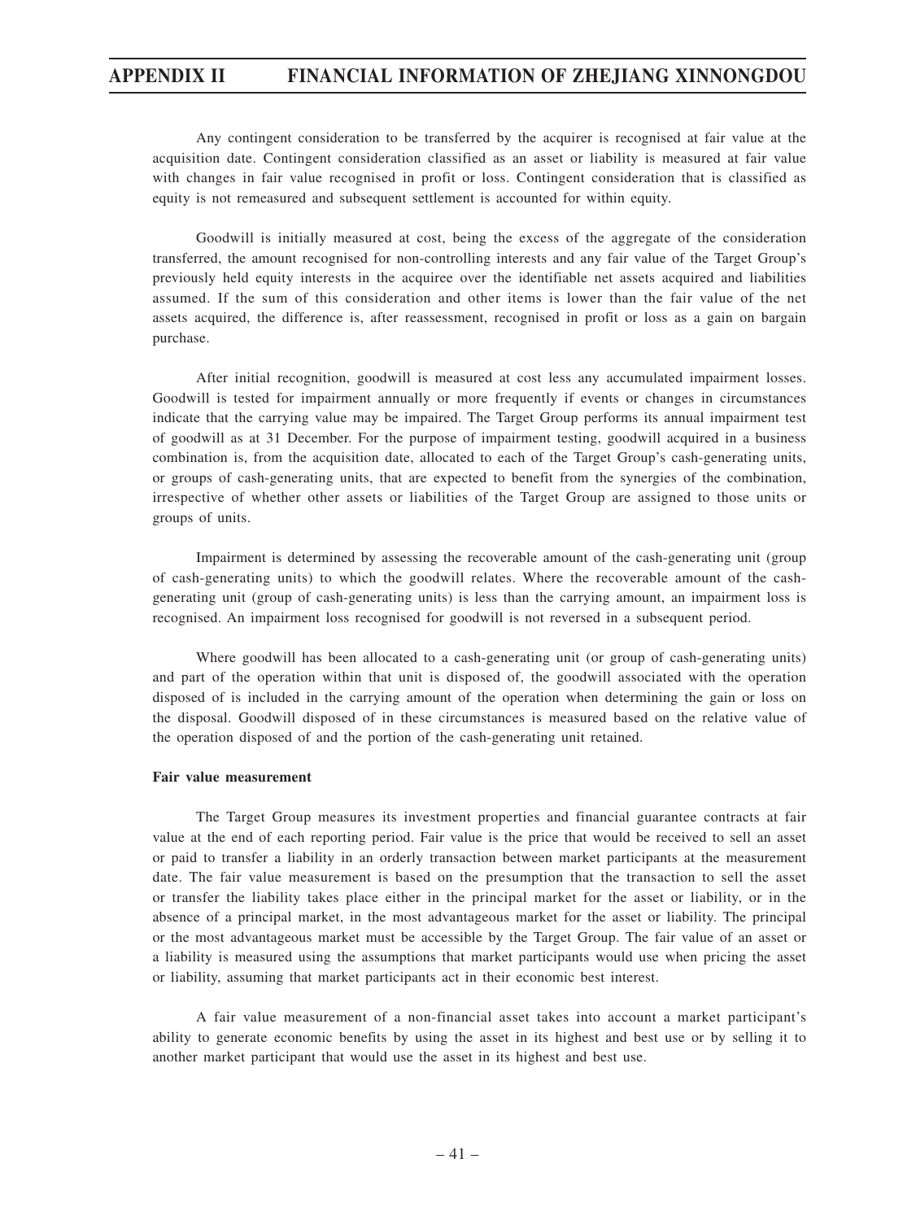Any contingent consideration to be transferred by the acquirer is recognised at fair value at the acquisition date. Contingent consideration classified as an asset or liability is measured at fair value with changes in fair value recognised in profit or loss. Contingent consideration that is classified as equity is not remeasured and subsequent settlement is accounted for within equity.

Goodwill is initially measured at cost, being the excess of the aggregate of the consideration transferred, the amount recognised for non-controlling interests and any fair value of the Target Group's previously held equity interests in the acquiree over the identifiable net assets acquired and liabilities assumed. If the sum of this consideration and other items is lower than the fair value of the net assets acquired, the difference is, after reassessment, recognised in profit or loss as a gain on bargain purchase.

After initial recognition, goodwill is measured at cost less any accumulated impairment losses. Goodwill is tested for impairment annually or more frequently if events or changes in circumstances indicate that the carrying value may be impaired. The Target Group performs its annual impairment test of goodwill as at 31 December. For the purpose of impairment testing, goodwill acquired in a business combination is, from the acquisition date, allocated to each of the Target Group's cash-generating units, or groups of cash-generating units, that are expected to benefit from the synergies of the combination, irrespective of whether other assets or liabilities of the Target Group are assigned to those units or groups of units.

Impairment is determined by assessing the recoverable amount of the cash-generating unit (group of cash-generating units) to which the goodwill relates. Where the recoverable amount of the cash-generating unit (group of cash-generating units) is less than the carrying amount, an impairment loss is recognised. An impairment loss recognised for goodwill is not reversed in a subsequent period.

Where goodwill has been allocated to a cash-generating unit (or group of cash-generating units) and part of the operation within that unit is disposed of, the goodwill associated with the operation disposed of is included in the carrying amount of the operation when determining the gain or loss on the disposal. Goodwill disposed of in these circumstances is measured based on the relative value of the operation disposed of and the portion of the cash-generating unit retained.

**Fair value measurement**

The Target Group measures its investment properties and financial guarantee contracts at fair value at the end of each reporting period. Fair value is the price that would be received to sell an asset or paid to transfer a liability in an orderly transaction between market participants at the measurement date. The fair value measurement is based on the presumption that the transaction to sell the asset or transfer the liability takes place either in the principal market for the asset or liability, or in the absence of a principal market, in the most advantageous market for the asset or liability. The principal or the most advantageous market must be accessible by the Target Group. The fair value of an asset or a liability is measured using the assumptions that market participants would use when pricing the asset or liability, assuming that market participants act in their economic best interest.

A fair value measurement of a non-financial asset takes into account a market participant's ability to generate economic benefits by using the asset in its highest and best use or by selling it to another market participant that would use the asset in its highest and best use.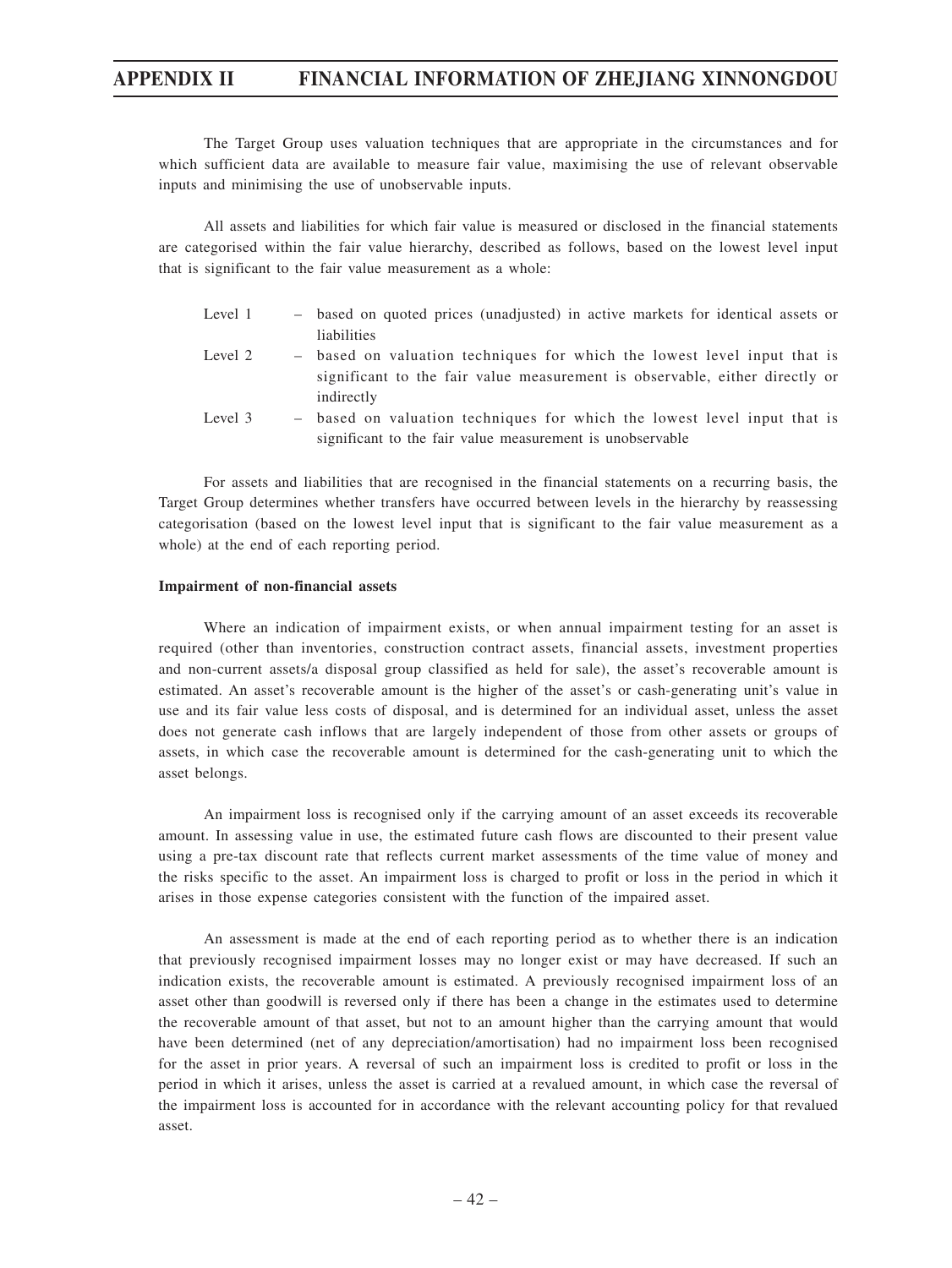The Target Group uses valuation techniques that are appropriate in the circumstances and for which sufficient data are available to measure fair value, maximising the use of relevant observable inputs and minimising the use of unobservable inputs.

All assets and liabilities for which fair value is measured or disclosed in the financial statements are categorised within the fair value hierarchy, described as follows, based on the lowest level input that is significant to the fair value measurement as a whole:

| | |
|---|---|
| Level 1 | – based on quoted prices (unadjusted) in active markets for identical assets or liabilities |
| Level 2 | – based on valuation techniques for which the lowest level input that is significant to the fair value measurement is observable, either directly or indirectly |
| Level 3 | – based on valuation techniques for which the lowest level input that is significant to the fair value measurement is unobservable |

For assets and liabilities that are recognised in the financial statements on a recurring basis, the Target Group determines whether transfers have occurred between levels in the hierarchy by reassessing categorisation (based on the lowest level input that is significant to the fair value measurement as a whole) at the end of each reporting period.

**Impairment of non-financial assets**

Where an indication of impairment exists, or when annual impairment testing for an asset is required (other than inventories, construction contract assets, financial assets, investment properties and non-current assets/a disposal group classified as held for sale), the asset's recoverable amount is estimated. An asset's recoverable amount is the higher of the asset's or cash-generating unit's value in use and its fair value less costs of disposal, and is determined for an individual asset, unless the asset does not generate cash inflows that are largely independent of those from other assets or groups of assets, in which case the recoverable amount is determined for the cash-generating unit to which the asset belongs.

An impairment loss is recognised only if the carrying amount of an asset exceeds its recoverable amount. In assessing value in use, the estimated future cash flows are discounted to their present value using a pre-tax discount rate that reflects current market assessments of the time value of money and the risks specific to the asset. An impairment loss is charged to profit or loss in the period in which it arises in those expense categories consistent with the function of the impaired asset.

An assessment is made at the end of each reporting period as to whether there is an indication that previously recognised impairment losses may no longer exist or may have decreased. If such an indication exists, the recoverable amount is estimated. A previously recognised impairment loss of an asset other than goodwill is reversed only if there has been a change in the estimates used to determine the recoverable amount of that asset, but not to an amount higher than the carrying amount that would have been determined (net of any depreciation/amortisation) had no impairment loss been recognised for the asset in prior years. A reversal of such an impairment loss is credited to profit or loss in the period in which it arises, unless the asset is carried at a revalued amount, in which case the reversal of the impairment loss is accounted for in accordance with the relevant accounting policy for that revalued asset.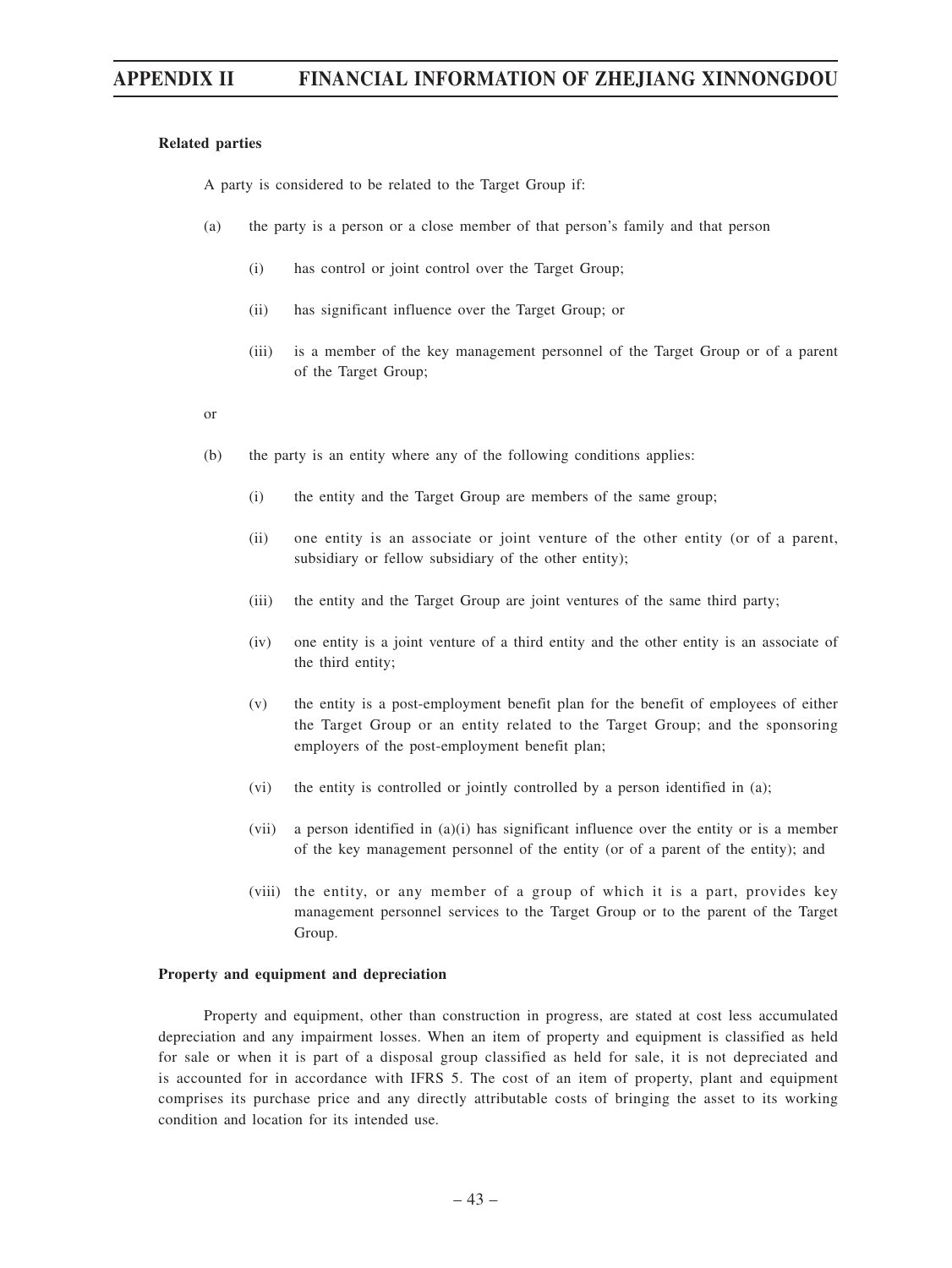**Related parties**

A party is considered to be related to the Target Group if:

(a) the party is a person or a close member of that person's family and that person

- (i) has control or joint control over the Target Group;
- (ii) has significant influence over the Target Group; or
- (iii) is a member of the key management personnel of the Target Group or of a parent of the Target Group;

or

(b) the party is an entity where any of the following conditions applies:

- (i) the entity and the Target Group are members of the same group;
- (ii) one entity is an associate or joint venture of the other entity (or of a parent, subsidiary or fellow subsidiary of the other entity);
- (iii) the entity and the Target Group are joint ventures of the same third party;
- (iv) one entity is a joint venture of a third entity and the other entity is an associate of the third entity;
- (v) the entity is a post-employment benefit plan for the benefit of employees of either the Target Group or an entity related to the Target Group; and the sponsoring employers of the post-employment benefit plan;
- (vi) the entity is controlled or jointly controlled by a person identified in (a);
- (vii) a person identified in (a)(i) has significant influence over the entity or is a member of the key management personnel of the entity (or of a parent of the entity); and
- (viii) the entity, or any member of a group of which it is a part, provides key management personnel services to the Target Group or to the parent of the Target Group.

**Property and equipment and depreciation**

Property and equipment, other than construction in progress, are stated at cost less accumulated depreciation and any impairment losses. When an item of property and equipment is classified as held for sale or when it is part of a disposal group classified as held for sale, it is not depreciated and is accounted for in accordance with IFRS 5. The cost of an item of property, plant and equipment comprises its purchase price and any directly attributable costs of bringing the asset to its working condition and location for its intended use.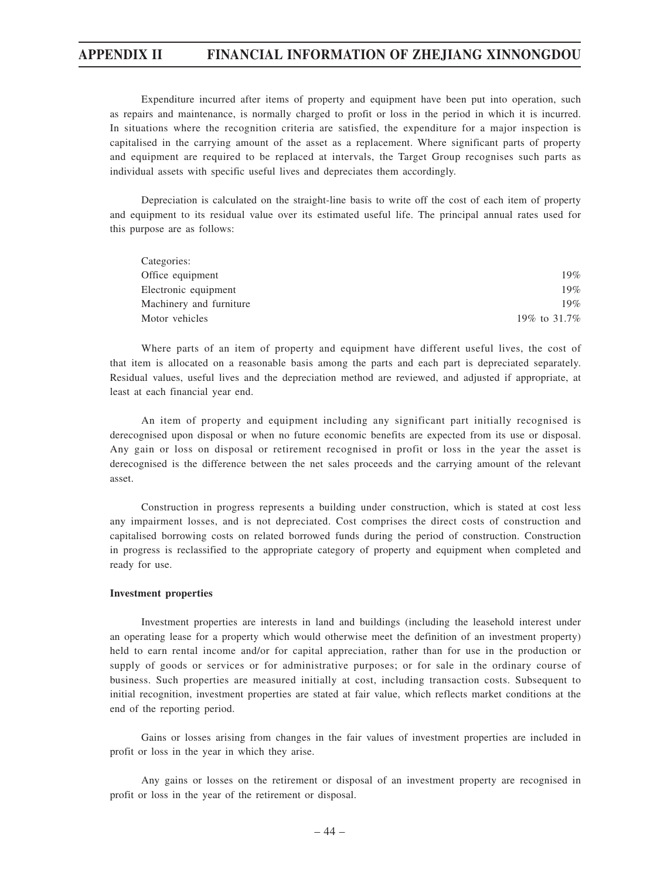Expenditure incurred after items of property and equipment have been put into operation, such as repairs and maintenance, is normally charged to profit or loss in the period in which it is incurred. In situations where the recognition criteria are satisfied, the expenditure for a major inspection is capitalised in the carrying amount of the asset as a replacement. Where significant parts of property and equipment are required to be replaced at intervals, the Target Group recognises such parts as individual assets with specific useful lives and depreciates them accordingly.

Depreciation is calculated on the straight-line basis to write off the cost of each item of property and equipment to its residual value over its estimated useful life. The principal annual rates used for this purpose are as follows:

| Categories: | |
|---|---|
| Office equipment | 19% |
| Electronic equipment | 19% |
| Machinery and furniture | 19% |
| Motor vehicles | 19% to 31.7% |

Where parts of an item of property and equipment have different useful lives, the cost of that item is allocated on a reasonable basis among the parts and each part is depreciated separately. Residual values, useful lives and the depreciation method are reviewed, and adjusted if appropriate, at least at each financial year end.

An item of property and equipment including any significant part initially recognised is derecognised upon disposal or when no future economic benefits are expected from its use or disposal. Any gain or loss on disposal or retirement recognised in profit or loss in the year the asset is derecognised is the difference between the net sales proceeds and the carrying amount of the relevant asset.

Construction in progress represents a building under construction, which is stated at cost less any impairment losses, and is not depreciated. Cost comprises the direct costs of construction and capitalised borrowing costs on related borrowed funds during the period of construction. Construction in progress is reclassified to the appropriate category of property and equipment when completed and ready for use.

**Investment properties**

Investment properties are interests in land and buildings (including the leasehold interest under an operating lease for a property which would otherwise meet the definition of an investment property) held to earn rental income and/or for capital appreciation, rather than for use in the production or supply of goods or services or for administrative purposes; or for sale in the ordinary course of business. Such properties are measured initially at cost, including transaction costs. Subsequent to initial recognition, investment properties are stated at fair value, which reflects market conditions at the end of the reporting period.

Gains or losses arising from changes in the fair values of investment properties are included in profit or loss in the year in which they arise.

Any gains or losses on the retirement or disposal of an investment property are recognised in profit or loss in the year of the retirement or disposal.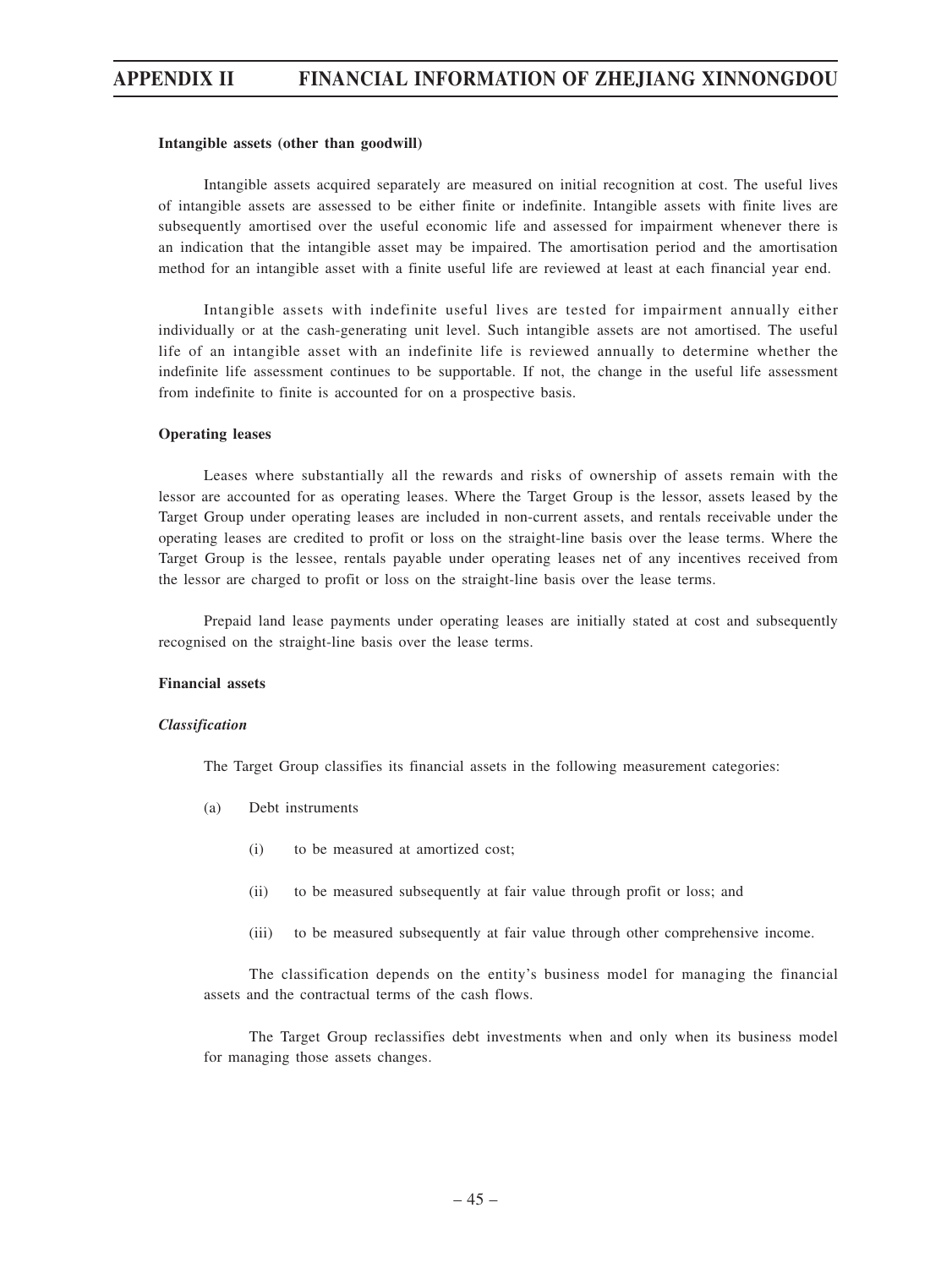**Intangible assets (other than goodwill)**

Intangible assets acquired separately are measured on initial recognition at cost. The useful lives of intangible assets are assessed to be either finite or indefinite. Intangible assets with finite lives are subsequently amortised over the useful economic life and assessed for impairment whenever there is an indication that the intangible asset may be impaired. The amortisation period and the amortisation method for an intangible asset with a finite useful life are reviewed at least at each financial year end.

Intangible assets with indefinite useful lives are tested for impairment annually either individually or at the cash-generating unit level. Such intangible assets are not amortised. The useful life of an intangible asset with an indefinite life is reviewed annually to determine whether the indefinite life assessment continues to be supportable. If not, the change in the useful life assessment from indefinite to finite is accounted for on a prospective basis.

**Operating leases**

Leases where substantially all the rewards and risks of ownership of assets remain with the lessor are accounted for as operating leases. Where the Target Group is the lessor, assets leased by the Target Group under operating leases are included in non-current assets, and rentals receivable under the operating leases are credited to profit or loss on the straight-line basis over the lease terms. Where the Target Group is the lessee, rentals payable under operating leases net of any incentives received from the lessor are charged to profit or loss on the straight-line basis over the lease terms.

Prepaid land lease payments under operating leases are initially stated at cost and subsequently recognised on the straight-line basis over the lease terms.

**Financial assets**

***Classification***

The Target Group classifies its financial assets in the following measurement categories:

(a) Debt instruments

- (i) to be measured at amortized cost;
- (ii) to be measured subsequently at fair value through profit or loss; and
- (iii) to be measured subsequently at fair value through other comprehensive income.

The classification depends on the entity's business model for managing the financial assets and the contractual terms of the cash flows.

The Target Group reclassifies debt investments when and only when its business model for managing those assets changes.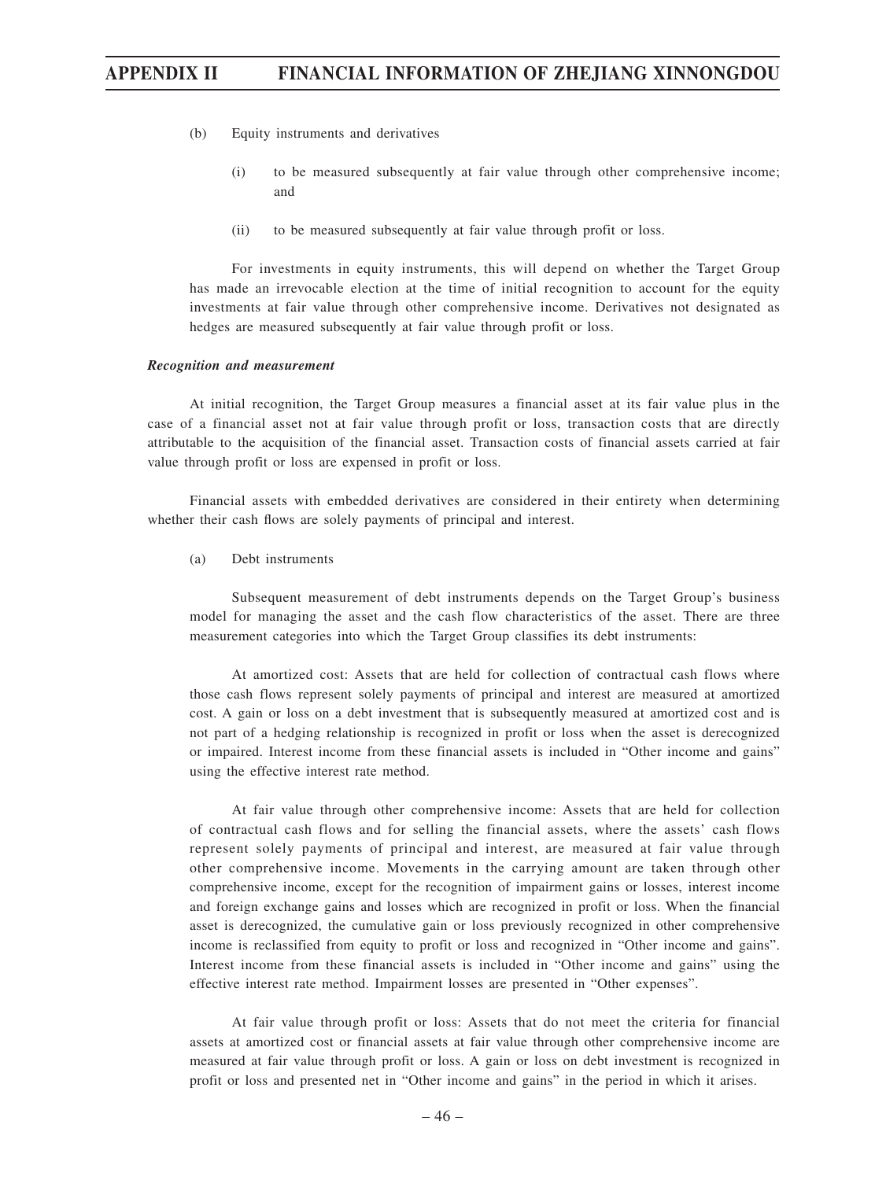(b) Equity instruments and derivatives

(i) to be measured subsequently at fair value through other comprehensive income; and

(ii) to be measured subsequently at fair value through profit or loss.

For investments in equity instruments, this will depend on whether the Target Group has made an irrevocable election at the time of initial recognition to account for the equity investments at fair value through other comprehensive income. Derivatives not designated as hedges are measured subsequently at fair value through profit or loss.

***Recognition and measurement***

At initial recognition, the Target Group measures a financial asset at its fair value plus in the case of a financial asset not at fair value through profit or loss, transaction costs that are directly attributable to the acquisition of the financial asset. Transaction costs of financial assets carried at fair value through profit or loss are expensed in profit or loss.

Financial assets with embedded derivatives are considered in their entirety when determining whether their cash flows are solely payments of principal and interest.

(a) Debt instruments

Subsequent measurement of debt instruments depends on the Target Group's business model for managing the asset and the cash flow characteristics of the asset. There are three measurement categories into which the Target Group classifies its debt instruments:

At amortized cost: Assets that are held for collection of contractual cash flows where those cash flows represent solely payments of principal and interest are measured at amortized cost. A gain or loss on a debt investment that is subsequently measured at amortized cost and is not part of a hedging relationship is recognized in profit or loss when the asset is derecognized or impaired. Interest income from these financial assets is included in "Other income and gains" using the effective interest rate method.

At fair value through other comprehensive income: Assets that are held for collection of contractual cash flows and for selling the financial assets, where the assets' cash flows represent solely payments of principal and interest, are measured at fair value through other comprehensive income. Movements in the carrying amount are taken through other comprehensive income, except for the recognition of impairment gains or losses, interest income and foreign exchange gains and losses which are recognized in profit or loss. When the financial asset is derecognized, the cumulative gain or loss previously recognized in other comprehensive income is reclassified from equity to profit or loss and recognized in "Other income and gains". Interest income from these financial assets is included in "Other income and gains" using the effective interest rate method. Impairment losses are presented in "Other expenses".

At fair value through profit or loss: Assets that do not meet the criteria for financial assets at amortized cost or financial assets at fair value through other comprehensive income are measured at fair value through profit or loss. A gain or loss on debt investment is recognized in profit or loss and presented net in "Other income and gains" in the period in which it arises.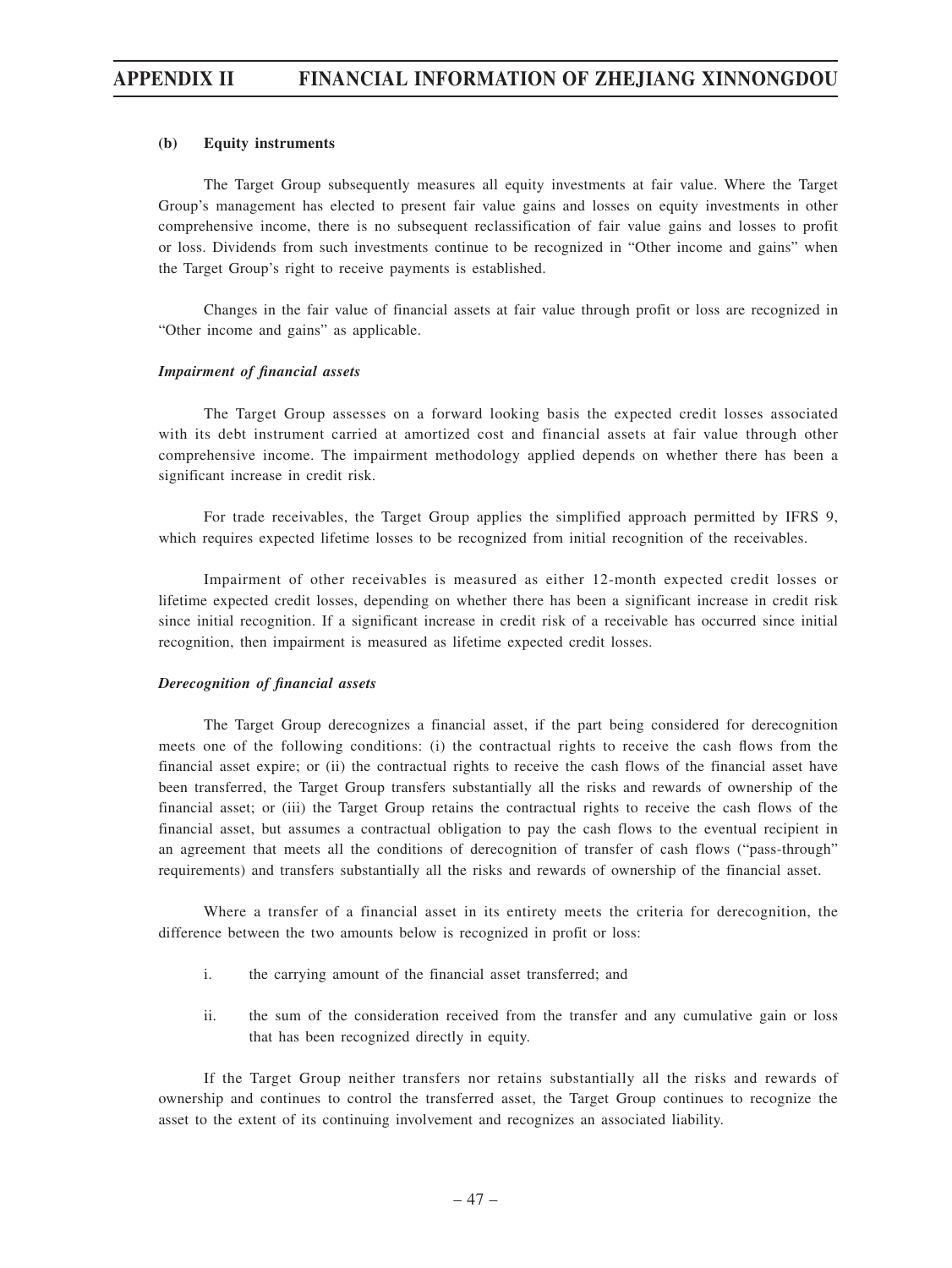**(b) Equity instruments**

The Target Group subsequently measures all equity investments at fair value. Where the Target Group's management has elected to present fair value gains and losses on equity investments in other comprehensive income, there is no subsequent reclassification of fair value gains and losses to profit or loss. Dividends from such investments continue to be recognized in "Other income and gains" when the Target Group's right to receive payments is established.

Changes in the fair value of financial assets at fair value through profit or loss are recognized in "Other income and gains" as applicable.

***Impairment of financial assets***

The Target Group assesses on a forward looking basis the expected credit losses associated with its debt instrument carried at amortized cost and financial assets at fair value through other comprehensive income. The impairment methodology applied depends on whether there has been a significant increase in credit risk.

For trade receivables, the Target Group applies the simplified approach permitted by IFRS 9, which requires expected lifetime losses to be recognized from initial recognition of the receivables.

Impairment of other receivables is measured as either 12-month expected credit losses or lifetime expected credit losses, depending on whether there has been a significant increase in credit risk since initial recognition. If a significant increase in credit risk of a receivable has occurred since initial recognition, then impairment is measured as lifetime expected credit losses.

***Derecognition of financial assets***

The Target Group derecognizes a financial asset, if the part being considered for derecognition meets one of the following conditions: (i) the contractual rights to receive the cash flows from the financial asset expire; or (ii) the contractual rights to receive the cash flows of the financial asset have been transferred, the Target Group transfers substantially all the risks and rewards of ownership of the financial asset; or (iii) the Target Group retains the contractual rights to receive the cash flows of the financial asset, but assumes a contractual obligation to pay the cash flows to the eventual recipient in an agreement that meets all the conditions of derecognition of transfer of cash flows ("pass-through" requirements) and transfers substantially all the risks and rewards of ownership of the financial asset.

Where a transfer of a financial asset in its entirety meets the criteria for derecognition, the difference between the two amounts below is recognized in profit or loss:

i. the carrying amount of the financial asset transferred; and

ii. the sum of the consideration received from the transfer and any cumulative gain or loss that has been recognized directly in equity.

If the Target Group neither transfers nor retains substantially all the risks and rewards of ownership and continues to control the transferred asset, the Target Group continues to recognize the asset to the extent of its continuing involvement and recognizes an associated liability.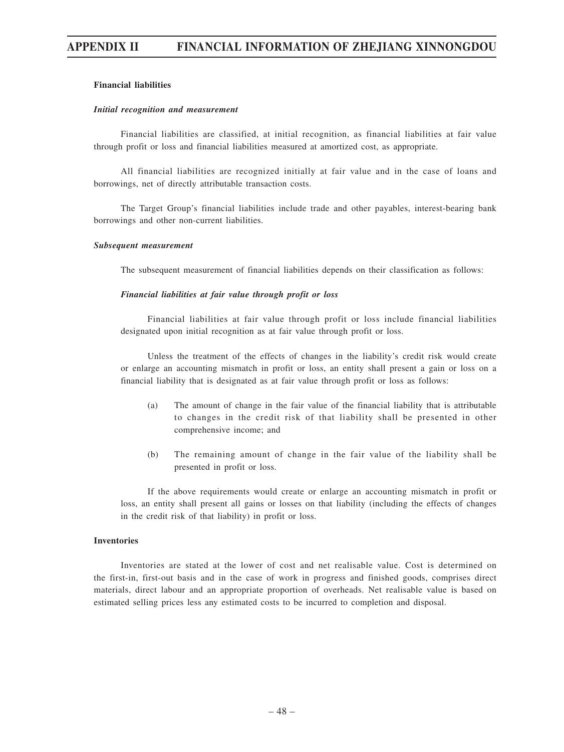**Financial liabilities**

***Initial recognition and measurement***

Financial liabilities are classified, at initial recognition, as financial liabilities at fair value through profit or loss and financial liabilities measured at amortized cost, as appropriate.

All financial liabilities are recognized initially at fair value and in the case of loans and borrowings, net of directly attributable transaction costs.

The Target Group's financial liabilities include trade and other payables, interest-bearing bank borrowings and other non-current liabilities.

***Subsequent measurement***

The subsequent measurement of financial liabilities depends on their classification as follows:

***Financial liabilities at fair value through profit or loss***

Financial liabilities at fair value through profit or loss include financial liabilities designated upon initial recognition as at fair value through profit or loss.

Unless the treatment of the effects of changes in the liability's credit risk would create or enlarge an accounting mismatch in profit or loss, an entity shall present a gain or loss on a financial liability that is designated as at fair value through profit or loss as follows:

(a) The amount of change in the fair value of the financial liability that is attributable to changes in the credit risk of that liability shall be presented in other comprehensive income; and

(b) The remaining amount of change in the fair value of the liability shall be presented in profit or loss.

If the above requirements would create or enlarge an accounting mismatch in profit or loss, an entity shall present all gains or losses on that liability (including the effects of changes in the credit risk of that liability) in profit or loss.

**Inventories**

Inventories are stated at the lower of cost and net realisable value. Cost is determined on the first-in, first-out basis and in the case of work in progress and finished goods, comprises direct materials, direct labour and an appropriate proportion of overheads. Net realisable value is based on estimated selling prices less any estimated costs to be incurred to completion and disposal.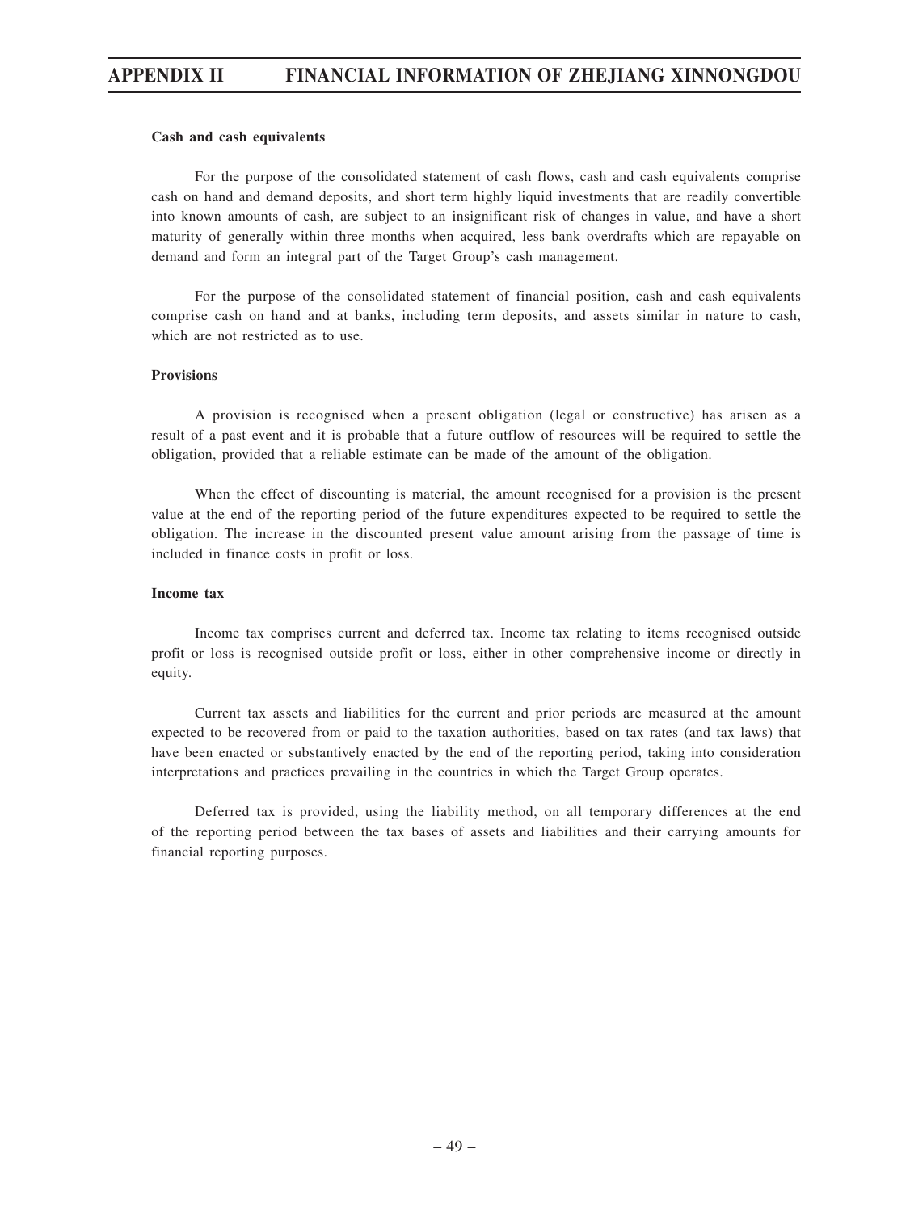**Cash and cash equivalents**

For the purpose of the consolidated statement of cash flows, cash and cash equivalents comprise cash on hand and demand deposits, and short term highly liquid investments that are readily convertible into known amounts of cash, are subject to an insignificant risk of changes in value, and have a short maturity of generally within three months when acquired, less bank overdrafts which are repayable on demand and form an integral part of the Target Group's cash management.

For the purpose of the consolidated statement of financial position, cash and cash equivalents comprise cash on hand and at banks, including term deposits, and assets similar in nature to cash, which are not restricted as to use.

**Provisions**

A provision is recognised when a present obligation (legal or constructive) has arisen as a result of a past event and it is probable that a future outflow of resources will be required to settle the obligation, provided that a reliable estimate can be made of the amount of the obligation.

When the effect of discounting is material, the amount recognised for a provision is the present value at the end of the reporting period of the future expenditures expected to be required to settle the obligation. The increase in the discounted present value amount arising from the passage of time is included in finance costs in profit or loss.

**Income tax**

Income tax comprises current and deferred tax. Income tax relating to items recognised outside profit or loss is recognised outside profit or loss, either in other comprehensive income or directly in equity.

Current tax assets and liabilities for the current and prior periods are measured at the amount expected to be recovered from or paid to the taxation authorities, based on tax rates (and tax laws) that have been enacted or substantively enacted by the end of the reporting period, taking into consideration interpretations and practices prevailing in the countries in which the Target Group operates.

Deferred tax is provided, using the liability method, on all temporary differences at the end of the reporting period between the tax bases of assets and liabilities and their carrying amounts for financial reporting purposes.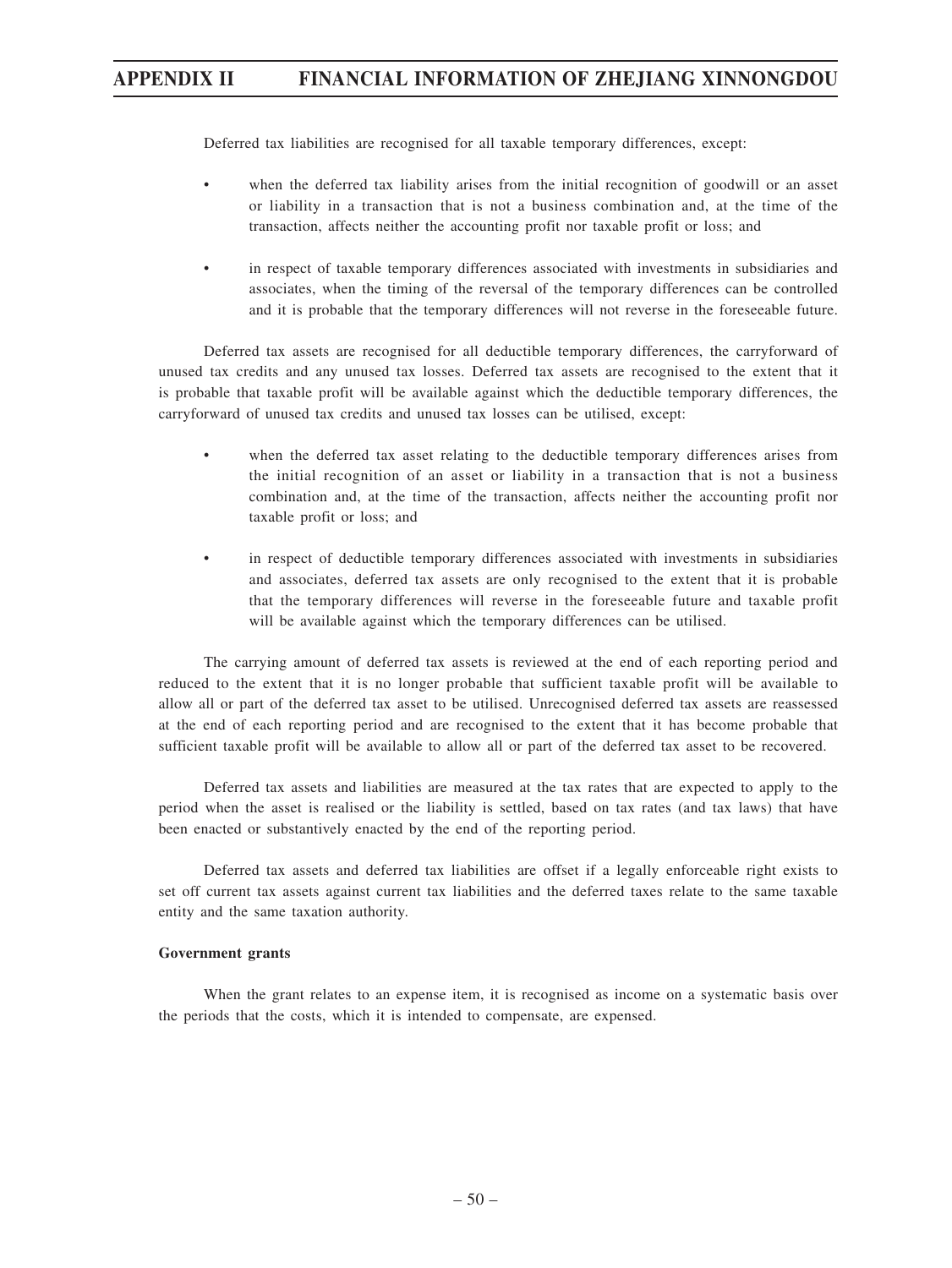Deferred tax liabilities are recognised for all taxable temporary differences, except:

- when the deferred tax liability arises from the initial recognition of goodwill or an asset or liability in a transaction that is not a business combination and, at the time of the transaction, affects neither the accounting profit nor taxable profit or loss; and

- in respect of taxable temporary differences associated with investments in subsidiaries and associates, when the timing of the reversal of the temporary differences can be controlled and it is probable that the temporary differences will not reverse in the foreseeable future.

Deferred tax assets are recognised for all deductible temporary differences, the carryforward of unused tax credits and any unused tax losses. Deferred tax assets are recognised to the extent that it is probable that taxable profit will be available against which the deductible temporary differences, the carryforward of unused tax credits and unused tax losses can be utilised, except:

- when the deferred tax asset relating to the deductible temporary differences arises from the initial recognition of an asset or liability in a transaction that is not a business combination and, at the time of the transaction, affects neither the accounting profit nor taxable profit or loss; and

- in respect of deductible temporary differences associated with investments in subsidiaries and associates, deferred tax assets are only recognised to the extent that it is probable that the temporary differences will reverse in the foreseeable future and taxable profit will be available against which the temporary differences can be utilised.

The carrying amount of deferred tax assets is reviewed at the end of each reporting period and reduced to the extent that it is no longer probable that sufficient taxable profit will be available to allow all or part of the deferred tax asset to be utilised. Unrecognised deferred tax assets are reassessed at the end of each reporting period and are recognised to the extent that it has become probable that sufficient taxable profit will be available to allow all or part of the deferred tax asset to be recovered.

Deferred tax assets and liabilities are measured at the tax rates that are expected to apply to the period when the asset is realised or the liability is settled, based on tax rates (and tax laws) that have been enacted or substantively enacted by the end of the reporting period.

Deferred tax assets and deferred tax liabilities are offset if a legally enforceable right exists to set off current tax assets against current tax liabilities and the deferred taxes relate to the same taxable entity and the same taxation authority.

**Government grants**

When the grant relates to an expense item, it is recognised as income on a systematic basis over the periods that the costs, which it is intended to compensate, are expensed.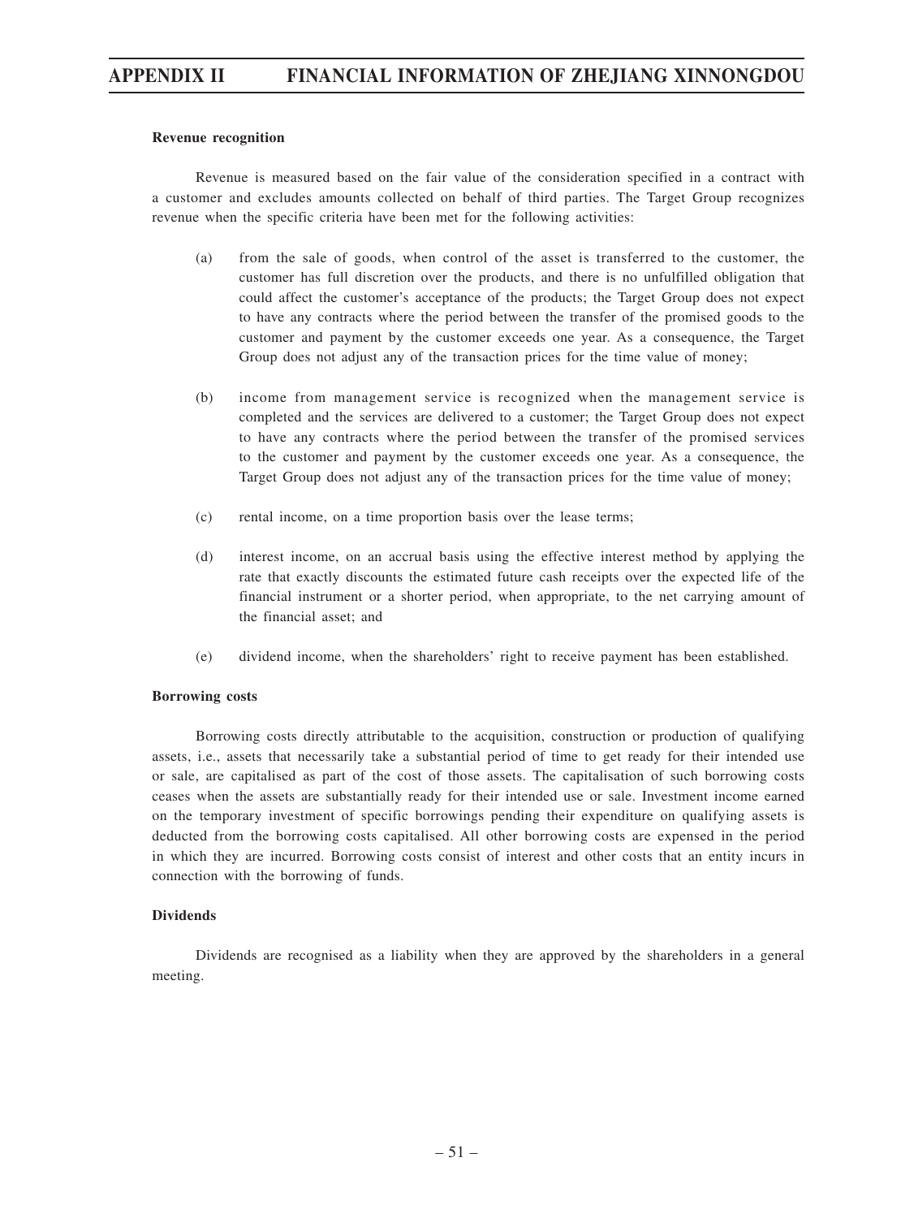**Revenue recognition**

Revenue is measured based on the fair value of the consideration specified in a contract with a customer and excludes amounts collected on behalf of third parties. The Target Group recognizes revenue when the specific criteria have been met for the following activities:

(a) from the sale of goods, when control of the asset is transferred to the customer, the customer has full discretion over the products, and there is no unfulfilled obligation that could affect the customer's acceptance of the products; the Target Group does not expect to have any contracts where the period between the transfer of the promised goods to the customer and payment by the customer exceeds one year. As a consequence, the Target Group does not adjust any of the transaction prices for the time value of money;

(b) income from management service is recognized when the management service is completed and the services are delivered to a customer; the Target Group does not expect to have any contracts where the period between the transfer of the promised services to the customer and payment by the customer exceeds one year. As a consequence, the Target Group does not adjust any of the transaction prices for the time value of money;

(c) rental income, on a time proportion basis over the lease terms;

(d) interest income, on an accrual basis using the effective interest method by applying the rate that exactly discounts the estimated future cash receipts over the expected life of the financial instrument or a shorter period, when appropriate, to the net carrying amount of the financial asset; and

(e) dividend income, when the shareholders' right to receive payment has been established.

**Borrowing costs**

Borrowing costs directly attributable to the acquisition, construction or production of qualifying assets, i.e., assets that necessarily take a substantial period of time to get ready for their intended use or sale, are capitalised as part of the cost of those assets. The capitalisation of such borrowing costs ceases when the assets are substantially ready for their intended use or sale. Investment income earned on the temporary investment of specific borrowings pending their expenditure on qualifying assets is deducted from the borrowing costs capitalised. All other borrowing costs are expensed in the period in which they are incurred. Borrowing costs consist of interest and other costs that an entity incurs in connection with the borrowing of funds.

**Dividends**

Dividends are recognised as a liability when they are approved by the shareholders in a general meeting.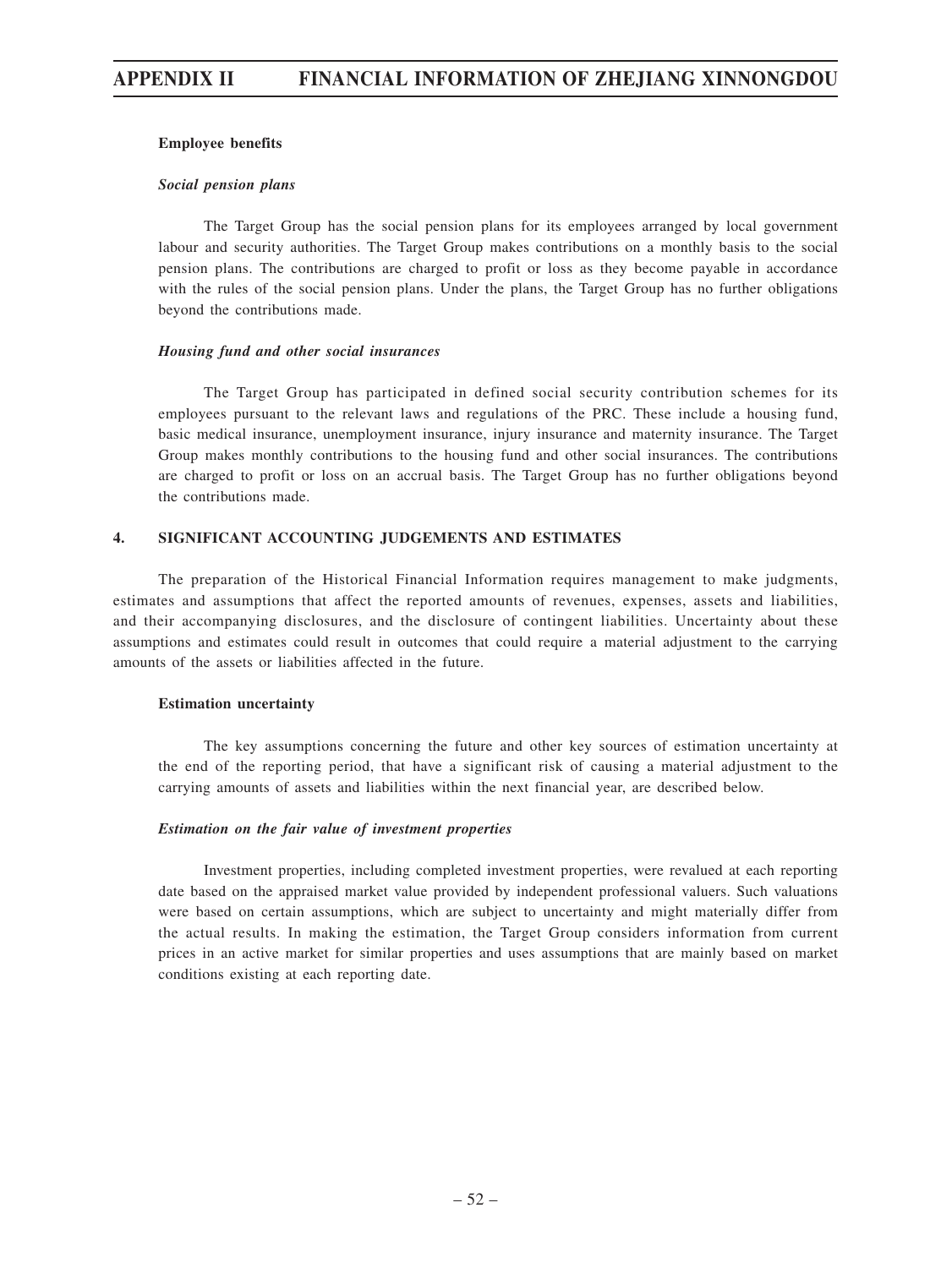**Employee benefits**

***Social pension plans***

The Target Group has the social pension plans for its employees arranged by local government labour and security authorities. The Target Group makes contributions on a monthly basis to the social pension plans. The contributions are charged to profit or loss as they become payable in accordance with the rules of the social pension plans. Under the plans, the Target Group has no further obligations beyond the contributions made.

***Housing fund and other social insurances***

The Target Group has participated in defined social security contribution schemes for its employees pursuant to the relevant laws and regulations of the PRC. These include a housing fund, basic medical insurance, unemployment insurance, injury insurance and maternity insurance. The Target Group makes monthly contributions to the housing fund and other social insurances. The contributions are charged to profit or loss on an accrual basis. The Target Group has no further obligations beyond the contributions made.

## 4. SIGNIFICANT ACCOUNTING JUDGEMENTS AND ESTIMATES

The preparation of the Historical Financial Information requires management to make judgments, estimates and assumptions that affect the reported amounts of revenues, expenses, assets and liabilities, and their accompanying disclosures, and the disclosure of contingent liabilities. Uncertainty about these assumptions and estimates could result in outcomes that could require a material adjustment to the carrying amounts of the assets or liabilities affected in the future.

**Estimation uncertainty**

The key assumptions concerning the future and other key sources of estimation uncertainty at the end of the reporting period, that have a significant risk of causing a material adjustment to the carrying amounts of assets and liabilities within the next financial year, are described below.

***Estimation on the fair value of investment properties***

Investment properties, including completed investment properties, were revalued at each reporting date based on the appraised market value provided by independent professional valuers. Such valuations were based on certain assumptions, which are subject to uncertainty and might materially differ from the actual results. In making the estimation, the Target Group considers information from current prices in an active market for similar properties and uses assumptions that are mainly based on market conditions existing at each reporting date.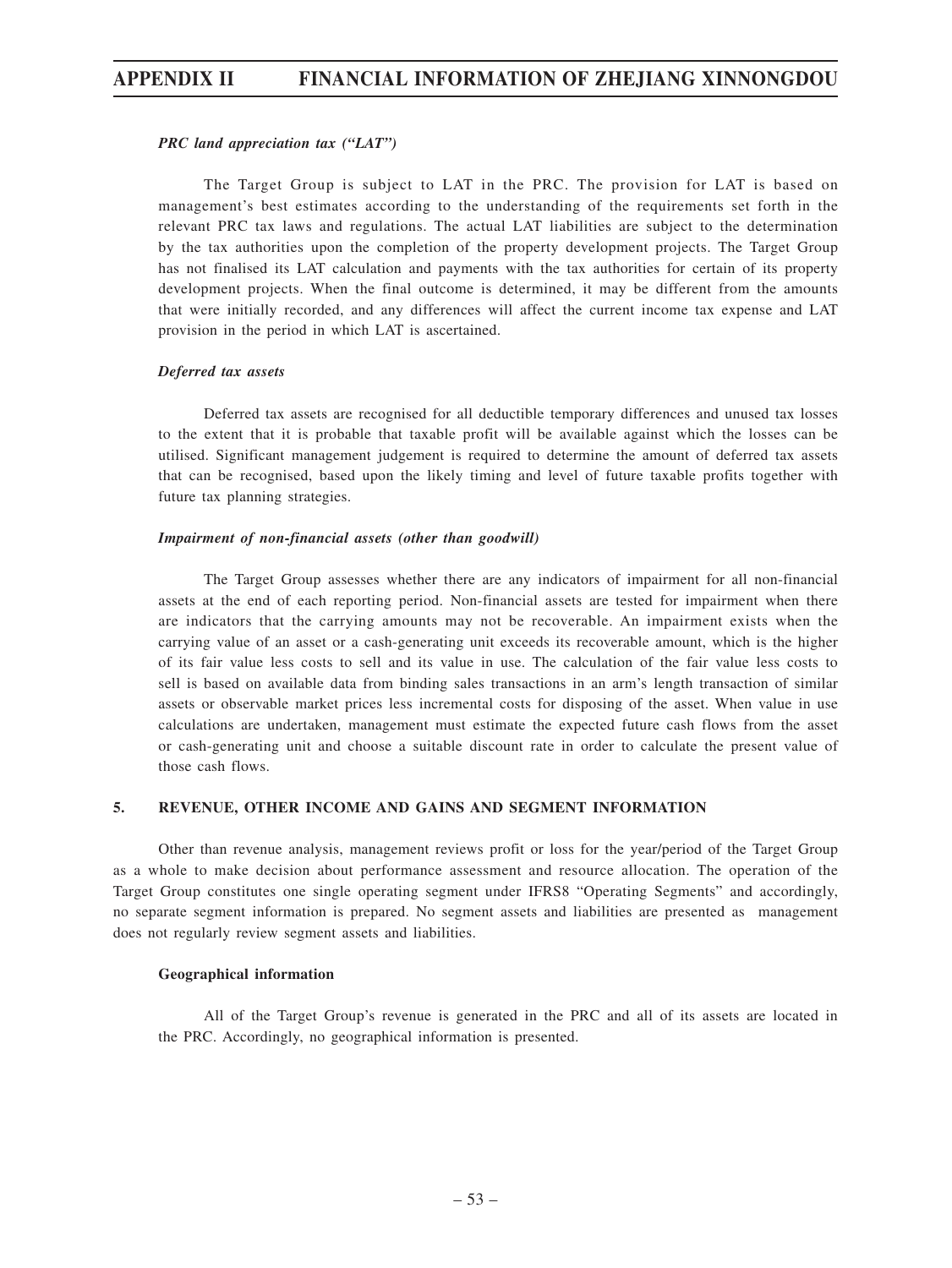***PRC land appreciation tax ("LAT")***

The Target Group is subject to LAT in the PRC. The provision for LAT is based on management's best estimates according to the understanding of the requirements set forth in the relevant PRC tax laws and regulations. The actual LAT liabilities are subject to the determination by the tax authorities upon the completion of the property development projects. The Target Group has not finalised its LAT calculation and payments with the tax authorities for certain of its property development projects. When the final outcome is determined, it may be different from the amounts that were initially recorded, and any differences will affect the current income tax expense and LAT provision in the period in which LAT is ascertained.

***Deferred tax assets***

Deferred tax assets are recognised for all deductible temporary differences and unused tax losses to the extent that it is probable that taxable profit will be available against which the losses can be utilised. Significant management judgement is required to determine the amount of deferred tax assets that can be recognised, based upon the likely timing and level of future taxable profits together with future tax planning strategies.

***Impairment of non-financial assets (other than goodwill)***

The Target Group assesses whether there are any indicators of impairment for all non-financial assets at the end of each reporting period. Non-financial assets are tested for impairment when there are indicators that the carrying amounts may not be recoverable. An impairment exists when the carrying value of an asset or a cash-generating unit exceeds its recoverable amount, which is the higher of its fair value less costs to sell and its value in use. The calculation of the fair value less costs to sell is based on available data from binding sales transactions in an arm's length transaction of similar assets or observable market prices less incremental costs for disposing of the asset. When value in use calculations are undertaken, management must estimate the expected future cash flows from the asset or cash-generating unit and choose a suitable discount rate in order to calculate the present value of those cash flows.

## 5. REVENUE, OTHER INCOME AND GAINS AND SEGMENT INFORMATION

Other than revenue analysis, management reviews profit or loss for the year/period of the Target Group as a whole to make decision about performance assessment and resource allocation. The operation of the Target Group constitutes one single operating segment under IFRS8 "Operating Segments" and accordingly, no separate segment information is prepared. No segment assets and liabilities are presented as management does not regularly review segment assets and liabilities.

**Geographical information**

All of the Target Group's revenue is generated in the PRC and all of its assets are located in the PRC. Accordingly, no geographical information is presented.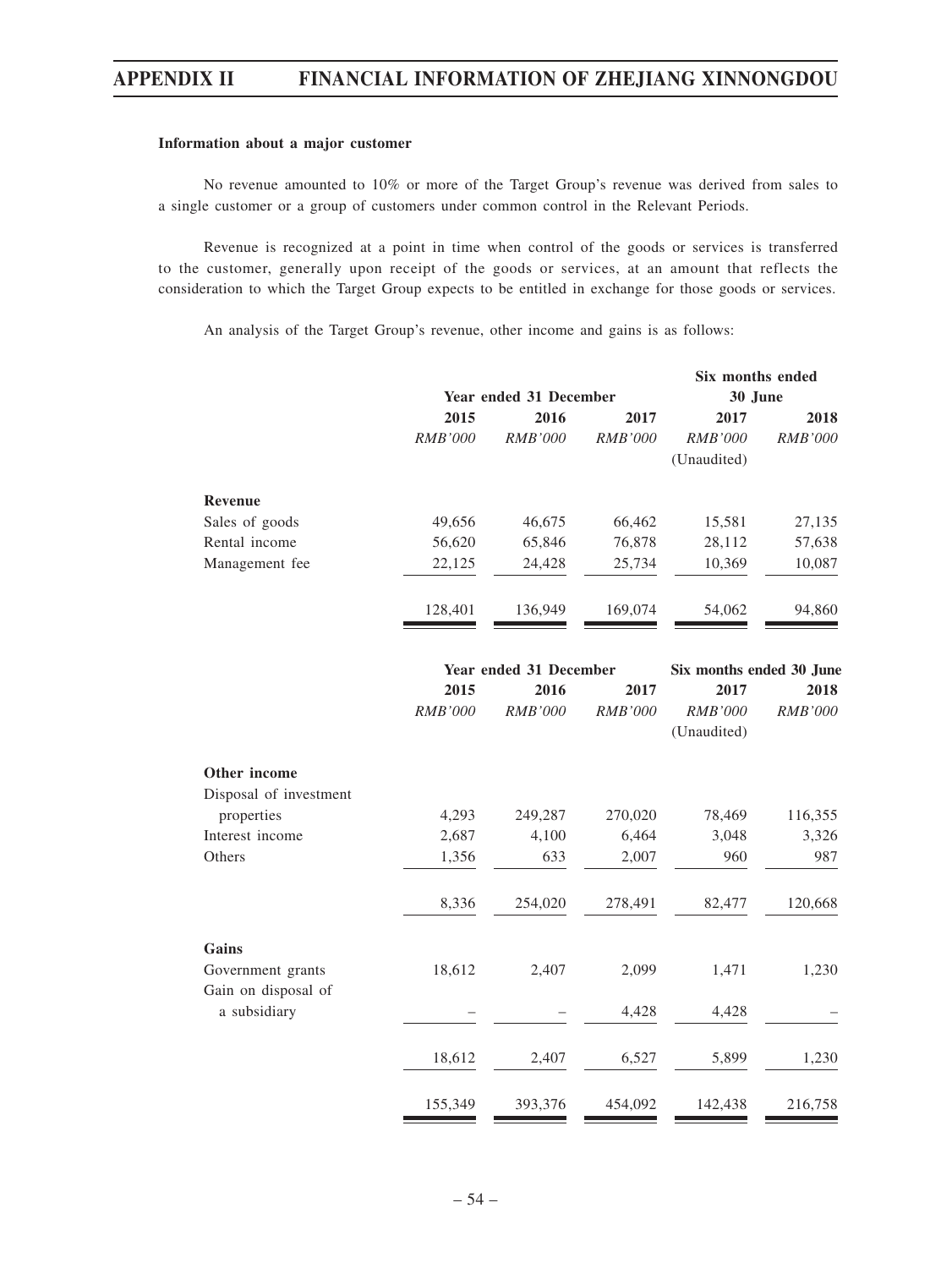**Information about a major customer**

No revenue amounted to 10% or more of the Target Group's revenue was derived from sales to a single customer or a group of customers under common control in the Relevant Periods.

Revenue is recognized at a point in time when control of the goods or services is transferred to the customer, generally upon receipt of the goods or services, at an amount that reflects the consideration to which the Target Group expects to be entitled in exchange for those goods or services.

An analysis of the Target Group's revenue, other income and gains is as follows:

| | Year ended 31 December | | | Six months ended 30 June | |
|---|---|---|---|---|---|
| | 2015 | 2016 | 2017 | 2017 | 2018 |
| | *RMB'000* | *RMB'000* | *RMB'000* | *RMB'000* | *RMB'000* |
| | | | | (Unaudited) | |
| **Revenue** | | | | | |
| Sales of goods | 49,656 | 46,675 | 66,462 | 15,581 | 27,135 |
| Rental income | 56,620 | 65,846 | 76,878 | 28,112 | 57,638 |
| Management fee | 22,125 | 24,428 | 25,734 | 10,369 | 10,087 |
| | 128,401 | 136,949 | 169,074 | 54,062 | 94,860 |

| | Year ended 31 December | | | Six months ended 30 June | |
|---|---|---|---|---|---|
| | 2015 | 2016 | 2017 | 2017 | 2018 |
| | *RMB'000* | *RMB'000* | *RMB'000* | *RMB'000* | *RMB'000* |
| | | | | (Unaudited) | |
| **Other income** | | | | | |
| Disposal of investment properties | 4,293 | 249,287 | 270,020 | 78,469 | 116,355 |
| Interest income | 2,687 | 4,100 | 6,464 | 3,048 | 3,326 |
| Others | 1,356 | 633 | 2,007 | 960 | 987 |
| | 8,336 | 254,020 | 278,491 | 82,477 | 120,668 |
| **Gains** | | | | | |
| Government grants | 18,612 | 2,407 | 2,099 | 1,471 | 1,230 |
| Gain on disposal of a subsidiary | – | – | 4,428 | 4,428 | – |
| | 18,612 | 2,407 | 6,527 | 5,899 | 1,230 |
| | 155,349 | 393,376 | 454,092 | 142,438 | 216,758 |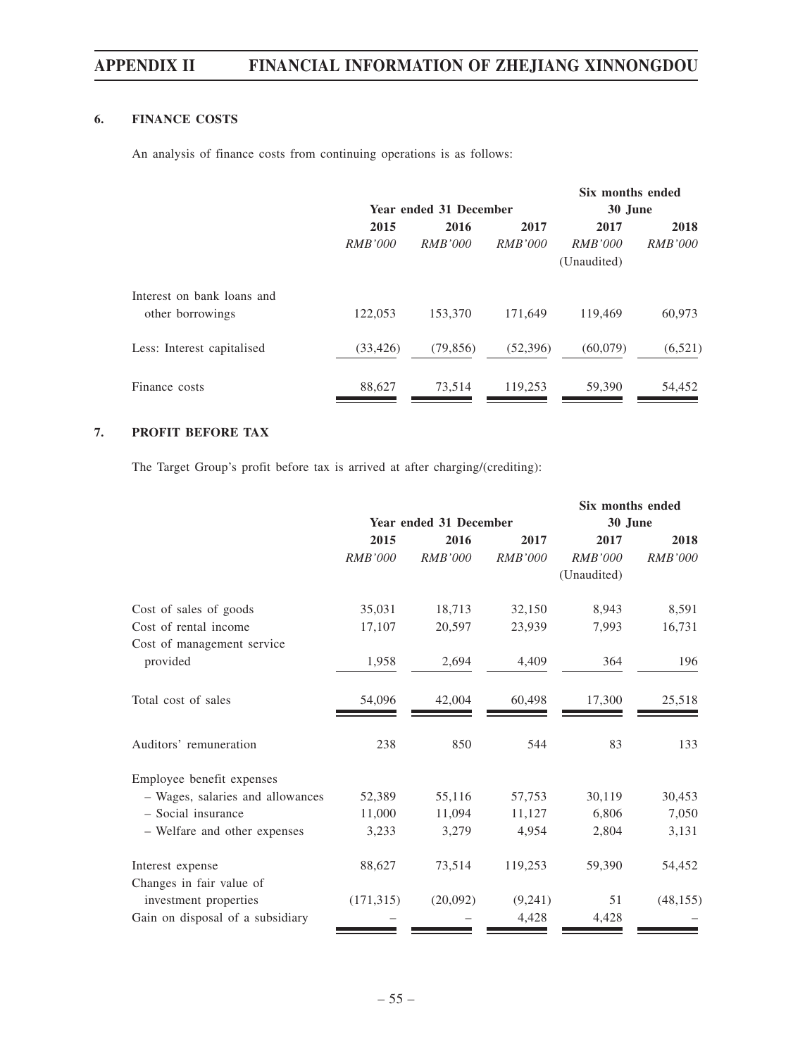### 6. FINANCE COSTS

An analysis of finance costs from continuing operations is as follows:

| | Year ended 31 December | | | Six months ended 30 June | |
|---|---|---|---|---|---|
| | 2015 | 2016 | 2017 | 2017 | 2018 |
| | *RMB'000* | *RMB'000* | *RMB'000* | *RMB'000* | *RMB'000* |
| | | | | (Unaudited) | |
| Interest on bank loans and other borrowings | 122,053 | 153,370 | 171,649 | 119,469 | 60,973 |
| Less: Interest capitalised | (33,426) | (79,856) | (52,396) | (60,079) | (6,521) |
| Finance costs | 88,627 | 73,514 | 119,253 | 59,390 | 54,452 |

### 7. PROFIT BEFORE TAX

The Target Group's profit before tax is arrived at after charging/(crediting):

| | Year ended 31 December | | | Six months ended 30 June | |
|---|---|---|---|---|---|
| | 2015 | 2016 | 2017 | 2017 | 2018 |
| | *RMB'000* | *RMB'000* | *RMB'000* | *RMB'000* | *RMB'000* |
| | | | | (Unaudited) | |
| Cost of sales of goods | 35,031 | 18,713 | 32,150 | 8,943 | 8,591 |
| Cost of rental income | 17,107 | 20,597 | 23,939 | 7,993 | 16,731 |
| Cost of management service provided | 1,958 | 2,694 | 4,409 | 364 | 196 |
| Total cost of sales | 54,096 | 42,004 | 60,498 | 17,300 | 25,518 |
| Auditors' remuneration | 238 | 850 | 544 | 83 | 133 |
| Employee benefit expenses | | | | | |
| – Wages, salaries and allowances | 52,389 | 55,116 | 57,753 | 30,119 | 30,453 |
| – Social insurance | 11,000 | 11,094 | 11,127 | 6,806 | 7,050 |
| – Welfare and other expenses | 3,233 | 3,279 | 4,954 | 2,804 | 3,131 |
| Interest expense | 88,627 | 73,514 | 119,253 | 59,390 | 54,452 |
| Changes in fair value of investment properties | (171,315) | (20,092) | (9,241) | 51 | (48,155) |
| Gain on disposal of a subsidiary | – | – | 4,428 | 4,428 | – |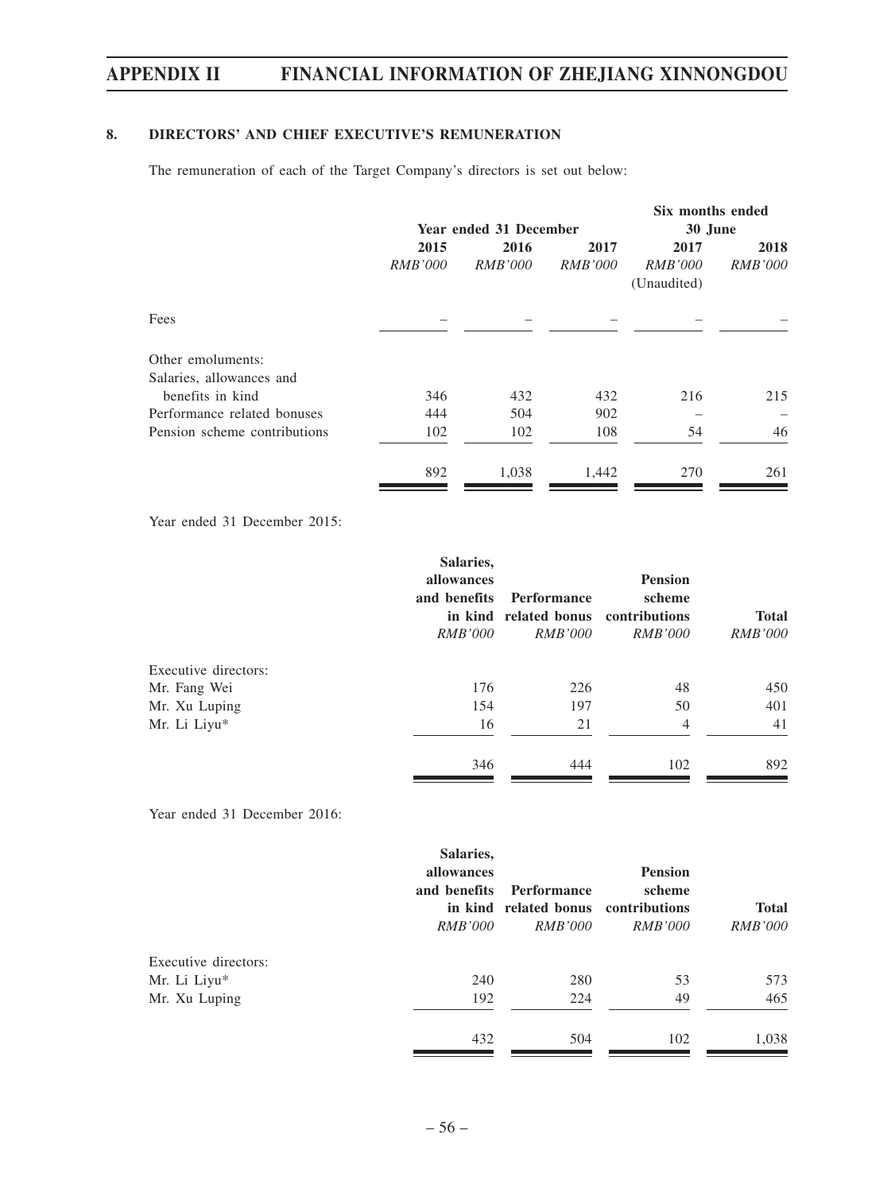## 8. DIRECTORS' AND CHIEF EXECUTIVE'S REMUNERATION

The remuneration of each of the Target Company's directors is set out below:

| | Year ended 31 December | | | Six months ended 30 June | |
|---|---|---|---|---|---|
| | 2015 | 2016 | 2017 | 2017 | 2018 |
| | *RMB'000* | *RMB'000* | *RMB'000* | *RMB'000* (Unaudited) | *RMB'000* |
| Fees | – | – | – | – | – |
| Other emoluments: | | | | | |
| Salaries, allowances and benefits in kind | 346 | 432 | 432 | 216 | 215 |
| Performance related bonuses | 444 | 504 | 902 | – | – |
| Pension scheme contributions | 102 | 102 | 108 | 54 | 46 |
| | 892 | 1,038 | 1,442 | 270 | 261 |

Year ended 31 December 2015:

| | Salaries, allowances and benefits in kind | Performance related bonus | Pension scheme contributions | Total |
|---|---|---|---|---|
| | *RMB'000* | *RMB'000* | *RMB'000* | *RMB'000* |
| Executive directors: | | | | |
| Mr. Fang Wei | 176 | 226 | 48 | 450 |
| Mr. Xu Luping | 154 | 197 | 50 | 401 |
| Mr. Li Liyu* | 16 | 21 | 4 | 41 |
| | 346 | 444 | 102 | 892 |

Year ended 31 December 2016:

| | Salaries, allowances and benefits in kind | Performance related bonus | Pension scheme contributions | Total |
|---|---|---|---|---|
| | *RMB'000* | *RMB'000* | *RMB'000* | *RMB'000* |
| Executive directors: | | | | |
| Mr. Li Liyu* | 240 | 280 | 53 | 573 |
| Mr. Xu Luping | 192 | 224 | 49 | 465 |
| | 432 | 504 | 102 | 1,038 |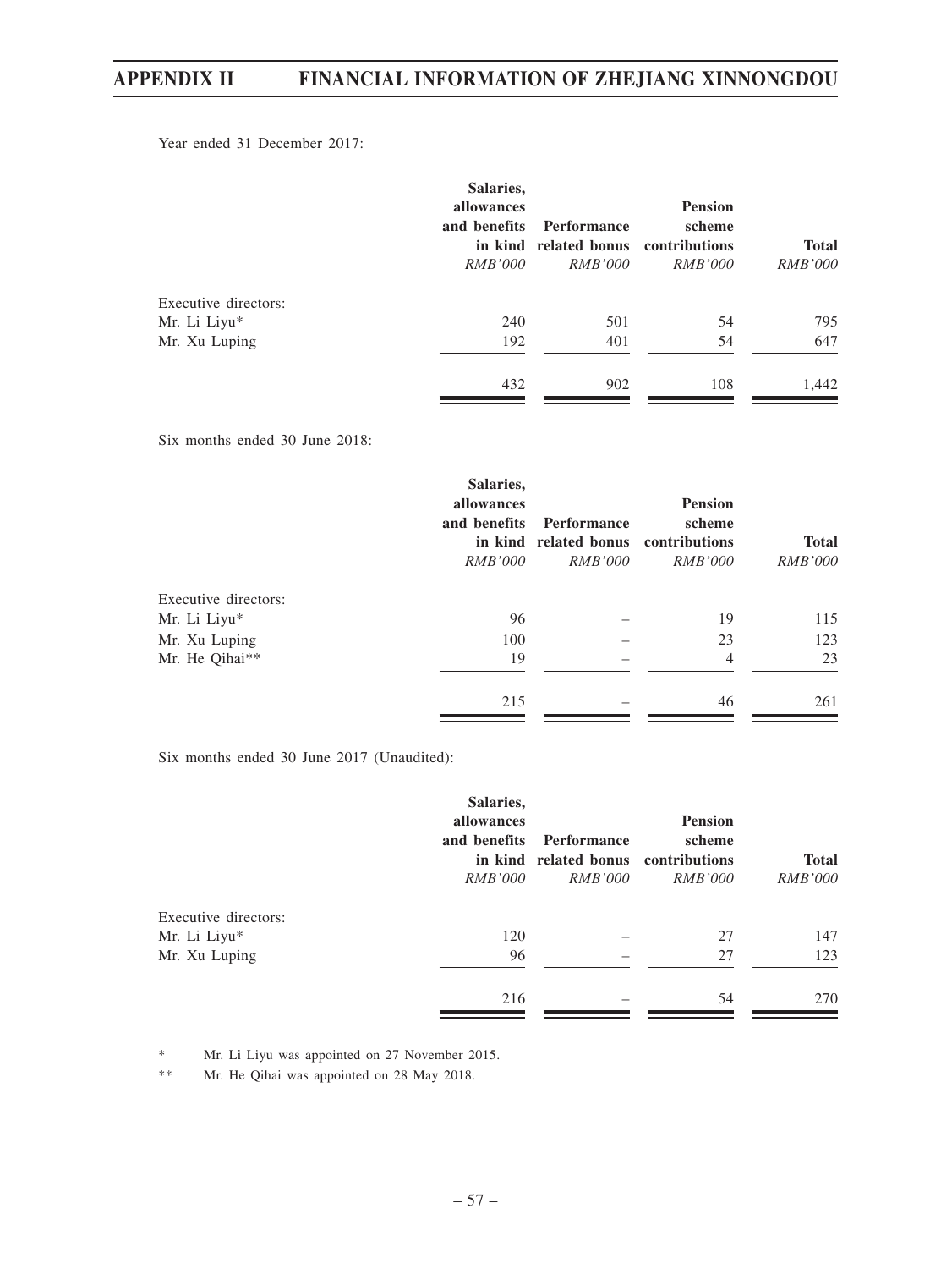Year ended 31 December 2017:

| | Salaries, allowances and benefits in kind *RMB'000* | Performance related bonus *RMB'000* | Pension scheme contributions *RMB'000* | Total *RMB'000* |
|---|---|---|---|---|
| Executive directors: | | | | |
| Mr. Li Liyu* | 240 | 501 | 54 | 795 |
| Mr. Xu Luping | 192 | 401 | 54 | 647 |
| | 432 | 902 | 108 | 1,442 |

Six months ended 30 June 2018:

| | Salaries, allowances and benefits in kind *RMB'000* | Performance related bonus *RMB'000* | Pension scheme contributions *RMB'000* | Total *RMB'000* |
|---|---|---|---|---|
| Executive directors: | | | | |
| Mr. Li Liyu* | 96 | – | 19 | 115 |
| Mr. Xu Luping | 100 | – | 23 | 123 |
| Mr. He Qihai** | 19 | – | 4 | 23 |
| | 215 | – | 46 | 261 |

Six months ended 30 June 2017 (Unaudited):

| | Salaries, allowances and benefits in kind *RMB'000* | Performance related bonus *RMB'000* | Pension scheme contributions *RMB'000* | Total *RMB'000* |
|---|---|---|---|---|
| Executive directors: | | | | |
| Mr. Li Liyu* | 120 | – | 27 | 147 |
| Mr. Xu Luping | 96 | – | 27 | 123 |
| | 216 | – | 54 | 270 |

\* Mr. Li Liyu was appointed on 27 November 2015.

\*\* Mr. He Qihai was appointed on 28 May 2018.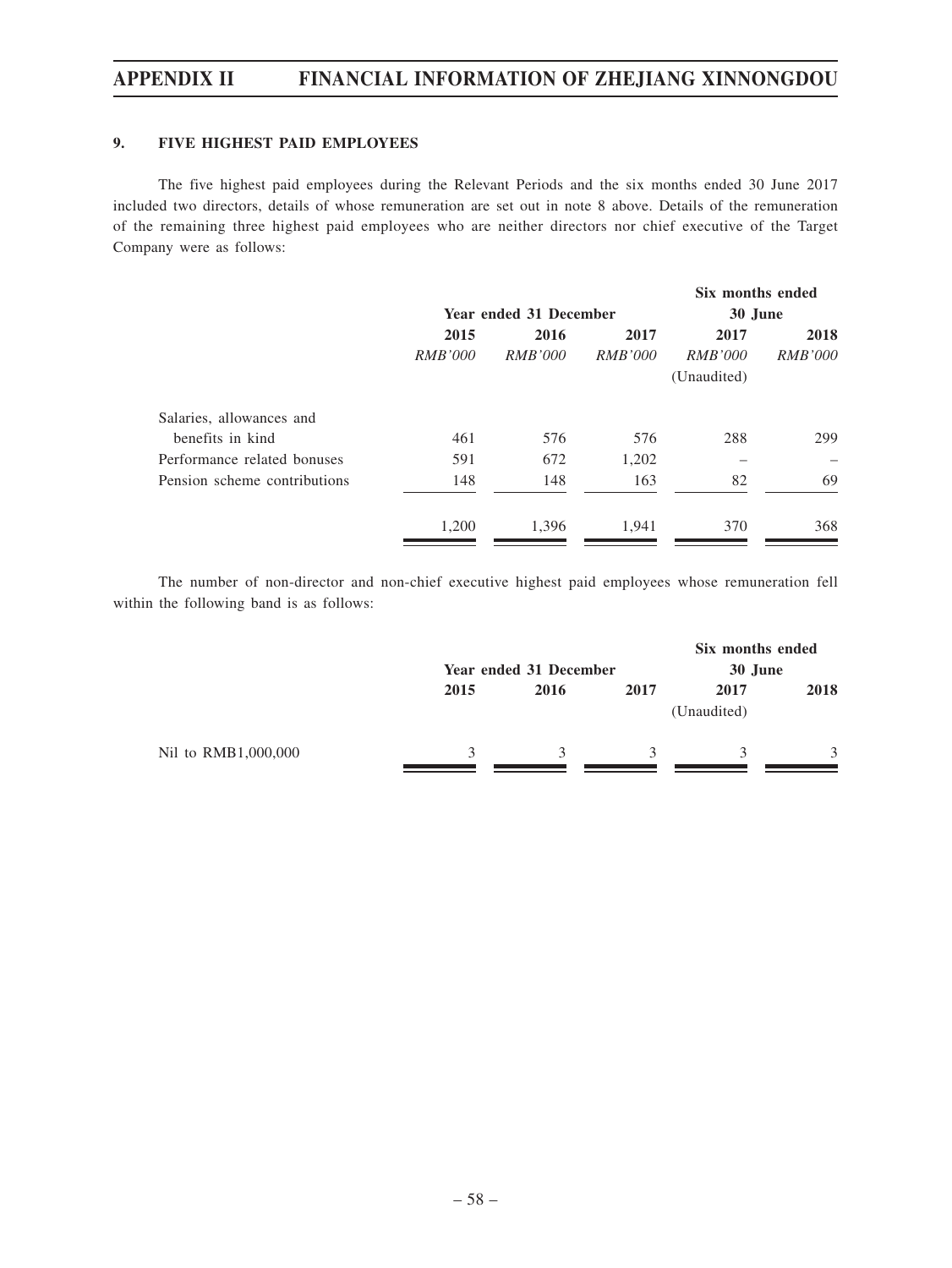### 9. FIVE HIGHEST PAID EMPLOYEES

The five highest paid employees during the Relevant Periods and the six months ended 30 June 2017 included two directors, details of whose remuneration are set out in note 8 above. Details of the remuneration of the remaining three highest paid employees who are neither directors nor chief executive of the Target Company were as follows:

| | Year ended 31 December | | | Six months ended 30 June | |
|---|---|---|---|---|---|
| | 2015 | 2016 | 2017 | 2017 | 2018 |
| | *RMB'000* | *RMB'000* | *RMB'000* | *RMB'000* (Unaudited) | *RMB'000* |
| Salaries, allowances and benefits in kind | 461 | 576 | 576 | 288 | 299 |
| Performance related bonuses | 591 | 672 | 1,202 | – | – |
| Pension scheme contributions | 148 | 148 | 163 | 82 | 69 |
| | 1,200 | 1,396 | 1,941 | 370 | 368 |

The number of non-director and non-chief executive highest paid employees whose remuneration fell within the following band is as follows:

| | Year ended 31 December | | | Six months ended 30 June | |
|---|---|---|---|---|---|
| | 2015 | 2016 | 2017 | 2017 (Unaudited) | 2018 |
| Nil to RMB1,000,000 | 3 | 3 | 3 | 3 | 3 |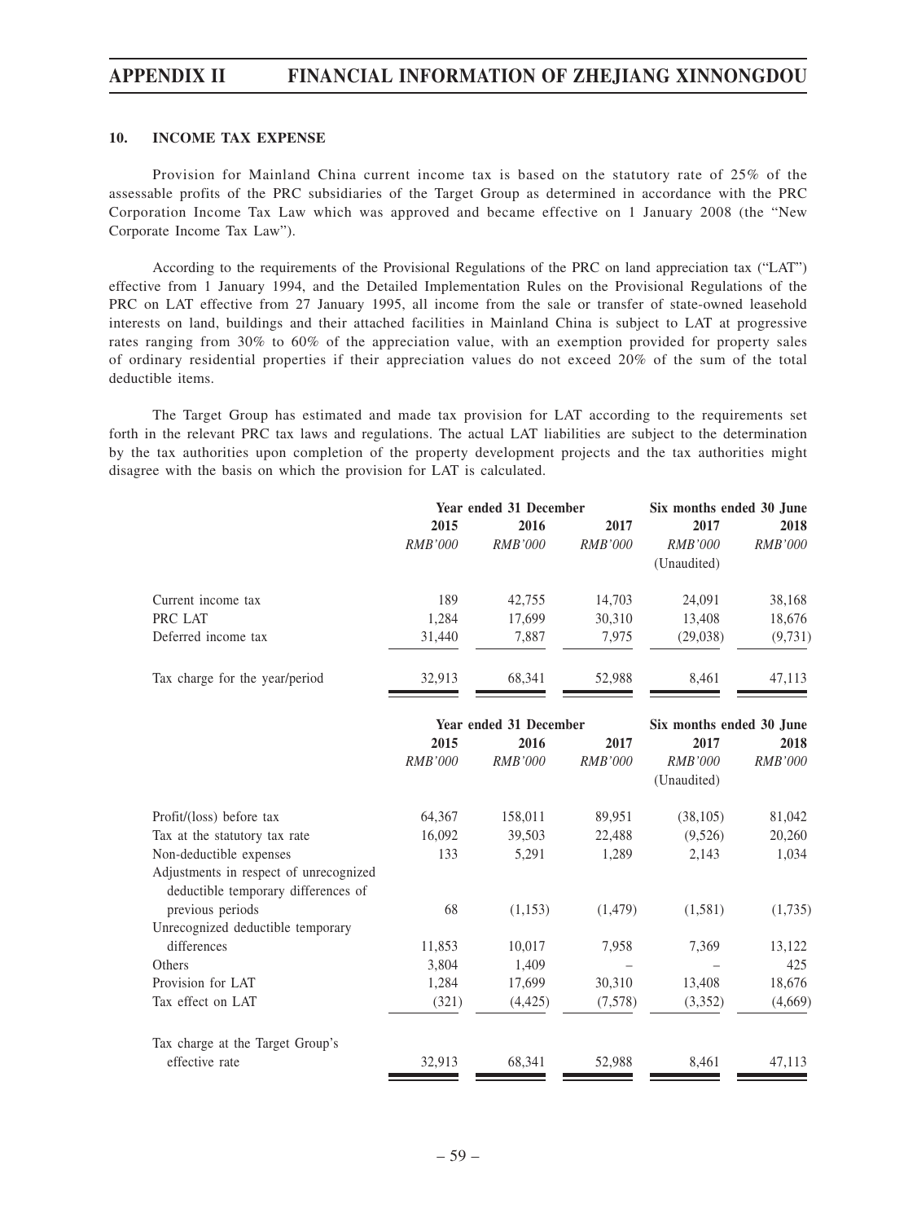## 10. INCOME TAX EXPENSE

Provision for Mainland China current income tax is based on the statutory rate of 25% of the assessable profits of the PRC subsidiaries of the Target Group as determined in accordance with the PRC Corporation Income Tax Law which was approved and became effective on 1 January 2008 (the "New Corporate Income Tax Law").

According to the requirements of the Provisional Regulations of the PRC on land appreciation tax ("LAT") effective from 1 January 1994, and the Detailed Implementation Rules on the Provisional Regulations of the PRC on LAT effective from 27 January 1995, all income from the sale or transfer of state-owned leasehold interests on land, buildings and their attached facilities in Mainland China is subject to LAT at progressive rates ranging from 30% to 60% of the appreciation value, with an exemption provided for property sales of ordinary residential properties if their appreciation values do not exceed 20% of the sum of the total deductible items.

The Target Group has estimated and made tax provision for LAT according to the requirements set forth in the relevant PRC tax laws and regulations. The actual LAT liabilities are subject to the determination by the tax authorities upon completion of the property development projects and the tax authorities might disagree with the basis on which the provision for LAT is calculated.

| | Year ended 31 December | | | Six months ended 30 June | |
|---|---|---|---|---|---|
| | 2015 | 2016 | 2017 | 2017 | 2018 |
| | *RMB'000* | *RMB'000* | *RMB'000* | *RMB'000* (Unaudited) | *RMB'000* |
| Current income tax | 189 | 42,755 | 14,703 | 24,091 | 38,168 |
| PRC LAT | 1,284 | 17,699 | 30,310 | 13,408 | 18,676 |
| Deferred income tax | 31,440 | 7,887 | 7,975 | (29,038) | (9,731) |
| Tax charge for the year/period | 32,913 | 68,341 | 52,988 | 8,461 | 47,113 |

| | Year ended 31 December | | | Six months ended 30 June | |
|---|---|---|---|---|---|
| | 2015 | 2016 | 2017 | 2017 | 2018 |
| | *RMB'000* | *RMB'000* | *RMB'000* | *RMB'000* (Unaudited) | *RMB'000* |
| Profit/(loss) before tax | 64,367 | 158,011 | 89,951 | (38,105) | 81,042 |
| Tax at the statutory tax rate | 16,092 | 39,503 | 22,488 | (9,526) | 20,260 |
| Non-deductible expenses | 133 | 5,291 | 1,289 | 2,143 | 1,034 |
| Adjustments in respect of unrecognized deductible temporary differences of previous periods | 68 | (1,153) | (1,479) | (1,581) | (1,735) |
| Unrecognized deductible temporary differences | 11,853 | 10,017 | 7,958 | 7,369 | 13,122 |
| Others | 3,804 | 1,409 | – | – | 425 |
| Provision for LAT | 1,284 | 17,699 | 30,310 | 13,408 | 18,676 |
| Tax effect on LAT | (321) | (4,425) | (7,578) | (3,352) | (4,669) |
| Tax charge at the Target Group's effective rate | 32,913 | 68,341 | 52,988 | 8,461 | 47,113 |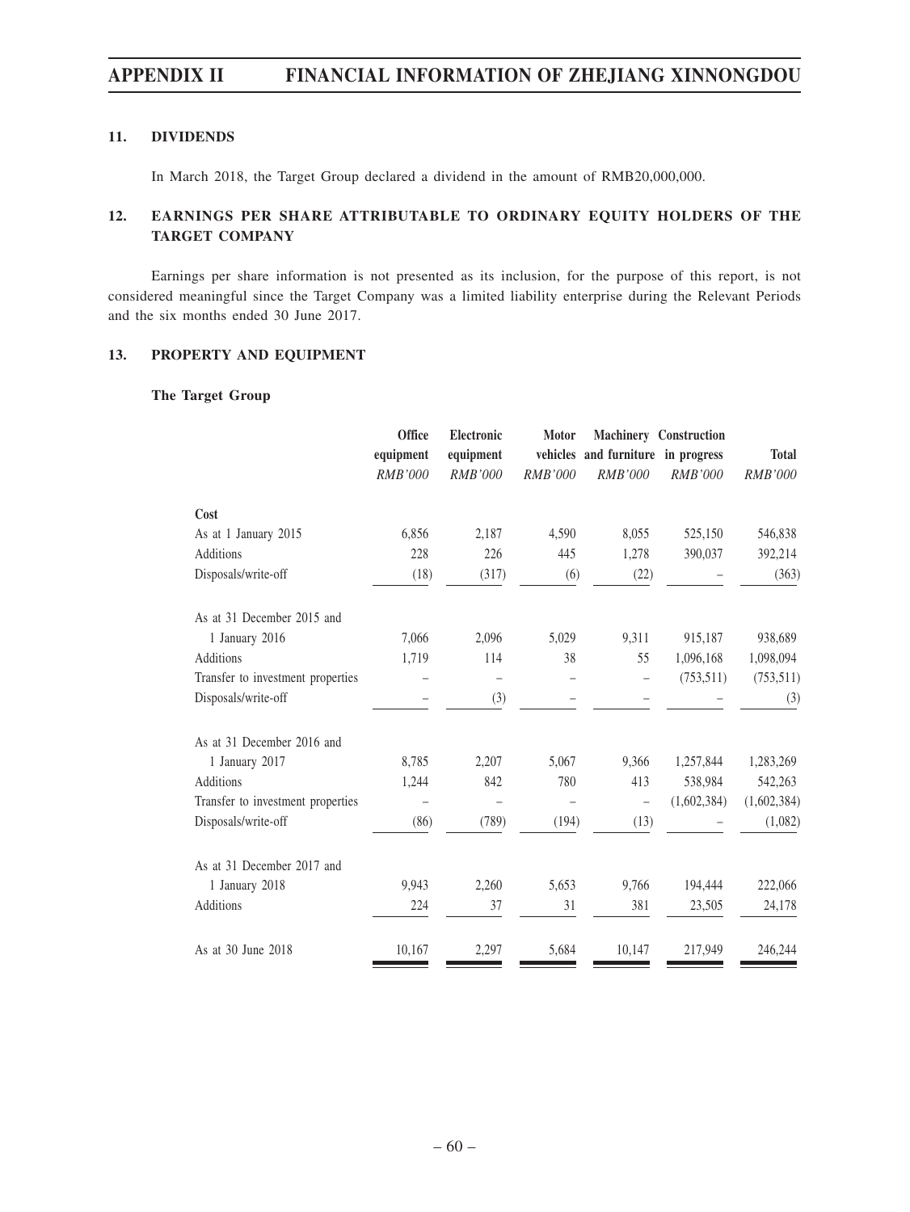### 11. DIVIDENDS

In March 2018, the Target Group declared a dividend in the amount of RMB20,000,000.

### 12. EARNINGS PER SHARE ATTRIBUTABLE TO ORDINARY EQUITY HOLDERS OF THE TARGET COMPANY

Earnings per share information is not presented as its inclusion, for the purpose of this report, is not considered meaningful since the Target Company was a limited liability enterprise during the Relevant Periods and the six months ended 30 June 2017.

### 13. PROPERTY AND EQUIPMENT

**The Target Group**

| | Office equipment | Electronic equipment | Motor vehicles | Machinery and furniture | Construction in progress | Total |
|---|---|---|---|---|---|---|
| | *RMB'000* | *RMB'000* | *RMB'000* | *RMB'000* | *RMB'000* | *RMB'000* |
| **Cost** | | | | | | |
| As at 1 January 2015 | 6,856 | 2,187 | 4,590 | 8,055 | 525,150 | 546,838 |
| Additions | 228 | 226 | 445 | 1,278 | 390,037 | 392,214 |
| Disposals/write-off | (18) | (317) | (6) | (22) | – | (363) |
| As at 31 December 2015 and 1 January 2016 | 7,066 | 2,096 | 5,029 | 9,311 | 915,187 | 938,689 |
| Additions | 1,719 | 114 | 38 | 55 | 1,096,168 | 1,098,094 |
| Transfer to investment properties | – | – | – | – | (753,511) | (753,511) |
| Disposals/write-off | – | (3) | – | – | – | (3) |
| As at 31 December 2016 and 1 January 2017 | 8,785 | 2,207 | 5,067 | 9,366 | 1,257,844 | 1,283,269 |
| Additions | 1,244 | 842 | 780 | 413 | 538,984 | 542,263 |
| Transfer to investment properties | – | – | – | – | (1,602,384) | (1,602,384) |
| Disposals/write-off | (86) | (789) | (194) | (13) | – | (1,082) |
| As at 31 December 2017 and 1 January 2018 | 9,943 | 2,260 | 5,653 | 9,766 | 194,444 | 222,066 |
| Additions | 224 | 37 | 31 | 381 | 23,505 | 24,178 |
| As at 30 June 2018 | 10,167 | 2,297 | 5,684 | 10,147 | 217,949 | 246,244 |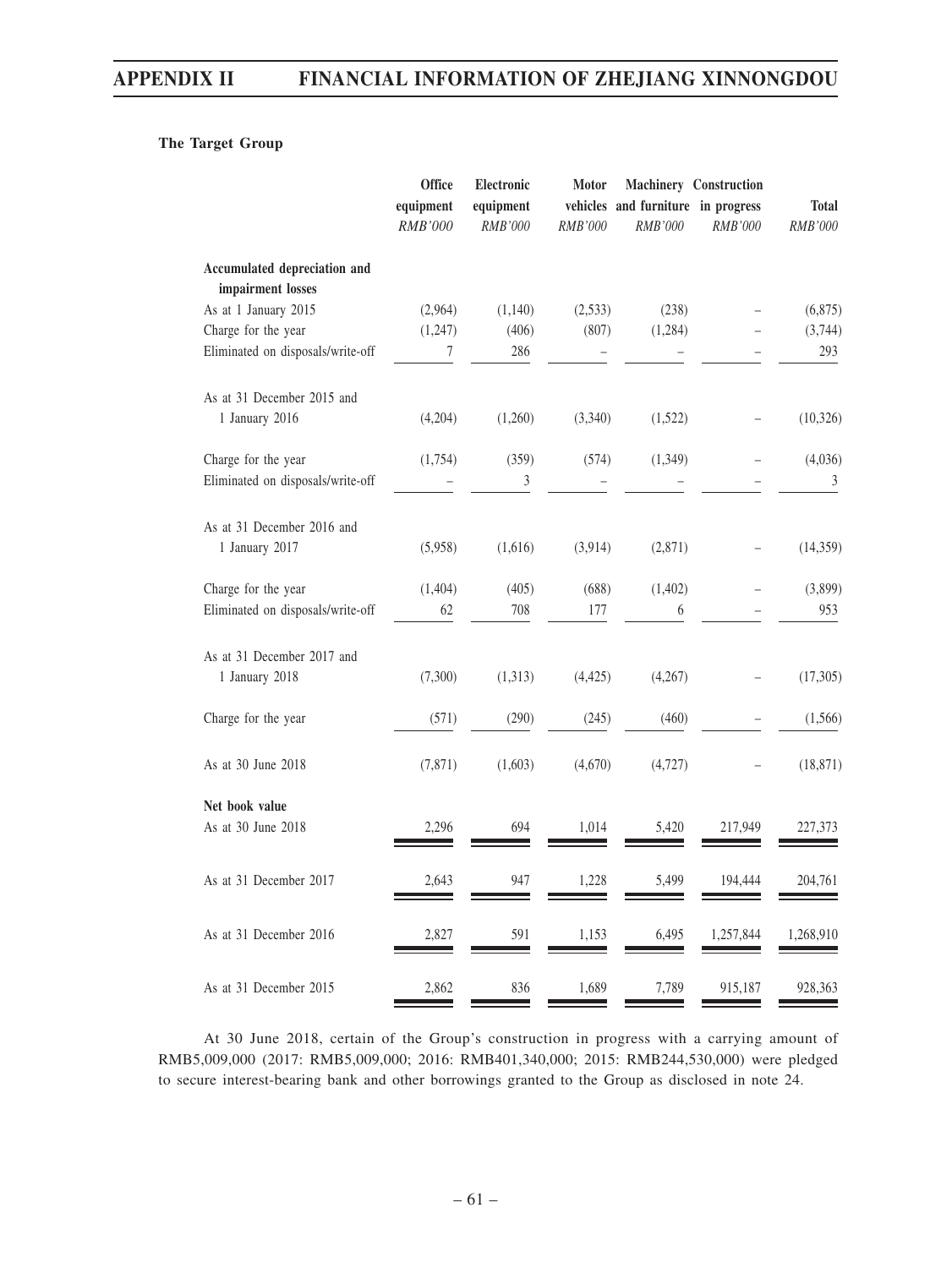**The Target Group**

| | Office equipment | Electronic equipment | Motor vehicles | Machinery and furniture | Construction in progress | Total |
|---|---|---|---|---|---|---|
| | *RMB'000* | *RMB'000* | *RMB'000* | *RMB'000* | *RMB'000* | *RMB'000* |
| **Accumulated depreciation and impairment losses** | | | | | | |
| As at 1 January 2015 | (2,964) | (1,140) | (2,533) | (238) | – | (6,875) |
| Charge for the year | (1,247) | (406) | (807) | (1,284) | – | (3,744) |
| Eliminated on disposals/write-off | 7 | 286 | – | – | – | 293 |
| As at 31 December 2015 and 1 January 2016 | (4,204) | (1,260) | (3,340) | (1,522) | – | (10,326) |
| Charge for the year | (1,754) | (359) | (574) | (1,349) | – | (4,036) |
| Eliminated on disposals/write-off | – | 3 | – | – | – | 3 |
| As at 31 December 2016 and 1 January 2017 | (5,958) | (1,616) | (3,914) | (2,871) | – | (14,359) |
| Charge for the year | (1,404) | (405) | (688) | (1,402) | – | (3,899) |
| Eliminated on disposals/write-off | 62 | 708 | 177 | 6 | – | 953 |
| As at 31 December 2017 and 1 January 2018 | (7,300) | (1,313) | (4,425) | (4,267) | – | (17,305) |
| Charge for the year | (571) | (290) | (245) | (460) | – | (1,566) |
| As at 30 June 2018 | (7,871) | (1,603) | (4,670) | (4,727) | – | (18,871) |
| **Net book value** | | | | | | |
| As at 30 June 2018 | 2,296 | 694 | 1,014 | 5,420 | 217,949 | 227,373 |
| As at 31 December 2017 | 2,643 | 947 | 1,228 | 5,499 | 194,444 | 204,761 |
| As at 31 December 2016 | 2,827 | 591 | 1,153 | 6,495 | 1,257,844 | 1,268,910 |
| As at 31 December 2015 | 2,862 | 836 | 1,689 | 7,789 | 915,187 | 928,363 |

At 30 June 2018, certain of the Group's construction in progress with a carrying amount of RMB5,009,000 (2017: RMB5,009,000; 2016: RMB401,340,000; 2015: RMB244,530,000) were pledged to secure interest-bearing bank and other borrowings granted to the Group as disclosed in note 24.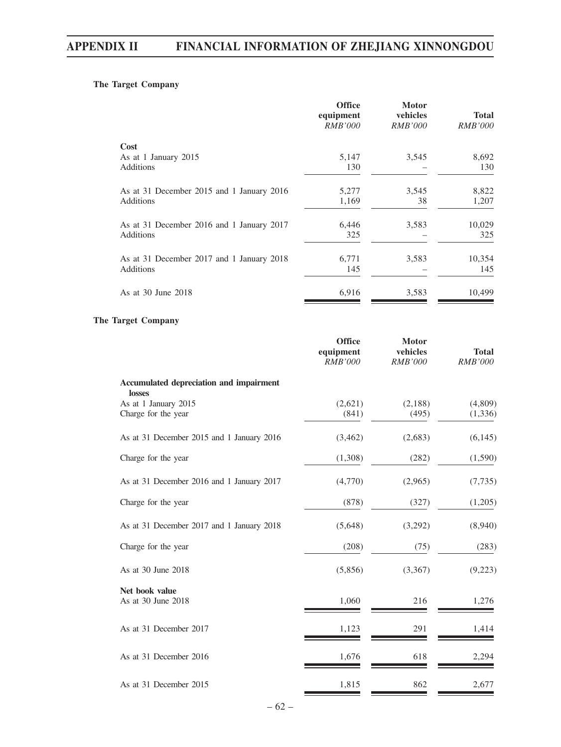**The Target Company**

| | Office equipment *RMB'000* | Motor vehicles *RMB'000* | Total *RMB'000* |
|---|---|---|---|
| **Cost** | | | |
| As at 1 January 2015 | 5,147 | 3,545 | 8,692 |
| Additions | 130 | – | 130 |
| As at 31 December 2015 and 1 January 2016 | 5,277 | 3,545 | 8,822 |
| Additions | 1,169 | 38 | 1,207 |
| As at 31 December 2016 and 1 January 2017 | 6,446 | 3,583 | 10,029 |
| Additions | 325 | – | 325 |
| As at 31 December 2017 and 1 January 2018 | 6,771 | 3,583 | 10,354 |
| Additions | 145 | – | 145 |
| As at 30 June 2018 | 6,916 | 3,583 | 10,499 |

**The Target Company**

| | Office equipment *RMB'000* | Motor vehicles *RMB'000* | Total *RMB'000* |
|---|---|---|---|
| **Accumulated depreciation and impairment losses** | | | |
| As at 1 January 2015 | (2,621) | (2,188) | (4,809) |
| Charge for the year | (841) | (495) | (1,336) |
| As at 31 December 2015 and 1 January 2016 | (3,462) | (2,683) | (6,145) |
| Charge for the year | (1,308) | (282) | (1,590) |
| As at 31 December 2016 and 1 January 2017 | (4,770) | (2,965) | (7,735) |
| Charge for the year | (878) | (327) | (1,205) |
| As at 31 December 2017 and 1 January 2018 | (5,648) | (3,292) | (8,940) |
| Charge for the year | (208) | (75) | (283) |
| As at 30 June 2018 | (5,856) | (3,367) | (9,223) |
| **Net book value** | | | |
| As at 30 June 2018 | 1,060 | 216 | 1,276 |
| As at 31 December 2017 | 1,123 | 291 | 1,414 |
| As at 31 December 2016 | 1,676 | 618 | 2,294 |
| As at 31 December 2015 | 1,815 | 862 | 2,677 |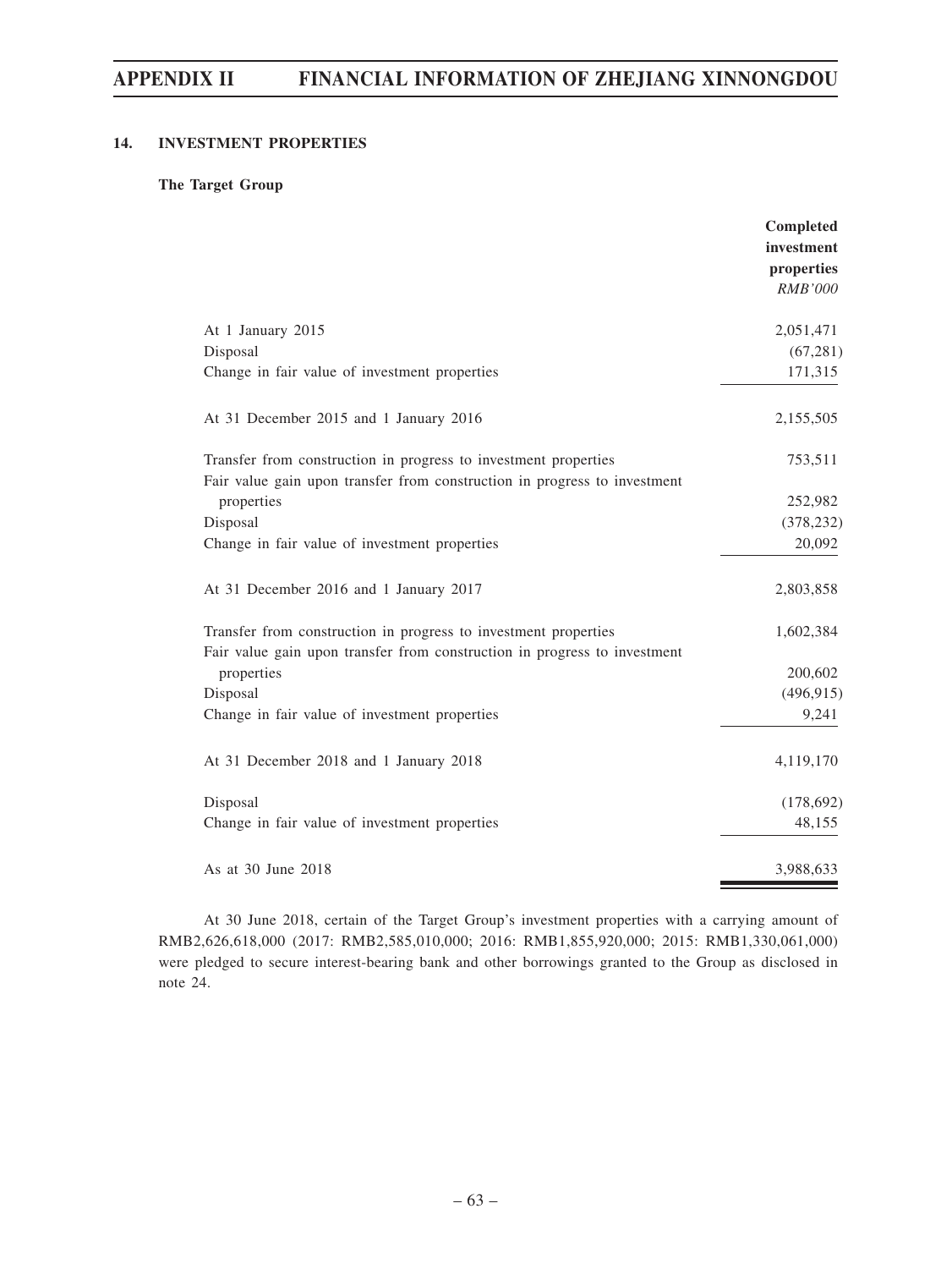## 14. INVESTMENT PROPERTIES

### The Target Group

| | Completed investment properties |
|---|---|
| | *RMB'000* |
| At 1 January 2015 | 2,051,471 |
| Disposal | (67,281) |
| Change in fair value of investment properties | 171,315 |
| At 31 December 2015 and 1 January 2016 | 2,155,505 |
| Transfer from construction in progress to investment properties | 753,511 |
| Fair value gain upon transfer from construction in progress to investment properties | 252,982 |
| Disposal | (378,232) |
| Change in fair value of investment properties | 20,092 |
| At 31 December 2016 and 1 January 2017 | 2,803,858 |
| Transfer from construction in progress to investment properties | 1,602,384 |
| Fair value gain upon transfer from construction in progress to investment properties | 200,602 |
| Disposal | (496,915) |
| Change in fair value of investment properties | 9,241 |
| At 31 December 2018 and 1 January 2018 | 4,119,170 |
| Disposal | (178,692) |
| Change in fair value of investment properties | 48,155 |
| As at 30 June 2018 | 3,988,633 |

At 30 June 2018, certain of the Target Group's investment properties with a carrying amount of RMB2,626,618,000 (2017: RMB2,585,010,000; 2016: RMB1,855,920,000; 2015: RMB1,330,061,000) were pledged to secure interest-bearing bank and other borrowings granted to the Group as disclosed in note 24.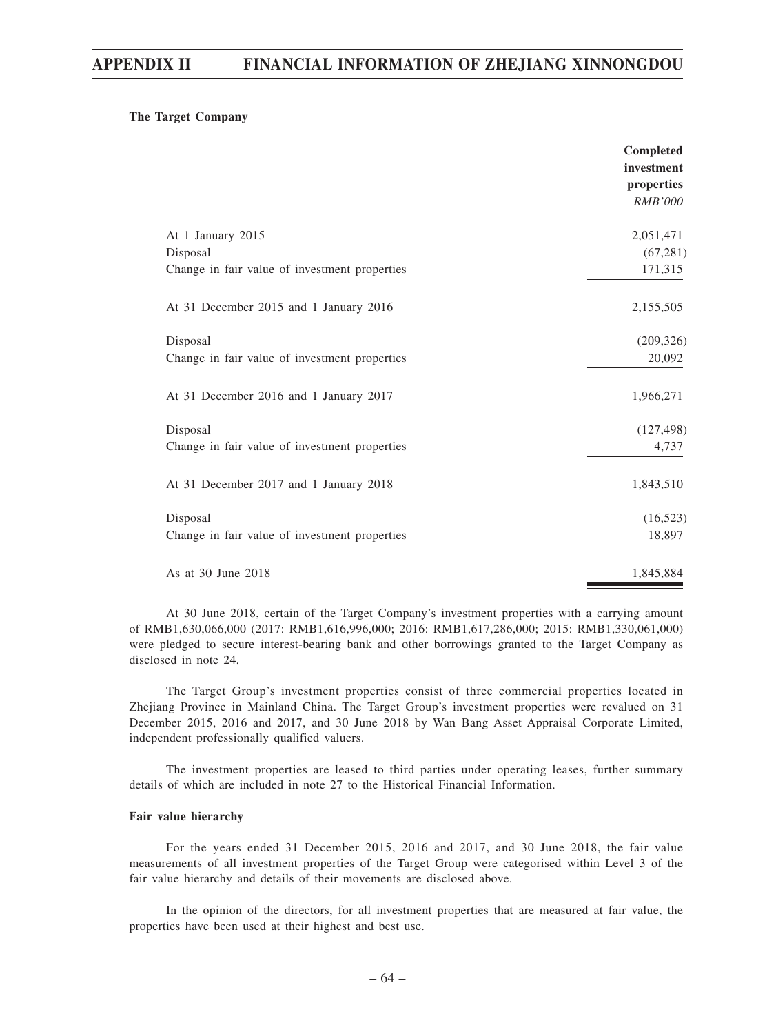**The Target Company**

| | Completed investment properties |
|---|---|
| | *RMB'000* |
| At 1 January 2015 | 2,051,471 |
| Disposal | (67,281) |
| Change in fair value of investment properties | 171,315 |
| At 31 December 2015 and 1 January 2016 | 2,155,505 |
| Disposal | (209,326) |
| Change in fair value of investment properties | 20,092 |
| At 31 December 2016 and 1 January 2017 | 1,966,271 |
| Disposal | (127,498) |
| Change in fair value of investment properties | 4,737 |
| At 31 December 2017 and 1 January 2018 | 1,843,510 |
| Disposal | (16,523) |
| Change in fair value of investment properties | 18,897 |
| As at 30 June 2018 | 1,845,884 |

At 30 June 2018, certain of the Target Company's investment properties with a carrying amount of RMB1,630,066,000 (2017: RMB1,616,996,000; 2016: RMB1,617,286,000; 2015: RMB1,330,061,000) were pledged to secure interest-bearing bank and other borrowings granted to the Target Company as disclosed in note 24.

The Target Group's investment properties consist of three commercial properties located in Zhejiang Province in Mainland China. The Target Group's investment properties were revalued on 31 December 2015, 2016 and 2017, and 30 June 2018 by Wan Bang Asset Appraisal Corporate Limited, independent professionally qualified valuers.

The investment properties are leased to third parties under operating leases, further summary details of which are included in note 27 to the Historical Financial Information.

**Fair value hierarchy**

For the years ended 31 December 2015, 2016 and 2017, and 30 June 2018, the fair value measurements of all investment properties of the Target Group were categorised within Level 3 of the fair value hierarchy and details of their movements are disclosed above.

In the opinion of the directors, for all investment properties that are measured at fair value, the properties have been used at their highest and best use.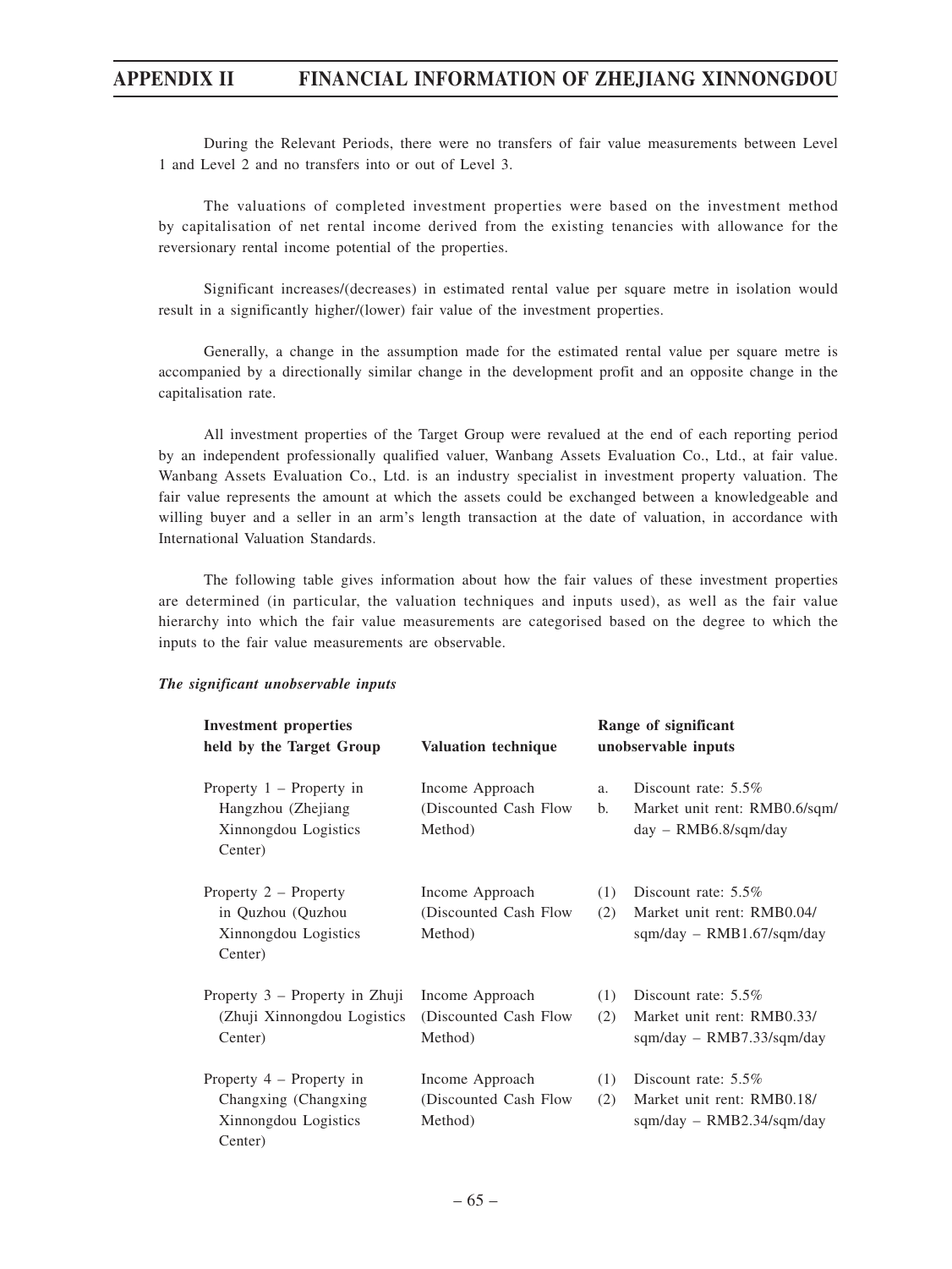During the Relevant Periods, there were no transfers of fair value measurements between Level 1 and Level 2 and no transfers into or out of Level 3.

The valuations of completed investment properties were based on the investment method by capitalisation of net rental income derived from the existing tenancies with allowance for the reversionary rental income potential of the properties.

Significant increases/(decreases) in estimated rental value per square metre in isolation would result in a significantly higher/(lower) fair value of the investment properties.

Generally, a change in the assumption made for the estimated rental value per square metre is accompanied by a directionally similar change in the development profit and an opposite change in the capitalisation rate.

All investment properties of the Target Group were revalued at the end of each reporting period by an independent professionally qualified valuer, Wanbang Assets Evaluation Co., Ltd., at fair value. Wanbang Assets Evaluation Co., Ltd. is an industry specialist in investment property valuation. The fair value represents the amount at which the assets could be exchanged between a knowledgeable and willing buyer and a seller in an arm's length transaction at the date of valuation, in accordance with International Valuation Standards.

The following table gives information about how the fair values of these investment properties are determined (in particular, the valuation techniques and inputs used), as well as the fair value hierarchy into which the fair value measurements are categorised based on the degree to which the inputs to the fair value measurements are observable.

***The significant unobservable inputs***

| Investment properties held by the Target Group | Valuation technique | Range of significant unobservable inputs |
|---|---|---|
| Property 1 – Property in Hangzhou (Zhejiang Xinnongdou Logistics Center) | Income Approach (Discounted Cash Flow Method) | a. Discount rate: 5.5%<br>b. Market unit rent: RMB0.6/sqm/day – RMB6.8/sqm/day |
| Property 2 – Property in Quzhou (Quzhou Xinnongdou Logistics Center) | Income Approach (Discounted Cash Flow Method) | (1) Discount rate: 5.5%<br>(2) Market unit rent: RMB0.04/sqm/day – RMB1.67/sqm/day |
| Property 3 – Property in Zhuji (Zhuji Xinnongdou Logistics Center) | Income Approach (Discounted Cash Flow Method) | (1) Discount rate: 5.5%<br>(2) Market unit rent: RMB0.33/sqm/day – RMB7.33/sqm/day |
| Property 4 – Property in Changxing (Changxing Xinnongdou Logistics Center) | Income Approach (Discounted Cash Flow Method) | (1) Discount rate: 5.5%<br>(2) Market unit rent: RMB0.18/sqm/day – RMB2.34/sqm/day |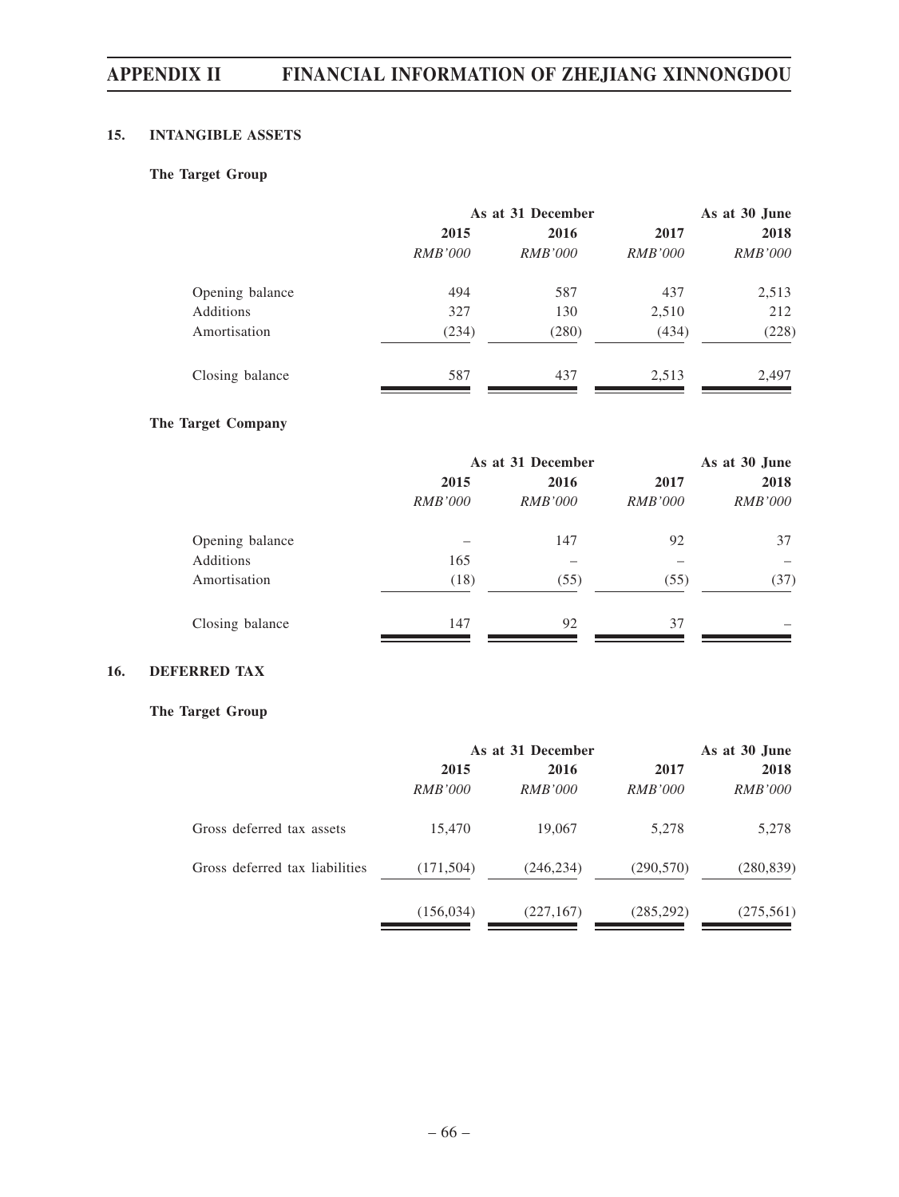## 15. INTANGIBLE ASSETS

### The Target Group

| | As at 31 December | | | As at 30 June |
|---|---|---|---|---|
| | 2015 | 2016 | 2017 | 2018 |
| | *RMB'000* | *RMB'000* | *RMB'000* | *RMB'000* |
| Opening balance | 494 | 587 | 437 | 2,513 |
| Additions | 327 | 130 | 2,510 | 212 |
| Amortisation | (234) | (280) | (434) | (228) |
| Closing balance | 587 | 437 | 2,513 | 2,497 |

### The Target Company

| | As at 31 December | | | As at 30 June |
|---|---|---|---|---|
| | 2015 | 2016 | 2017 | 2018 |
| | *RMB'000* | *RMB'000* | *RMB'000* | *RMB'000* |
| Opening balance | – | 147 | 92 | 37 |
| Additions | 165 | – | – | – |
| Amortisation | (18) | (55) | (55) | (37) |
| Closing balance | 147 | 92 | 37 | – |

## 16. DEFERRED TAX

### The Target Group

| | As at 31 December | | | As at 30 June |
|---|---|---|---|---|
| | 2015 | 2016 | 2017 | 2018 |
| | *RMB'000* | *RMB'000* | *RMB'000* | *RMB'000* |
| Gross deferred tax assets | 15,470 | 19,067 | 5,278 | 5,278 |
| Gross deferred tax liabilities | (171,504) | (246,234) | (290,570) | (280,839) |
| | (156,034) | (227,167) | (285,292) | (275,561) |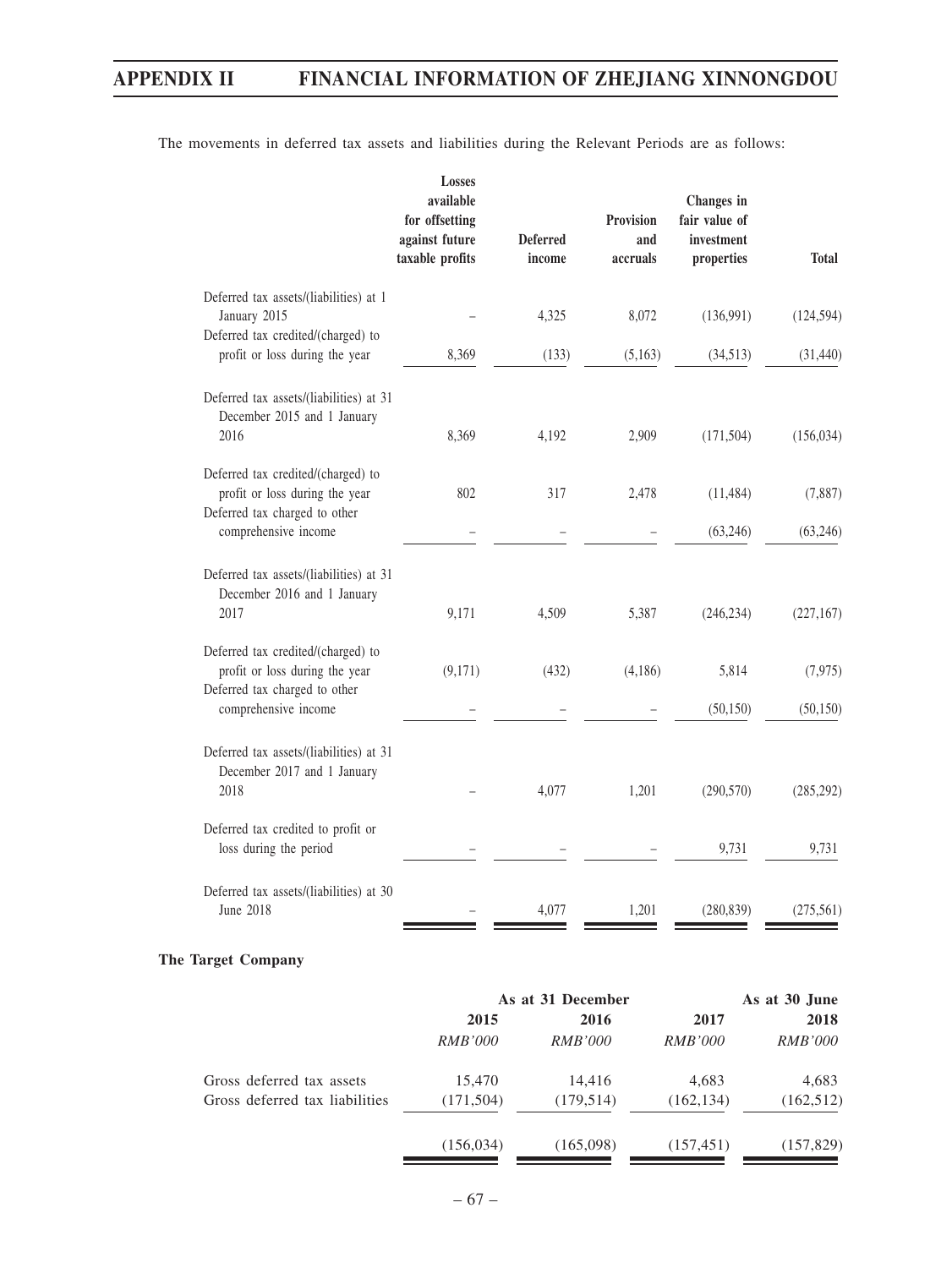The movements in deferred tax assets and liabilities during the Relevant Periods are as follows:

| | Losses available for offsetting against future taxable profits | Deferred income | Provision and accruals | Changes in fair value of investment properties | Total |
|---|---|---|---|---|---|
| Deferred tax assets/(liabilities) at 1 January 2015 | – | 4,325 | 8,072 | (136,991) | (124,594) |
| Deferred tax credited/(charged) to profit or loss during the year | 8,369 | (133) | (5,163) | (34,513) | (31,440) |
| Deferred tax assets/(liabilities) at 31 December 2015 and 1 January 2016 | 8,369 | 4,192 | 2,909 | (171,504) | (156,034) |
| Deferred tax credited/(charged) to profit or loss during the year | 802 | 317 | 2,478 | (11,484) | (7,887) |
| Deferred tax charged to other comprehensive income | – | – | – | (63,246) | (63,246) |
| Deferred tax assets/(liabilities) at 31 December 2016 and 1 January 2017 | 9,171 | 4,509 | 5,387 | (246,234) | (227,167) |
| Deferred tax credited/(charged) to profit or loss during the year | (9,171) | (432) | (4,186) | 5,814 | (7,975) |
| Deferred tax charged to other comprehensive income | – | – | – | (50,150) | (50,150) |
| Deferred tax assets/(liabilities) at 31 December 2017 and 1 January 2018 | – | 4,077 | 1,201 | (290,570) | (285,292) |
| Deferred tax credited to profit or loss during the period | – | – | – | 9,731 | 9,731 |
| Deferred tax assets/(liabilities) at 30 June 2018 | – | 4,077 | 1,201 | (280,839) | (275,561) |

**The Target Company**

| | As at 31 December | | | As at 30 June |
|---|---|---|---|---|
| | 2015 | 2016 | 2017 | 2018 |
| | *RMB'000* | *RMB'000* | *RMB'000* | *RMB'000* |
| Gross deferred tax assets | 15,470 | 14,416 | 4,683 | 4,683 |
| Gross deferred tax liabilities | (171,504) | (179,514) | (162,134) | (162,512) |
| | (156,034) | (165,098) | (157,451) | (157,829) |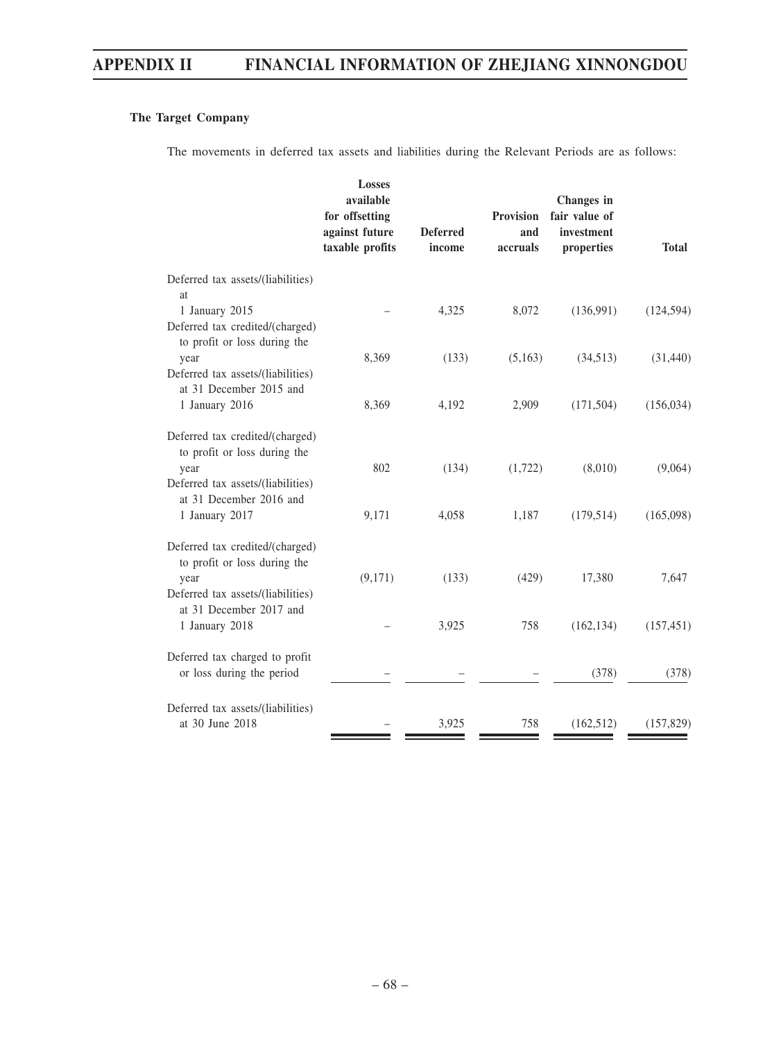**The Target Company**

The movements in deferred tax assets and liabilities during the Relevant Periods are as follows:

| | Losses available for offsetting against future taxable profits | Deferred income | Provision and accruals | Changes in fair value of investment properties | Total |
|---|---|---|---|---|---|
| Deferred tax assets/(liabilities) at 1 January 2015 | – | 4,325 | 8,072 | (136,991) | (124,594) |
| Deferred tax credited/(charged) to profit or loss during the year | 8,369 | (133) | (5,163) | (34,513) | (31,440) |
| Deferred tax assets/(liabilities) at 31 December 2015 and 1 January 2016 | 8,369 | 4,192 | 2,909 | (171,504) | (156,034) |
| Deferred tax credited/(charged) to profit or loss during the year | 802 | (134) | (1,722) | (8,010) | (9,064) |
| Deferred tax assets/(liabilities) at 31 December 2016 and 1 January 2017 | 9,171 | 4,058 | 1,187 | (179,514) | (165,098) |
| Deferred tax credited/(charged) to profit or loss during the year | (9,171) | (133) | (429) | 17,380 | 7,647 |
| Deferred tax assets/(liabilities) at 31 December 2017 and 1 January 2018 | – | 3,925 | 758 | (162,134) | (157,451) |
| Deferred tax charged to profit or loss during the period | – | – | – | (378) | (378) |
| Deferred tax assets/(liabilities) at 30 June 2018 | – | 3,925 | 758 | (162,512) | (157,829) |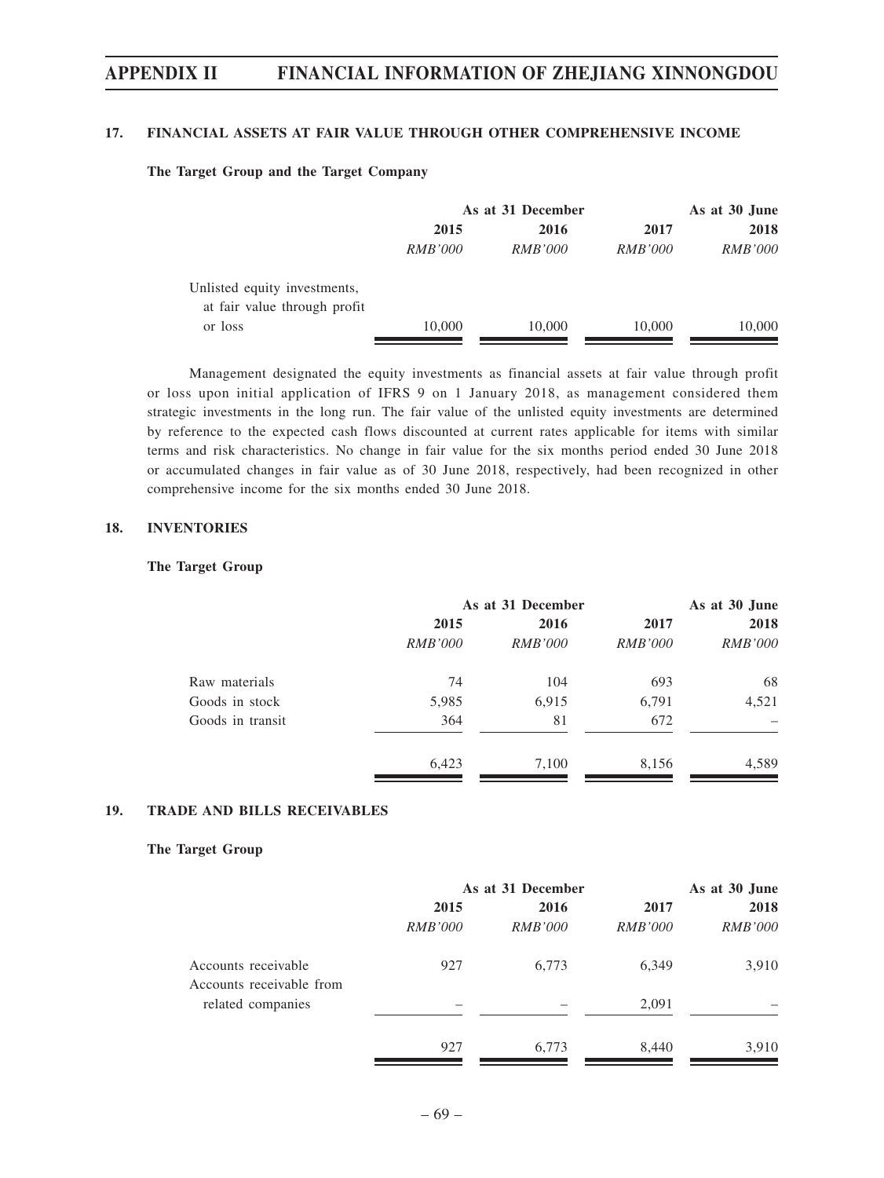### 17. FINANCIAL ASSETS AT FAIR VALUE THROUGH OTHER COMPREHENSIVE INCOME

**The Target Group and the Target Company**

| | As at 31 December | | | As at 30 June |
|---|---|---|---|---|
| | 2015 | 2016 | 2017 | 2018 |
| | *RMB'000* | *RMB'000* | *RMB'000* | *RMB'000* |
| Unlisted equity investments, at fair value through profit or loss | 10,000 | 10,000 | 10,000 | 10,000 |

Management designated the equity investments as financial assets at fair value through profit or loss upon initial application of IFRS 9 on 1 January 2018, as management considered them strategic investments in the long run. The fair value of the unlisted equity investments are determined by reference to the expected cash flows discounted at current rates applicable for items with similar terms and risk characteristics. No change in fair value for the six months period ended 30 June 2018 or accumulated changes in fair value as of 30 June 2018, respectively, had been recognized in other comprehensive income for the six months ended 30 June 2018.

### 18. INVENTORIES

**The Target Group**

| | As at 31 December | | | As at 30 June |
|---|---|---|---|---|
| | 2015 | 2016 | 2017 | 2018 |
| | *RMB'000* | *RMB'000* | *RMB'000* | *RMB'000* |
| Raw materials | 74 | 104 | 693 | 68 |
| Goods in stock | 5,985 | 6,915 | 6,791 | 4,521 |
| Goods in transit | 364 | 81 | 672 | – |
| | 6,423 | 7,100 | 8,156 | 4,589 |

### 19. TRADE AND BILLS RECEIVABLES

**The Target Group**

| | As at 31 December | | | As at 30 June |
|---|---|---|---|---|
| | 2015 | 2016 | 2017 | 2018 |
| | *RMB'000* | *RMB'000* | *RMB'000* | *RMB'000* |
| Accounts receivable | 927 | 6,773 | 6,349 | 3,910 |
| Accounts receivable from related companies | – | – | 2,091 | – |
| | 927 | 6,773 | 8,440 | 3,910 |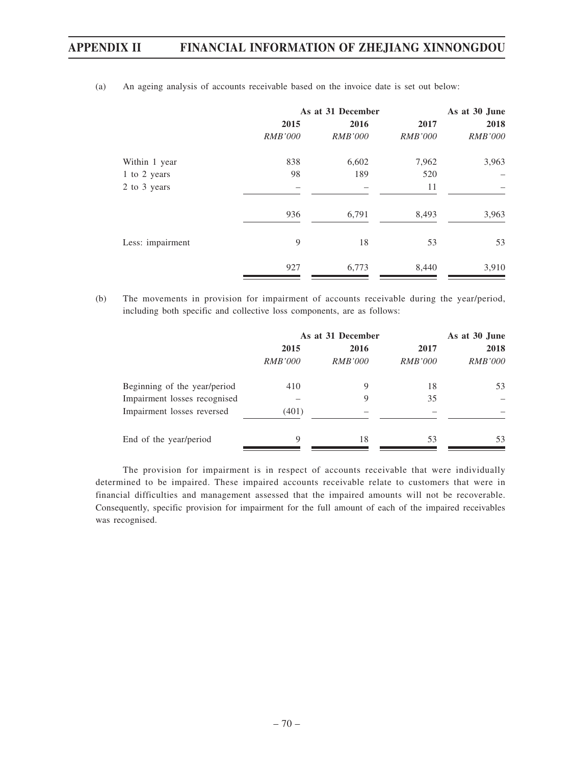(a) An ageing analysis of accounts receivable based on the invoice date is set out below:

| | As at 31 December | | | As at 30 June |
|---|---|---|---|---|
| | 2015 | 2016 | 2017 | 2018 |
| | *RMB'000* | *RMB'000* | *RMB'000* | *RMB'000* |
| Within 1 year | 838 | 6,602 | 7,962 | 3,963 |
| 1 to 2 years | 98 | 189 | 520 | – |
| 2 to 3 years | – | – | 11 | – |
| | 936 | 6,791 | 8,493 | 3,963 |
| Less: impairment | 9 | 18 | 53 | 53 |
| | 927 | 6,773 | 8,440 | 3,910 |

(b) The movements in provision for impairment of accounts receivable during the year/period, including both specific and collective loss components, are as follows:

| | As at 31 December | | | As at 30 June |
|---|---|---|---|---|
| | 2015 | 2016 | 2017 | 2018 |
| | *RMB'000* | *RMB'000* | *RMB'000* | *RMB'000* |
| Beginning of the year/period | 410 | 9 | 18 | 53 |
| Impairment losses recognised | – | 9 | 35 | – |
| Impairment losses reversed | (401) | – | – | – |
| End of the year/period | 9 | 18 | 53 | 53 |

The provision for impairment is in respect of accounts receivable that were individually determined to be impaired. These impaired accounts receivable relate to customers that were in financial difficulties and management assessed that the impaired amounts will not be recoverable. Consequently, specific provision for impairment for the full amount of each of the impaired receivables was recognised.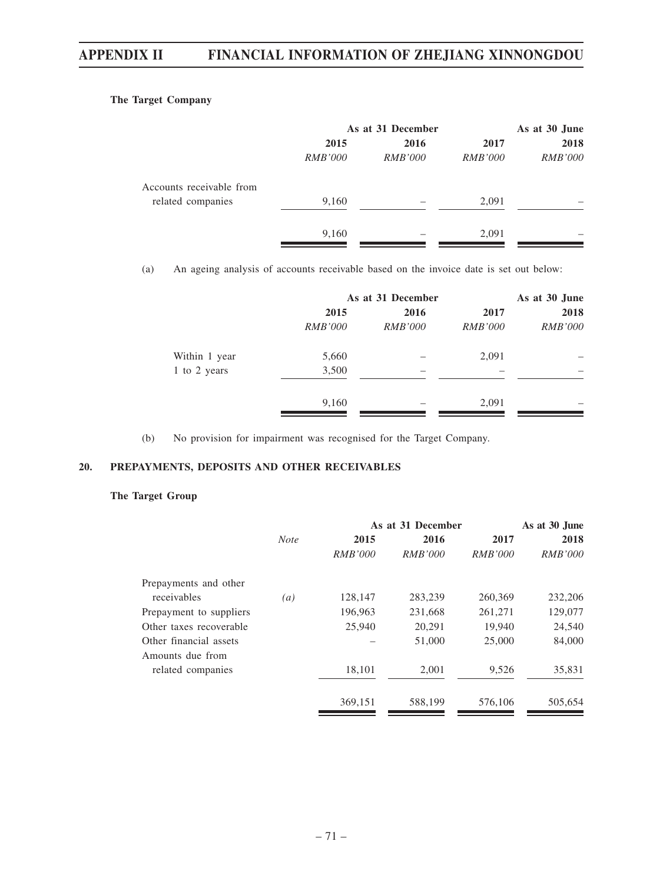**The Target Company**

| | As at 31 December | | | As at 30 June |
|---|---|---|---|---|
| | 2015 | 2016 | 2017 | 2018 |
| | *RMB'000* | *RMB'000* | *RMB'000* | *RMB'000* |
| Accounts receivable from related companies | 9,160 | – | 2,091 | – |
| | 9,160 | – | 2,091 | – |

(a) An ageing analysis of accounts receivable based on the invoice date is set out below:

| | As at 31 December | | | As at 30 June |
|---|---|---|---|---|
| | 2015 | 2016 | 2017 | 2018 |
| | *RMB'000* | *RMB'000* | *RMB'000* | *RMB'000* |
| Within 1 year | 5,660 | – | 2,091 | – |
| 1 to 2 years | 3,500 | – | – | – |
| | 9,160 | – | 2,091 | – |

(b) No provision for impairment was recognised for the Target Company.

## 20. PREPAYMENTS, DEPOSITS AND OTHER RECEIVABLES

**The Target Group**

| | | As at 31 December | | | As at 30 June |
|---|---|---|---|---|---|
| | *Note* | 2015 | 2016 | 2017 | 2018 |
| | | *RMB'000* | *RMB'000* | *RMB'000* | *RMB'000* |
| Prepayments and other receivables | *(a)* | 128,147 | 283,239 | 260,369 | 232,206 |
| Prepayment to suppliers | | 196,963 | 231,668 | 261,271 | 129,077 |
| Other taxes recoverable | | 25,940 | 20,291 | 19,940 | 24,540 |
| Other financial assets | | – | 51,000 | 25,000 | 84,000 |
| Amounts due from related companies | | 18,101 | 2,001 | 9,526 | 35,831 |
| | | 369,151 | 588,199 | 576,106 | 505,654 |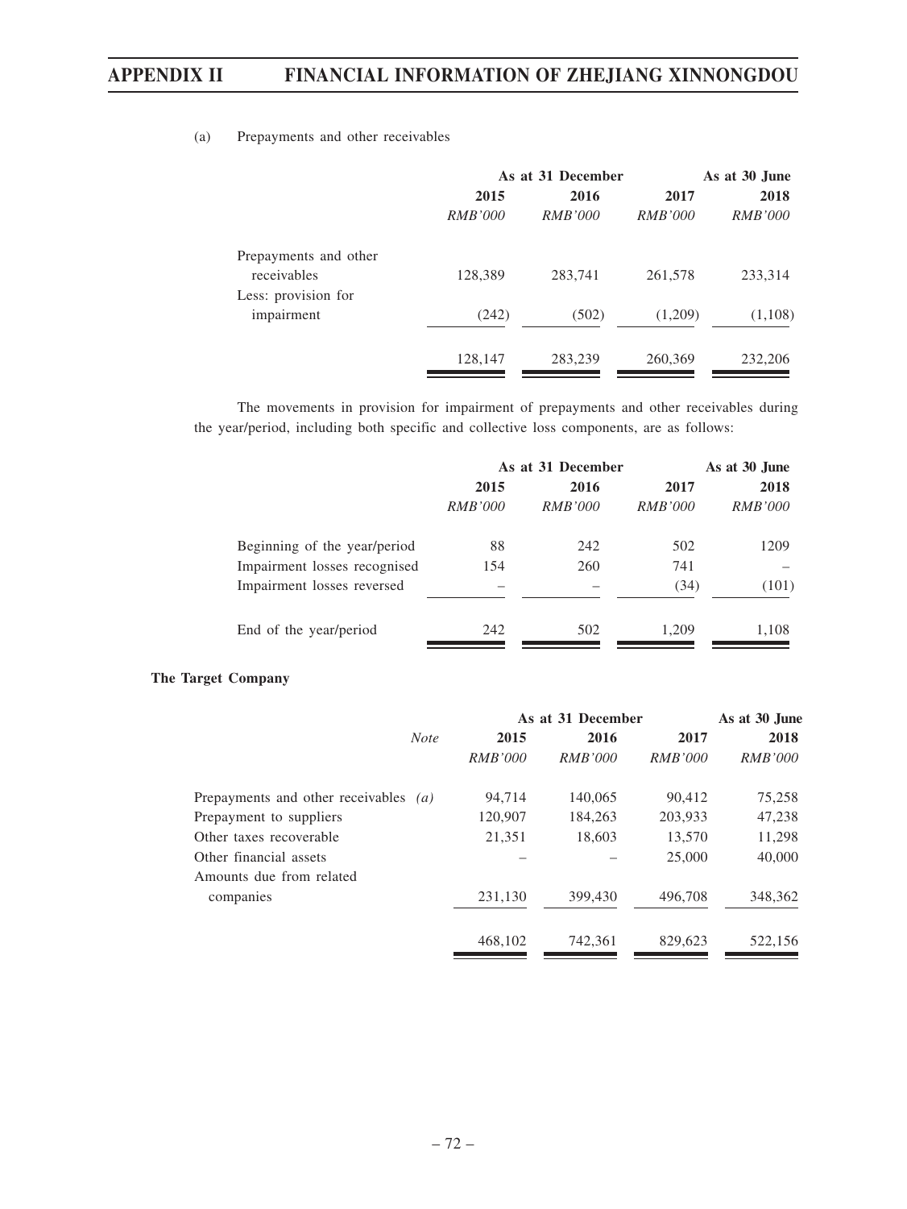(a) Prepayments and other receivables

| | As at 31 December | | | As at 30 June |
|---|---|---|---|---|
| | 2015 | 2016 | 2017 | 2018 |
| | *RMB'000* | *RMB'000* | *RMB'000* | *RMB'000* |
| Prepayments and other receivables | 128,389 | 283,741 | 261,578 | 233,314 |
| Less: provision for impairment | (242) | (502) | (1,209) | (1,108) |
| | 128,147 | 283,239 | 260,369 | 232,206 |

The movements in provision for impairment of prepayments and other receivables during the year/period, including both specific and collective loss components, are as follows:

| | As at 31 December | | | As at 30 June |
|---|---|---|---|---|
| | 2015 | 2016 | 2017 | 2018 |
| | *RMB'000* | *RMB'000* | *RMB'000* | *RMB'000* |
| Beginning of the year/period | 88 | 242 | 502 | 1209 |
| Impairment losses recognised | 154 | 260 | 741 | – |
| Impairment losses reversed | – | – | (34) | (101) |
| End of the year/period | 242 | 502 | 1,209 | 1,108 |

**The Target Company**

| | *Note* | As at 31 December | | | As at 30 June |
|---|---|---|---|---|---|
| | | 2015 | 2016 | 2017 | 2018 |
| | | *RMB'000* | *RMB'000* | *RMB'000* | *RMB'000* |
| Prepayments and other receivables | *(a)* | 94,714 | 140,065 | 90,412 | 75,258 |
| Prepayment to suppliers | | 120,907 | 184,263 | 203,933 | 47,238 |
| Other taxes recoverable | | 21,351 | 18,603 | 13,570 | 11,298 |
| Other financial assets | | – | – | 25,000 | 40,000 |
| Amounts due from related companies | | 231,130 | 399,430 | 496,708 | 348,362 |
| | | 468,102 | 742,361 | 829,623 | 522,156 |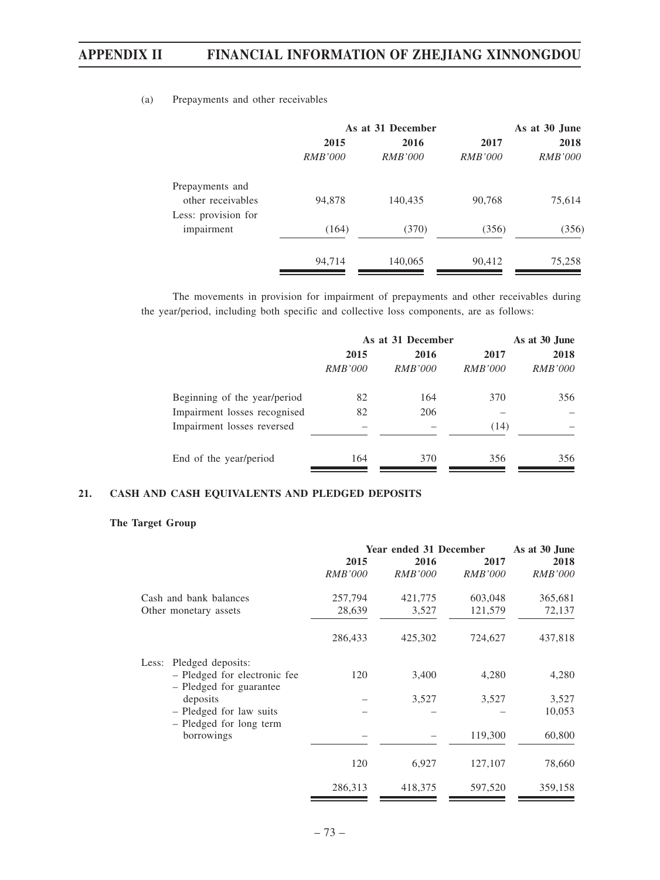(a) Prepayments and other receivables

| | As at 31 December | | | As at 30 June |
|---|---|---|---|---|
| | 2015 | 2016 | 2017 | 2018 |
| | *RMB'000* | *RMB'000* | *RMB'000* | *RMB'000* |
| Prepayments and other receivables | 94,878 | 140,435 | 90,768 | 75,614 |
| Less: provision for impairment | (164) | (370) | (356) | (356) |
| | 94,714 | 140,065 | 90,412 | 75,258 |

The movements in provision for impairment of prepayments and other receivables during the year/period, including both specific and collective loss components, are as follows:

| | As at 31 December | | | As at 30 June |
|---|---|---|---|---|
| | 2015 | 2016 | 2017 | 2018 |
| | *RMB'000* | *RMB'000* | *RMB'000* | *RMB'000* |
| Beginning of the year/period | 82 | 164 | 370 | 356 |
| Impairment losses recognised | 82 | 206 | – | – |
| Impairment losses reversed | – | – | (14) | – |
| End of the year/period | 164 | 370 | 356 | 356 |

## 21. CASH AND CASH EQUIVALENTS AND PLEDGED DEPOSITS

**The Target Group**

| | Year ended 31 December | | | As at 30 June |
|---|---|---|---|---|
| | 2015 | 2016 | 2017 | 2018 |
| | *RMB'000* | *RMB'000* | *RMB'000* | *RMB'000* |
| Cash and bank balances | 257,794 | 421,775 | 603,048 | 365,681 |
| Other monetary assets | 28,639 | 3,527 | 121,579 | 72,137 |
| | 286,433 | 425,302 | 724,627 | 437,818 |
| Less: Pledged deposits: | | | | |
| – Pledged for electronic fee | 120 | 3,400 | 4,280 | 4,280 |
| – Pledged for guarantee deposits | – | 3,527 | 3,527 | 3,527 |
| – Pledged for law suits | – | – | – | 10,053 |
| – Pledged for long term borrowings | – | – | 119,300 | 60,800 |
| | 120 | 6,927 | 127,107 | 78,660 |
| | 286,313 | 418,375 | 597,520 | 359,158 |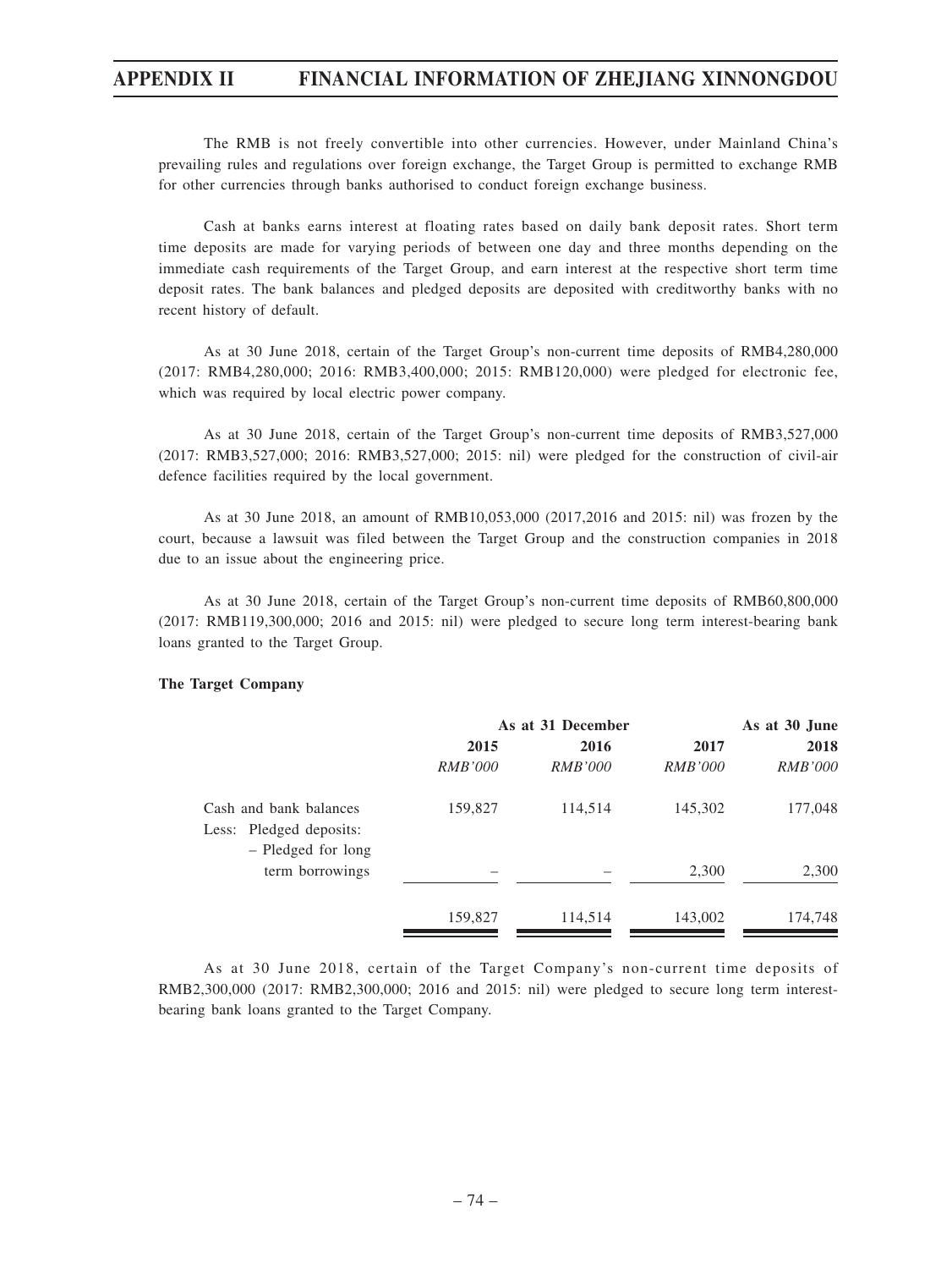The RMB is not freely convertible into other currencies. However, under Mainland China's prevailing rules and regulations over foreign exchange, the Target Group is permitted to exchange RMB for other currencies through banks authorised to conduct foreign exchange business.

Cash at banks earns interest at floating rates based on daily bank deposit rates. Short term time deposits are made for varying periods of between one day and three months depending on the immediate cash requirements of the Target Group, and earn interest at the respective short term time deposit rates. The bank balances and pledged deposits are deposited with creditworthy banks with no recent history of default.

As at 30 June 2018, certain of the Target Group's non-current time deposits of RMB4,280,000 (2017: RMB4,280,000; 2016: RMB3,400,000; 2015: RMB120,000) were pledged for electronic fee, which was required by local electric power company.

As at 30 June 2018, certain of the Target Group's non-current time deposits of RMB3,527,000 (2017: RMB3,527,000; 2016: RMB3,527,000; 2015: nil) were pledged for the construction of civil-air defence facilities required by the local government.

As at 30 June 2018, an amount of RMB10,053,000 (2017,2016 and 2015: nil) was frozen by the court, because a lawsuit was filed between the Target Group and the construction companies in 2018 due to an issue about the engineering price.

As at 30 June 2018, certain of the Target Group's non-current time deposits of RMB60,800,000 (2017: RMB119,300,000; 2016 and 2015: nil) were pledged to secure long term interest-bearing bank loans granted to the Target Group.

**The Target Company**

| | As at 31 December | | | As at 30 June |
|---|---|---|---|---|
| | 2015 | 2016 | 2017 | 2018 |
| | *RMB'000* | *RMB'000* | *RMB'000* | *RMB'000* |
| Cash and bank balances | 159,827 | 114,514 | 145,302 | 177,048 |
| Less: Pledged deposits: | | | | |
| – Pledged for long term borrowings | – | – | 2,300 | 2,300 |
| | 159,827 | 114,514 | 143,002 | 174,748 |

As at 30 June 2018, certain of the Target Company's non-current time deposits of RMB2,300,000 (2017: RMB2,300,000; 2016 and 2015: nil) were pledged to secure long term interest-bearing bank loans granted to the Target Company.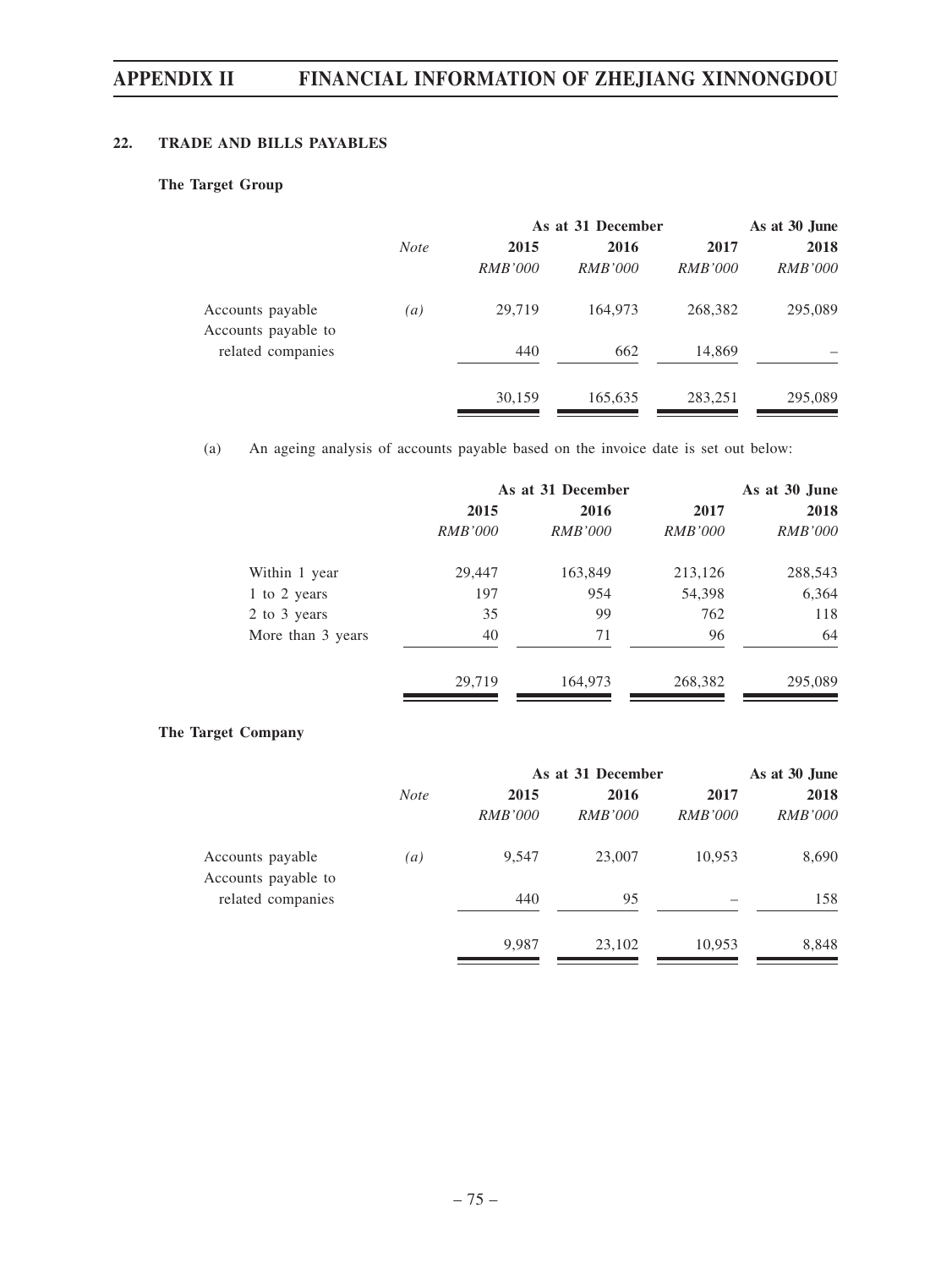## 22. TRADE AND BILLS PAYABLES

### The Target Group

| | *Note* | As at 31 December | | | As at 30 June |
|---|---|---|---|---|---|
| | | **2015** | **2016** | **2017** | **2018** |
| | | *RMB'000* | *RMB'000* | *RMB'000* | *RMB'000* |
| Accounts payable | *(a)* | 29,719 | 164,973 | 268,382 | 295,089 |
| Accounts payable to related companies | | 440 | 662 | 14,869 | – |
| | | 30,159 | 165,635 | 283,251 | 295,089 |

(a) An ageing analysis of accounts payable based on the invoice date is set out below:

| | As at 31 December | | | As at 30 June |
|---|---|---|---|---|
| | **2015** | **2016** | **2017** | **2018** |
| | *RMB'000* | *RMB'000* | *RMB'000* | *RMB'000* |
| Within 1 year | 29,447 | 163,849 | 213,126 | 288,543 |
| 1 to 2 years | 197 | 954 | 54,398 | 6,364 |
| 2 to 3 years | 35 | 99 | 762 | 118 |
| More than 3 years | 40 | 71 | 96 | 64 |
| | 29,719 | 164,973 | 268,382 | 295,089 |

### The Target Company

| | *Note* | As at 31 December | | | As at 30 June |
|---|---|---|---|---|---|
| | | **2015** | **2016** | **2017** | **2018** |
| | | *RMB'000* | *RMB'000* | *RMB'000* | *RMB'000* |
| Accounts payable | *(a)* | 9,547 | 23,007 | 10,953 | 8,690 |
| Accounts payable to related companies | | 440 | 95 | – | 158 |
| | | 9,987 | 23,102 | 10,953 | 8,848 |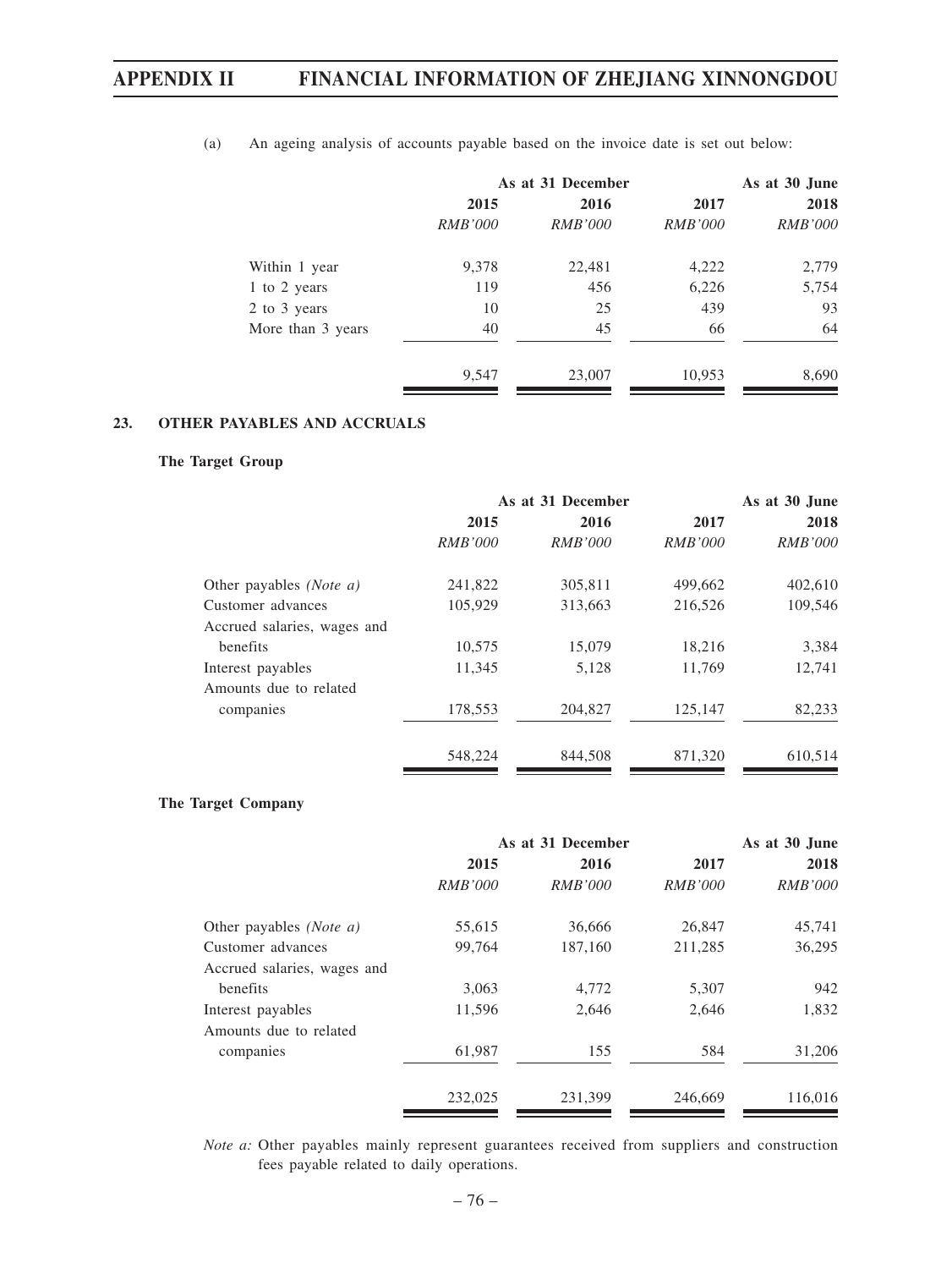(a) An ageing analysis of accounts payable based on the invoice date is set out below:

| | As at 31 December | | | As at 30 June |
|---|---|---|---|---|
| | 2015 | 2016 | 2017 | 2018 |
| | *RMB'000* | *RMB'000* | *RMB'000* | *RMB'000* |
| Within 1 year | 9,378 | 22,481 | 4,222 | 2,779 |
| 1 to 2 years | 119 | 456 | 6,226 | 5,754 |
| 2 to 3 years | 10 | 25 | 439 | 93 |
| More than 3 years | 40 | 45 | 66 | 64 |
| | 9,547 | 23,007 | 10,953 | 8,690 |

## 23. OTHER PAYABLES AND ACCRUALS

**The Target Group**

| | As at 31 December | | | As at 30 June |
|---|---|---|---|---|
| | 2015 | 2016 | 2017 | 2018 |
| | *RMB'000* | *RMB'000* | *RMB'000* | *RMB'000* |
| Other payables *(Note a)* | 241,822 | 305,811 | 499,662 | 402,610 |
| Customer advances | 105,929 | 313,663 | 216,526 | 109,546 |
| Accrued salaries, wages and benefits | 10,575 | 15,079 | 18,216 | 3,384 |
| Interest payables | 11,345 | 5,128 | 11,769 | 12,741 |
| Amounts due to related companies | 178,553 | 204,827 | 125,147 | 82,233 |
| | 548,224 | 844,508 | 871,320 | 610,514 |

**The Target Company**

| | As at 31 December | | | As at 30 June |
|---|---|---|---|---|
| | 2015 | 2016 | 2017 | 2018 |
| | *RMB'000* | *RMB'000* | *RMB'000* | *RMB'000* |
| Other payables *(Note a)* | 55,615 | 36,666 | 26,847 | 45,741 |
| Customer advances | 99,764 | 187,160 | 211,285 | 36,295 |
| Accrued salaries, wages and benefits | 3,063 | 4,772 | 5,307 | 942 |
| Interest payables | 11,596 | 2,646 | 2,646 | 1,832 |
| Amounts due to related companies | 61,987 | 155 | 584 | 31,206 |
| | 232,025 | 231,399 | 246,669 | 116,016 |

*Note a:* Other payables mainly represent guarantees received from suppliers and construction fees payable related to daily operations.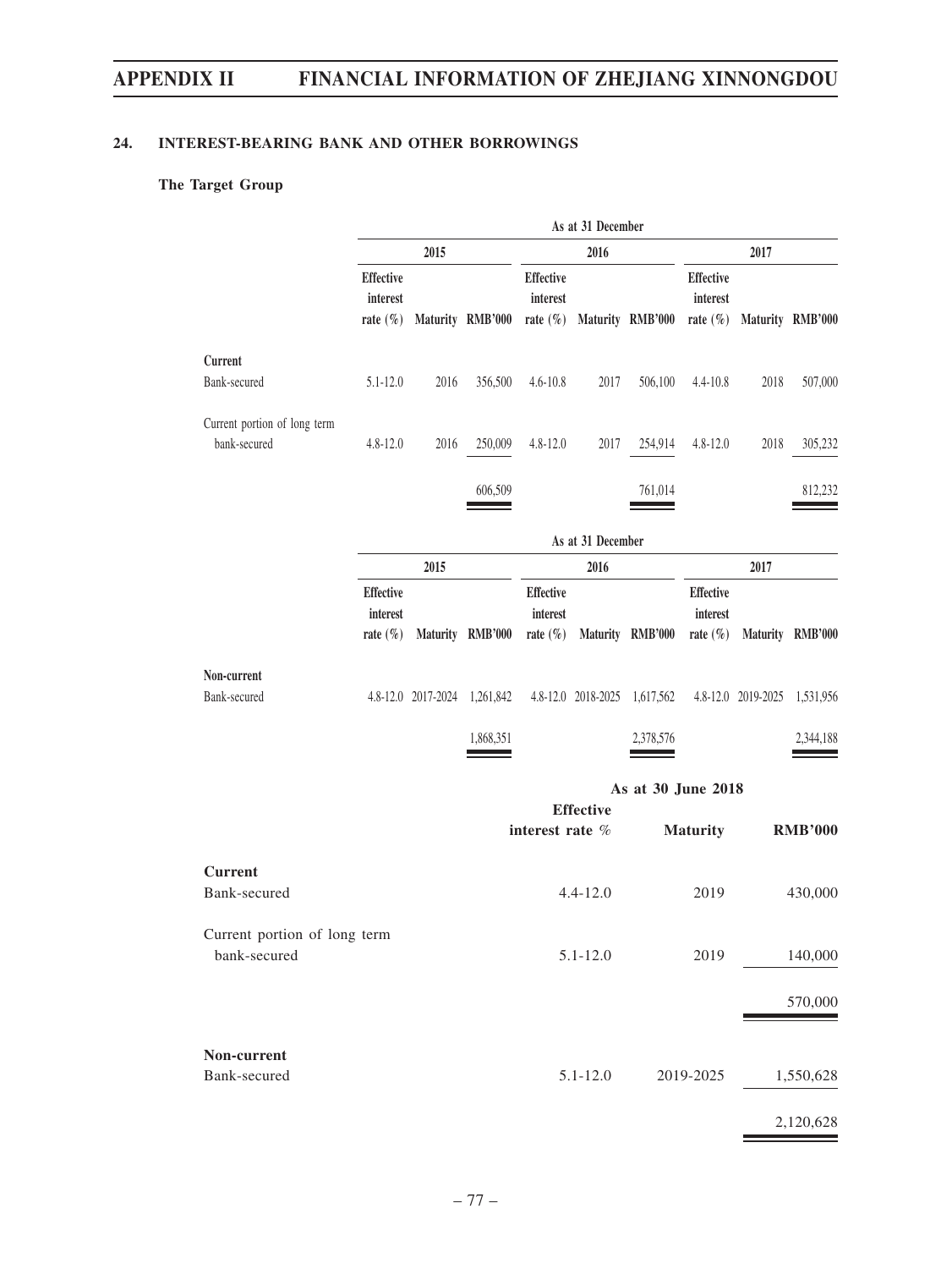## 24. INTEREST-BEARING BANK AND OTHER BORROWINGS

### The Target Group

| | As at 31 December | | | | | | | | |
|---|---|---|---|---|---|---|---|---|---|
| | 2015 | | | 2016 | | | 2017 | | |
| | Effective interest rate (%) | Maturity | RMB'000 | Effective interest rate (%) | Maturity | RMB'000 | Effective interest rate (%) | Maturity | RMB'000 |
| **Current** | | | | | | | | | |
| Bank-secured | 5.1-12.0 | 2016 | 356,500 | 4.6-10.8 | 2017 | 506,100 | 4.4-10.8 | 2018 | 507,000 |
| Current portion of long term bank-secured | 4.8-12.0 | 2016 | 250,009 | 4.8-12.0 | 2017 | 254,914 | 4.8-12.0 | 2018 | 305,232 |
| | | | 606,509 | | | 761,014 | | | 812,232 |

| | As at 31 December | | | | | | | | |
|---|---|---|---|---|---|---|---|---|---|
| | 2015 | | | 2016 | | | 2017 | | |
| | Effective interest rate (%) | Maturity | RMB'000 | Effective interest rate (%) | Maturity | RMB'000 | Effective interest rate (%) | Maturity | RMB'000 |
| **Non-current** | | | | | | | | | |
| Bank-secured | 4.8-12.0 | 2017-2024 | 1,261,842 | 4.8-12.0 | 2018-2025 | 1,617,562 | 4.8-12.0 | 2019-2025 | 1,531,956 |
| | | | 1,868,351 | | | 2,378,576 | | | 2,344,188 |

| | As at 30 June 2018 | | |
|---|---|---|---|
| | Effective interest rate % | Maturity | RMB'000 |
| **Current** | | | |
| Bank-secured | 4.4-12.0 | 2019 | 430,000 |
| Current portion of long term bank-secured | 5.1-12.0 | 2019 | 140,000 |
| | | | 570,000 |
| **Non-current** | | | |
| Bank-secured | 5.1-12.0 | 2019-2025 | 1,550,628 |
| | | | 2,120,628 |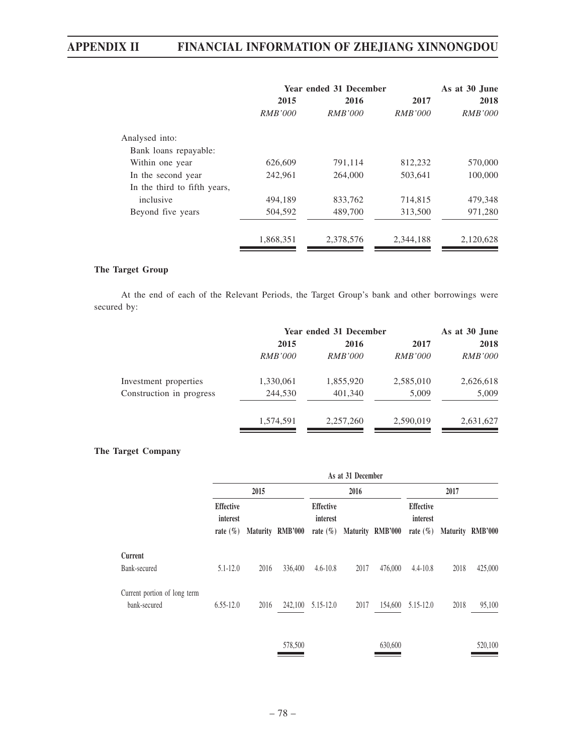| | Year ended 31 December | | | As at 30 June |
|---|---|---|---|---|
| | 2015 | 2016 | 2017 | 2018 |
| | *RMB'000* | *RMB'000* | *RMB'000* | *RMB'000* |
| Analysed into: | | | | |
| Bank loans repayable: | | | | |
| Within one year | 626,609 | 791,114 | 812,232 | 570,000 |
| In the second year | 242,961 | 264,000 | 503,641 | 100,000 |
| In the third to fifth years, inclusive | 494,189 | 833,762 | 714,815 | 479,348 |
| Beyond five years | 504,592 | 489,700 | 313,500 | 971,280 |
| | 1,868,351 | 2,378,576 | 2,344,188 | 2,120,628 |

**The Target Group**

At the end of each of the Relevant Periods, the Target Group's bank and other borrowings were secured by:

| | Year ended 31 December | | | As at 30 June |
|---|---|---|---|---|
| | 2015 | 2016 | 2017 | 2018 |
| | *RMB'000* | *RMB'000* | *RMB'000* | *RMB'000* |
| Investment properties | 1,330,061 | 1,855,920 | 2,585,010 | 2,626,618 |
| Construction in progress | 244,530 | 401,340 | 5,009 | 5,009 |
| | 1,574,591 | 2,257,260 | 2,590,019 | 2,631,627 |

**The Target Company**

| | As at 31 December | | | | | | | | |
|---|---|---|---|---|---|---|---|---|---|
| | 2015 | | | 2016 | | | 2017 | | |
| | Effective interest rate (%) | Maturity | RMB'000 | Effective interest rate (%) | Maturity | RMB'000 | Effective interest rate (%) | Maturity | RMB'000 |
| **Current** | | | | | | | | | |
| Bank-secured | 5.1-12.0 | 2016 | 336,400 | 4.6-10.8 | 2017 | 476,000 | 4.4-10.8 | 2018 | 425,000 |
| Current portion of long term bank-secured | 6.55-12.0 | 2016 | 242,100 | 5.15-12.0 | 2017 | 154,600 | 5.15-12.0 | 2018 | 95,100 |
| | | | 578,500 | | | 630,600 | | | 520,100 |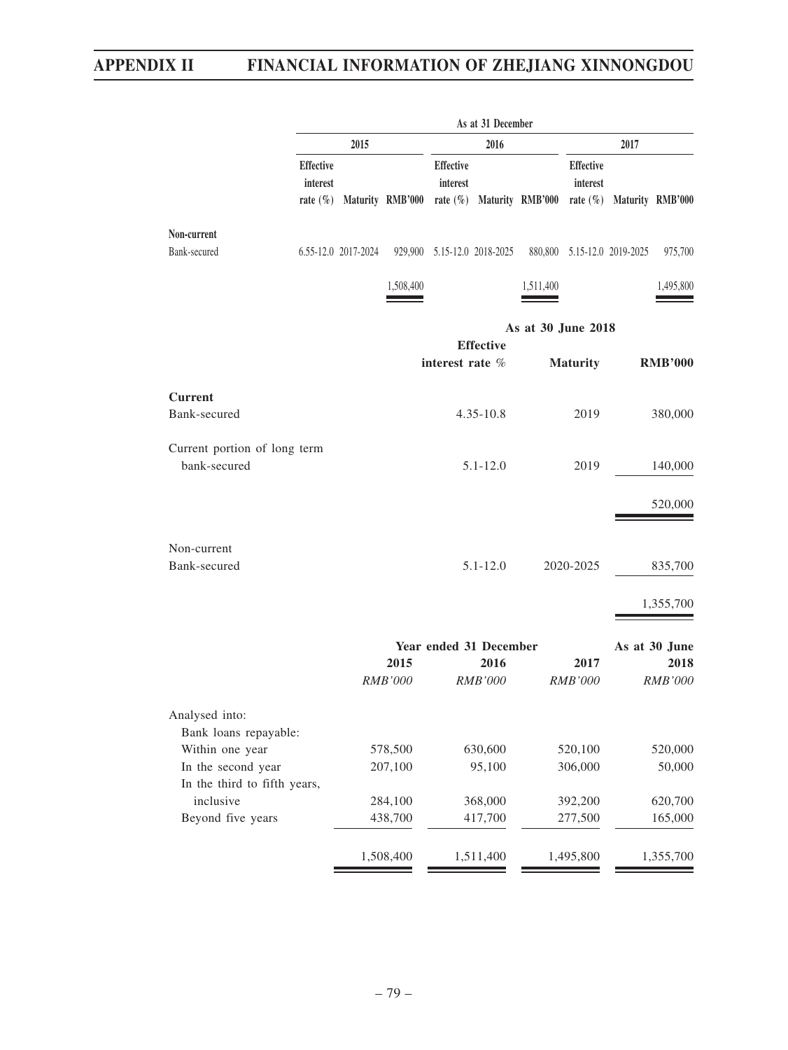| | As at 31 December | | | | | | | | |
|---|---|---|---|---|---|---|---|---|---|
| | 2015 | | | 2016 | | | 2017 | | |
| | Effective interest rate (%) | Maturity | RMB'000 | Effective interest rate (%) | Maturity | RMB'000 | Effective interest rate (%) | Maturity | RMB'000 |
| **Non-current** | | | | | | | | | |
| Bank-secured | 6.55-12.0 | 2017-2024 | 929,900 | 5.15-12.0 | 2018-2025 | 880,800 | 5.15-12.0 | 2019-2025 | 975,700 |
| | | | 1,508,400 | | | 1,511,400 | | | 1,495,800 |

| | As at 30 June 2018 | | |
|---|---|---|---|
| | Effective interest rate % | Maturity | RMB'000 |
| **Current** | | | |
| Bank-secured | 4.35-10.8 | 2019 | 380,000 |
| Current portion of long term bank-secured | 5.1-12.0 | 2019 | 140,000 |
| | | | 520,000 |
| Non-current | | | |
| Bank-secured | 5.1-12.0 | 2020-2025 | 835,700 |
| | | | 1,355,700 |

| | Year ended 31 December | | | As at 30 June |
|---|---|---|---|---|
| | 2015 | 2016 | 2017 | 2018 |
| | *RMB'000* | *RMB'000* | *RMB'000* | *RMB'000* |
| Analysed into: | | | | |
| Bank loans repayable: | | | | |
| Within one year | 578,500 | 630,600 | 520,100 | 520,000 |
| In the second year | 207,100 | 95,100 | 306,000 | 50,000 |
| In the third to fifth years, inclusive | 284,100 | 368,000 | 392,200 | 620,700 |
| Beyond five years | 438,700 | 417,700 | 277,500 | 165,000 |
| | 1,508,400 | 1,511,400 | 1,495,800 | 1,355,700 |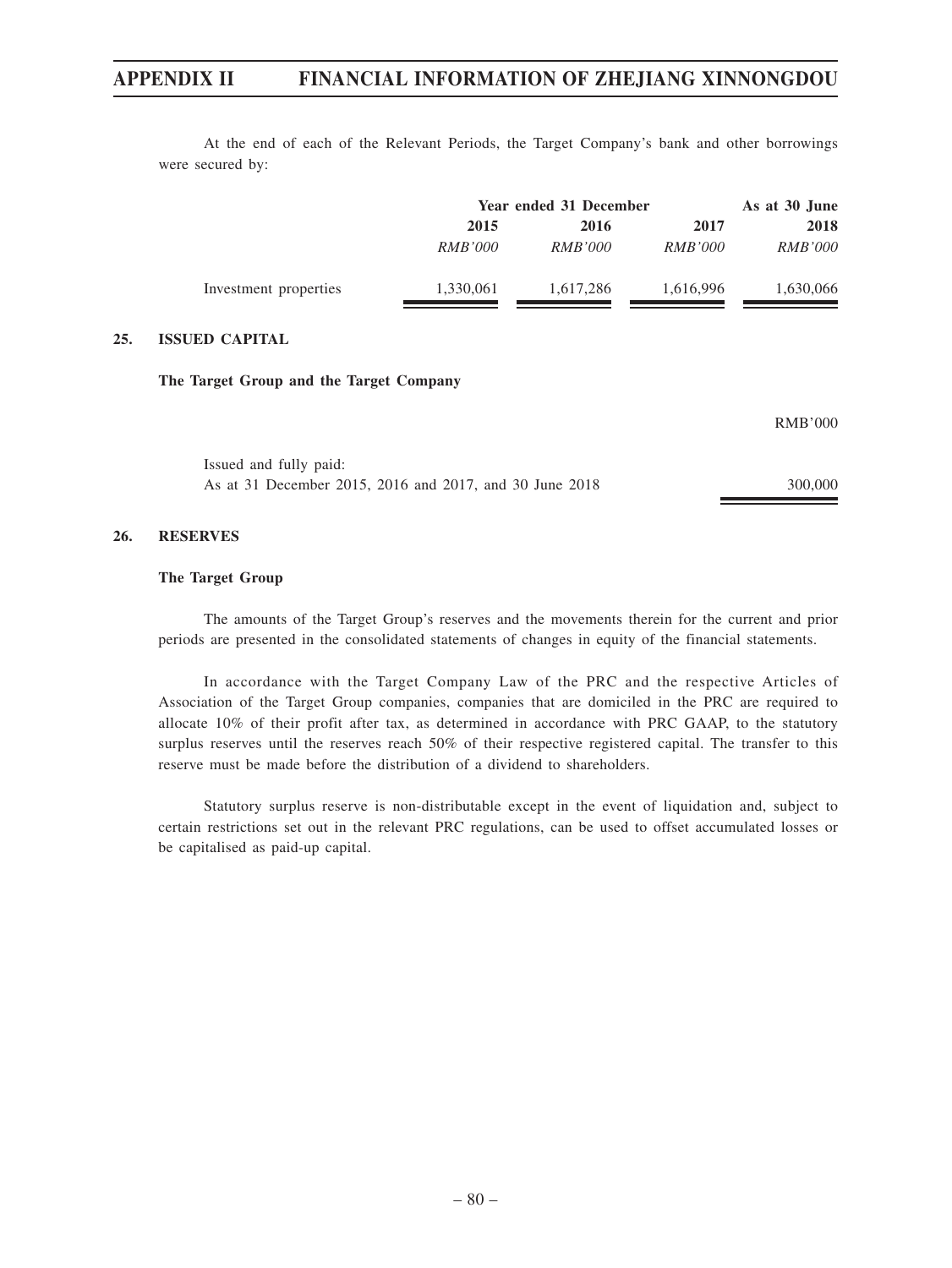At the end of each of the Relevant Periods, the Target Company's bank and other borrowings were secured by:

| | Year ended 31 December | | | As at 30 June |
|---|---|---|---|---|
| | 2015 | 2016 | 2017 | 2018 |
| | *RMB'000* | *RMB'000* | *RMB'000* | *RMB'000* |
| Investment properties | 1,330,061 | 1,617,286 | 1,616,996 | 1,630,066 |

## 25. ISSUED CAPITAL

**The Target Group and the Target Company**

| | RMB'000 |
|---|---|
| Issued and fully paid: | |
| As at 31 December 2015, 2016 and 2017, and 30 June 2018 | 300,000 |

## 26. RESERVES

**The Target Group**

The amounts of the Target Group's reserves and the movements therein for the current and prior periods are presented in the consolidated statements of changes in equity of the financial statements.

In accordance with the Target Company Law of the PRC and the respective Articles of Association of the Target Group companies, companies that are domiciled in the PRC are required to allocate 10% of their profit after tax, as determined in accordance with PRC GAAP, to the statutory surplus reserves until the reserves reach 50% of their respective registered capital. The transfer to this reserve must be made before the distribution of a dividend to shareholders.

Statutory surplus reserve is non-distributable except in the event of liquidation and, subject to certain restrictions set out in the relevant PRC regulations, can be used to offset accumulated losses or be capitalised as paid-up capital.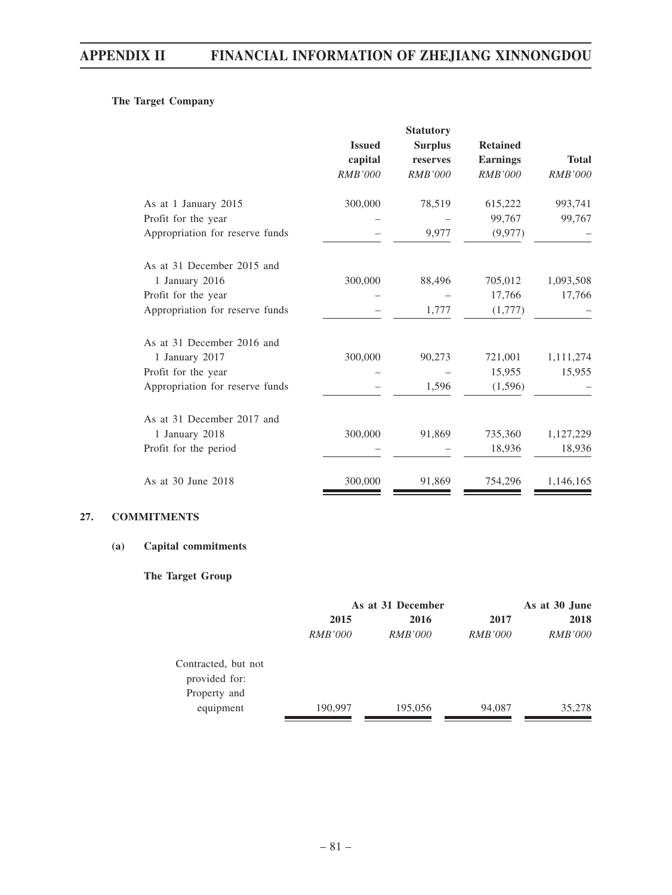**The Target Company**

| | Issued capital | Statutory Surplus reserves | Retained Earnings | Total |
|---|---|---|---|---|
| | *RMB'000* | *RMB'000* | *RMB'000* | *RMB'000* |
| As at 1 January 2015 | 300,000 | 78,519 | 615,222 | 993,741 |
| Profit for the year | – | – | 99,767 | 99,767 |
| Appropriation for reserve funds | – | 9,977 | (9,977) | – |
| As at 31 December 2015 and 1 January 2016 | 300,000 | 88,496 | 705,012 | 1,093,508 |
| Profit for the year | – | – | 17,766 | 17,766 |
| Appropriation for reserve funds | – | 1,777 | (1,777) | – |
| As at 31 December 2016 and 1 January 2017 | 300,000 | 90,273 | 721,001 | 1,111,274 |
| Profit for the year | – | – | 15,955 | 15,955 |
| Appropriation for reserve funds | – | 1,596 | (1,596) | – |
| As at 31 December 2017 and 1 January 2018 | 300,000 | 91,869 | 735,360 | 1,127,229 |
| Profit for the period | – | – | 18,936 | 18,936 |
| As at 30 June 2018 | 300,000 | 91,869 | 754,296 | 1,146,165 |

## 27. COMMITMENTS

### (a) Capital commitments

**The Target Group**

| | As at 31 December | | | As at 30 June |
|---|---|---|---|---|
| | 2015 | 2016 | 2017 | 2018 |
| | *RMB'000* | *RMB'000* | *RMB'000* | *RMB'000* |
| Contracted, but not provided for: | | | | |
| Property and equipment | 190,997 | 195,056 | 94,087 | 35,278 |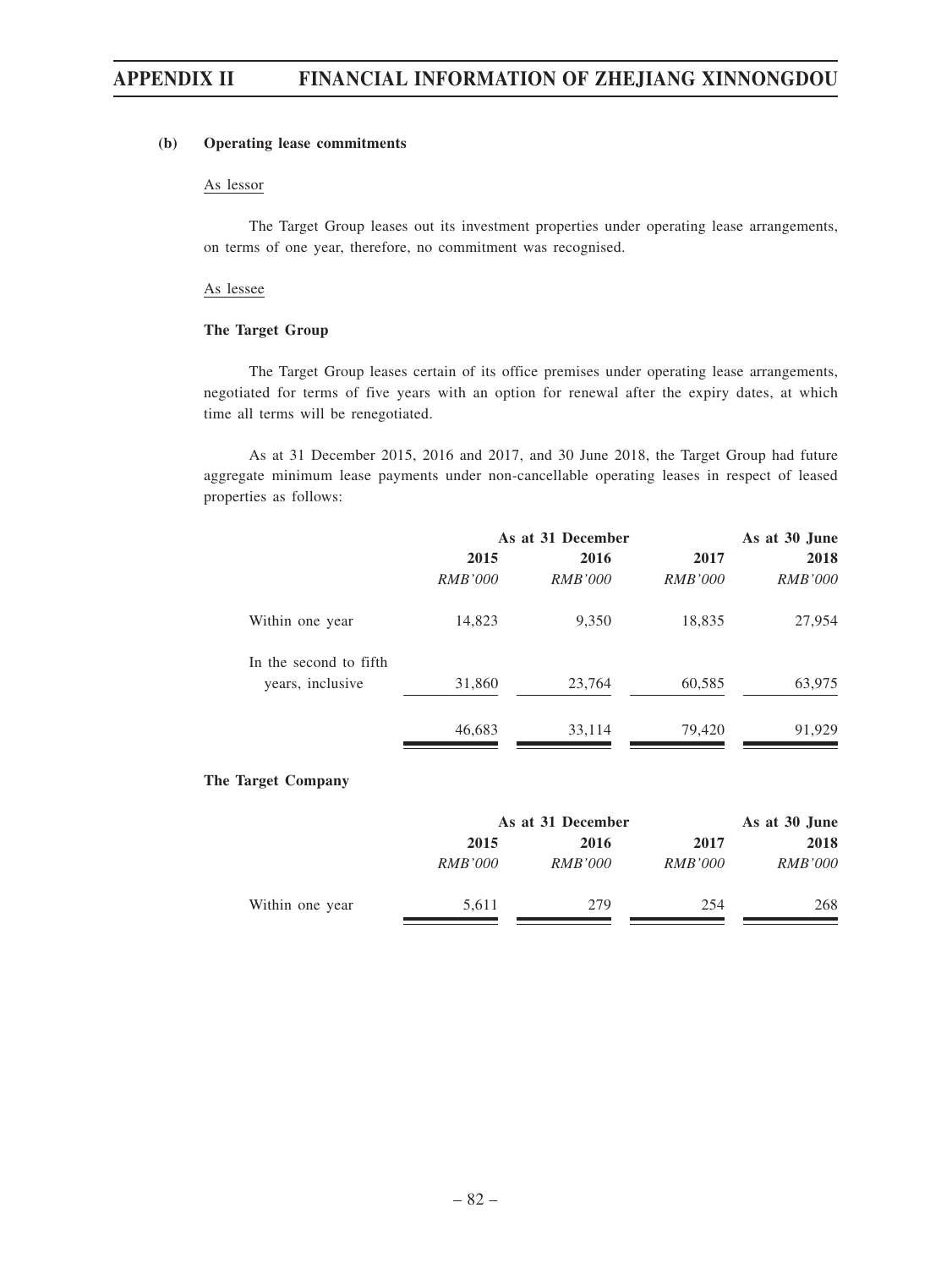**(b) Operating lease commitments**

As lessor

The Target Group leases out its investment properties under operating lease arrangements, on terms of one year, therefore, no commitment was recognised.

As lessee

**The Target Group**

The Target Group leases certain of its office premises under operating lease arrangements, negotiated for terms of five years with an option for renewal after the expiry dates, at which time all terms will be renegotiated.

As at 31 December 2015, 2016 and 2017, and 30 June 2018, the Target Group had future aggregate minimum lease payments under non-cancellable operating leases in respect of leased properties as follows:

| | As at 31 December | | | As at 30 June |
|---|---|---|---|---|
| | 2015 | 2016 | 2017 | 2018 |
| | *RMB'000* | *RMB'000* | *RMB'000* | *RMB'000* |
| Within one year | 14,823 | 9,350 | 18,835 | 27,954 |
| In the second to fifth years, inclusive | 31,860 | 23,764 | 60,585 | 63,975 |
| | 46,683 | 33,114 | 79,420 | 91,929 |

**The Target Company**

| | As at 31 December | | | As at 30 June |
|---|---|---|---|---|
| | 2015 | 2016 | 2017 | 2018 |
| | *RMB'000* | *RMB'000* | *RMB'000* | *RMB'000* |
| Within one year | 5,611 | 279 | 254 | 268 |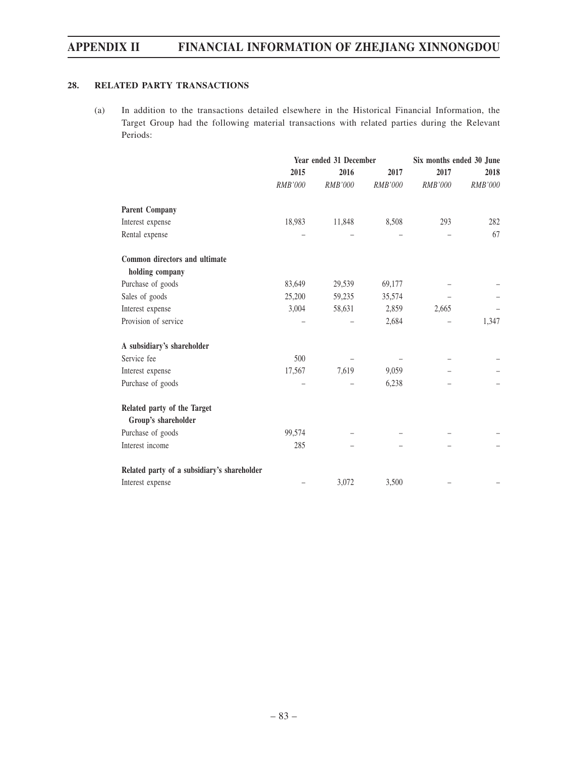## 28. RELATED PARTY TRANSACTIONS

(a) In addition to the transactions detailed elsewhere in the Historical Financial Information, the Target Group had the following material transactions with related parties during the Relevant Periods:

| | Year ended 31 December | | | Six months ended 30 June | |
|---|---|---|---|---|---|
| | 2015 | 2016 | 2017 | 2017 | 2018 |
| | *RMB'000* | *RMB'000* | *RMB'000* | *RMB'000* | *RMB'000* |
| **Parent Company** | | | | | |
| Interest expense | 18,983 | 11,848 | 8,508 | 293 | 282 |
| Rental expense | – | – | – | – | 67 |
| **Common directors and ultimate holding company** | | | | | |
| Purchase of goods | 83,649 | 29,539 | 69,177 | – | – |
| Sales of goods | 25,200 | 59,235 | 35,574 | – | – |
| Interest expense | 3,004 | 58,631 | 2,859 | 2,665 | – |
| Provision of service | – | – | 2,684 | – | 1,347 |
| **A subsidiary's shareholder** | | | | | |
| Service fee | 500 | – | – | – | – |
| Interest expense | 17,567 | 7,619 | 9,059 | – | – |
| Purchase of goods | – | – | 6,238 | – | – |
| **Related party of the Target Group's shareholder** | | | | | |
| Purchase of goods | 99,574 | – | – | – | – |
| Interest income | 285 | – | – | – | – |
| **Related party of a subsidiary's shareholder** | | | | | |
| Interest expense | – | 3,072 | 3,500 | – | – |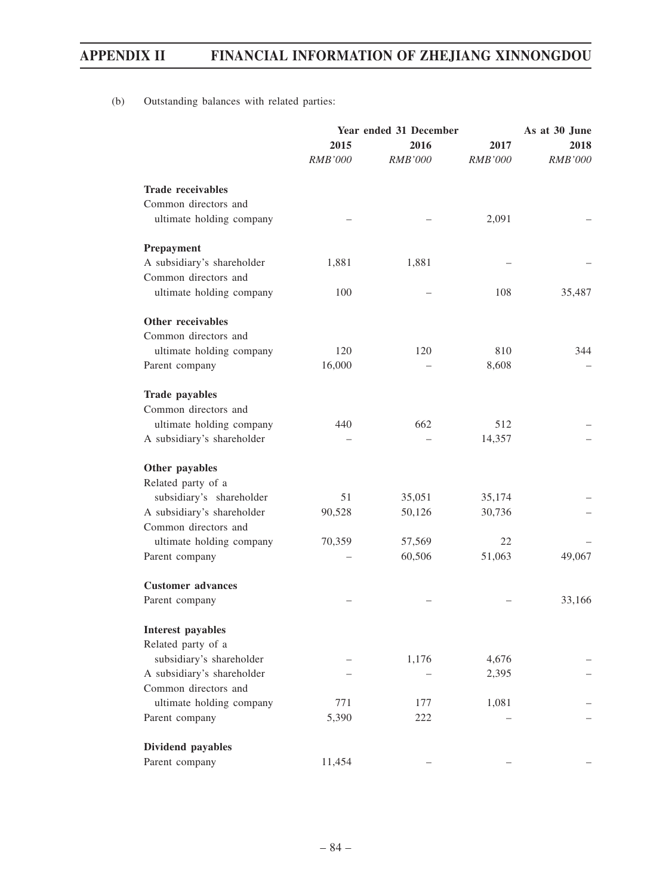(b) Outstanding balances with related parties:

| | Year ended 31 December | | | As at 30 June |
|---|---|---|---|---|
| | 2015 | 2016 | 2017 | 2018 |
| | *RMB'000* | *RMB'000* | *RMB'000* | *RMB'000* |
| **Trade receivables** | | | | |
| Common directors and ultimate holding company | – | – | 2,091 | – |
| **Prepayment** | | | | |
| A subsidiary's shareholder | 1,881 | 1,881 | – | – |
| Common directors and ultimate holding company | 100 | – | 108 | 35,487 |
| **Other receivables** | | | | |
| Common directors and ultimate holding company | 120 | 120 | 810 | 344 |
| Parent company | 16,000 | – | 8,608 | – |
| **Trade payables** | | | | |
| Common directors and ultimate holding company | 440 | 662 | 512 | – |
| A subsidiary's shareholder | – | – | 14,357 | – |
| **Other payables** | | | | |
| Related party of a subsidiary's shareholder | 51 | 35,051 | 35,174 | – |
| A subsidiary's shareholder | 90,528 | 50,126 | 30,736 | – |
| Common directors and ultimate holding company | 70,359 | 57,569 | 22 | – |
| Parent company | – | 60,506 | 51,063 | 49,067 |
| **Customer advances** | | | | |
| Parent company | – | – | – | 33,166 |
| **Interest payables** | | | | |
| Related party of a subsidiary's shareholder | – | 1,176 | 4,676 | – |
| A subsidiary's shareholder | – | – | 2,395 | – |
| Common directors and ultimate holding company | 771 | 177 | 1,081 | – |
| Parent company | 5,390 | 222 | – | – |
| **Dividend payables** | | | | |
| Parent company | 11,454 | – | – | – |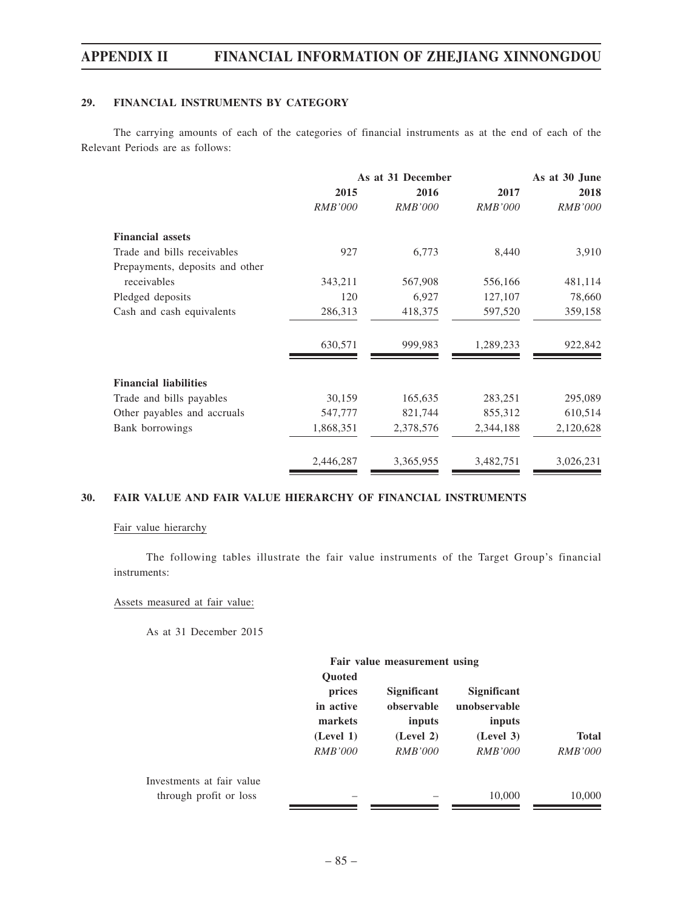## 29. FINANCIAL INSTRUMENTS BY CATEGORY

The carrying amounts of each of the categories of financial instruments as at the end of each of the Relevant Periods are as follows:

| | As at 31 December | | | As at 30 June |
|---|---|---|---|---|
| | 2015 | 2016 | 2017 | 2018 |
| | *RMB'000* | *RMB'000* | *RMB'000* | *RMB'000* |
| **Financial assets** | | | | |
| Trade and bills receivables | 927 | 6,773 | 8,440 | 3,910 |
| Prepayments, deposits and other receivables | 343,211 | 567,908 | 556,166 | 481,114 |
| Pledged deposits | 120 | 6,927 | 127,107 | 78,660 |
| Cash and cash equivalents | 286,313 | 418,375 | 597,520 | 359,158 |
| | 630,571 | 999,983 | 1,289,233 | 922,842 |
| **Financial liabilities** | | | | |
| Trade and bills payables | 30,159 | 165,635 | 283,251 | 295,089 |
| Other payables and accruals | 547,777 | 821,744 | 855,312 | 610,514 |
| Bank borrowings | 1,868,351 | 2,378,576 | 2,344,188 | 2,120,628 |
| | 2,446,287 | 3,365,955 | 3,482,751 | 3,026,231 |

## 30. FAIR VALUE AND FAIR VALUE HIERARCHY OF FINANCIAL INSTRUMENTS

Fair value hierarchy

The following tables illustrate the fair value instruments of the Target Group's financial instruments:

Assets measured at fair value:

As at 31 December 2015

| | Fair value measurement using | | | |
|---|---|---|---|---|
| | Quoted prices in active markets (Level 1) | Significant observable inputs (Level 2) | Significant unobservable inputs (Level 3) | Total |
| | *RMB'000* | *RMB'000* | *RMB'000* | *RMB'000* |
| Investments at fair value through profit or loss | – | – | 10,000 | 10,000 |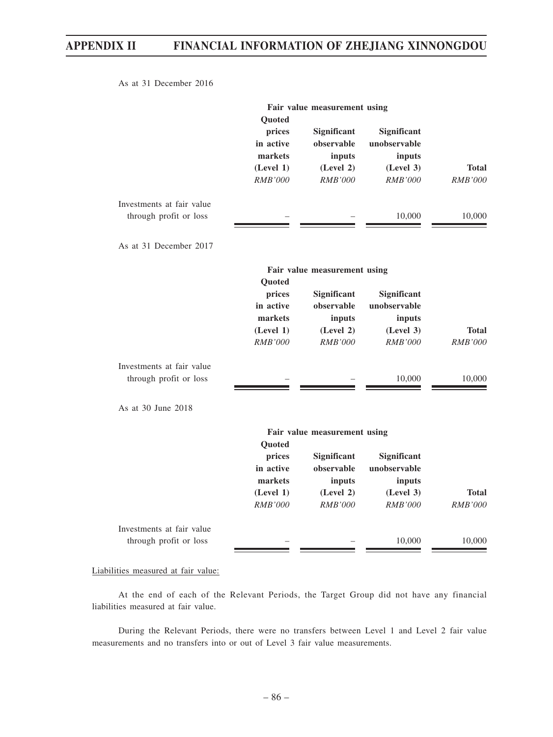As at 31 December 2016

| | Fair value measurement using | | | |
|---|---|---|---|---|
| | Quoted prices in active markets (Level 1) | Significant observable inputs (Level 2) | Significant unobservable inputs (Level 3) | Total |
| | *RMB'000* | *RMB'000* | *RMB'000* | *RMB'000* |
| Investments at fair value through profit or loss | – | – | 10,000 | 10,000 |

As at 31 December 2017

| | Fair value measurement using | | | |
|---|---|---|---|---|
| | Quoted prices in active markets (Level 1) | Significant observable inputs (Level 2) | Significant unobservable inputs (Level 3) | Total |
| | *RMB'000* | *RMB'000* | *RMB'000* | *RMB'000* |
| Investments at fair value through profit or loss | – | – | 10,000 | 10,000 |

As at 30 June 2018

| | Fair value measurement using | | | |
|---|---|---|---|---|
| | Quoted prices in active markets (Level 1) | Significant observable inputs (Level 2) | Significant unobservable inputs (Level 3) | Total |
| | *RMB'000* | *RMB'000* | *RMB'000* | *RMB'000* |
| Investments at fair value through profit or loss | – | – | 10,000 | 10,000 |

Liabilities measured at fair value:

At the end of each of the Relevant Periods, the Target Group did not have any financial liabilities measured at fair value.

During the Relevant Periods, there were no transfers between Level 1 and Level 2 fair value measurements and no transfers into or out of Level 3 fair value measurements.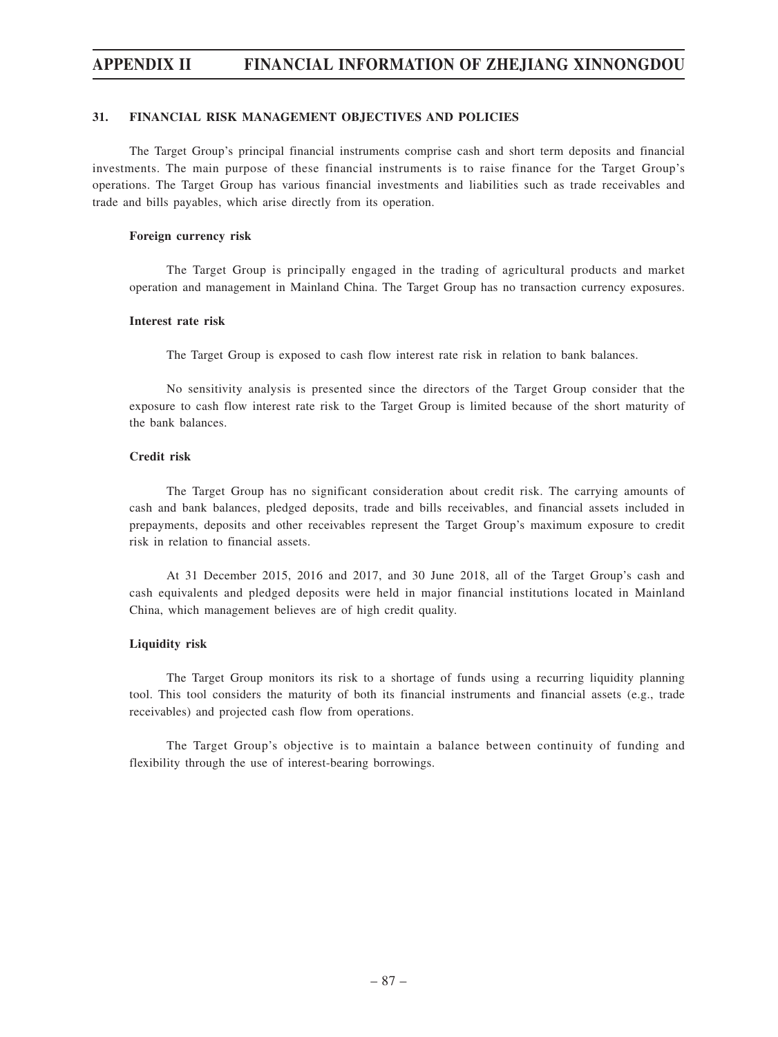## 31. FINANCIAL RISK MANAGEMENT OBJECTIVES AND POLICIES

The Target Group's principal financial instruments comprise cash and short term deposits and financial investments. The main purpose of these financial instruments is to raise finance for the Target Group's operations. The Target Group has various financial investments and liabilities such as trade receivables and trade and bills payables, which arise directly from its operation.

### Foreign currency risk

The Target Group is principally engaged in the trading of agricultural products and market operation and management in Mainland China. The Target Group has no transaction currency exposures.

### Interest rate risk

The Target Group is exposed to cash flow interest rate risk in relation to bank balances.

No sensitivity analysis is presented since the directors of the Target Group consider that the exposure to cash flow interest rate risk to the Target Group is limited because of the short maturity of the bank balances.

### Credit risk

The Target Group has no significant consideration about credit risk. The carrying amounts of cash and bank balances, pledged deposits, trade and bills receivables, and financial assets included in prepayments, deposits and other receivables represent the Target Group's maximum exposure to credit risk in relation to financial assets.

At 31 December 2015, 2016 and 2017, and 30 June 2018, all of the Target Group's cash and cash equivalents and pledged deposits were held in major financial institutions located in Mainland China, which management believes are of high credit quality.

### Liquidity risk

The Target Group monitors its risk to a shortage of funds using a recurring liquidity planning tool. This tool considers the maturity of both its financial instruments and financial assets (e.g., trade receivables) and projected cash flow from operations.

The Target Group's objective is to maintain a balance between continuity of funding and flexibility through the use of interest-bearing borrowings.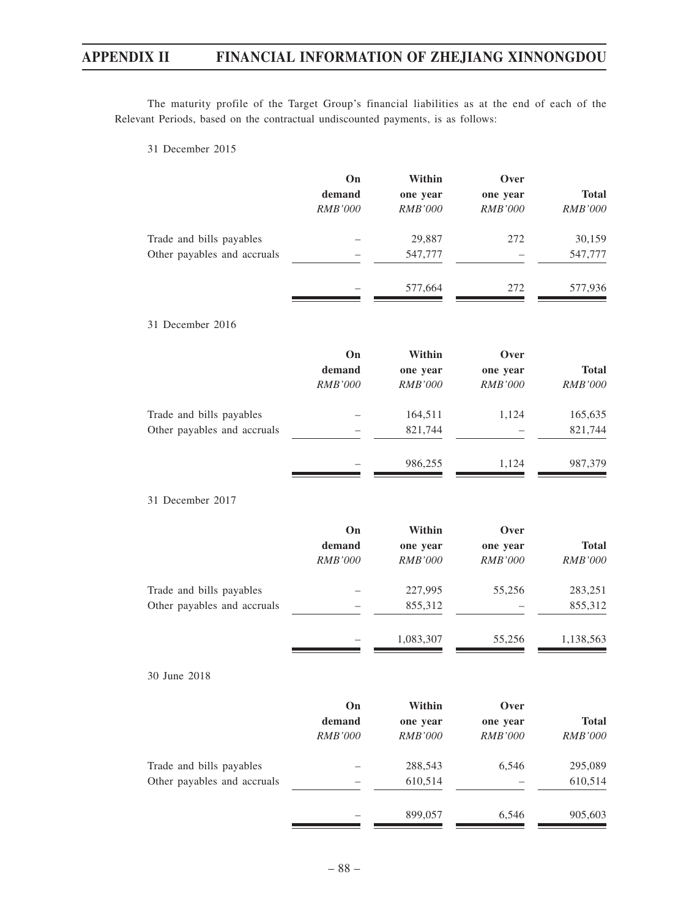The maturity profile of the Target Group's financial liabilities as at the end of each of the Relevant Periods, based on the contractual undiscounted payments, is as follows:

31 December 2015

| | On demand *RMB'000* | Within one year *RMB'000* | Over one year *RMB'000* | Total *RMB'000* |
|---|---|---|---|---|
| Trade and bills payables | – | 29,887 | 272 | 30,159 |
| Other payables and accruals | – | 547,777 | – | 547,777 |
| | – | 577,664 | 272 | 577,936 |

31 December 2016

| | On demand *RMB'000* | Within one year *RMB'000* | Over one year *RMB'000* | Total *RMB'000* |
|---|---|---|---|---|
| Trade and bills payables | – | 164,511 | 1,124 | 165,635 |
| Other payables and accruals | – | 821,744 | – | 821,744 |
| | – | 986,255 | 1,124 | 987,379 |

31 December 2017

| | On demand *RMB'000* | Within one year *RMB'000* | Over one year *RMB'000* | Total *RMB'000* |
|---|---|---|---|---|
| Trade and bills payables | – | 227,995 | 55,256 | 283,251 |
| Other payables and accruals | – | 855,312 | – | 855,312 |
| | – | 1,083,307 | 55,256 | 1,138,563 |

30 June 2018

| | On demand *RMB'000* | Within one year *RMB'000* | Over one year *RMB'000* | Total *RMB'000* |
|---|---|---|---|---|
| Trade and bills payables | – | 288,543 | 6,546 | 295,089 |
| Other payables and accruals | – | 610,514 | – | 610,514 |
| | – | 899,057 | 6,546 | 905,603 |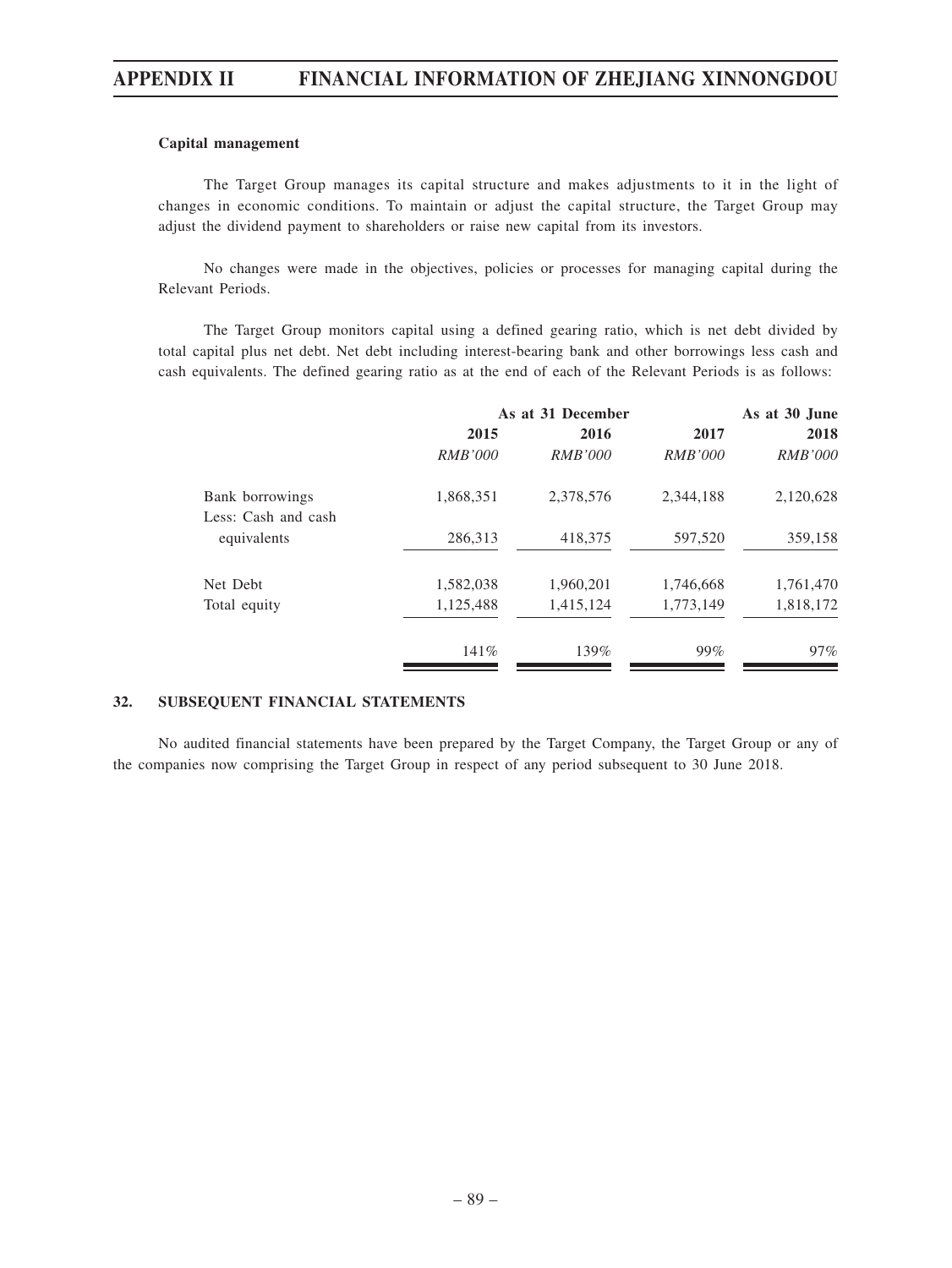**Capital management**

The Target Group manages its capital structure and makes adjustments to it in the light of changes in economic conditions. To maintain or adjust the capital structure, the Target Group may adjust the dividend payment to shareholders or raise new capital from its investors.

No changes were made in the objectives, policies or processes for managing capital during the Relevant Periods.

The Target Group monitors capital using a defined gearing ratio, which is net debt divided by total capital plus net debt. Net debt including interest-bearing bank and other borrowings less cash and cash equivalents. The defined gearing ratio as at the end of each of the Relevant Periods is as follows:

| | As at 31 December | | | As at 30 June |
|---|---|---|---|---|
| | 2015 | 2016 | 2017 | 2018 |
| | *RMB'000* | *RMB'000* | *RMB'000* | *RMB'000* |
| Bank borrowings | 1,868,351 | 2,378,576 | 2,344,188 | 2,120,628 |
| Less: Cash and cash equivalents | 286,313 | 418,375 | 597,520 | 359,158 |
| Net Debt | 1,582,038 | 1,960,201 | 1,746,668 | 1,761,470 |
| Total equity | 1,125,488 | 1,415,124 | 1,773,149 | 1,818,172 |
| | 141% | 139% | 99% | 97% |

## 32. SUBSEQUENT FINANCIAL STATEMENTS

No audited financial statements have been prepared by the Target Company, the Target Group or any of the companies now comprising the Target Group in respect of any period subsequent to 30 June 2018.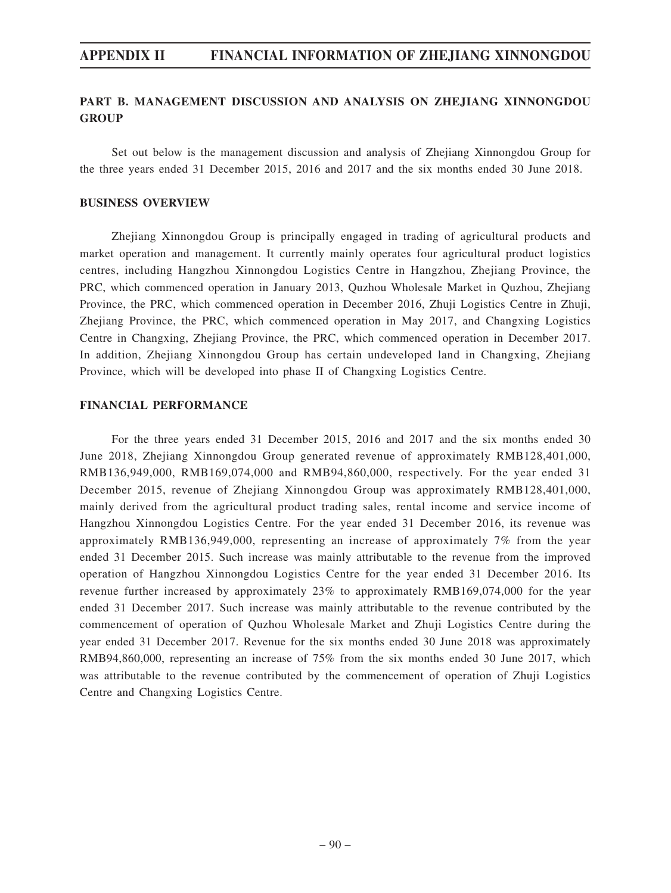## PART B. MANAGEMENT DISCUSSION AND ANALYSIS ON ZHEJIANG XINNONGDOU GROUP

Set out below is the management discussion and analysis of Zhejiang Xinnongdou Group for the three years ended 31 December 2015, 2016 and 2017 and the six months ended 30 June 2018.

### BUSINESS OVERVIEW

Zhejiang Xinnongdou Group is principally engaged in trading of agricultural products and market operation and management. It currently mainly operates four agricultural product logistics centres, including Hangzhou Xinnongdou Logistics Centre in Hangzhou, Zhejiang Province, the PRC, which commenced operation in January 2013, Quzhou Wholesale Market in Quzhou, Zhejiang Province, the PRC, which commenced operation in December 2016, Zhuji Logistics Centre in Zhuji, Zhejiang Province, the PRC, which commenced operation in May 2017, and Changxing Logistics Centre in Changxing, Zhejiang Province, the PRC, which commenced operation in December 2017. In addition, Zhejiang Xinnongdou Group has certain undeveloped land in Changxing, Zhejiang Province, which will be developed into phase II of Changxing Logistics Centre.

### FINANCIAL PERFORMANCE

For the three years ended 31 December 2015, 2016 and 2017 and the six months ended 30 June 2018, Zhejiang Xinnongdou Group generated revenue of approximately RMB128,401,000, RMB136,949,000, RMB169,074,000 and RMB94,860,000, respectively. For the year ended 31 December 2015, revenue of Zhejiang Xinnongdou Group was approximately RMB128,401,000, mainly derived from the agricultural product trading sales, rental income and service income of Hangzhou Xinnongdou Logistics Centre. For the year ended 31 December 2016, its revenue was approximately RMB136,949,000, representing an increase of approximately 7% from the year ended 31 December 2015. Such increase was mainly attributable to the revenue from the improved operation of Hangzhou Xinnongdou Logistics Centre for the year ended 31 December 2016. Its revenue further increased by approximately 23% to approximately RMB169,074,000 for the year ended 31 December 2017. Such increase was mainly attributable to the revenue contributed by the commencement of operation of Quzhou Wholesale Market and Zhuji Logistics Centre during the year ended 31 December 2017. Revenue for the six months ended 30 June 2018 was approximately RMB94,860,000, representing an increase of 75% from the six months ended 30 June 2017, which was attributable to the revenue contributed by the commencement of operation of Zhuji Logistics Centre and Changxing Logistics Centre.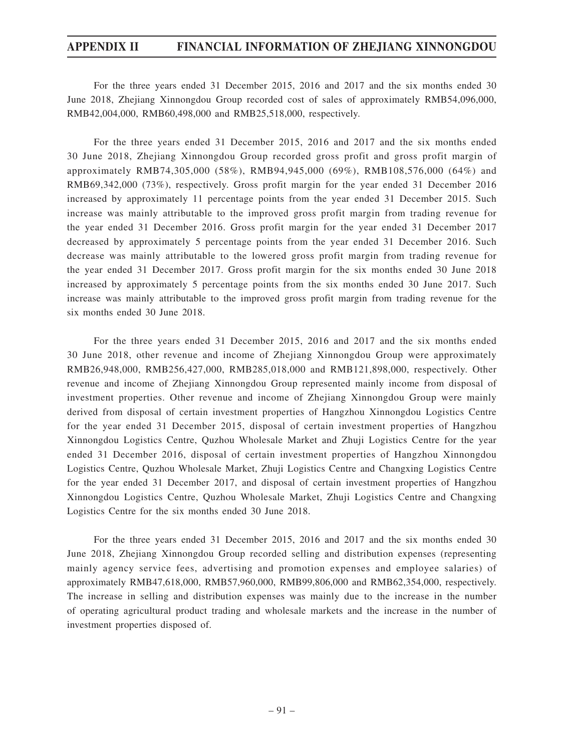For the three years ended 31 December 2015, 2016 and 2017 and the six months ended 30 June 2018, Zhejiang Xinnongdou Group recorded cost of sales of approximately RMB54,096,000, RMB42,004,000, RMB60,498,000 and RMB25,518,000, respectively.

For the three years ended 31 December 2015, 2016 and 2017 and the six months ended 30 June 2018, Zhejiang Xinnongdou Group recorded gross profit and gross profit margin of approximately RMB74,305,000 (58%), RMB94,945,000 (69%), RMB108,576,000 (64%) and RMB69,342,000 (73%), respectively. Gross profit margin for the year ended 31 December 2016 increased by approximately 11 percentage points from the year ended 31 December 2015. Such increase was mainly attributable to the improved gross profit margin from trading revenue for the year ended 31 December 2016. Gross profit margin for the year ended 31 December 2017 decreased by approximately 5 percentage points from the year ended 31 December 2016. Such decrease was mainly attributable to the lowered gross profit margin from trading revenue for the year ended 31 December 2017. Gross profit margin for the six months ended 30 June 2018 increased by approximately 5 percentage points from the six months ended 30 June 2017. Such increase was mainly attributable to the improved gross profit margin from trading revenue for the six months ended 30 June 2018.

For the three years ended 31 December 2015, 2016 and 2017 and the six months ended 30 June 2018, other revenue and income of Zhejiang Xinnongdou Group were approximately RMB26,948,000, RMB256,427,000, RMB285,018,000 and RMB121,898,000, respectively. Other revenue and income of Zhejiang Xinnongdou Group represented mainly income from disposal of investment properties. Other revenue and income of Zhejiang Xinnongdou Group were mainly derived from disposal of certain investment properties of Hangzhou Xinnongdou Logistics Centre for the year ended 31 December 2015, disposal of certain investment properties of Hangzhou Xinnongdou Logistics Centre, Quzhou Wholesale Market and Zhuji Logistics Centre for the year ended 31 December 2016, disposal of certain investment properties of Hangzhou Xinnongdou Logistics Centre, Quzhou Wholesale Market, Zhuji Logistics Centre and Changxing Logistics Centre for the year ended 31 December 2017, and disposal of certain investment properties of Hangzhou Xinnongdou Logistics Centre, Quzhou Wholesale Market, Zhuji Logistics Centre and Changxing Logistics Centre for the six months ended 30 June 2018.

For the three years ended 31 December 2015, 2016 and 2017 and the six months ended 30 June 2018, Zhejiang Xinnongdou Group recorded selling and distribution expenses (representing mainly agency service fees, advertising and promotion expenses and employee salaries) of approximately RMB47,618,000, RMB57,960,000, RMB99,806,000 and RMB62,354,000, respectively. The increase in selling and distribution expenses was mainly due to the increase in the number of operating agricultural product trading and wholesale markets and the increase in the number of investment properties disposed of.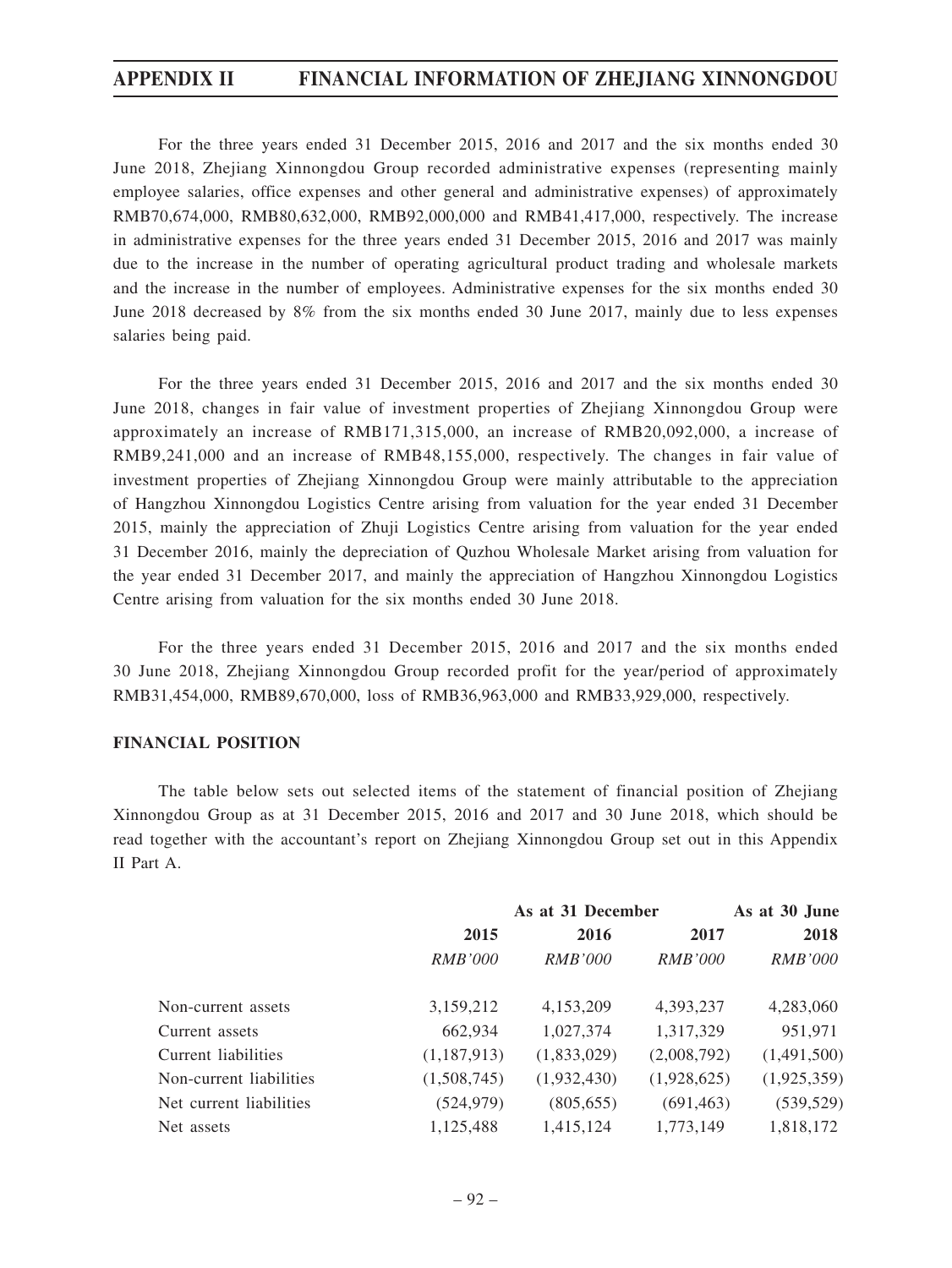For the three years ended 31 December 2015, 2016 and 2017 and the six months ended 30 June 2018, Zhejiang Xinnongdou Group recorded administrative expenses (representing mainly employee salaries, office expenses and other general and administrative expenses) of approximately RMB70,674,000, RMB80,632,000, RMB92,000,000 and RMB41,417,000, respectively. The increase in administrative expenses for the three years ended 31 December 2015, 2016 and 2017 was mainly due to the increase in the number of operating agricultural product trading and wholesale markets and the increase in the number of employees. Administrative expenses for the six months ended 30 June 2018 decreased by 8% from the six months ended 30 June 2017, mainly due to less expenses salaries being paid.

For the three years ended 31 December 2015, 2016 and 2017 and the six months ended 30 June 2018, changes in fair value of investment properties of Zhejiang Xinnongdou Group were approximately an increase of RMB171,315,000, an increase of RMB20,092,000, a increase of RMB9,241,000 and an increase of RMB48,155,000, respectively. The changes in fair value of investment properties of Zhejiang Xinnongdou Group were mainly attributable to the appreciation of Hangzhou Xinnongdou Logistics Centre arising from valuation for the year ended 31 December 2015, mainly the appreciation of Zhuji Logistics Centre arising from valuation for the year ended 31 December 2016, mainly the depreciation of Quzhou Wholesale Market arising from valuation for the year ended 31 December 2017, and mainly the appreciation of Hangzhou Xinnongdou Logistics Centre arising from valuation for the six months ended 30 June 2018.

For the three years ended 31 December 2015, 2016 and 2017 and the six months ended 30 June 2018, Zhejiang Xinnongdou Group recorded profit for the year/period of approximately RMB31,454,000, RMB89,670,000, loss of RMB36,963,000 and RMB33,929,000, respectively.

**FINANCIAL POSITION**

The table below sets out selected items of the statement of financial position of Zhejiang Xinnongdou Group as at 31 December 2015, 2016 and 2017 and 30 June 2018, which should be read together with the accountant's report on Zhejiang Xinnongdou Group set out in this Appendix II Part A.

| | As at 31 December | | | As at 30 June |
|---|---|---|---|---|
| | 2015 | 2016 | 2017 | 2018 |
| | *RMB'000* | *RMB'000* | *RMB'000* | *RMB'000* |
| Non-current assets | 3,159,212 | 4,153,209 | 4,393,237 | 4,283,060 |
| Current assets | 662,934 | 1,027,374 | 1,317,329 | 951,971 |
| Current liabilities | (1,187,913) | (1,833,029) | (2,008,792) | (1,491,500) |
| Non-current liabilities | (1,508,745) | (1,932,430) | (1,928,625) | (1,925,359) |
| Net current liabilities | (524,979) | (805,655) | (691,463) | (539,529) |
| Net assets | 1,125,488 | 1,415,124 | 1,773,149 | 1,818,172 |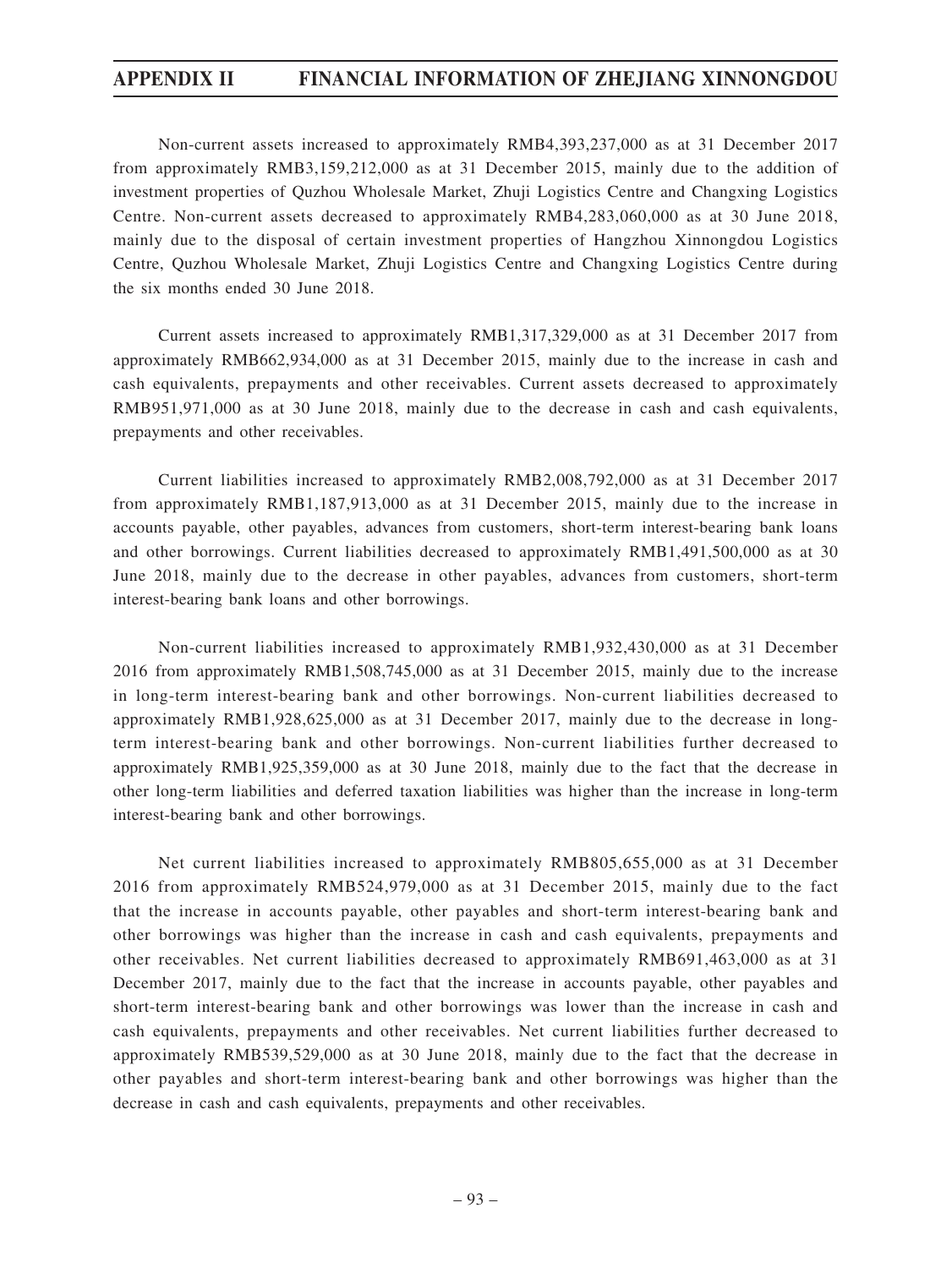Non-current assets increased to approximately RMB4,393,237,000 as at 31 December 2017 from approximately RMB3,159,212,000 as at 31 December 2015, mainly due to the addition of investment properties of Quzhou Wholesale Market, Zhuji Logistics Centre and Changxing Logistics Centre. Non-current assets decreased to approximately RMB4,283,060,000 as at 30 June 2018, mainly due to the disposal of certain investment properties of Hangzhou Xinnongdou Logistics Centre, Quzhou Wholesale Market, Zhuji Logistics Centre and Changxing Logistics Centre during the six months ended 30 June 2018.

Current assets increased to approximately RMB1,317,329,000 as at 31 December 2017 from approximately RMB662,934,000 as at 31 December 2015, mainly due to the increase in cash and cash equivalents, prepayments and other receivables. Current assets decreased to approximately RMB951,971,000 as at 30 June 2018, mainly due to the decrease in cash and cash equivalents, prepayments and other receivables.

Current liabilities increased to approximately RMB2,008,792,000 as at 31 December 2017 from approximately RMB1,187,913,000 as at 31 December 2015, mainly due to the increase in accounts payable, other payables, advances from customers, short-term interest-bearing bank loans and other borrowings. Current liabilities decreased to approximately RMB1,491,500,000 as at 30 June 2018, mainly due to the decrease in other payables, advances from customers, short-term interest-bearing bank loans and other borrowings.

Non-current liabilities increased to approximately RMB1,932,430,000 as at 31 December 2016 from approximately RMB1,508,745,000 as at 31 December 2015, mainly due to the increase in long-term interest-bearing bank and other borrowings. Non-current liabilities decreased to approximately RMB1,928,625,000 as at 31 December 2017, mainly due to the decrease in long-term interest-bearing bank and other borrowings. Non-current liabilities further decreased to approximately RMB1,925,359,000 as at 30 June 2018, mainly due to the fact that the decrease in other long-term liabilities and deferred taxation liabilities was higher than the increase in long-term interest-bearing bank and other borrowings.

Net current liabilities increased to approximately RMB805,655,000 as at 31 December 2016 from approximately RMB524,979,000 as at 31 December 2015, mainly due to the fact that the increase in accounts payable, other payables and short-term interest-bearing bank and other borrowings was higher than the increase in cash and cash equivalents, prepayments and other receivables. Net current liabilities decreased to approximately RMB691,463,000 as at 31 December 2017, mainly due to the fact that the increase in accounts payable, other payables and short-term interest-bearing bank and other borrowings was lower than the increase in cash and cash equivalents, prepayments and other receivables. Net current liabilities further decreased to approximately RMB539,529,000 as at 30 June 2018, mainly due to the fact that the decrease in other payables and short-term interest-bearing bank and other borrowings was higher than the decrease in cash and cash equivalents, prepayments and other receivables.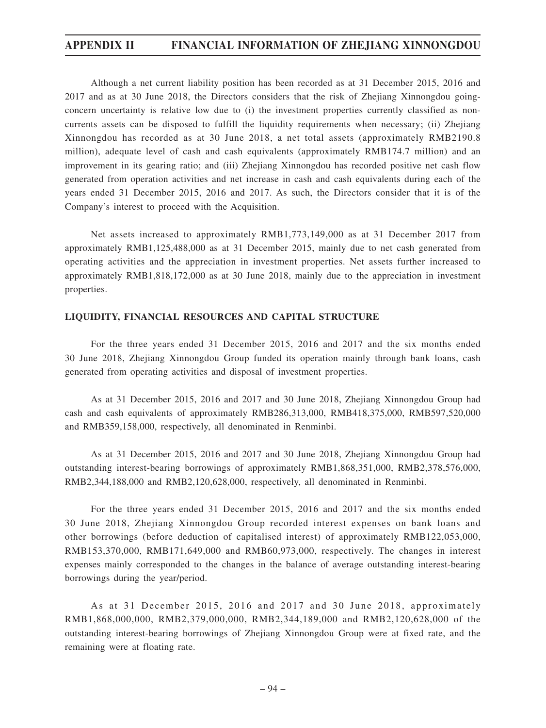Although a net current liability position has been recorded as at 31 December 2015, 2016 and 2017 and as at 30 June 2018, the Directors considers that the risk of Zhejiang Xinnongdou going-concern uncertainty is relative low due to (i) the investment properties currently classified as non-currents assets can be disposed to fulfill the liquidity requirements when necessary; (ii) Zhejiang Xinnongdou has recorded as at 30 June 2018, a net total assets (approximately RMB2190.8 million), adequate level of cash and cash equivalents (approximately RMB174.7 million) and an improvement in its gearing ratio; and (iii) Zhejiang Xinnongdou has recorded positive net cash flow generated from operation activities and net increase in cash and cash equivalents during each of the years ended 31 December 2015, 2016 and 2017. As such, the Directors consider that it is of the Company's interest to proceed with the Acquisition.

Net assets increased to approximately RMB1,773,149,000 as at 31 December 2017 from approximately RMB1,125,488,000 as at 31 December 2015, mainly due to net cash generated from operating activities and the appreciation in investment properties. Net assets further increased to approximately RMB1,818,172,000 as at 30 June 2018, mainly due to the appreciation in investment properties.

## LIQUIDITY, FINANCIAL RESOURCES AND CAPITAL STRUCTURE

For the three years ended 31 December 2015, 2016 and 2017 and the six months ended 30 June 2018, Zhejiang Xinnongdou Group funded its operation mainly through bank loans, cash generated from operating activities and disposal of investment properties.

As at 31 December 2015, 2016 and 2017 and 30 June 2018, Zhejiang Xinnongdou Group had cash and cash equivalents of approximately RMB286,313,000, RMB418,375,000, RMB597,520,000 and RMB359,158,000, respectively, all denominated in Renminbi.

As at 31 December 2015, 2016 and 2017 and 30 June 2018, Zhejiang Xinnongdou Group had outstanding interest-bearing borrowings of approximately RMB1,868,351,000, RMB2,378,576,000, RMB2,344,188,000 and RMB2,120,628,000, respectively, all denominated in Renminbi.

For the three years ended 31 December 2015, 2016 and 2017 and the six months ended 30 June 2018, Zhejiang Xinnongdou Group recorded interest expenses on bank loans and other borrowings (before deduction of capitalised interest) of approximately RMB122,053,000, RMB153,370,000, RMB171,649,000 and RMB60,973,000, respectively. The changes in interest expenses mainly corresponded to the changes in the balance of average outstanding interest-bearing borrowings during the year/period.

As at 31 December 2015, 2016 and 2017 and 30 June 2018, approximately RMB1,868,000,000, RMB2,379,000,000, RMB2,344,189,000 and RMB2,120,628,000 of the outstanding interest-bearing borrowings of Zhejiang Xinnongdou Group were at fixed rate, and the remaining were at floating rate.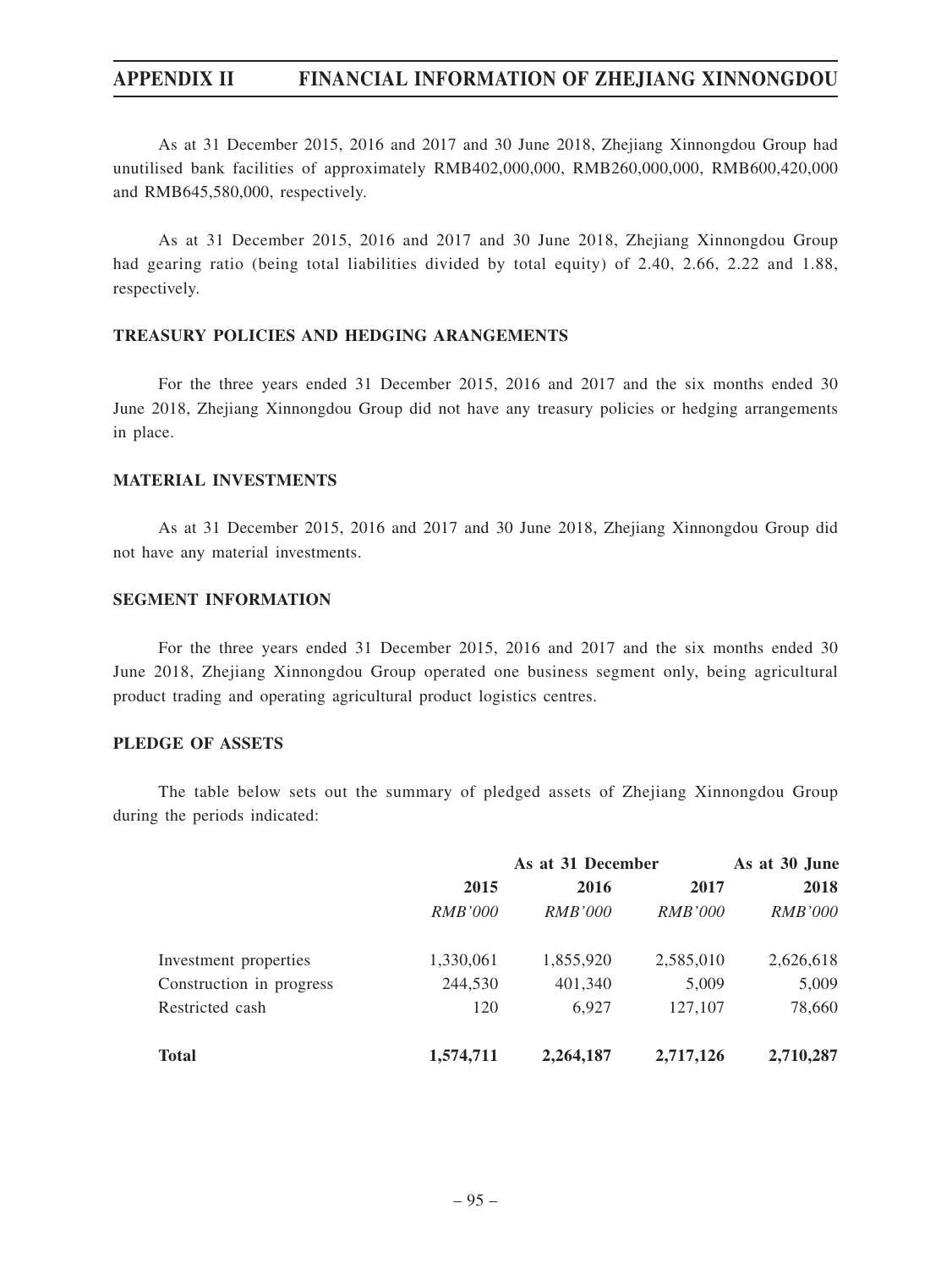As at 31 December 2015, 2016 and 2017 and 30 June 2018, Zhejiang Xinnongdou Group had unutilised bank facilities of approximately RMB402,000,000, RMB260,000,000, RMB600,420,000 and RMB645,580,000, respectively.

As at 31 December 2015, 2016 and 2017 and 30 June 2018, Zhejiang Xinnongdou Group had gearing ratio (being total liabilities divided by total equity) of 2.40, 2.66, 2.22 and 1.88, respectively.

## TREASURY POLICIES AND HEDGING ARANGEMENTS

For the three years ended 31 December 2015, 2016 and 2017 and the six months ended 30 June 2018, Zhejiang Xinnongdou Group did not have any treasury policies or hedging arrangements in place.

## MATERIAL INVESTMENTS

As at 31 December 2015, 2016 and 2017 and 30 June 2018, Zhejiang Xinnongdou Group did not have any material investments.

## SEGMENT INFORMATION

For the three years ended 31 December 2015, 2016 and 2017 and the six months ended 30 June 2018, Zhejiang Xinnongdou Group operated one business segment only, being agricultural product trading and operating agricultural product logistics centres.

## PLEDGE OF ASSETS

The table below sets out the summary of pledged assets of Zhejiang Xinnongdou Group during the periods indicated:

| | As at 31 December | | | As at 30 June |
|---|---|---|---|---|
| | **2015** | **2016** | **2017** | **2018** |
| | *RMB'000* | *RMB'000* | *RMB'000* | *RMB'000* |
| Investment properties | 1,330,061 | 1,855,920 | 2,585,010 | 2,626,618 |
| Construction in progress | 244,530 | 401,340 | 5,009 | 5,009 |
| Restricted cash | 120 | 6,927 | 127,107 | 78,660 |
| **Total** | **1,574,711** | **2,264,187** | **2,717,126** | **2,710,287** |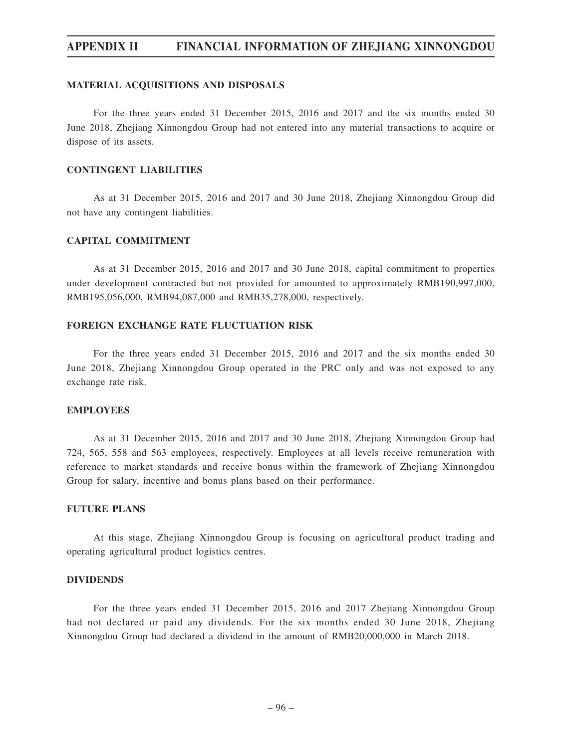## MATERIAL ACQUISITIONS AND DISPOSALS

For the three years ended 31 December 2015, 2016 and 2017 and the six months ended 30 June 2018, Zhejiang Xinnongdou Group had not entered into any material transactions to acquire or dispose of its assets.

## CONTINGENT LIABILITIES

As at 31 December 2015, 2016 and 2017 and 30 June 2018, Zhejiang Xinnongdou Group did not have any contingent liabilities.

## CAPITAL COMMITMENT

As at 31 December 2015, 2016 and 2017 and 30 June 2018, capital commitment to properties under development contracted but not provided for amounted to approximately RMB190,997,000, RMB195,056,000, RMB94,087,000 and RMB35,278,000, respectively.

## FOREIGN EXCHANGE RATE FLUCTUATION RISK

For the three years ended 31 December 2015, 2016 and 2017 and the six months ended 30 June 2018, Zhejiang Xinnongdou Group operated in the PRC only and was not exposed to any exchange rate risk.

## EMPLOYEES

As at 31 December 2015, 2016 and 2017 and 30 June 2018, Zhejiang Xinnongdou Group had 724, 565, 558 and 563 employees, respectively. Employees at all levels receive remuneration with reference to market standards and receive bonus within the framework of Zhejiang Xinnongdou Group for salary, incentive and bonus plans based on their performance.

## FUTURE PLANS

At this stage, Zhejiang Xinnongdou Group is focusing on agricultural product trading and operating agricultural product logistics centres.

## DIVIDENDS

For the three years ended 31 December 2015, 2016 and 2017 Zhejiang Xinnongdou Group had not declared or paid any dividends. For the six months ended 30 June 2018, Zhejiang Xinnongdou Group had declared a dividend in the amount of RMB20,000,000 in March 2018.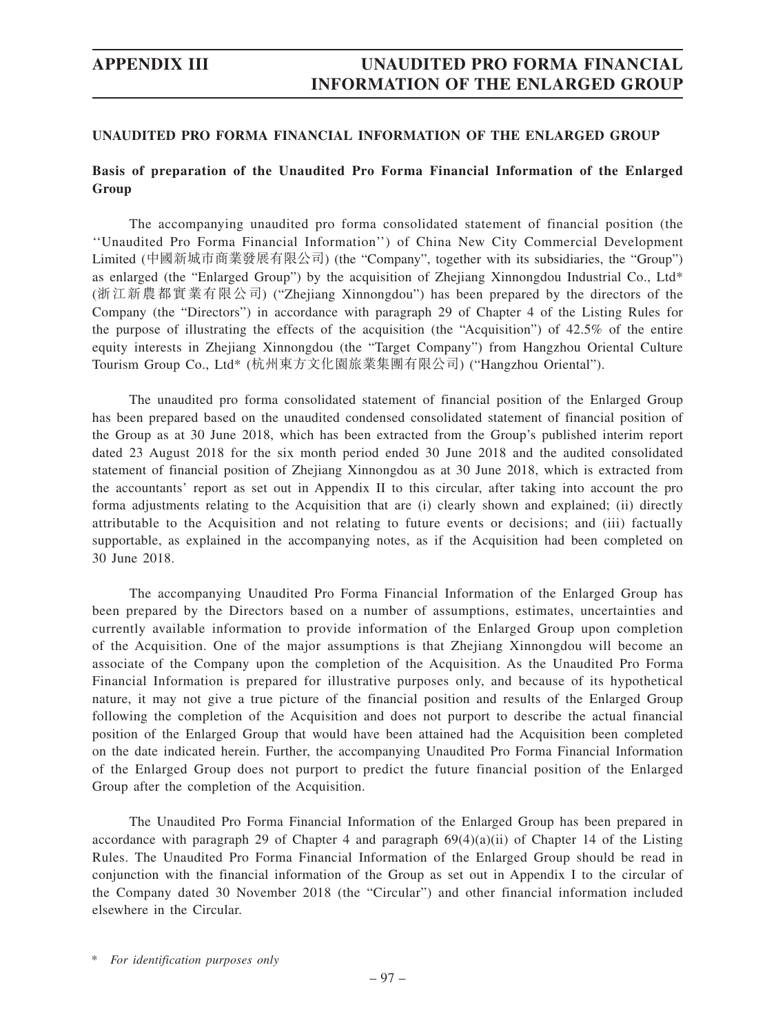## UNAUDITED PRO FORMA FINANCIAL INFORMATION OF THE ENLARGED GROUP

### Basis of preparation of the Unaudited Pro Forma Financial Information of the Enlarged Group

The accompanying unaudited pro forma consolidated statement of financial position (the ''Unaudited Pro Forma Financial Information'') of China New City Commercial Development Limited (中國新城市商業發展有限公司) (the "Company", together with its subsidiaries, the "Group") as enlarged (the "Enlarged Group") by the acquisition of Zhejiang Xinnongdou Industrial Co., Ltd* (浙江新農都實業有限公司) ("Zhejiang Xinnongdou") has been prepared by the directors of the Company (the "Directors") in accordance with paragraph 29 of Chapter 4 of the Listing Rules for the purpose of illustrating the effects of the acquisition (the "Acquisition") of 42.5% of the entire equity interests in Zhejiang Xinnongdou (the "Target Company") from Hangzhou Oriental Culture Tourism Group Co., Ltd* (杭州東方文化園旅業集團有限公司) ("Hangzhou Oriental").

The unaudited pro forma consolidated statement of financial position of the Enlarged Group has been prepared based on the unaudited condensed consolidated statement of financial position of the Group as at 30 June 2018, which has been extracted from the Group's published interim report dated 23 August 2018 for the six month period ended 30 June 2018 and the audited consolidated statement of financial position of Zhejiang Xinnongdou as at 30 June 2018, which is extracted from the accountants' report as set out in Appendix II to this circular, after taking into account the pro forma adjustments relating to the Acquisition that are (i) clearly shown and explained; (ii) directly attributable to the Acquisition and not relating to future events or decisions; and (iii) factually supportable, as explained in the accompanying notes, as if the Acquisition had been completed on 30 June 2018.

The accompanying Unaudited Pro Forma Financial Information of the Enlarged Group has been prepared by the Directors based on a number of assumptions, estimates, uncertainties and currently available information to provide information of the Enlarged Group upon completion of the Acquisition. One of the major assumptions is that Zhejiang Xinnongdou will become an associate of the Company upon the completion of the Acquisition. As the Unaudited Pro Forma Financial Information is prepared for illustrative purposes only, and because of its hypothetical nature, it may not give a true picture of the financial position and results of the Enlarged Group following the completion of the Acquisition and does not purport to describe the actual financial position of the Enlarged Group that would have been attained had the Acquisition been completed on the date indicated herein. Further, the accompanying Unaudited Pro Forma Financial Information of the Enlarged Group does not purport to predict the future financial position of the Enlarged Group after the completion of the Acquisition.

The Unaudited Pro Forma Financial Information of the Enlarged Group has been prepared in accordance with paragraph 29 of Chapter 4 and paragraph 69(4)(a)(ii) of Chapter 14 of the Listing Rules. The Unaudited Pro Forma Financial Information of the Enlarged Group should be read in conjunction with the financial information of the Group as set out in Appendix I to the circular of the Company dated 30 November 2018 (the "Circular") and other financial information included elsewhere in the Circular.

\* *For identification purposes only*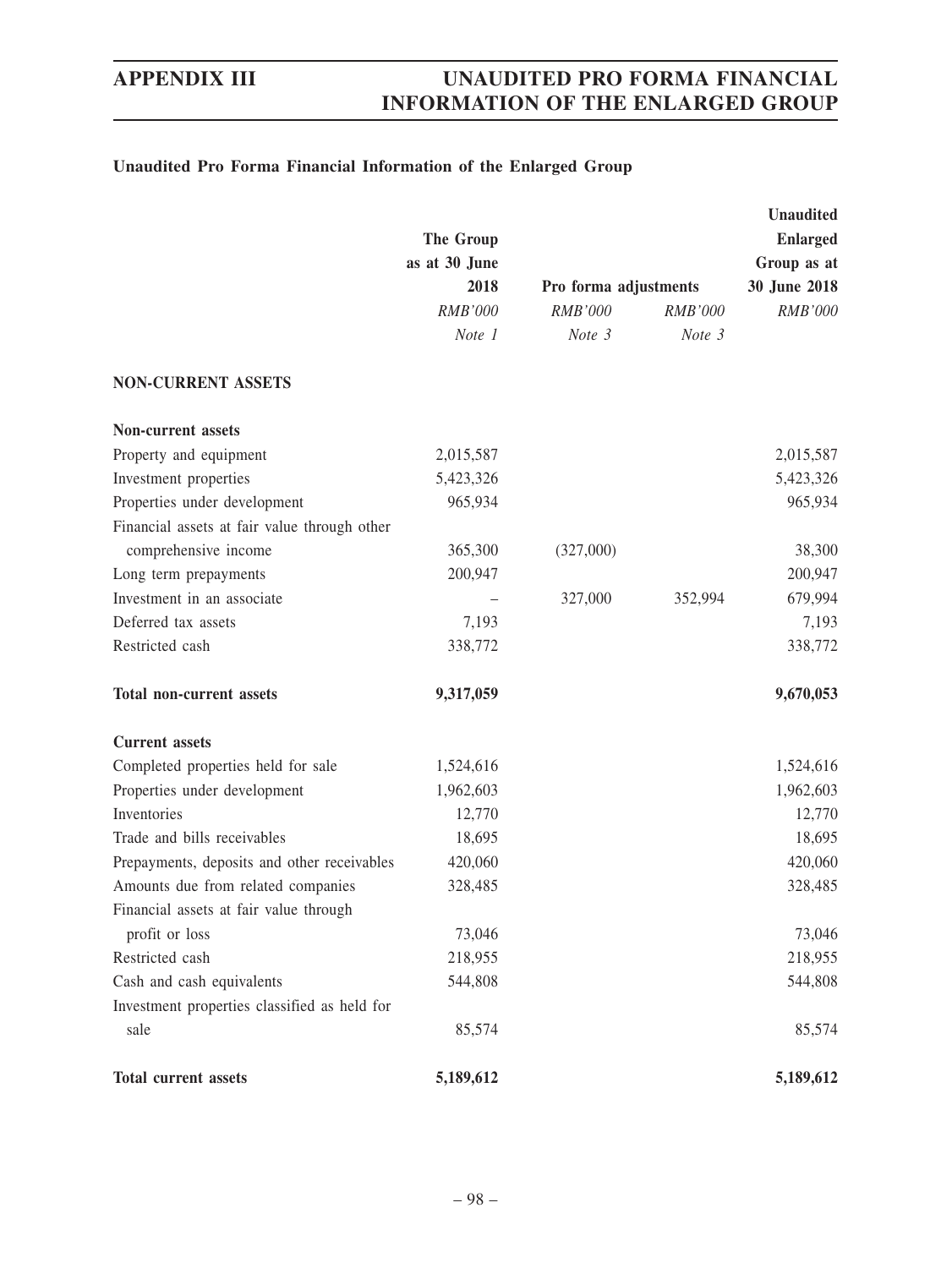### Unaudited Pro Forma Financial Information of the Enlarged Group

| | The Group as at 30 June 2018 | Pro forma adjustments | | Unaudited Enlarged Group as at 30 June 2018 |
|---|---|---|---|---|
| | *RMB'000* | *RMB'000* | *RMB'000* | *RMB'000* |
| | *Note 1* | *Note 3* | *Note 3* | |
| **NON-CURRENT ASSETS** | | | | |
| **Non-current assets** | | | | |
| Property and equipment | 2,015,587 | | | 2,015,587 |
| Investment properties | 5,423,326 | | | 5,423,326 |
| Properties under development | 965,934 | | | 965,934 |
| Financial assets at fair value through other comprehensive income | 365,300 | (327,000) | | 38,300 |
| Long term prepayments | 200,947 | | | 200,947 |
| Investment in an associate | – | 327,000 | 352,994 | 679,994 |
| Deferred tax assets | 7,193 | | | 7,193 |
| Restricted cash | 338,772 | | | 338,772 |
| **Total non-current assets** | **9,317,059** | | | **9,670,053** |
| **Current assets** | | | | |
| Completed properties held for sale | 1,524,616 | | | 1,524,616 |
| Properties under development | 1,962,603 | | | 1,962,603 |
| Inventories | 12,770 | | | 12,770 |
| Trade and bills receivables | 18,695 | | | 18,695 |
| Prepayments, deposits and other receivables | 420,060 | | | 420,060 |
| Amounts due from related companies | 328,485 | | | 328,485 |
| Financial assets at fair value through profit or loss | 73,046 | | | 73,046 |
| Restricted cash | 218,955 | | | 218,955 |
| Cash and cash equivalents | 544,808 | | | 544,808 |
| Investment properties classified as held for sale | 85,574 | | | 85,574 |
| **Total current assets** | **5,189,612** | | | **5,189,612** |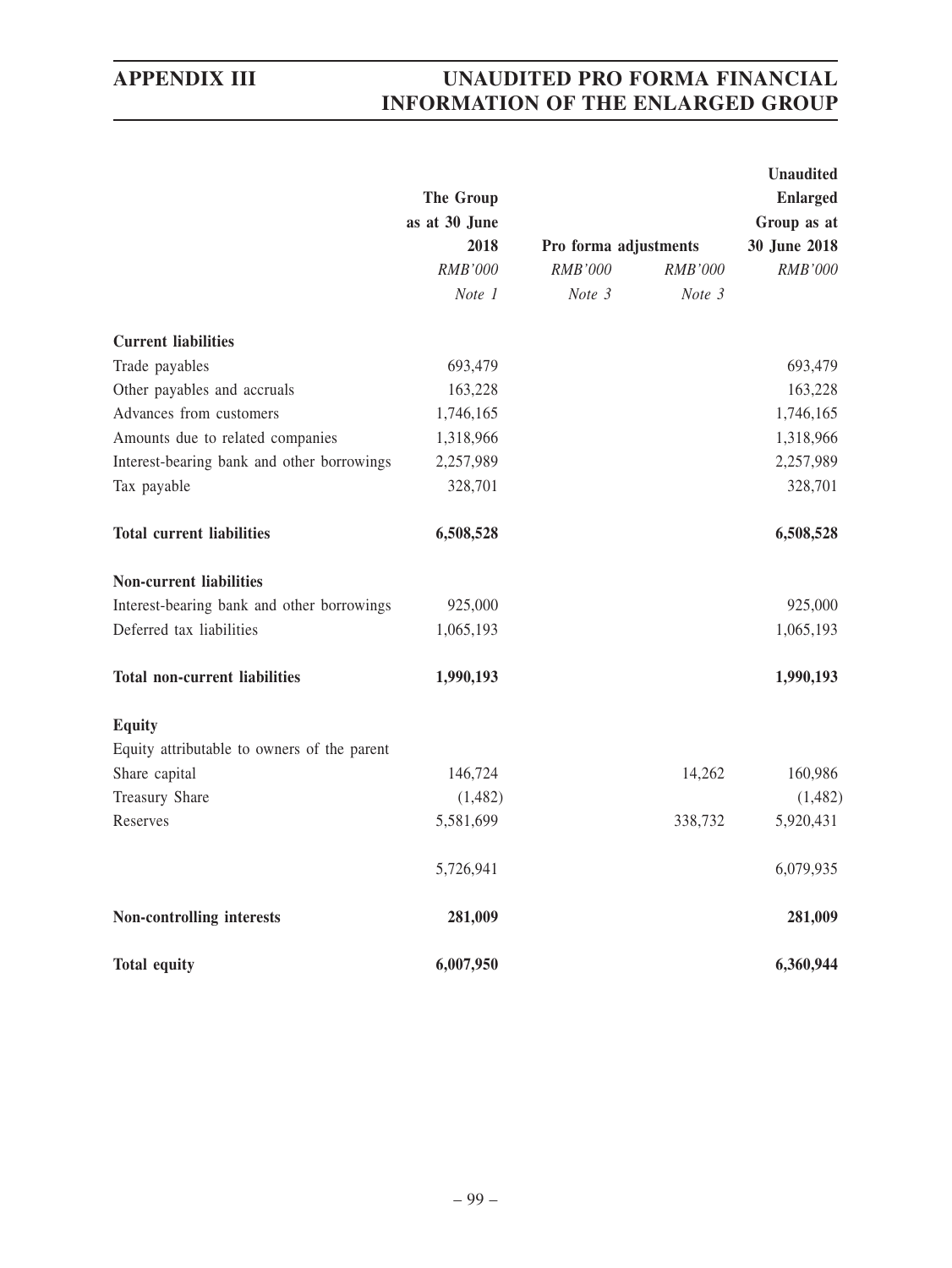|  | The Group as at 30 June 2018 | Pro forma adjustments |  | Unaudited Enlarged Group as at 30 June 2018 |
|---|---|---|---|---|
|  | *RMB'000* | *RMB'000* | *RMB'000* | *RMB'000* |
|  | *Note 1* | *Note 3* | *Note 3* |  |
| **Current liabilities** |  |  |  |  |
| Trade payables | 693,479 |  |  | 693,479 |
| Other payables and accruals | 163,228 |  |  | 163,228 |
| Advances from customers | 1,746,165 |  |  | 1,746,165 |
| Amounts due to related companies | 1,318,966 |  |  | 1,318,966 |
| Interest-bearing bank and other borrowings | 2,257,989 |  |  | 2,257,989 |
| Tax payable | 328,701 |  |  | 328,701 |
| **Total current liabilities** | **6,508,528** |  |  | **6,508,528** |
| **Non-current liabilities** |  |  |  |  |
| Interest-bearing bank and other borrowings | 925,000 |  |  | 925,000 |
| Deferred tax liabilities | 1,065,193 |  |  | 1,065,193 |
| **Total non-current liabilities** | **1,990,193** |  |  | **1,990,193** |
| **Equity** |  |  |  |  |
| Equity attributable to owners of the parent |  |  |  |  |
| Share capital | 146,724 |  | 14,262 | 160,986 |
| Treasury Share | (1,482) |  |  | (1,482) |
| Reserves | 5,581,699 |  | 338,732 | 5,920,431 |
|  | 5,726,941 |  |  | 6,079,935 |
| **Non-controlling interests** | **281,009** |  |  | **281,009** |
| **Total equity** | **6,007,950** |  |  | **6,360,944** |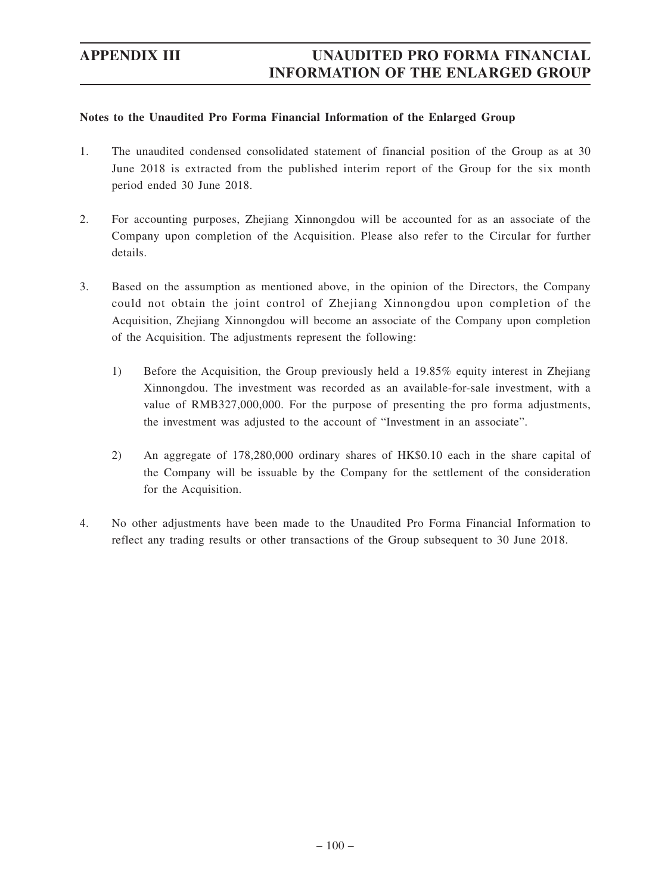**Notes to the Unaudited Pro Forma Financial Information of the Enlarged Group**

1. The unaudited condensed consolidated statement of financial position of the Group as at 30 June 2018 is extracted from the published interim report of the Group for the six month period ended 30 June 2018.

2. For accounting purposes, Zhejiang Xinnongdou will be accounted for as an associate of the Company upon completion of the Acquisition. Please also refer to the Circular for further details.

3. Based on the assumption as mentioned above, in the opinion of the Directors, the Company could not obtain the joint control of Zhejiang Xinnongdou upon completion of the Acquisition, Zhejiang Xinnongdou will become an associate of the Company upon completion of the Acquisition. The adjustments represent the following:

    1) Before the Acquisition, the Group previously held a 19.85% equity interest in Zhejiang Xinnongdou. The investment was recorded as an available-for-sale investment, with a value of RMB327,000,000. For the purpose of presenting the pro forma adjustments, the investment was adjusted to the account of "Investment in an associate".

    2) An aggregate of 178,280,000 ordinary shares of HK$0.10 each in the share capital of the Company will be issuable by the Company for the settlement of the consideration for the Acquisition.

4. No other adjustments have been made to the Unaudited Pro Forma Financial Information to reflect any trading results or other transactions of the Group subsequent to 30 June 2018.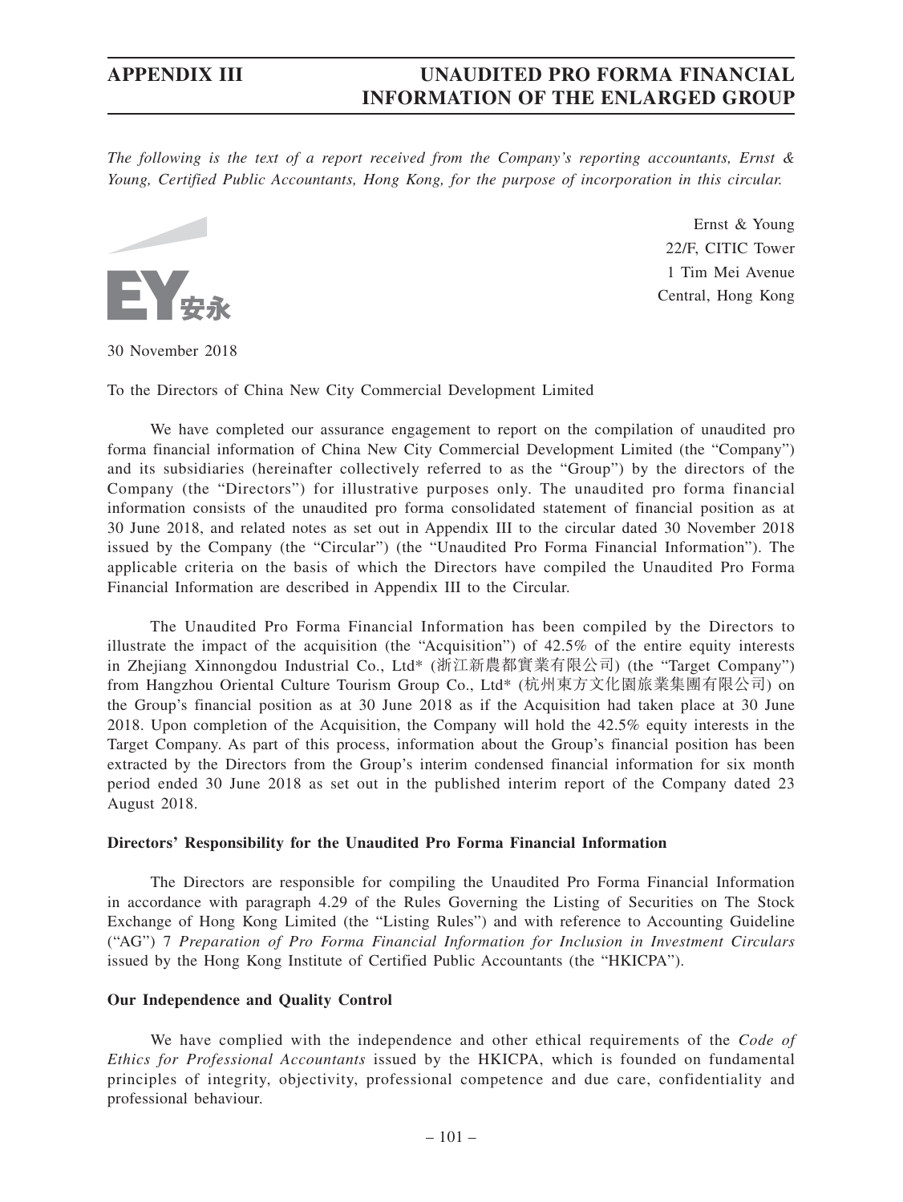*The following is the text of a report received from the Company's reporting accountants, Ernst & Young, Certified Public Accountants, Hong Kong, for the purpose of incorporation in this circular.*

Ernst & Young
22/F, CITIC Tower
1 Tim Mei Avenue
Central, Hong Kong

30 November 2018

To the Directors of China New City Commercial Development Limited

We have completed our assurance engagement to report on the compilation of unaudited pro forma financial information of China New City Commercial Development Limited (the "Company") and its subsidiaries (hereinafter collectively referred to as the "Group") by the directors of the Company (the "Directors") for illustrative purposes only. The unaudited pro forma financial information consists of the unaudited pro forma consolidated statement of financial position as at 30 June 2018, and related notes as set out in Appendix III to the circular dated 30 November 2018 issued by the Company (the "Circular") (the "Unaudited Pro Forma Financial Information"). The applicable criteria on the basis of which the Directors have compiled the Unaudited Pro Forma Financial Information are described in Appendix III to the Circular.

The Unaudited Pro Forma Financial Information has been compiled by the Directors to illustrate the impact of the acquisition (the "Acquisition") of 42.5% of the entire equity interests in Zhejiang Xinnongdou Industrial Co., Ltd* (浙江新農都實業有限公司) (the "Target Company") from Hangzhou Oriental Culture Tourism Group Co., Ltd* (杭州東方文化園旅業集團有限公司) on the Group's financial position as at 30 June 2018 as if the Acquisition had taken place at 30 June 2018. Upon completion of the Acquisition, the Company will hold the 42.5% equity interests in the Target Company. As part of this process, information about the Group's financial position has been extracted by the Directors from the Group's interim condensed financial information for six month period ended 30 June 2018 as set out in the published interim report of the Company dated 23 August 2018.

**Directors' Responsibility for the Unaudited Pro Forma Financial Information**

The Directors are responsible for compiling the Unaudited Pro Forma Financial Information in accordance with paragraph 4.29 of the Rules Governing the Listing of Securities on The Stock Exchange of Hong Kong Limited (the "Listing Rules") and with reference to Accounting Guideline ("AG") 7 *Preparation of Pro Forma Financial Information for Inclusion in Investment Circulars* issued by the Hong Kong Institute of Certified Public Accountants (the "HKICPA").

**Our Independence and Quality Control**

We have complied with the independence and other ethical requirements of the *Code of Ethics for Professional Accountants* issued by the HKICPA, which is founded on fundamental principles of integrity, objectivity, professional competence and due care, confidentiality and professional behaviour.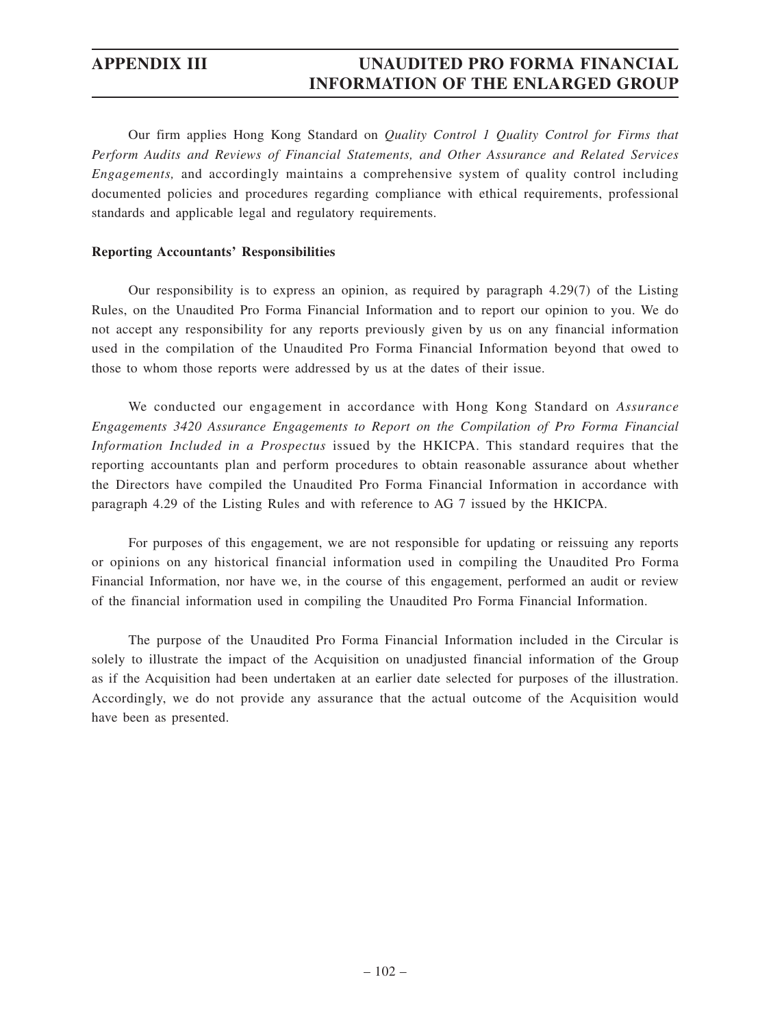Our firm applies Hong Kong Standard on *Quality Control 1 Quality Control for Firms that Perform Audits and Reviews of Financial Statements, and Other Assurance and Related Services Engagements,* and accordingly maintains a comprehensive system of quality control including documented policies and procedures regarding compliance with ethical requirements, professional standards and applicable legal and regulatory requirements.

**Reporting Accountants' Responsibilities**

Our responsibility is to express an opinion, as required by paragraph 4.29(7) of the Listing Rules, on the Unaudited Pro Forma Financial Information and to report our opinion to you. We do not accept any responsibility for any reports previously given by us on any financial information used in the compilation of the Unaudited Pro Forma Financial Information beyond that owed to those to whom those reports were addressed by us at the dates of their issue.

We conducted our engagement in accordance with Hong Kong Standard on *Assurance Engagements 3420 Assurance Engagements to Report on the Compilation of Pro Forma Financial Information Included in a Prospectus* issued by the HKICPA. This standard requires that the reporting accountants plan and perform procedures to obtain reasonable assurance about whether the Directors have compiled the Unaudited Pro Forma Financial Information in accordance with paragraph 4.29 of the Listing Rules and with reference to AG 7 issued by the HKICPA.

For purposes of this engagement, we are not responsible for updating or reissuing any reports or opinions on any historical financial information used in compiling the Unaudited Pro Forma Financial Information, nor have we, in the course of this engagement, performed an audit or review of the financial information used in compiling the Unaudited Pro Forma Financial Information.

The purpose of the Unaudited Pro Forma Financial Information included in the Circular is solely to illustrate the impact of the Acquisition on unadjusted financial information of the Group as if the Acquisition had been undertaken at an earlier date selected for purposes of the illustration. Accordingly, we do not provide any assurance that the actual outcome of the Acquisition would have been as presented.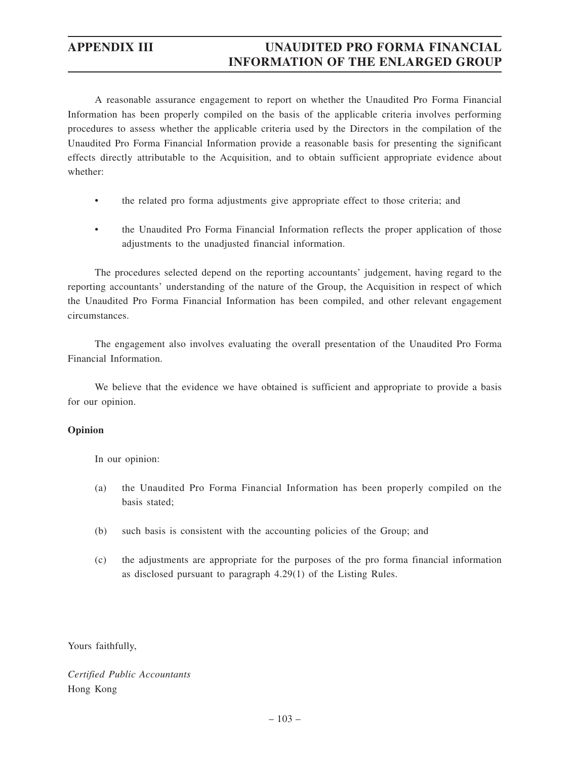A reasonable assurance engagement to report on whether the Unaudited Pro Forma Financial Information has been properly compiled on the basis of the applicable criteria involves performing procedures to assess whether the applicable criteria used by the Directors in the compilation of the Unaudited Pro Forma Financial Information provide a reasonable basis for presenting the significant effects directly attributable to the Acquisition, and to obtain sufficient appropriate evidence about whether:

- the related pro forma adjustments give appropriate effect to those criteria; and
- the Unaudited Pro Forma Financial Information reflects the proper application of those adjustments to the unadjusted financial information.

The procedures selected depend on the reporting accountants' judgement, having regard to the reporting accountants' understanding of the nature of the Group, the Acquisition in respect of which the Unaudited Pro Forma Financial Information has been compiled, and other relevant engagement circumstances.

The engagement also involves evaluating the overall presentation of the Unaudited Pro Forma Financial Information.

We believe that the evidence we have obtained is sufficient and appropriate to provide a basis for our opinion.

**Opinion**

In our opinion:

(a) the Unaudited Pro Forma Financial Information has been properly compiled on the basis stated;

(b) such basis is consistent with the accounting policies of the Group; and

(c) the adjustments are appropriate for the purposes of the pro forma financial information as disclosed pursuant to paragraph 4.29(1) of the Listing Rules.

Yours faithfully,

*Certified Public Accountants*
Hong Kong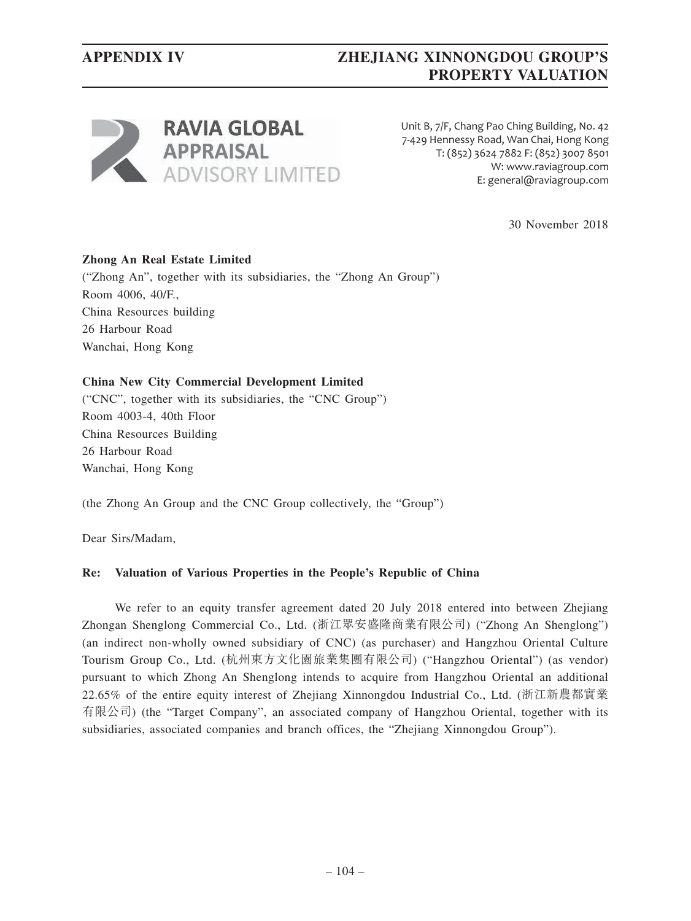**RAVIA GLOBAL APPRAISAL ADVISORY LIMITED**

Unit B, 7/F, Chang Pao Ching Building, No. 42
7-429 Hennessy Road, Wan Chai, Hong Kong
T: (852) 3624 7882 F: (852) 3007 8501
W: www.raviagroup.com
E: general@raviagroup.com

30 November 2018

**Zhong An Real Estate Limited**
("Zhong An", together with its subsidiaries, the "Zhong An Group")
Room 4006, 40/F.,
China Resources building
26 Harbour Road
Wanchai, Hong Kong

**China New City Commercial Development Limited**
("CNC", together with its subsidiaries, the "CNC Group")
Room 4003-4, 40th Floor
China Resources Building
26 Harbour Road
Wanchai, Hong Kong

(the Zhong An Group and the CNC Group collectively, the "Group")

Dear Sirs/Madam,

**Re: Valuation of Various Properties in the People's Republic of China**

We refer to an equity transfer agreement dated 20 July 2018 entered into between Zhejiang Zhongan Shenglong Commercial Co., Ltd. (浙江眾安盛隆商業有限公司) ("Zhong An Shenglong") (an indirect non-wholly owned subsidiary of CNC) (as purchaser) and Hangzhou Oriental Culture Tourism Group Co., Ltd. (杭州東方文化園旅業集團有限公司) ("Hangzhou Oriental") (as vendor) pursuant to which Zhong An Shenglong intends to acquire from Hangzhou Oriental an additional 22.65% of the entire equity interest of Zhejiang Xinnongdou Industrial Co., Ltd. (浙江新農都實業有限公司) (the "Target Company", an associated company of Hangzhou Oriental, together with its subsidiaries, associated companies and branch offices, the "Zhejiang Xinnongdou Group").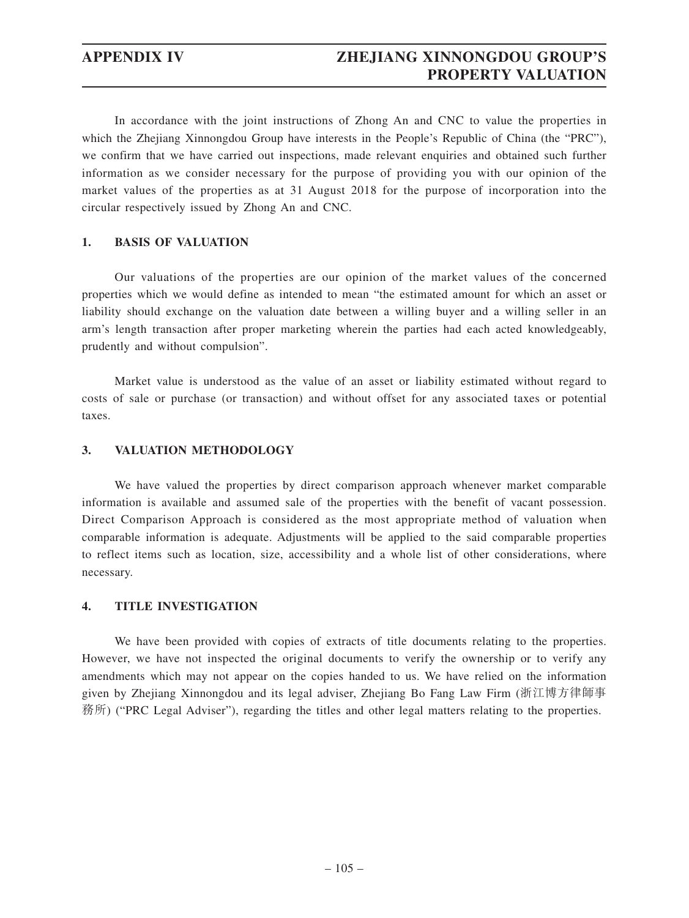In accordance with the joint instructions of Zhong An and CNC to value the properties in which the Zhejiang Xinnongdou Group have interests in the People's Republic of China (the "PRC"), we confirm that we have carried out inspections, made relevant enquiries and obtained such further information as we consider necessary for the purpose of providing you with our opinion of the market values of the properties as at 31 August 2018 for the purpose of incorporation into the circular respectively issued by Zhong An and CNC.

## 1. BASIS OF VALUATION

Our valuations of the properties are our opinion of the market values of the concerned properties which we would define as intended to mean "the estimated amount for which an asset or liability should exchange on the valuation date between a willing buyer and a willing seller in an arm's length transaction after proper marketing wherein the parties had each acted knowledgeably, prudently and without compulsion".

Market value is understood as the value of an asset or liability estimated without regard to costs of sale or purchase (or transaction) and without offset for any associated taxes or potential taxes.

## 3. VALUATION METHODOLOGY

We have valued the properties by direct comparison approach whenever market comparable information is available and assumed sale of the properties with the benefit of vacant possession. Direct Comparison Approach is considered as the most appropriate method of valuation when comparable information is adequate. Adjustments will be applied to the said comparable properties to reflect items such as location, size, accessibility and a whole list of other considerations, where necessary.

## 4. TITLE INVESTIGATION

We have been provided with copies of extracts of title documents relating to the properties. However, we have not inspected the original documents to verify the ownership or to verify any amendments which may not appear on the copies handed to us. We have relied on the information given by Zhejiang Xinnongdou and its legal adviser, Zhejiang Bo Fang Law Firm (浙江博方律師事務所) ("PRC Legal Adviser"), regarding the titles and other legal matters relating to the properties.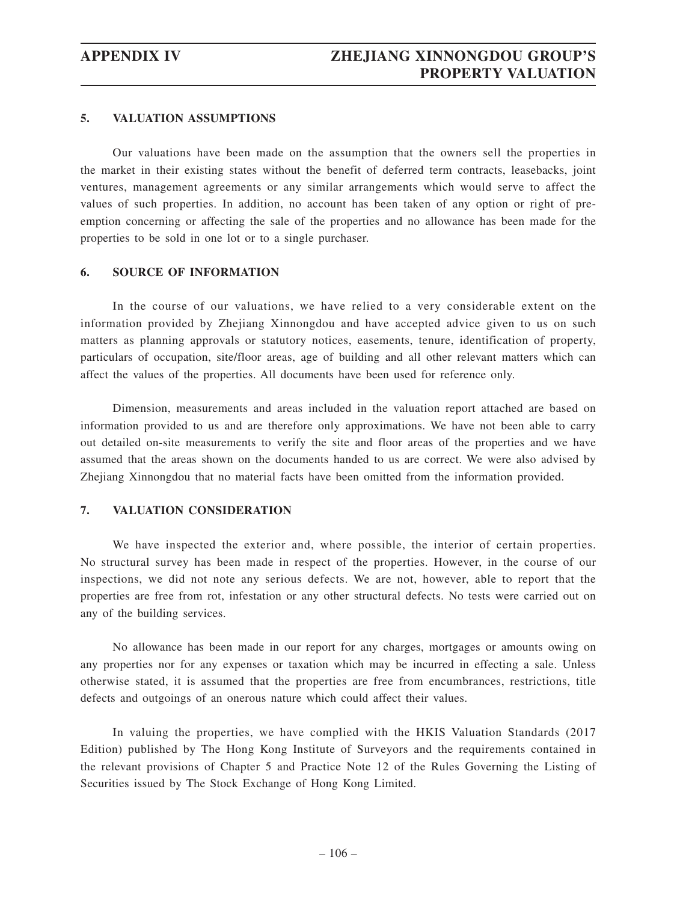## 5. VALUATION ASSUMPTIONS

Our valuations have been made on the assumption that the owners sell the properties in the market in their existing states without the benefit of deferred term contracts, leasebacks, joint ventures, management agreements or any similar arrangements which would serve to affect the values of such properties. In addition, no account has been taken of any option or right of pre-emption concerning or affecting the sale of the properties and no allowance has been made for the properties to be sold in one lot or to a single purchaser.

## 6. SOURCE OF INFORMATION

In the course of our valuations, we have relied to a very considerable extent on the information provided by Zhejiang Xinnongdou and have accepted advice given to us on such matters as planning approvals or statutory notices, easements, tenure, identification of property, particulars of occupation, site/floor areas, age of building and all other relevant matters which can affect the values of the properties. All documents have been used for reference only.

Dimension, measurements and areas included in the valuation report attached are based on information provided to us and are therefore only approximations. We have not been able to carry out detailed on-site measurements to verify the site and floor areas of the properties and we have assumed that the areas shown on the documents handed to us are correct. We were also advised by Zhejiang Xinnongdou that no material facts have been omitted from the information provided.

## 7. VALUATION CONSIDERATION

We have inspected the exterior and, where possible, the interior of certain properties. No structural survey has been made in respect of the properties. However, in the course of our inspections, we did not note any serious defects. We are not, however, able to report that the properties are free from rot, infestation or any other structural defects. No tests were carried out on any of the building services.

No allowance has been made in our report for any charges, mortgages or amounts owing on any properties nor for any expenses or taxation which may be incurred in effecting a sale. Unless otherwise stated, it is assumed that the properties are free from encumbrances, restrictions, title defects and outgoings of an onerous nature which could affect their values.

In valuing the properties, we have complied with the HKIS Valuation Standards (2017 Edition) published by The Hong Kong Institute of Surveyors and the requirements contained in the relevant provisions of Chapter 5 and Practice Note 12 of the Rules Governing the Listing of Securities issued by The Stock Exchange of Hong Kong Limited.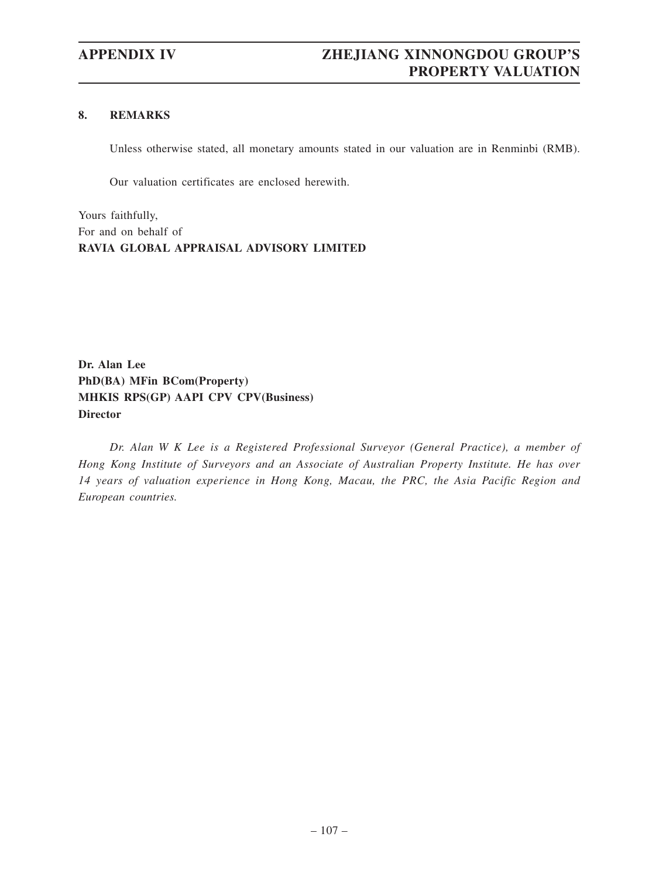## 8. REMARKS

Unless otherwise stated, all monetary amounts stated in our valuation are in Renminbi (RMB).

Our valuation certificates are enclosed herewith.

Yours faithfully,
For and on behalf of
**RAVIA GLOBAL APPRAISAL ADVISORY LIMITED**

**Dr. Alan Lee**
**PhD(BA) MFin BCom(Property)**
**MHKIS RPS(GP) AAPI CPV CPV(Business)**
**Director**

*Dr. Alan W K Lee is a Registered Professional Surveyor (General Practice), a member of Hong Kong Institute of Surveyors and an Associate of Australian Property Institute. He has over 14 years of valuation experience in Hong Kong, Macau, the PRC, the Asia Pacific Region and European countries.*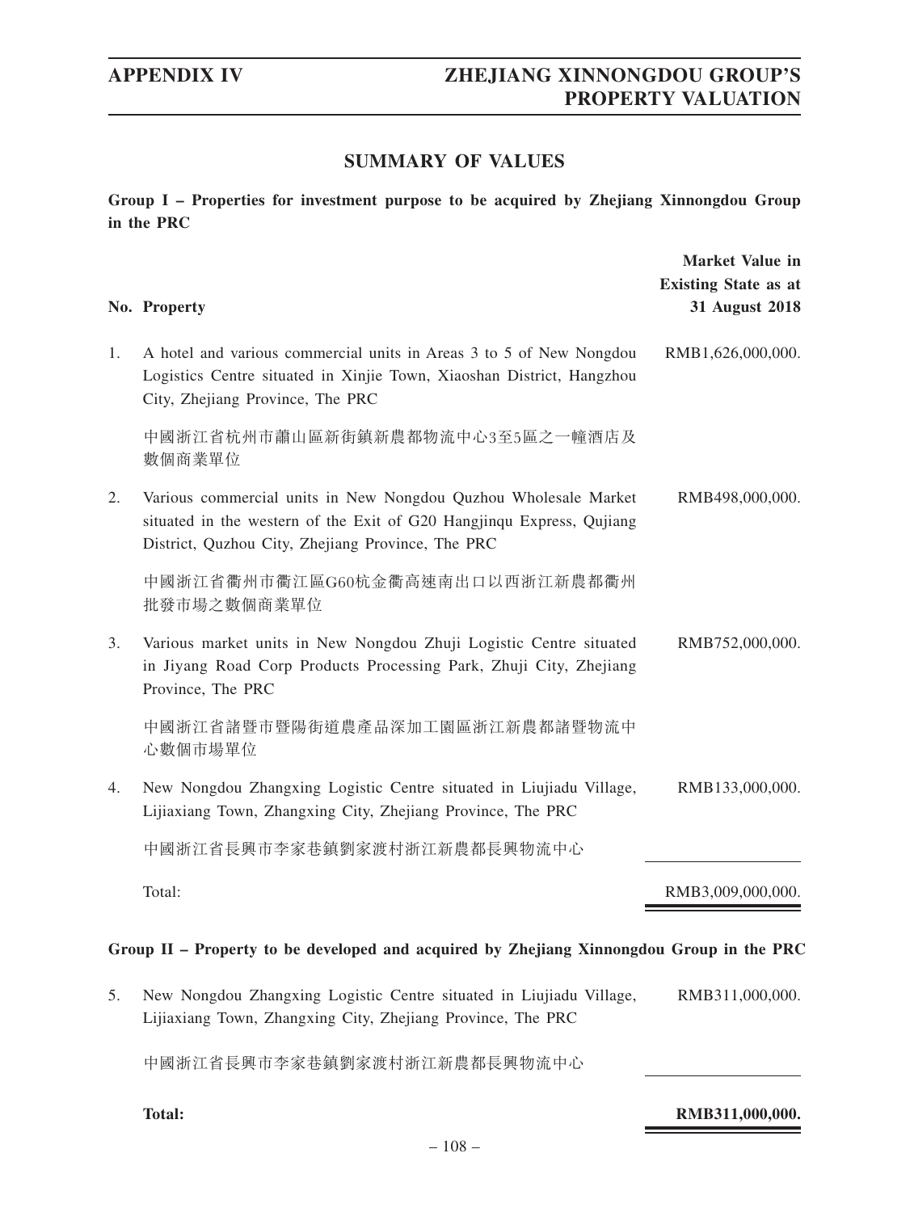## SUMMARY OF VALUES

**Group I – Properties for investment purpose to be acquired by Zhejiang Xinnongdou Group in the PRC**

| No. | Property | Market Value in Existing State as at 31 August 2018 |
|---|---|---|
| 1. | A hotel and various commercial units in Areas 3 to 5 of New Nongdou Logistics Centre situated in Xinjie Town, Xiaoshan District, Hangzhou City, Zhejiang Province, The PRC<br><br>中國浙江省杭州市蕭山區新街鎮新農都物流中心3至5區之一幢酒店及數個商業單位 | RMB1,626,000,000. |
| 2. | Various commercial units in New Nongdou Quzhou Wholesale Market situated in the western of the Exit of G20 Hangjinqu Express, Qujiang District, Quzhou City, Zhejiang Province, The PRC<br><br>中國浙江省衢州市衢江區G60杭金衢高速南出口以西浙江新農都衢州批發市場之數個商業單位 | RMB498,000,000. |
| 3. | Various market units in New Nongdou Zhuji Logistic Centre situated in Jiyang Road Corp Products Processing Park, Zhuji City, Zhejiang Province, The PRC<br><br>中國浙江省諸暨市暨陽街道農產品深加工園區浙江新農都諸暨物流中心數個市場單位 | RMB752,000,000. |
| 4. | New Nongdou Zhangxing Logistic Centre situated in Liujiadu Village, Lijiaxiang Town, Zhangxing City, Zhejiang Province, The PRC<br><br>中國浙江省長興市李家巷鎮劉家渡村浙江新農都長興物流中心 | RMB133,000,000. |
| | Total: | RMB3,009,000,000. |

**Group II – Property to be developed and acquired by Zhejiang Xinnongdou Group in the PRC**

| No. | Property | Market Value in Existing State as at 31 August 2018 |
|---|---|---|
| 5. | New Nongdou Zhangxing Logistic Centre situated in Liujiadu Village, Lijiaxiang Town, Zhangxing City, Zhejiang Province, The PRC<br><br>中國浙江省長興市李家巷鎮劉家渡村浙江新農都長興物流中心 | RMB311,000,000. |
| | **Total:** | **RMB311,000,000.** |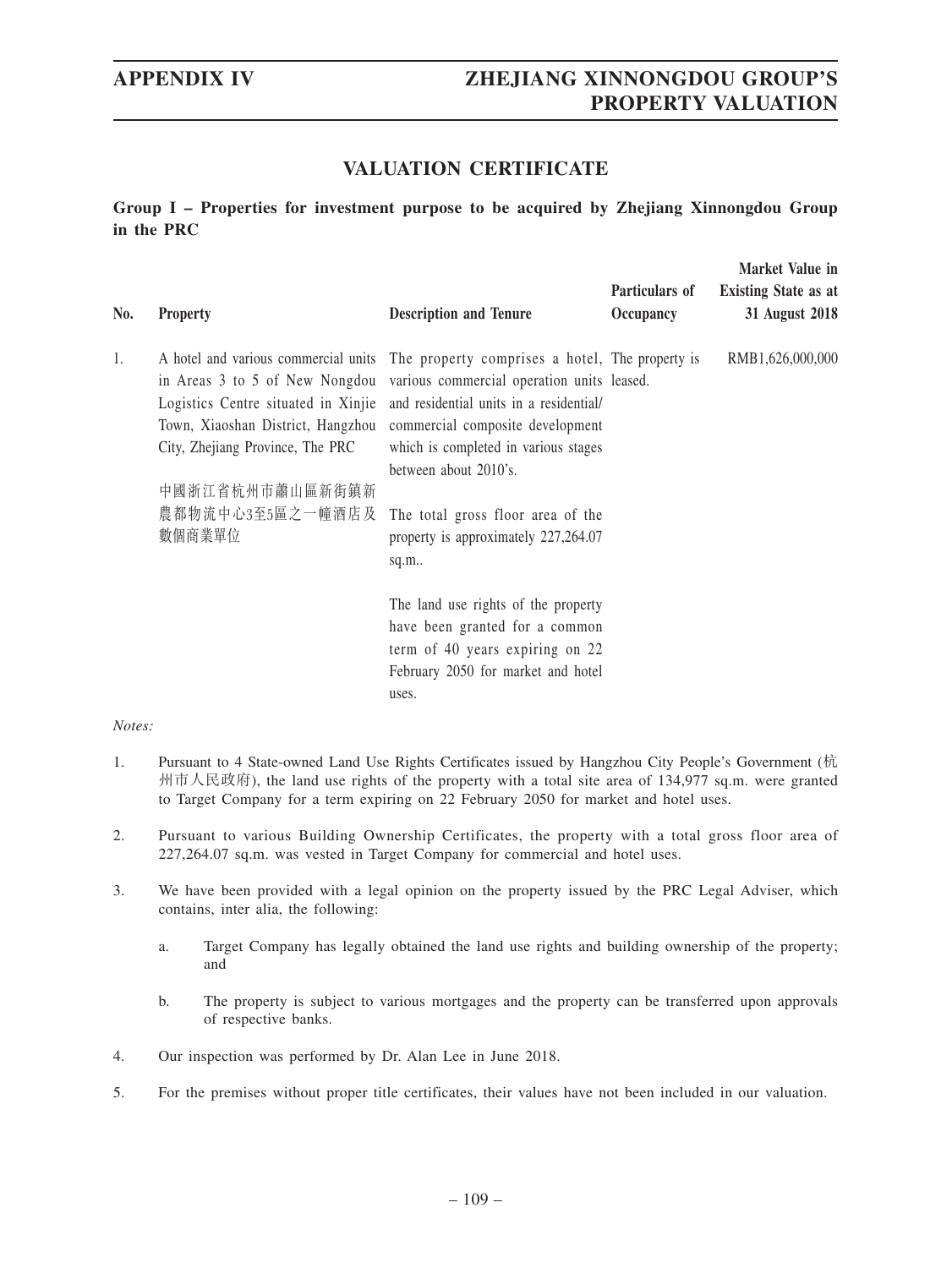# APPENDIX IV — ZHEJIANG XINNONGDOU GROUP'S PROPERTY VALUATION

## VALUATION CERTIFICATE

**Group I – Properties for investment purpose to be acquired by Zhejiang Xinnongdou Group in the PRC**

| No. | Property | Description and Tenure | Particulars of Occupancy | Market Value in Existing State as at 31 August 2018 |
|---|---|---|---|---|
| 1. | A hotel and various commercial units in Areas 3 to 5 of New Nongdou Logistics Centre situated in Xinjie Town, Xiaoshan District, Hangzhou City, Zhejiang Province, The PRC<br><br>中國浙江省杭州市蕭山區新街鎮新農都物流中心3至5區之一幢酒店及數個商業單位 | The property comprises a hotel, various commercial operation units and residential units in a residential/ commercial composite development which is completed in various stages between about 2010's.<br><br>The total gross floor area of the property is approximately 227,264.07 sq.m..<br><br>The land use rights of the property have been granted for a common term of 40 years expiring on 22 February 2050 for market and hotel uses. | The property is leased. | RMB1,626,000,000 |

*Notes:*

1. Pursuant to 4 State-owned Land Use Rights Certificates issued by Hangzhou City People's Government (杭州市人民政府), the land use rights of the property with a total site area of 134,977 sq.m. were granted to Target Company for a term expiring on 22 February 2050 for market and hotel uses.

2. Pursuant to various Building Ownership Certificates, the property with a total gross floor area of 227,264.07 sq.m. was vested in Target Company for commercial and hotel uses.

3. We have been provided with a legal opinion on the property issued by the PRC Legal Adviser, which contains, inter alia, the following:

   a. Target Company has legally obtained the land use rights and building ownership of the property; and

   b. The property is subject to various mortgages and the property can be transferred upon approvals of respective banks.

4. Our inspection was performed by Dr. Alan Lee in June 2018.

5. For the premises without proper title certificates, their values have not been included in our valuation.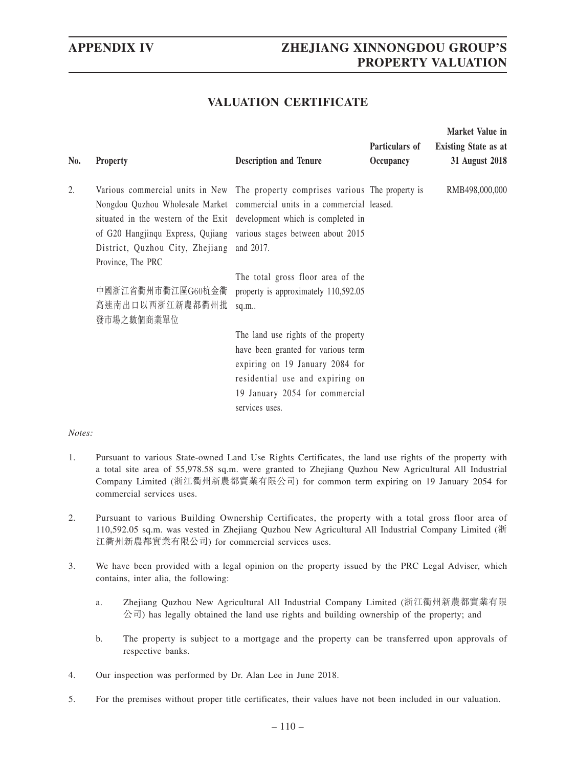## VALUATION CERTIFICATE

| No. | Property | Description and Tenure | Particulars of Occupancy | Market Value in Existing State as at 31 August 2018 |
|---|---|---|---|---|
| 2. | Various commercial units in New Nongdou Quzhou Wholesale Market situated in the western of the Exit of G20 Hangjinqu Express, Qujiang District, Quzhou City, Zhejiang Province, The PRC<br><br>中國浙江省衢州市衢江區G60杭金衢高速南出口以西浙江新農都衢州批發市場之數個商業單位 | The property comprises various commercial units in a commercial development which is completed in various stages between about 2015 and 2017.<br><br>The total gross floor area of the property is approximately 110,592.05 sq.m..<br><br>The land use rights of the property have been granted for various term expiring on 19 January 2084 for residential use and expiring on 19 January 2054 for commercial services uses. | The property is leased. | RMB498,000,000 |

*Notes:*

1. Pursuant to various State-owned Land Use Rights Certificates, the land use rights of the property with a total site area of 55,978.58 sq.m. were granted to Zhejiang Quzhou New Agricultural All Industrial Company Limited (浙江衢州新農都實業有限公司) for common term expiring on 19 January 2054 for commercial services uses.

2. Pursuant to various Building Ownership Certificates, the property with a total gross floor area of 110,592.05 sq.m. was vested in Zhejiang Quzhou New Agricultural All Industrial Company Limited (浙江衢州新農都實業有限公司) for commercial services uses.

3. We have been provided with a legal opinion on the property issued by the PRC Legal Adviser, which contains, inter alia, the following:

   a. Zhejiang Quzhou New Agricultural All Industrial Company Limited (浙江衢州新農都實業有限公司) has legally obtained the land use rights and building ownership of the property; and

   b. The property is subject to a mortgage and the property can be transferred upon approvals of respective banks.

4. Our inspection was performed by Dr. Alan Lee in June 2018.

5. For the premises without proper title certificates, their values have not been included in our valuation.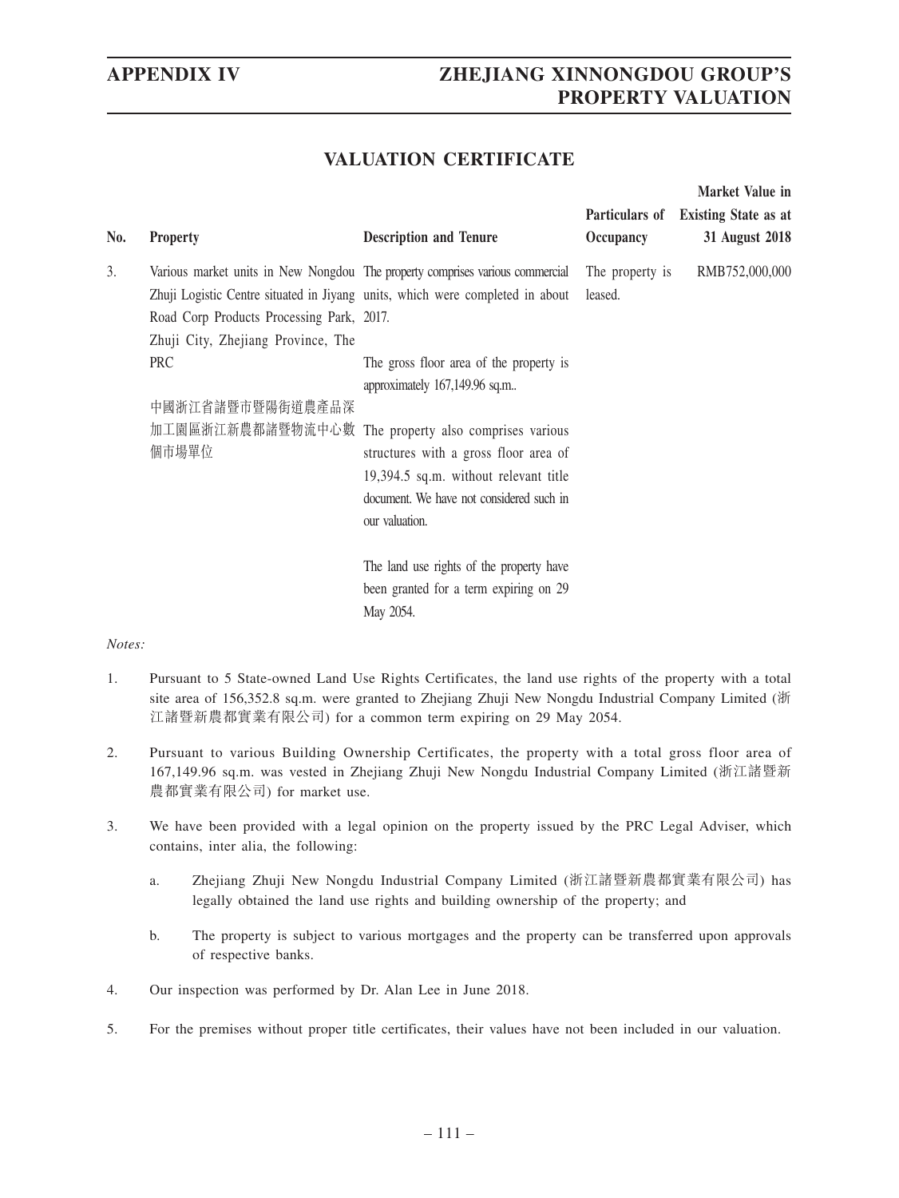# VALUATION CERTIFICATE

| No. | Property | Description and Tenure | Particulars of Occupancy | Market Value in Existing State as at 31 August 2018 |
|---|---|---|---|---|
| 3. | Various market units in New Nongdou Zhuji Logistic Centre situated in Jiyang Road Corp Products Processing Park, Zhuji City, Zhejiang Province, The PRC<br><br>中國浙江省諸暨市暨陽街道農產品深加工園區浙江新農都諸暨物流中心數個市場單位 | The property comprises various commercial units, which were completed in about 2017.<br><br>The gross floor area of the property is approximately 167,149.96 sq.m..<br><br>The property also comprises various structures with a gross floor area of 19,394.5 sq.m. without relevant title document. We have not considered such in our valuation.<br><br>The land use rights of the property have been granted for a term expiring on 29 May 2054. | The property is leased. | RMB752,000,000 |

*Notes:*

1. Pursuant to 5 State-owned Land Use Rights Certificates, the land use rights of the property with a total site area of 156,352.8 sq.m. were granted to Zhejiang Zhuji New Nongdu Industrial Company Limited (浙江諸暨新農都實業有限公司) for a common term expiring on 29 May 2054.

2. Pursuant to various Building Ownership Certificates, the property with a total gross floor area of 167,149.96 sq.m. was vested in Zhejiang Zhuji New Nongdu Industrial Company Limited (浙江諸暨新農都實業有限公司) for market use.

3. We have been provided with a legal opinion on the property issued by the PRC Legal Adviser, which contains, inter alia, the following:

   a. Zhejiang Zhuji New Nongdu Industrial Company Limited (浙江諸暨新農都實業有限公司) has legally obtained the land use rights and building ownership of the property; and

   b. The property is subject to various mortgages and the property can be transferred upon approvals of respective banks.

4. Our inspection was performed by Dr. Alan Lee in June 2018.

5. For the premises without proper title certificates, their values have not been included in our valuation.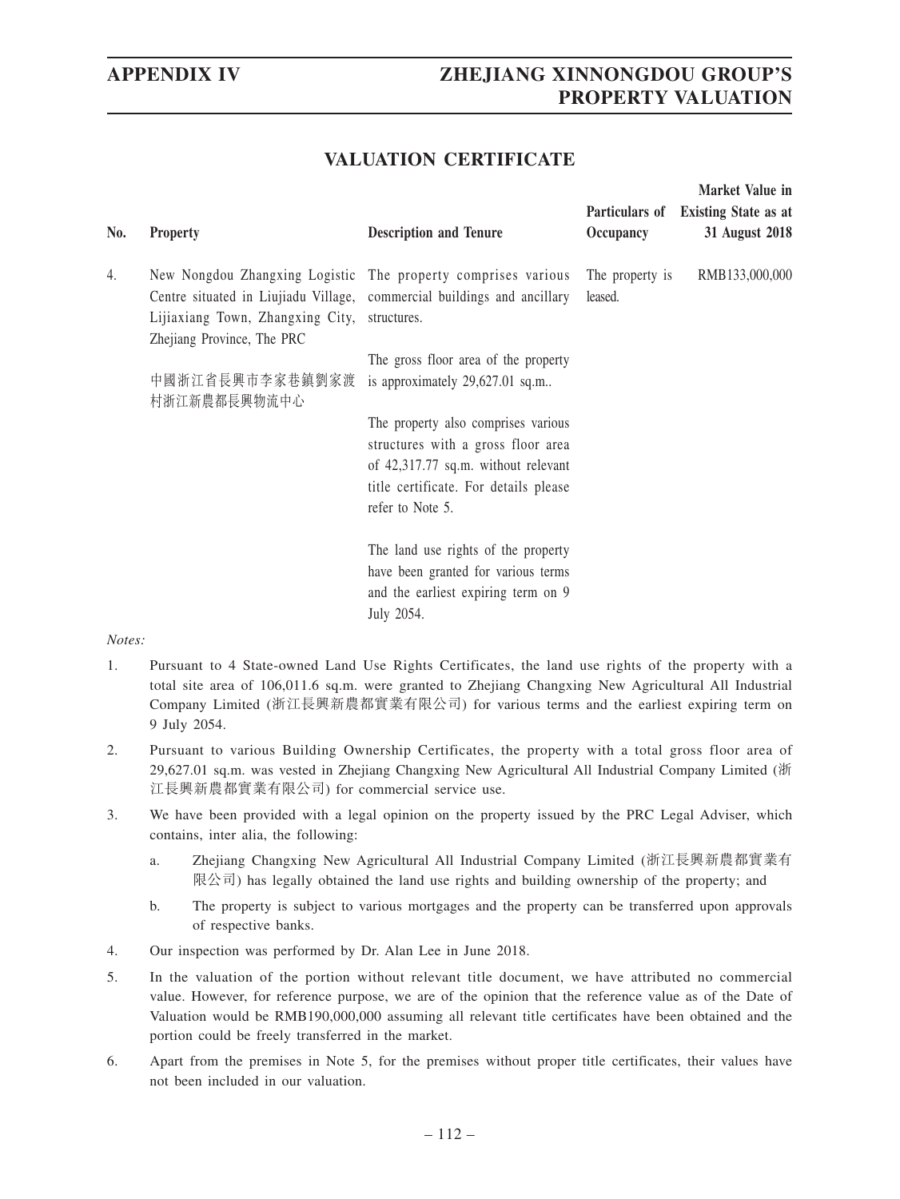## VALUATION CERTIFICATE

| No. | Property | Description and Tenure | Particulars of Occupancy | Market Value in Existing State as at 31 August 2018 |
|---|---|---|---|---|
| 4. | New Nongdou Zhangxing Logistic Centre situated in Liujiadu Village, Lijiaxiang Town, Zhangxing City, Zhejiang Province, The PRC<br><br>中國浙江省長興市李家巷鎮劉家渡村浙江新農都長興物流中心 | The property comprises various commercial buildings and ancillary structures.<br><br>The gross floor area of the property is approximately 29,627.01 sq.m..<br><br>The property also comprises various structures with a gross floor area of 42,317.77 sq.m. without relevant title certificate. For details please refer to Note 5.<br><br>The land use rights of the property have been granted for various terms and the earliest expiring term on 9 July 2054. | The property is leased. | RMB133,000,000 |

*Notes:*

1. Pursuant to 4 State-owned Land Use Rights Certificates, the land use rights of the property with a total site area of 106,011.6 sq.m. were granted to Zhejiang Changxing New Agricultural All Industrial Company Limited (浙江長興新農都實業有限公司) for various terms and the earliest expiring term on 9 July 2054.

2. Pursuant to various Building Ownership Certificates, the property with a total gross floor area of 29,627.01 sq.m. was vested in Zhejiang Changxing New Agricultural All Industrial Company Limited (浙江長興新農都實業有限公司) for commercial service use.

3. We have been provided with a legal opinion on the property issued by the PRC Legal Adviser, which contains, inter alia, the following:

   a. Zhejiang Changxing New Agricultural All Industrial Company Limited (浙江長興新農都實業有限公司) has legally obtained the land use rights and building ownership of the property; and

   b. The property is subject to various mortgages and the property can be transferred upon approvals of respective banks.

4. Our inspection was performed by Dr. Alan Lee in June 2018.

5. In the valuation of the portion without relevant title document, we have attributed no commercial value. However, for reference purpose, we are of the opinion that the reference value as of the Date of Valuation would be RMB190,000,000 assuming all relevant title certificates have been obtained and the portion could be freely transferred in the market.

6. Apart from the premises in Note 5, for the premises without proper title certificates, their values have not been included in our valuation.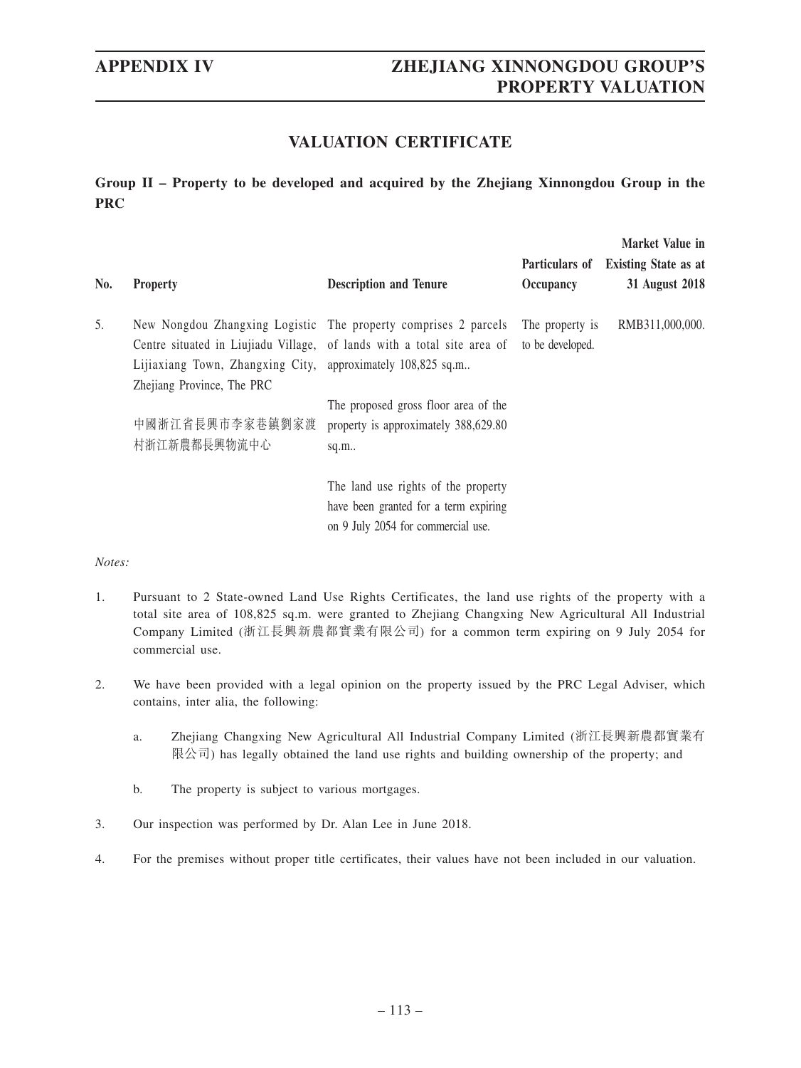# VALUATION CERTIFICATE

**Group II – Property to be developed and acquired by the Zhejiang Xinnongdou Group in the PRC**

| No. | Property | Description and Tenure | Particulars of Occupancy | Market Value in Existing State as at 31 August 2018 |
|---|---|---|---|---|
| 5. | New Nongdou Zhangxing Logistic Centre situated in Liujiadu Village, Lijiaxiang Town, Zhangxing City, Zhejiang Province, The PRC<br><br>中國浙江省長興市李家巷鎮劉家渡村浙江新農都長興物流中心 | The property comprises 2 parcels of lands with a total site area of approximately 108,825 sq.m..<br><br>The proposed gross floor area of the property is approximately 388,629.80 sq.m..<br><br>The land use rights of the property have been granted for a term expiring on 9 July 2054 for commercial use. | The property is to be developed. | RMB311,000,000. |

*Notes:*

1. Pursuant to 2 State-owned Land Use Rights Certificates, the land use rights of the property with a total site area of 108,825 sq.m. were granted to Zhejiang Changxing New Agricultural All Industrial Company Limited (浙江長興新農都實業有限公司) for a common term expiring on 9 July 2054 for commercial use.

2. We have been provided with a legal opinion on the property issued by the PRC Legal Adviser, which contains, inter alia, the following:

   a. Zhejiang Changxing New Agricultural All Industrial Company Limited (浙江長興新農都實業有限公司) has legally obtained the land use rights and building ownership of the property; and

   b. The property is subject to various mortgages.

3. Our inspection was performed by Dr. Alan Lee in June 2018.

4. For the premises without proper title certificates, their values have not been included in our valuation.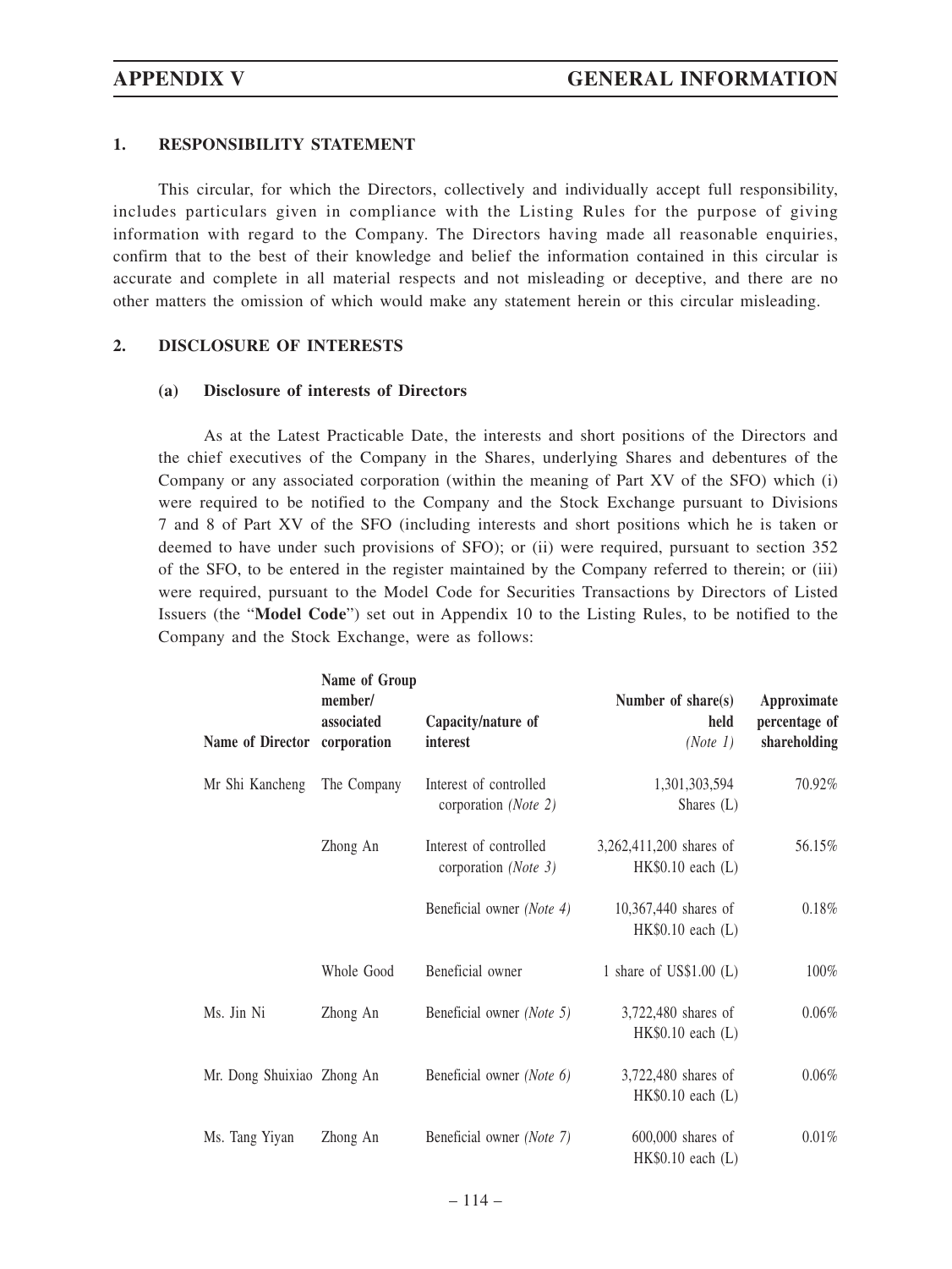## 1. RESPONSIBILITY STATEMENT

This circular, for which the Directors, collectively and individually accept full responsibility, includes particulars given in compliance with the Listing Rules for the purpose of giving information with regard to the Company. The Directors having made all reasonable enquiries, confirm that to the best of their knowledge and belief the information contained in this circular is accurate and complete in all material respects and not misleading or deceptive, and there are no other matters the omission of which would make any statement herein or this circular misleading.

## 2. DISCLOSURE OF INTERESTS

### (a) Disclosure of interests of Directors

As at the Latest Practicable Date, the interests and short positions of the Directors and the chief executives of the Company in the Shares, underlying Shares and debentures of the Company or any associated corporation (within the meaning of Part XV of the SFO) which (i) were required to be notified to the Company and the Stock Exchange pursuant to Divisions 7 and 8 of Part XV of the SFO (including interests and short positions which he is taken or deemed to have under such provisions of SFO); or (ii) were required, pursuant to section 352 of the SFO, to be entered in the register maintained by the Company referred to therein; or (iii) were required, pursuant to the Model Code for Securities Transactions by Directors of Listed Issuers (the "**Model Code**") set out in Appendix 10 to the Listing Rules, to be notified to the Company and the Stock Exchange, were as follows:

| Name of Director | Name of Group member/ associated corporation | Capacity/nature of interest | Number of share(s) held *(Note 1)* | Approximate percentage of shareholding |
|---|---|---|---|---|
| Mr Shi Kancheng | The Company | Interest of controlled corporation *(Note 2)* | 1,301,303,594 Shares (L) | 70.92% |
| | Zhong An | Interest of controlled corporation *(Note 3)* | 3,262,411,200 shares of HK$0.10 each (L) | 56.15% |
| | | Beneficial owner *(Note 4)* | 10,367,440 shares of HK$0.10 each (L) | 0.18% |
| | Whole Good | Beneficial owner | 1 share of US$1.00 (L) | 100% |
| Ms. Jin Ni | Zhong An | Beneficial owner *(Note 5)* | 3,722,480 shares of HK$0.10 each (L) | 0.06% |
| Mr. Dong Shuixiao | Zhong An | Beneficial owner *(Note 6)* | 3,722,480 shares of HK$0.10 each (L) | 0.06% |
| Ms. Tang Yiyan | Zhong An | Beneficial owner *(Note 7)* | 600,000 shares of HK$0.10 each (L) | 0.01% |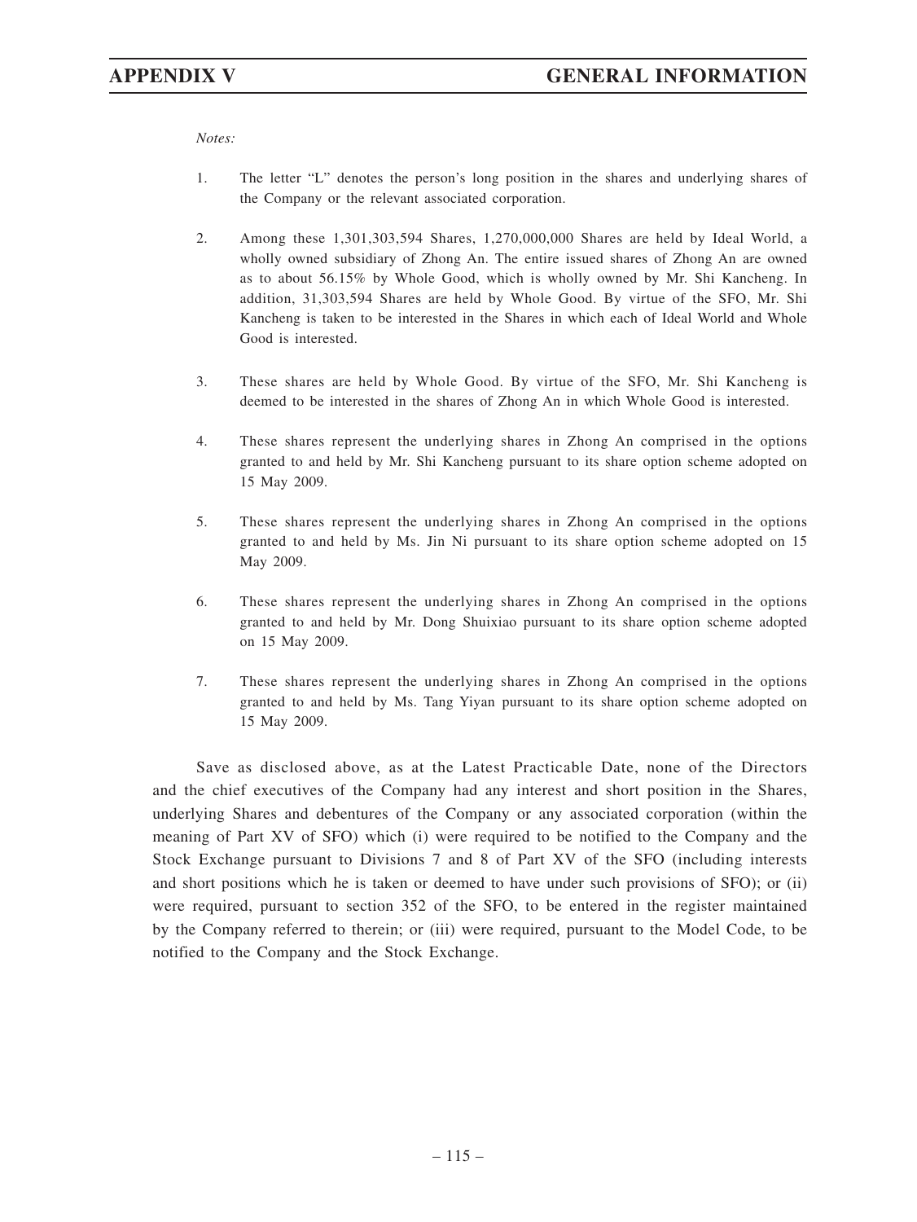*Notes:*

1. The letter "L" denotes the person's long position in the shares and underlying shares of the Company or the relevant associated corporation.

2. Among these 1,301,303,594 Shares, 1,270,000,000 Shares are held by Ideal World, a wholly owned subsidiary of Zhong An. The entire issued shares of Zhong An are owned as to about 56.15% by Whole Good, which is wholly owned by Mr. Shi Kancheng. In addition, 31,303,594 Shares are held by Whole Good. By virtue of the SFO, Mr. Shi Kancheng is taken to be interested in the Shares in which each of Ideal World and Whole Good is interested.

3. These shares are held by Whole Good. By virtue of the SFO, Mr. Shi Kancheng is deemed to be interested in the shares of Zhong An in which Whole Good is interested.

4. These shares represent the underlying shares in Zhong An comprised in the options granted to and held by Mr. Shi Kancheng pursuant to its share option scheme adopted on 15 May 2009.

5. These shares represent the underlying shares in Zhong An comprised in the options granted to and held by Ms. Jin Ni pursuant to its share option scheme adopted on 15 May 2009.

6. These shares represent the underlying shares in Zhong An comprised in the options granted to and held by Mr. Dong Shuixiao pursuant to its share option scheme adopted on 15 May 2009.

7. These shares represent the underlying shares in Zhong An comprised in the options granted to and held by Ms. Tang Yiyan pursuant to its share option scheme adopted on 15 May 2009.

Save as disclosed above, as at the Latest Practicable Date, none of the Directors and the chief executives of the Company had any interest and short position in the Shares, underlying Shares and debentures of the Company or any associated corporation (within the meaning of Part XV of SFO) which (i) were required to be notified to the Company and the Stock Exchange pursuant to Divisions 7 and 8 of Part XV of the SFO (including interests and short positions which he is taken or deemed to have under such provisions of SFO); or (ii) were required, pursuant to section 352 of the SFO, to be entered in the register maintained by the Company referred to therein; or (iii) were required, pursuant to the Model Code, to be notified to the Company and the Stock Exchange.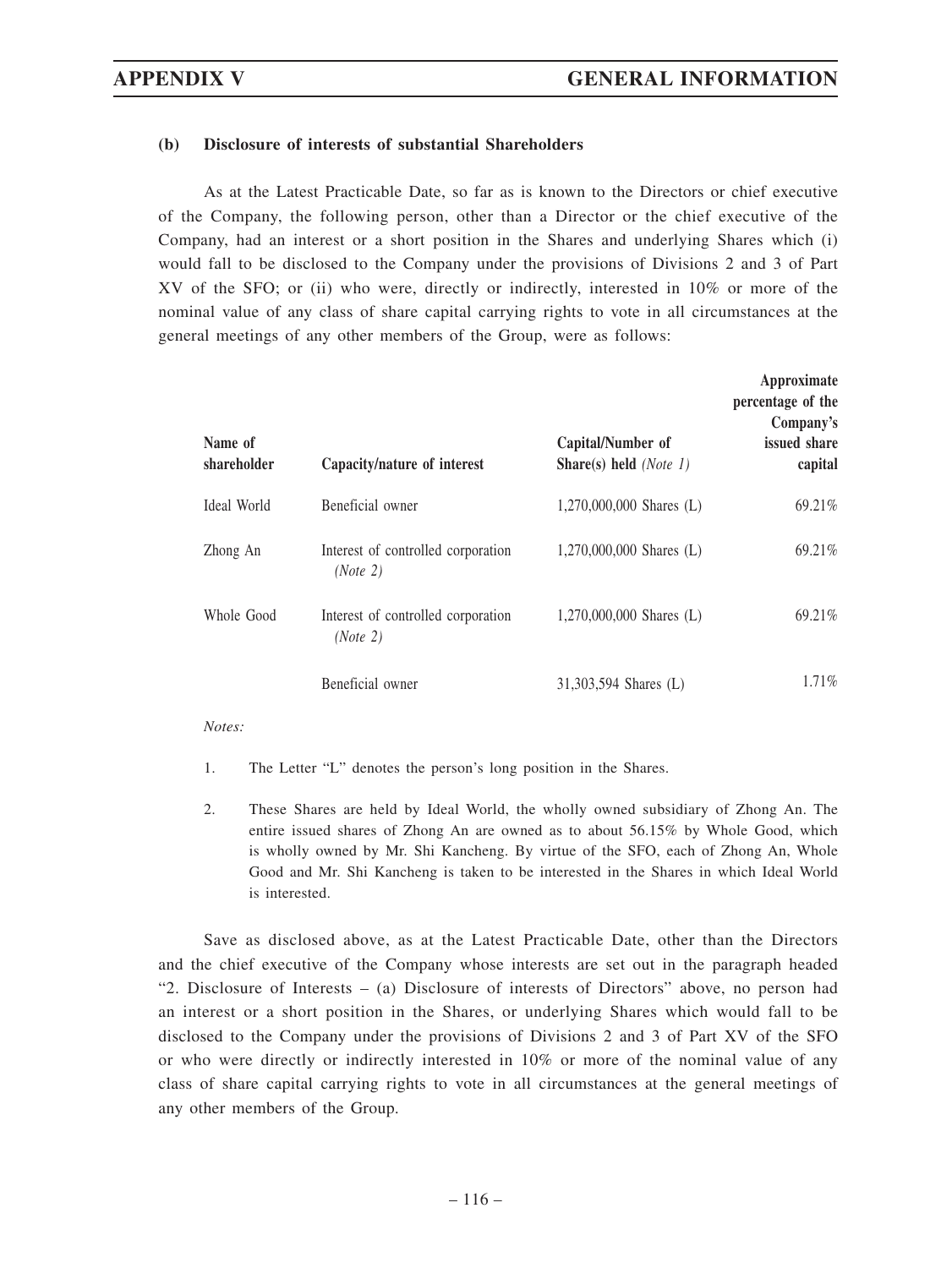**(b) Disclosure of interests of substantial Shareholders**

As at the Latest Practicable Date, so far as is known to the Directors or chief executive of the Company, the following person, other than a Director or the chief executive of the Company, had an interest or a short position in the Shares and underlying Shares which (i) would fall to be disclosed to the Company under the provisions of Divisions 2 and 3 of Part XV of the SFO; or (ii) who were, directly or indirectly, interested in 10% or more of the nominal value of any class of share capital carrying rights to vote in all circumstances at the general meetings of any other members of the Group, were as follows:

| Name of shareholder | Capacity/nature of interest | Capital/Number of Share(s) held *(Note 1)* | Approximate percentage of the Company's issued share capital |
|---|---|---|---|
| Ideal World | Beneficial owner | 1,270,000,000 Shares (L) | 69.21% |
| Zhong An | Interest of controlled corporation *(Note 2)* | 1,270,000,000 Shares (L) | 69.21% |
| Whole Good | Interest of controlled corporation *(Note 2)* | 1,270,000,000 Shares (L) | 69.21% |
| | Beneficial owner | 31,303,594 Shares (L) | 1.71% |

*Notes:*

1. The Letter "L" denotes the person's long position in the Shares.

2. These Shares are held by Ideal World, the wholly owned subsidiary of Zhong An. The entire issued shares of Zhong An are owned as to about 56.15% by Whole Good, which is wholly owned by Mr. Shi Kancheng. By virtue of the SFO, each of Zhong An, Whole Good and Mr. Shi Kancheng is taken to be interested in the Shares in which Ideal World is interested.

Save as disclosed above, as at the Latest Practicable Date, other than the Directors and the chief executive of the Company whose interests are set out in the paragraph headed "2. Disclosure of Interests – (a) Disclosure of interests of Directors" above, no person had an interest or a short position in the Shares, or underlying Shares which would fall to be disclosed to the Company under the provisions of Divisions 2 and 3 of Part XV of the SFO or who were directly or indirectly interested in 10% or more of the nominal value of any class of share capital carrying rights to vote in all circumstances at the general meetings of any other members of the Group.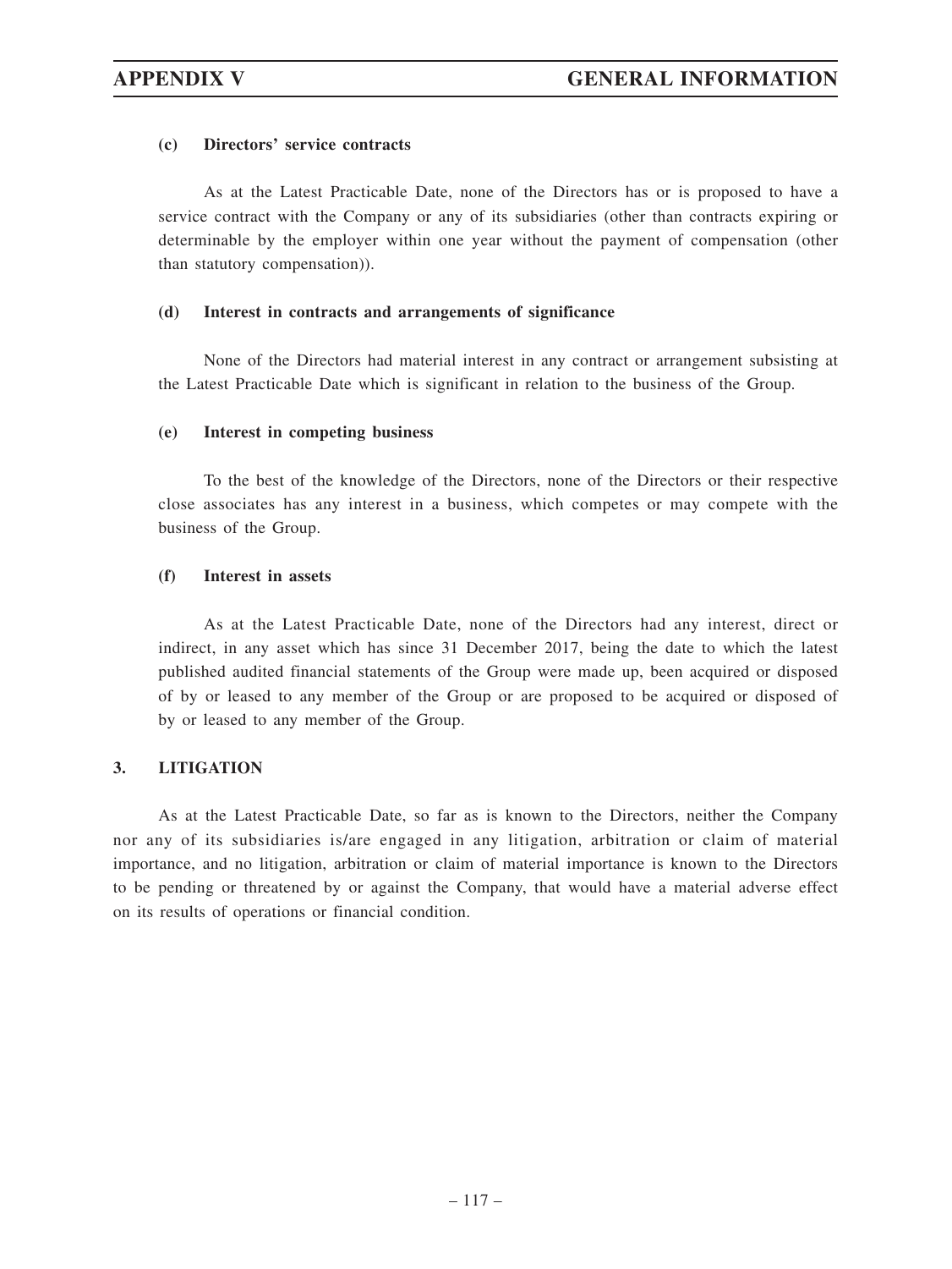### (c) Directors' service contracts

As at the Latest Practicable Date, none of the Directors has or is proposed to have a service contract with the Company or any of its subsidiaries (other than contracts expiring or determinable by the employer within one year without the payment of compensation (other than statutory compensation)).

### (d) Interest in contracts and arrangements of significance

None of the Directors had material interest in any contract or arrangement subsisting at the Latest Practicable Date which is significant in relation to the business of the Group.

### (e) Interest in competing business

To the best of the knowledge of the Directors, none of the Directors or their respective close associates has any interest in a business, which competes or may compete with the business of the Group.

### (f) Interest in assets

As at the Latest Practicable Date, none of the Directors had any interest, direct or indirect, in any asset which has since 31 December 2017, being the date to which the latest published audited financial statements of the Group were made up, been acquired or disposed of by or leased to any member of the Group or are proposed to be acquired or disposed of by or leased to any member of the Group.

## 3. LITIGATION

As at the Latest Practicable Date, so far as is known to the Directors, neither the Company nor any of its subsidiaries is/are engaged in any litigation, arbitration or claim of material importance, and no litigation, arbitration or claim of material importance is known to the Directors to be pending or threatened by or against the Company, that would have a material adverse effect on its results of operations or financial condition.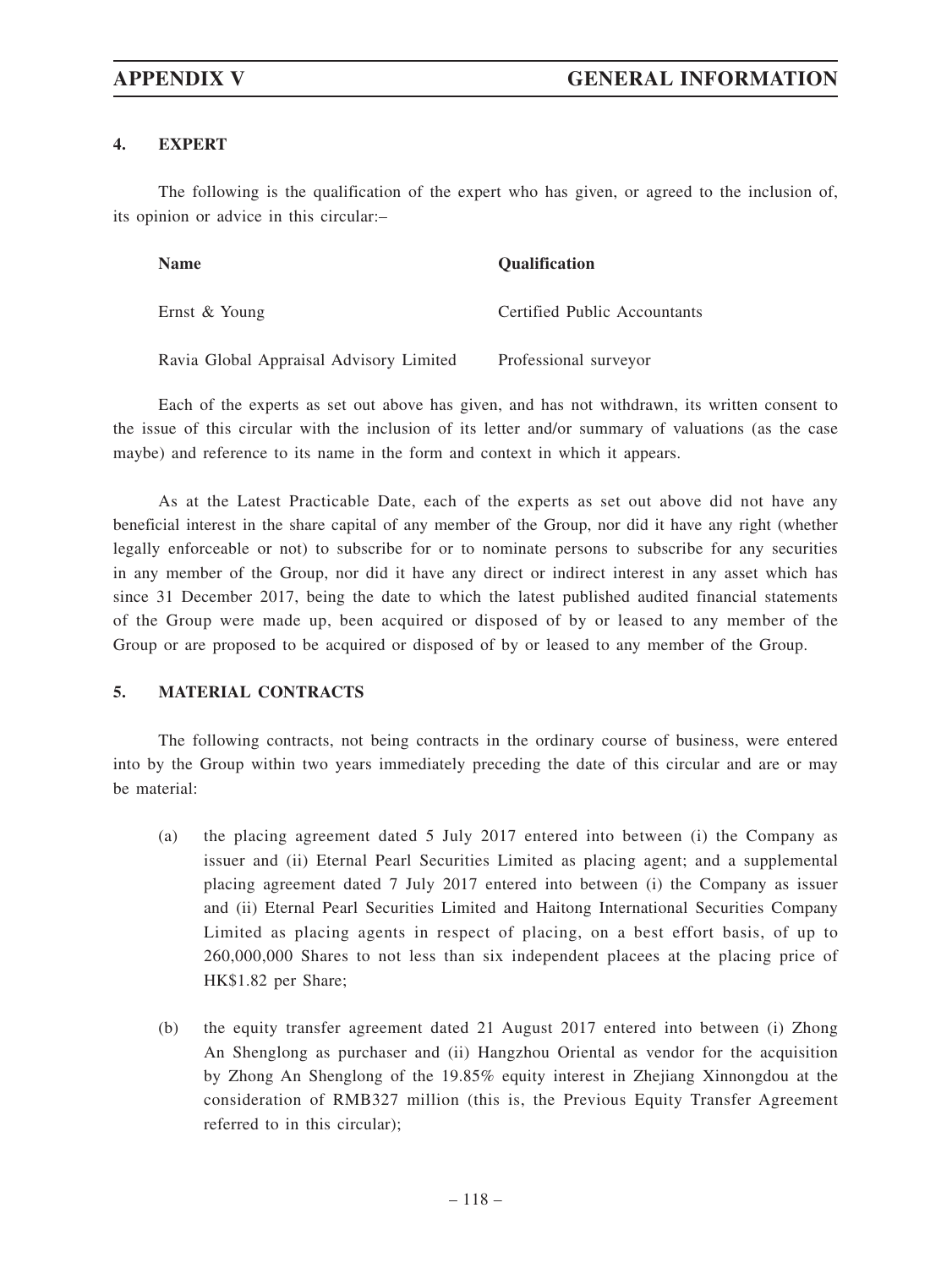## 4. EXPERT

The following is the qualification of the expert who has given, or agreed to the inclusion of, its opinion or advice in this circular:–

| Name | Qualification |
|---|---|
| Ernst & Young | Certified Public Accountants |
| Ravia Global Appraisal Advisory Limited | Professional surveyor |

Each of the experts as set out above has given, and has not withdrawn, its written consent to the issue of this circular with the inclusion of its letter and/or summary of valuations (as the case maybe) and reference to its name in the form and context in which it appears.

As at the Latest Practicable Date, each of the experts as set out above did not have any beneficial interest in the share capital of any member of the Group, nor did it have any right (whether legally enforceable or not) to subscribe for or to nominate persons to subscribe for any securities in any member of the Group, nor did it have any direct or indirect interest in any asset which has since 31 December 2017, being the date to which the latest published audited financial statements of the Group were made up, been acquired or disposed of by or leased to any member of the Group or are proposed to be acquired or disposed of by or leased to any member of the Group.

## 5. MATERIAL CONTRACTS

The following contracts, not being contracts in the ordinary course of business, were entered into by the Group within two years immediately preceding the date of this circular and are or may be material:

(a) the placing agreement dated 5 July 2017 entered into between (i) the Company as issuer and (ii) Eternal Pearl Securities Limited as placing agent; and a supplemental placing agreement dated 7 July 2017 entered into between (i) the Company as issuer and (ii) Eternal Pearl Securities Limited and Haitong International Securities Company Limited as placing agents in respect of placing, on a best effort basis, of up to 260,000,000 Shares to not less than six independent placees at the placing price of HK$1.82 per Share;

(b) the equity transfer agreement dated 21 August 2017 entered into between (i) Zhong An Shenglong as purchaser and (ii) Hangzhou Oriental as vendor for the acquisition by Zhong An Shenglong of the 19.85% equity interest in Zhejiang Xinnongdou at the consideration of RMB327 million (this is, the Previous Equity Transfer Agreement referred to in this circular);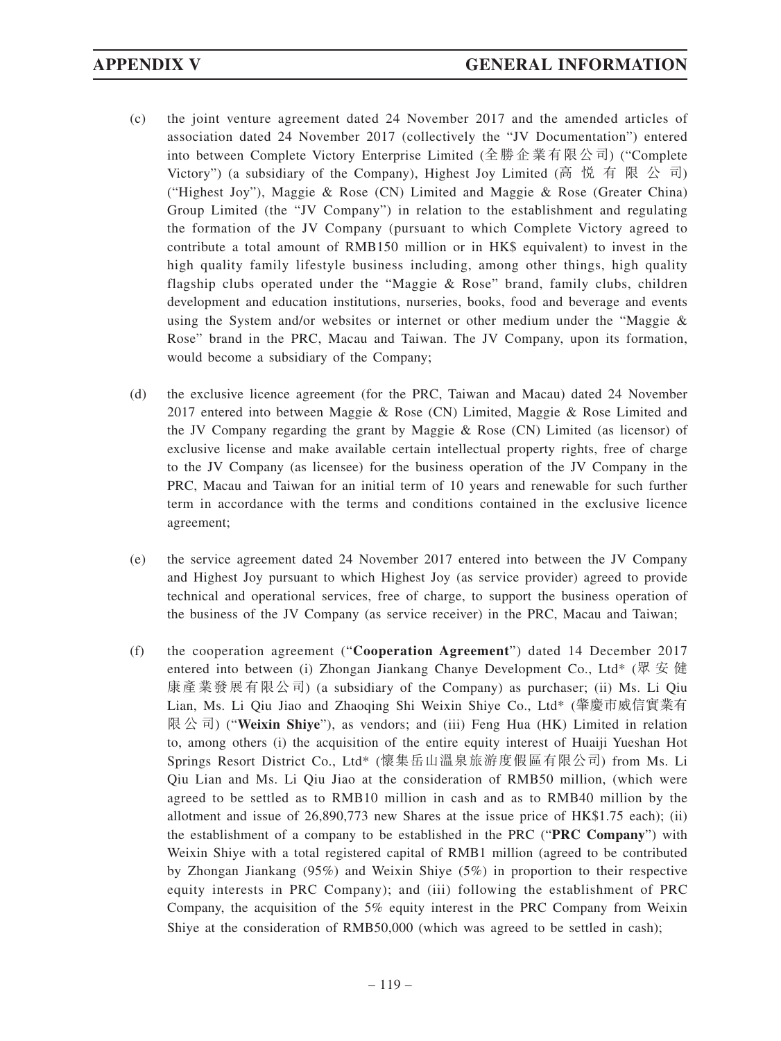(c) the joint venture agreement dated 24 November 2017 and the amended articles of association dated 24 November 2017 (collectively the "JV Documentation") entered into between Complete Victory Enterprise Limited (全勝企業有限公司) ("Complete Victory") (a subsidiary of the Company), Highest Joy Limited (高悅有限公司) ("Highest Joy"), Maggie & Rose (CN) Limited and Maggie & Rose (Greater China) Group Limited (the "JV Company") in relation to the establishment and regulating the formation of the JV Company (pursuant to which Complete Victory agreed to contribute a total amount of RMB150 million or in HK$ equivalent) to invest in the high quality family lifestyle business including, among other things, high quality flagship clubs operated under the "Maggie & Rose" brand, family clubs, children development and education institutions, nurseries, books, food and beverage and events using the System and/or websites or internet or other medium under the "Maggie & Rose" brand in the PRC, Macau and Taiwan. The JV Company, upon its formation, would become a subsidiary of the Company;

(d) the exclusive licence agreement (for the PRC, Taiwan and Macau) dated 24 November 2017 entered into between Maggie & Rose (CN) Limited, Maggie & Rose Limited and the JV Company regarding the grant by Maggie & Rose (CN) Limited (as licensor) of exclusive license and make available certain intellectual property rights, free of charge to the JV Company (as licensee) for the business operation of the JV Company in the PRC, Macau and Taiwan for an initial term of 10 years and renewable for such further term in accordance with the terms and conditions contained in the exclusive licence agreement;

(e) the service agreement dated 24 November 2017 entered into between the JV Company and Highest Joy pursuant to which Highest Joy (as service provider) agreed to provide technical and operational services, free of charge, to support the business operation of the business of the JV Company (as service receiver) in the PRC, Macau and Taiwan;

(f) the cooperation agreement ("**Cooperation Agreement**") dated 14 December 2017 entered into between (i) Zhongan Jiankang Chanye Development Co., Ltd* (眾安健康產業發展有限公司) (a subsidiary of the Company) as purchaser; (ii) Ms. Li Qiu Lian, Ms. Li Qiu Jiao and Zhaoqing Shi Weixin Shiye Co., Ltd* (肇慶市威信實業有限公司) ("**Weixin Shiye**"), as vendors; and (iii) Feng Hua (HK) Limited in relation to, among others (i) the acquisition of the entire equity interest of Huaiji Yueshan Hot Springs Resort District Co., Ltd* (懷集岳山溫泉旅游度假區有限公司) from Ms. Li Qiu Lian and Ms. Li Qiu Jiao at the consideration of RMB50 million, (which were agreed to be settled as to RMB10 million in cash and as to RMB40 million by the allotment and issue of 26,890,773 new Shares at the issue price of HK$1.75 each); (ii) the establishment of a company to be established in the PRC ("**PRC Company**") with Weixin Shiye with a total registered capital of RMB1 million (agreed to be contributed by Zhongan Jiankang (95%) and Weixin Shiye (5%) in proportion to their respective equity interests in PRC Company); and (iii) following the establishment of PRC Company, the acquisition of the 5% equity interest in the PRC Company from Weixin Shiye at the consideration of RMB50,000 (which was agreed to be settled in cash);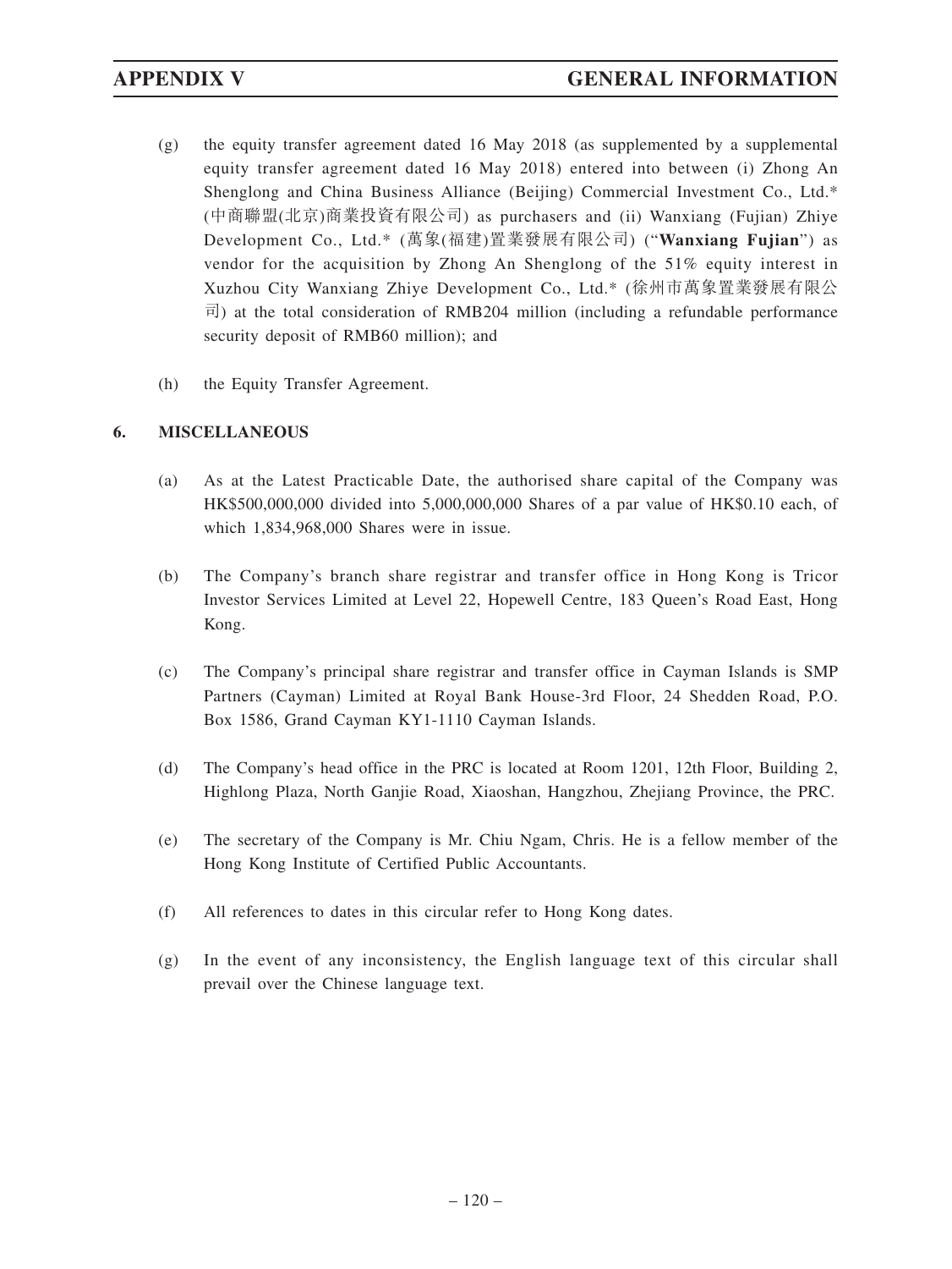(g) the equity transfer agreement dated 16 May 2018 (as supplemented by a supplemental equity transfer agreement dated 16 May 2018) entered into between (i) Zhong An Shenglong and China Business Alliance (Beijing) Commercial Investment Co., Ltd.* (中商聯盟(北京)商業投資有限公司) as purchasers and (ii) Wanxiang (Fujian) Zhiye Development Co., Ltd.* (萬象(福建)置業發展有限公司) ("**Wanxiang Fujian**") as vendor for the acquisition by Zhong An Shenglong of the 51% equity interest in Xuzhou City Wanxiang Zhiye Development Co., Ltd.* (徐州市萬象置業發展有限公司) at the total consideration of RMB204 million (including a refundable performance security deposit of RMB60 million); and

(h) the Equity Transfer Agreement.

## 6. MISCELLANEOUS

(a) As at the Latest Practicable Date, the authorised share capital of the Company was HK$500,000,000 divided into 5,000,000,000 Shares of a par value of HK$0.10 each, of which 1,834,968,000 Shares were in issue.

(b) The Company's branch share registrar and transfer office in Hong Kong is Tricor Investor Services Limited at Level 22, Hopewell Centre, 183 Queen's Road East, Hong Kong.

(c) The Company's principal share registrar and transfer office in Cayman Islands is SMP Partners (Cayman) Limited at Royal Bank House-3rd Floor, 24 Shedden Road, P.O. Box 1586, Grand Cayman KY1-1110 Cayman Islands.

(d) The Company's head office in the PRC is located at Room 1201, 12th Floor, Building 2, Highlong Plaza, North Ganjie Road, Xiaoshan, Hangzhou, Zhejiang Province, the PRC.

(e) The secretary of the Company is Mr. Chiu Ngam, Chris. He is a fellow member of the Hong Kong Institute of Certified Public Accountants.

(f) All references to dates in this circular refer to Hong Kong dates.

(g) In the event of any inconsistency, the English language text of this circular shall prevail over the Chinese language text.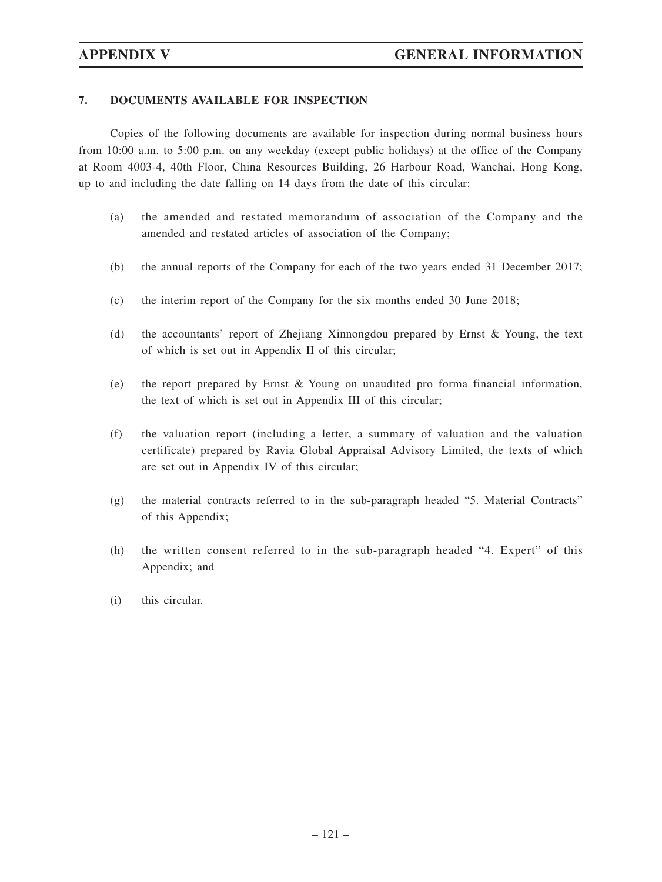## 7. DOCUMENTS AVAILABLE FOR INSPECTION

Copies of the following documents are available for inspection during normal business hours from 10:00 a.m. to 5:00 p.m. on any weekday (except public holidays) at the office of the Company at Room 4003-4, 40th Floor, China Resources Building, 26 Harbour Road, Wanchai, Hong Kong, up to and including the date falling on 14 days from the date of this circular:

(a) the amended and restated memorandum of association of the Company and the amended and restated articles of association of the Company;

(b) the annual reports of the Company for each of the two years ended 31 December 2017;

(c) the interim report of the Company for the six months ended 30 June 2018;

(d) the accountants' report of Zhejiang Xinnongdou prepared by Ernst & Young, the text of which is set out in Appendix II of this circular;

(e) the report prepared by Ernst & Young on unaudited pro forma financial information, the text of which is set out in Appendix III of this circular;

(f) the valuation report (including a letter, a summary of valuation and the valuation certificate) prepared by Ravia Global Appraisal Advisory Limited, the texts of which are set out in Appendix IV of this circular;

(g) the material contracts referred to in the sub-paragraph headed "5. Material Contracts" of this Appendix;

(h) the written consent referred to in the sub-paragraph headed "4. Expert" of this Appendix; and

(i) this circular.